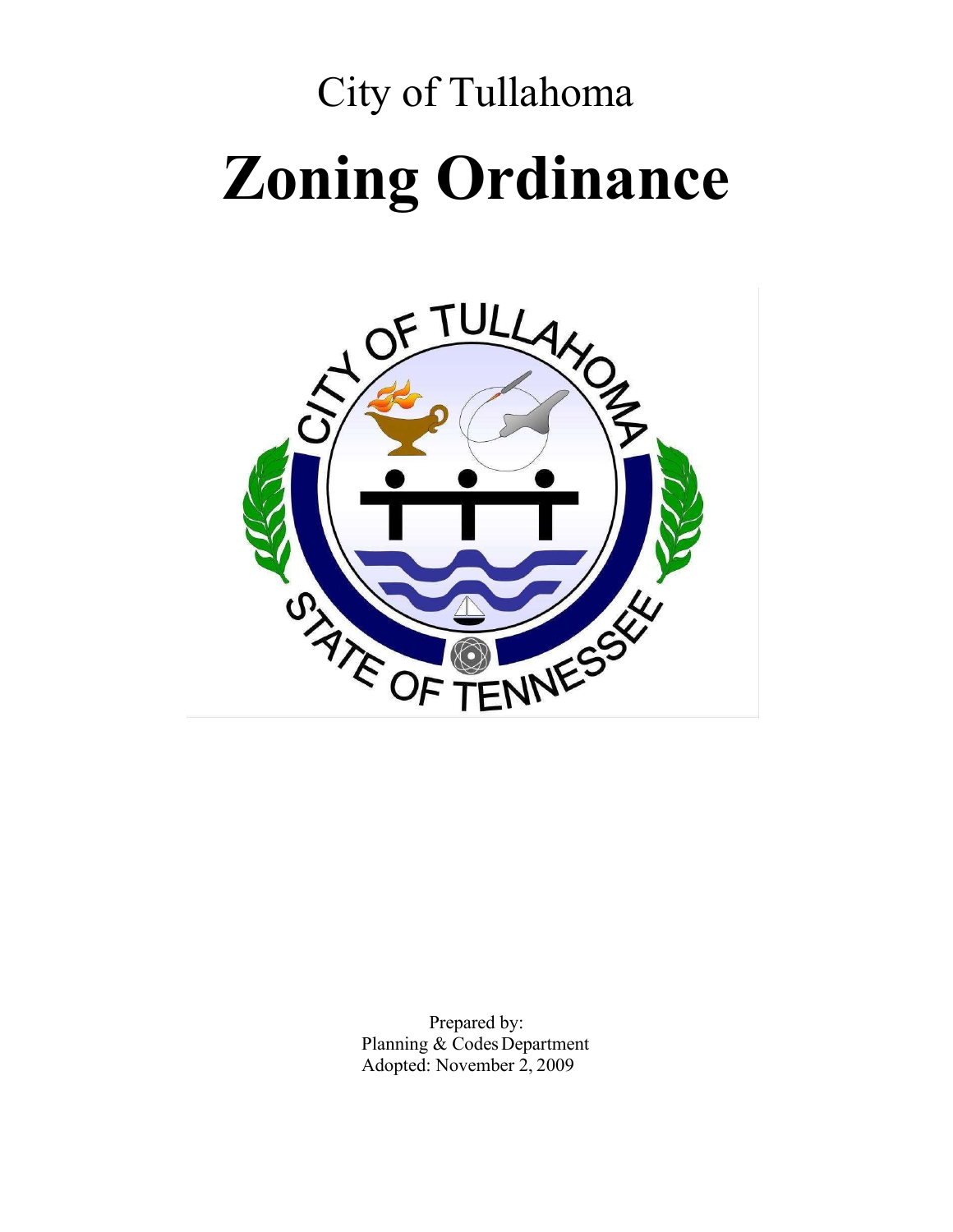City of Tullahoma

# Zoning Ordinance

Prepared by:
Planning & Codes Department
Adopted: November 2, 2009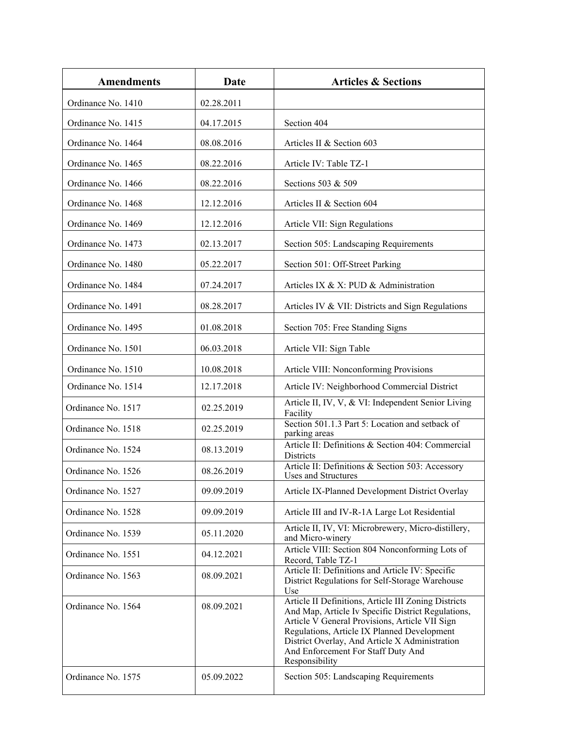| Amendments | Date | Articles & Sections |
|---|---|---|
| Ordinance No. 1410 | 02.28.2011 | |
| Ordinance No. 1415 | 04.17.2015 | Section 404 |
| Ordinance No. 1464 | 08.08.2016 | Articles II & Section 603 |
| Ordinance No. 1465 | 08.22.2016 | Article IV: Table TZ-1 |
| Ordinance No. 1466 | 08.22.2016 | Sections 503 & 509 |
| Ordinance No. 1468 | 12.12.2016 | Articles II & Section 604 |
| Ordinance No. 1469 | 12.12.2016 | Article VII: Sign Regulations |
| Ordinance No. 1473 | 02.13.2017 | Section 505: Landscaping Requirements |
| Ordinance No. 1480 | 05.22.2017 | Section 501: Off-Street Parking |
| Ordinance No. 1484 | 07.24.2017 | Articles IX & X: PUD & Administration |
| Ordinance No. 1491 | 08.28.2017 | Articles IV & VII: Districts and Sign Regulations |
| Ordinance No. 1495 | 01.08.2018 | Section 705: Free Standing Signs |
| Ordinance No. 1501 | 06.03.2018 | Article VII: Sign Table |
| Ordinance No. 1510 | 10.08.2018 | Article VIII: Nonconforming Provisions |
| Ordinance No. 1514 | 12.17.2018 | Article IV: Neighborhood Commercial District |
| Ordinance No. 1517 | 02.25.2019 | Article II, IV, V, & VI: Independent Senior Living Facility |
| Ordinance No. 1518 | 02.25.2019 | Section 501.1.3 Part 5: Location and setback of parking areas |
| Ordinance No. 1524 | 08.13.2019 | Article II: Definitions & Section 404: Commercial Districts |
| Ordinance No. 1526 | 08.26.2019 | Article II: Definitions & Section 503: Accessory Uses and Structures |
| Ordinance No. 1527 | 09.09.2019 | Article IX-Planned Development District Overlay |
| Ordinance No. 1528 | 09.09.2019 | Article III and IV-R-1A Large Lot Residential |
| Ordinance No. 1539 | 05.11.2020 | Article II, IV, VI: Microbrewery, Micro-distillery, and Micro-winery |
| Ordinance No. 1551 | 04.12.2021 | Article VIII: Section 804 Nonconforming Lots of Record, Table TZ-1 |
| Ordinance No. 1563 | 08.09.2021 | Article II: Definitions and Article IV: Specific District Regulations for Self-Storage Warehouse Use |
| Ordinance No. 1564 | 08.09.2021 | Article II Definitions, Article III Zoning Districts And Map, Article Iv Specific District Regulations, Article V General Provisions, Article VII Sign Regulations, Article IX Planned Development District Overlay, And Article X Administration And Enforcement For Staff Duty And Responsibility |
| Ordinance No. 1575 | 05.09.2022 | Section 505: Landscaping Requirements |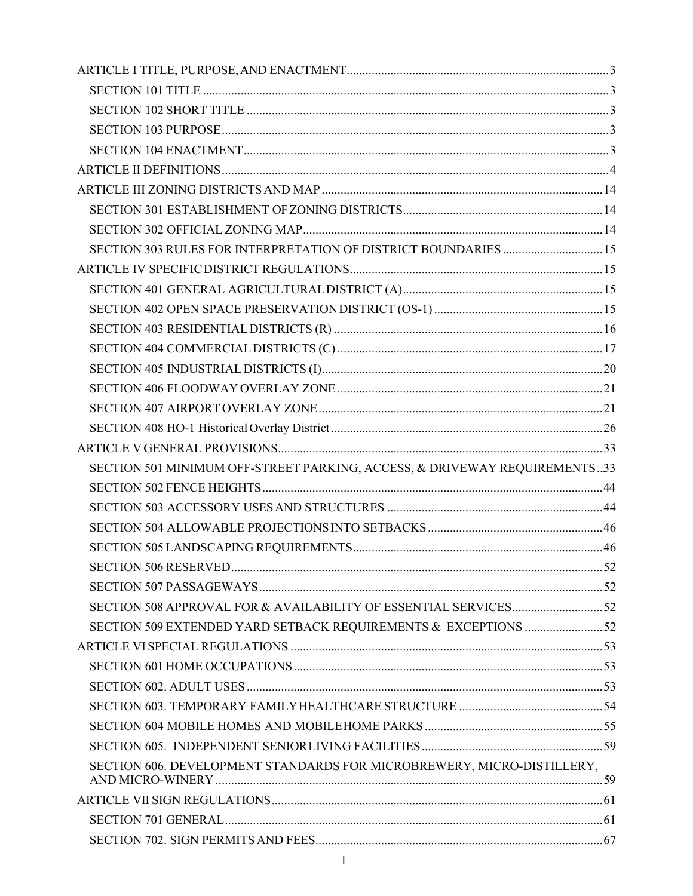ARTICLE I TITLE, PURPOSE, AND ENACTMENT ..... 3

- SECTION 101 TITLE ..... 3
- SECTION 102 SHORT TITLE ..... 3
- SECTION 103 PURPOSE ..... 3
- SECTION 104 ENACTMENT ..... 3

ARTICLE II DEFINITIONS ..... 4

ARTICLE III ZONING DISTRICTS AND MAP ..... 14

- SECTION 301 ESTABLISHMENT OF ZONING DISTRICTS ..... 14
- SECTION 302 OFFICIAL ZONING MAP ..... 14
- SECTION 303 RULES FOR INTERPRETATION OF DISTRICT BOUNDARIES ..... 15

ARTICLE IV SPECIFIC DISTRICT REGULATIONS ..... 15

- SECTION 401 GENERAL AGRICULTURAL DISTRICT (A) ..... 15
- SECTION 402 OPEN SPACE PRESERVATION DISTRICT (OS-1) ..... 15
- SECTION 403 RESIDENTIAL DISTRICTS (R) ..... 16
- SECTION 404 COMMERCIAL DISTRICTS (C) ..... 17
- SECTION 405 INDUSTRIAL DISTRICTS (I) ..... 20
- SECTION 406 FLOODWAY OVERLAY ZONE ..... 21
- SECTION 407 AIRPORT OVERLAY ZONE ..... 21
- SECTION 408 HO-1 Historical Overlay District ..... 26

ARTICLE V GENERAL PROVISIONS ..... 33

- SECTION 501 MINIMUM OFF-STREET PARKING, ACCESS, & DRIVEWAY REQUIREMENTS ..... 33
- SECTION 502 FENCE HEIGHTS ..... 44
- SECTION 503 ACCESSORY USES AND STRUCTURES ..... 44
- SECTION 504 ALLOWABLE PROJECTIONS INTO SETBACKS ..... 46
- SECTION 505 LANDSCAPING REQUIREMENTS ..... 46
- SECTION 506 RESERVED ..... 52
- SECTION 507 PASSAGEWAYS ..... 52
- SECTION 508 APPROVAL FOR & AVAILABILITY OF ESSENTIAL SERVICES ..... 52
- SECTION 509 EXTENDED YARD SETBACK REQUIREMENTS & EXCEPTIONS ..... 52

ARTICLE VI SPECIAL REGULATIONS ..... 53

- SECTION 601 HOME OCCUPATIONS ..... 53
- SECTION 602. ADULT USES ..... 53
- SECTION 603. TEMPORARY FAMILY HEALTHCARE STRUCTURE ..... 54
- SECTION 604 MOBILE HOMES AND MOBILE HOME PARKS ..... 55
- SECTION 605. INDEPENDENT SENIOR LIVING FACILITIES ..... 59
- SECTION 606. DEVELOPMENT STANDARDS FOR MICROBREWERY, MICRO-DISTILLERY, AND MICRO-WINERY ..... 59

ARTICLE VII SIGN REGULATIONS ..... 61

- SECTION 701 GENERAL ..... 61
- SECTION 702. SIGN PERMITS AND FEES ..... 67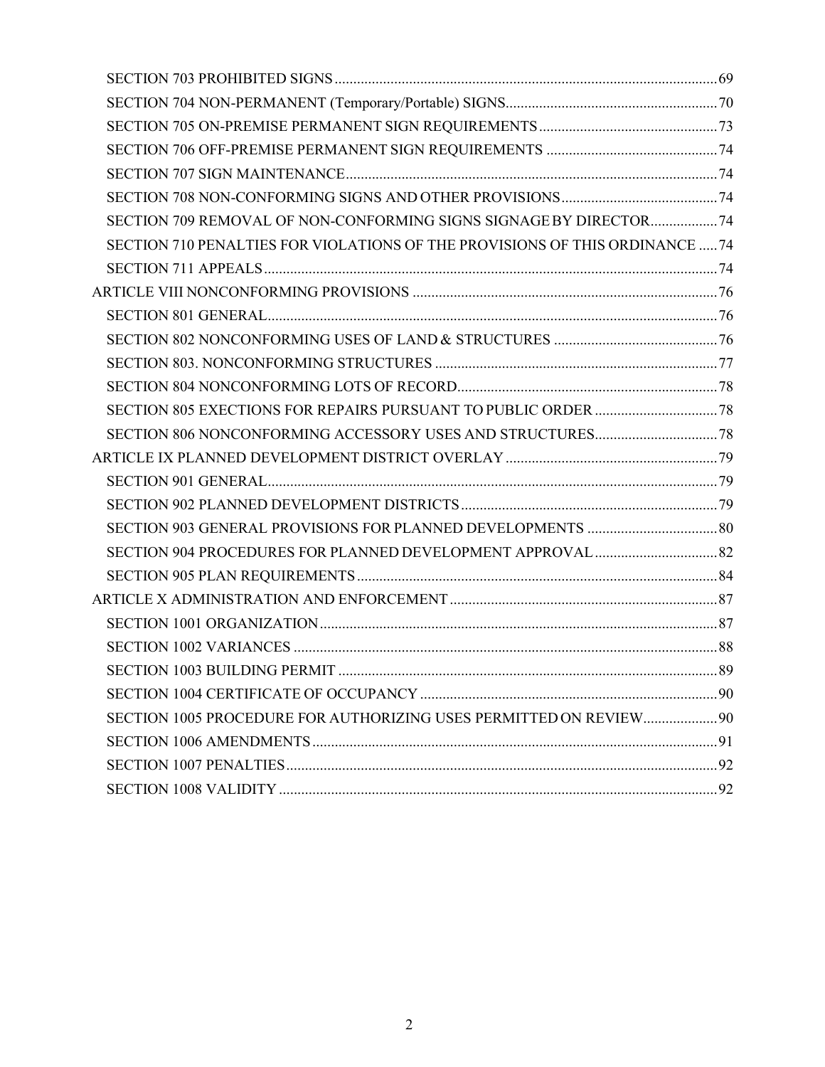SECTION 703 PROHIBITED SIGNS ........ 69
SECTION 704 NON-PERMANENT (Temporary/Portable) SIGNS ........ 70
SECTION 705 ON-PREMISE PERMANENT SIGN REQUIREMENTS ........ 73
SECTION 706 OFF-PREMISE PERMANENT SIGN REQUIREMENTS ........ 74
SECTION 707 SIGN MAINTENANCE ........ 74
SECTION 708 NON-CONFORMING SIGNS AND OTHER PROVISIONS ........ 74
SECTION 709 REMOVAL OF NON-CONFORMING SIGNS SIGNAGE BY DIRECTOR ........ 74
SECTION 710 PENALTIES FOR VIOLATIONS OF THE PROVISIONS OF THIS ORDINANCE ........ 74
SECTION 711 APPEALS ........ 74

ARTICLE VIII NONCONFORMING PROVISIONS ........ 76
SECTION 801 GENERAL ........ 76
SECTION 802 NONCONFORMING USES OF LAND & STRUCTURES ........ 76
SECTION 803. NONCONFORMING STRUCTURES ........ 77
SECTION 804 NONCONFORMING LOTS OF RECORD ........ 78
SECTION 805 EXECTIONS FOR REPAIRS PURSUANT TO PUBLIC ORDER ........ 78
SECTION 806 NONCONFORMING ACCESSORY USES AND STRUCTURES ........ 78

ARTICLE IX PLANNED DEVELOPMENT DISTRICT OVERLAY ........ 79
SECTION 901 GENERAL ........ 79
SECTION 902 PLANNED DEVELOPMENT DISTRICTS ........ 79
SECTION 903 GENERAL PROVISIONS FOR PLANNED DEVELOPMENTS ........ 80
SECTION 904 PROCEDURES FOR PLANNED DEVELOPMENT APPROVAL ........ 82
SECTION 905 PLAN REQUIREMENTS ........ 84

ARTICLE X ADMINISTRATION AND ENFORCEMENT ........ 87
SECTION 1001 ORGANIZATION ........ 87
SECTION 1002 VARIANCES ........ 88
SECTION 1003 BUILDING PERMIT ........ 89
SECTION 1004 CERTIFICATE OF OCCUPANCY ........ 90
SECTION 1005 PROCEDURE FOR AUTHORIZING USES PERMITTED ON REVIEW ........ 90
SECTION 1006 AMENDMENTS ........ 91
SECTION 1007 PENALTIES ........ 92
SECTION 1008 VALIDITY ........ 92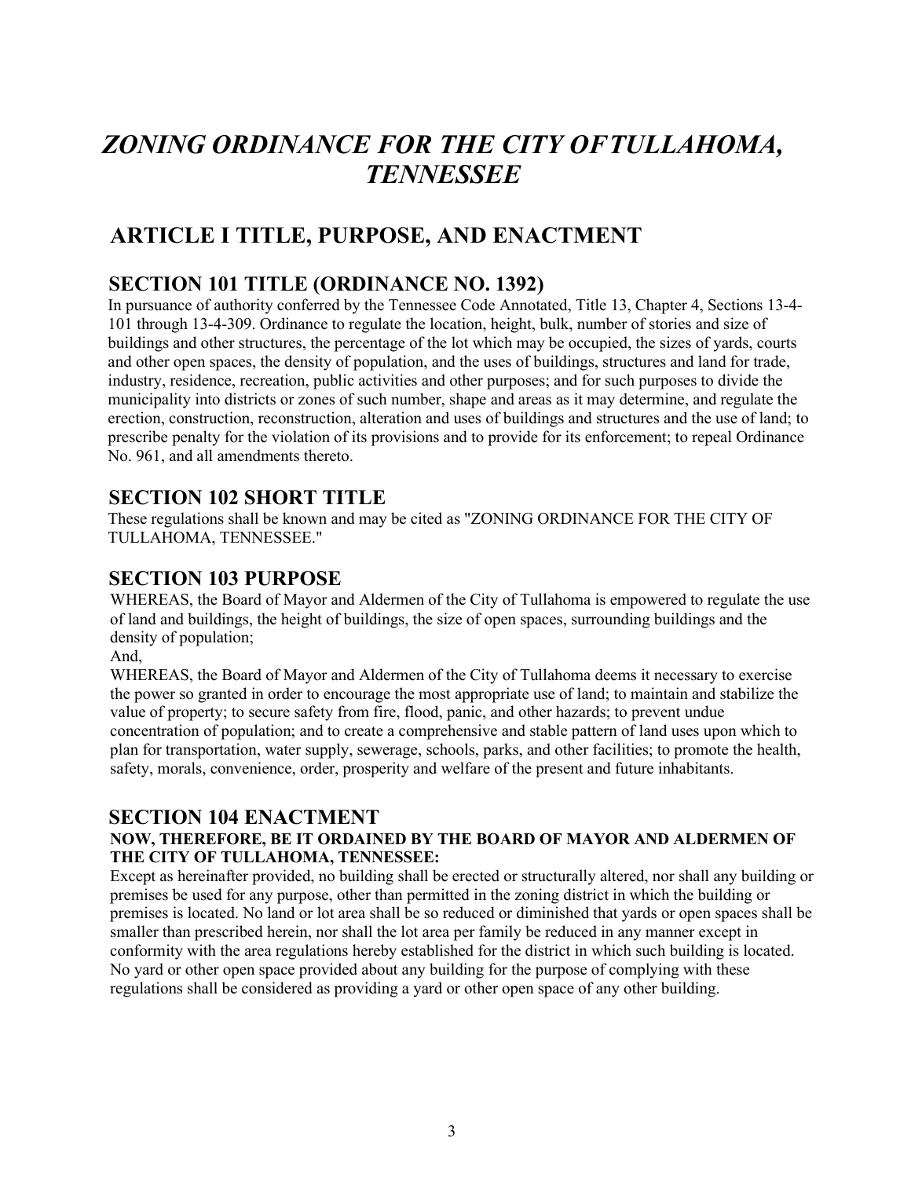# *ZONING ORDINANCE FOR THE CITY OF TULLAHOMA, TENNESSEE*

## ARTICLE I TITLE, PURPOSE, AND ENACTMENT

### SECTION 101 TITLE (ORDINANCE NO. 1392)

In pursuance of authority conferred by the Tennessee Code Annotated, Title 13, Chapter 4, Sections 13-4-101 through 13-4-309. Ordinance to regulate the location, height, bulk, number of stories and size of buildings and other structures, the percentage of the lot which may be occupied, the sizes of yards, courts and other open spaces, the density of population, and the uses of buildings, structures and land for trade, industry, residence, recreation, public activities and other purposes; and for such purposes to divide the municipality into districts or zones of such number, shape and areas as it may determine, and regulate the erection, construction, reconstruction, alteration and uses of buildings and structures and the use of land; to prescribe penalty for the violation of its provisions and to provide for its enforcement; to repeal Ordinance No. 961, and all amendments thereto.

### SECTION 102 SHORT TITLE

These regulations shall be known and may be cited as "ZONING ORDINANCE FOR THE CITY OF TULLAHOMA, TENNESSEE."

### SECTION 103 PURPOSE

WHEREAS, the Board of Mayor and Aldermen of the City of Tullahoma is empowered to regulate the use of land and buildings, the height of buildings, the size of open spaces, surrounding buildings and the density of population;

And,

WHEREAS, the Board of Mayor and Aldermen of the City of Tullahoma deems it necessary to exercise the power so granted in order to encourage the most appropriate use of land; to maintain and stabilize the value of property; to secure safety from fire, flood, panic, and other hazards; to prevent undue concentration of population; and to create a comprehensive and stable pattern of land uses upon which to plan for transportation, water supply, sewerage, schools, parks, and other facilities; to promote the health, safety, morals, convenience, order, prosperity and welfare of the present and future inhabitants.

### SECTION 104 ENACTMENT

**NOW, THEREFORE, BE IT ORDAINED BY THE BOARD OF MAYOR AND ALDERMEN OF THE CITY OF TULLAHOMA, TENNESSEE:**

Except as hereinafter provided, no building shall be erected or structurally altered, nor shall any building or premises be used for any purpose, other than permitted in the zoning district in which the building or premises is located. No land or lot area shall be so reduced or diminished that yards or open spaces shall be smaller than prescribed herein, nor shall the lot area per family be reduced in any manner except in conformity with the area regulations hereby established for the district in which such building is located. No yard or other open space provided about any building for the purpose of complying with these regulations shall be considered as providing a yard or other open space of any other building.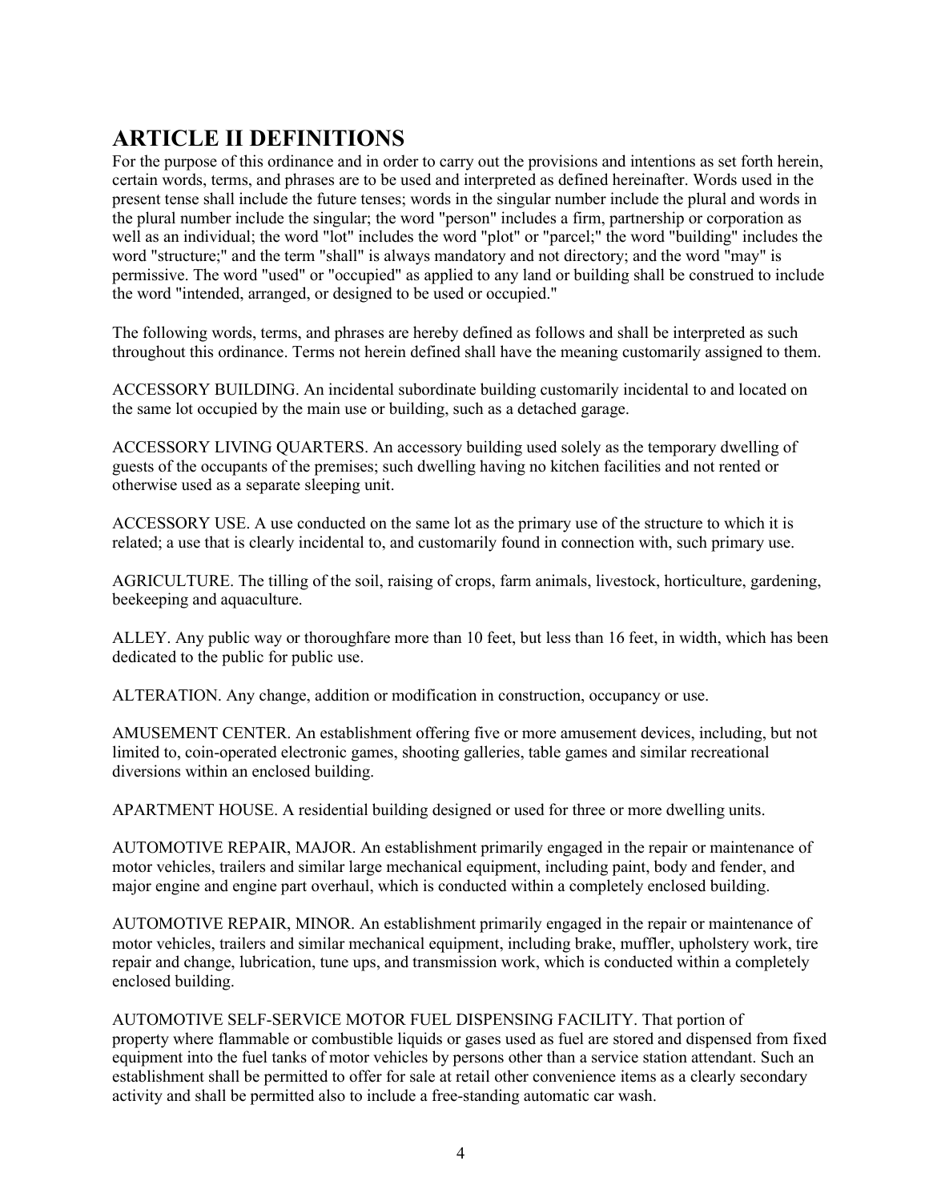# ARTICLE II DEFINITIONS

For the purpose of this ordinance and in order to carry out the provisions and intentions as set forth herein, certain words, terms, and phrases are to be used and interpreted as defined hereinafter. Words used in the present tense shall include the future tenses; words in the singular number include the plural and words in the plural number include the singular; the word "person" includes a firm, partnership or corporation as well as an individual; the word "lot" includes the word "plot" or "parcel;" the word "building" includes the word "structure;" and the term "shall" is always mandatory and not directory; and the word "may" is permissive. The word "used" or "occupied" as applied to any land or building shall be construed to include the word "intended, arranged, or designed to be used or occupied."

The following words, terms, and phrases are hereby defined as follows and shall be interpreted as such throughout this ordinance. Terms not herein defined shall have the meaning customarily assigned to them.

ACCESSORY BUILDING. An incidental subordinate building customarily incidental to and located on the same lot occupied by the main use or building, such as a detached garage.

ACCESSORY LIVING QUARTERS. An accessory building used solely as the temporary dwelling of guests of the occupants of the premises; such dwelling having no kitchen facilities and not rented or otherwise used as a separate sleeping unit.

ACCESSORY USE. A use conducted on the same lot as the primary use of the structure to which it is related; a use that is clearly incidental to, and customarily found in connection with, such primary use.

AGRICULTURE. The tilling of the soil, raising of crops, farm animals, livestock, horticulture, gardening, beekeeping and aquaculture.

ALLEY. Any public way or thoroughfare more than 10 feet, but less than 16 feet, in width, which has been dedicated to the public for public use.

ALTERATION. Any change, addition or modification in construction, occupancy or use.

AMUSEMENT CENTER. An establishment offering five or more amusement devices, including, but not limited to, coin-operated electronic games, shooting galleries, table games and similar recreational diversions within an enclosed building.

APARTMENT HOUSE. A residential building designed or used for three or more dwelling units.

AUTOMOTIVE REPAIR, MAJOR. An establishment primarily engaged in the repair or maintenance of motor vehicles, trailers and similar large mechanical equipment, including paint, body and fender, and major engine and engine part overhaul, which is conducted within a completely enclosed building.

AUTOMOTIVE REPAIR, MINOR. An establishment primarily engaged in the repair or maintenance of motor vehicles, trailers and similar mechanical equipment, including brake, muffler, upholstery work, tire repair and change, lubrication, tune ups, and transmission work, which is conducted within a completely enclosed building.

AUTOMOTIVE SELF-SERVICE MOTOR FUEL DISPENSING FACILITY. That portion of property where flammable or combustible liquids or gases used as fuel are stored and dispensed from fixed equipment into the fuel tanks of motor vehicles by persons other than a service station attendant. Such an establishment shall be permitted to offer for sale at retail other convenience items as a clearly secondary activity and shall be permitted also to include a free-standing automatic car wash.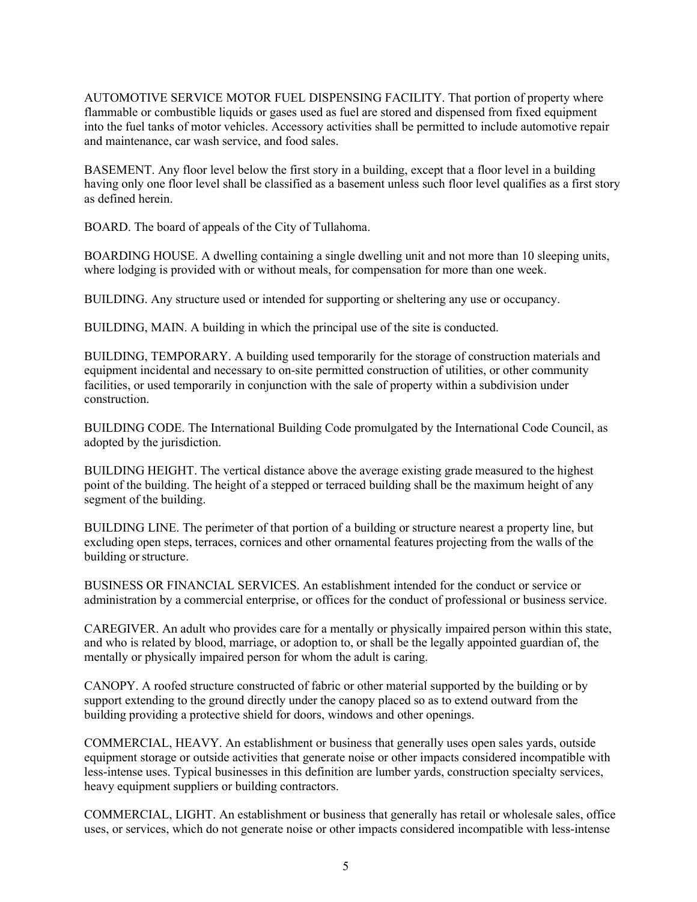AUTOMOTIVE SERVICE MOTOR FUEL DISPENSING FACILITY. That portion of property where flammable or combustible liquids or gases used as fuel are stored and dispensed from fixed equipment into the fuel tanks of motor vehicles. Accessory activities shall be permitted to include automotive repair and maintenance, car wash service, and food sales.

BASEMENT. Any floor level below the first story in a building, except that a floor level in a building having only one floor level shall be classified as a basement unless such floor level qualifies as a first story as defined herein.

BOARD. The board of appeals of the City of Tullahoma.

BOARDING HOUSE. A dwelling containing a single dwelling unit and not more than 10 sleeping units, where lodging is provided with or without meals, for compensation for more than one week.

BUILDING. Any structure used or intended for supporting or sheltering any use or occupancy.

BUILDING, MAIN. A building in which the principal use of the site is conducted.

BUILDING, TEMPORARY. A building used temporarily for the storage of construction materials and equipment incidental and necessary to on-site permitted construction of utilities, or other community facilities, or used temporarily in conjunction with the sale of property within a subdivision under construction.

BUILDING CODE. The International Building Code promulgated by the International Code Council, as adopted by the jurisdiction.

BUILDING HEIGHT. The vertical distance above the average existing grade measured to the highest point of the building. The height of a stepped or terraced building shall be the maximum height of any segment of the building.

BUILDING LINE. The perimeter of that portion of a building or structure nearest a property line, but excluding open steps, terraces, cornices and other ornamental features projecting from the walls of the building or structure.

BUSINESS OR FINANCIAL SERVICES. An establishment intended for the conduct or service or administration by a commercial enterprise, or offices for the conduct of professional or business service.

CAREGIVER. An adult who provides care for a mentally or physically impaired person within this state, and who is related by blood, marriage, or adoption to, or shall be the legally appointed guardian of, the mentally or physically impaired person for whom the adult is caring.

CANOPY. A roofed structure constructed of fabric or other material supported by the building or by support extending to the ground directly under the canopy placed so as to extend outward from the building providing a protective shield for doors, windows and other openings.

COMMERCIAL, HEAVY. An establishment or business that generally uses open sales yards, outside equipment storage or outside activities that generate noise or other impacts considered incompatible with less-intense uses. Typical businesses in this definition are lumber yards, construction specialty services, heavy equipment suppliers or building contractors.

COMMERCIAL, LIGHT. An establishment or business that generally has retail or wholesale sales, office uses, or services, which do not generate noise or other impacts considered incompatible with less-intense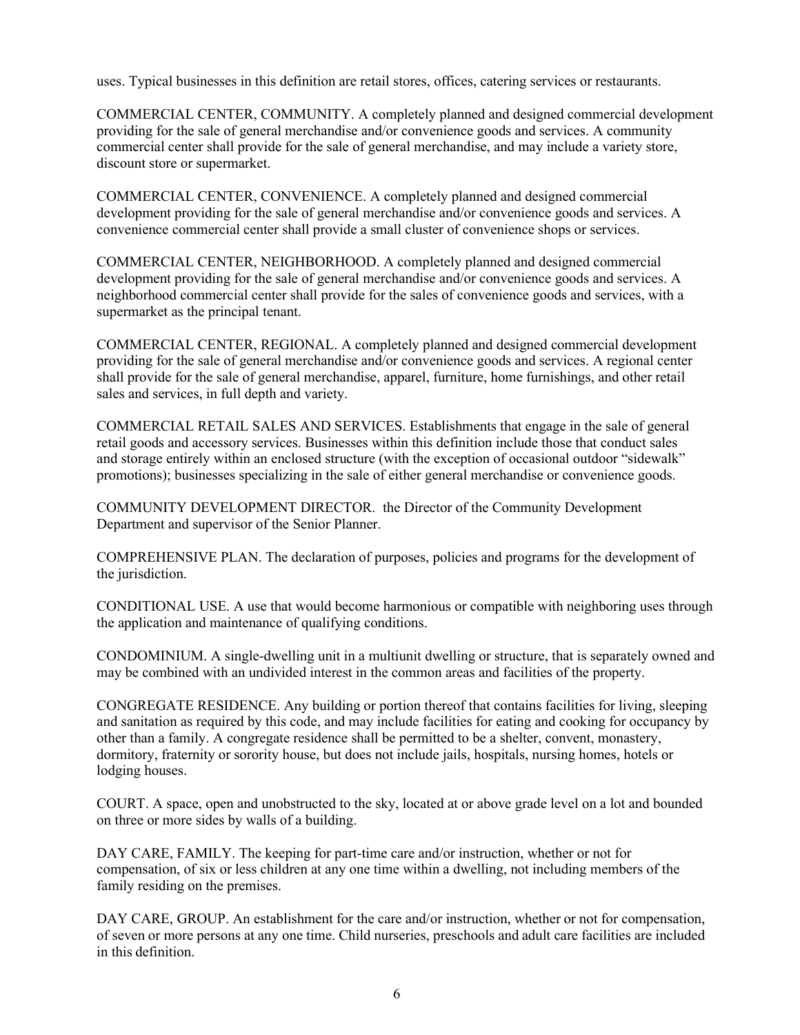uses. Typical businesses in this definition are retail stores, offices, catering services or restaurants.

COMMERCIAL CENTER, COMMUNITY. A completely planned and designed commercial development providing for the sale of general merchandise and/or convenience goods and services. A community commercial center shall provide for the sale of general merchandise, and may include a variety store, discount store or supermarket.

COMMERCIAL CENTER, CONVENIENCE. A completely planned and designed commercial development providing for the sale of general merchandise and/or convenience goods and services. A convenience commercial center shall provide a small cluster of convenience shops or services.

COMMERCIAL CENTER, NEIGHBORHOOD. A completely planned and designed commercial development providing for the sale of general merchandise and/or convenience goods and services. A neighborhood commercial center shall provide for the sales of convenience goods and services, with a supermarket as the principal tenant.

COMMERCIAL CENTER, REGIONAL. A completely planned and designed commercial development providing for the sale of general merchandise and/or convenience goods and services. A regional center shall provide for the sale of general merchandise, apparel, furniture, home furnishings, and other retail sales and services, in full depth and variety.

COMMERCIAL RETAIL SALES AND SERVICES. Establishments that engage in the sale of general retail goods and accessory services. Businesses within this definition include those that conduct sales and storage entirely within an enclosed structure (with the exception of occasional outdoor "sidewalk" promotions); businesses specializing in the sale of either general merchandise or convenience goods.

COMMUNITY DEVELOPMENT DIRECTOR. the Director of the Community Development Department and supervisor of the Senior Planner.

COMPREHENSIVE PLAN. The declaration of purposes, policies and programs for the development of the jurisdiction.

CONDITIONAL USE. A use that would become harmonious or compatible with neighboring uses through the application and maintenance of qualifying conditions.

CONDOMINIUM. A single-dwelling unit in a multiunit dwelling or structure, that is separately owned and may be combined with an undivided interest in the common areas and facilities of the property.

CONGREGATE RESIDENCE. Any building or portion thereof that contains facilities for living, sleeping and sanitation as required by this code, and may include facilities for eating and cooking for occupancy by other than a family. A congregate residence shall be permitted to be a shelter, convent, monastery, dormitory, fraternity or sorority house, but does not include jails, hospitals, nursing homes, hotels or lodging houses.

COURT. A space, open and unobstructed to the sky, located at or above grade level on a lot and bounded on three or more sides by walls of a building.

DAY CARE, FAMILY. The keeping for part-time care and/or instruction, whether or not for compensation, of six or less children at any one time within a dwelling, not including members of the family residing on the premises.

DAY CARE, GROUP. An establishment for the care and/or instruction, whether or not for compensation, of seven or more persons at any one time. Child nurseries, preschools and adult care facilities are included in this definition.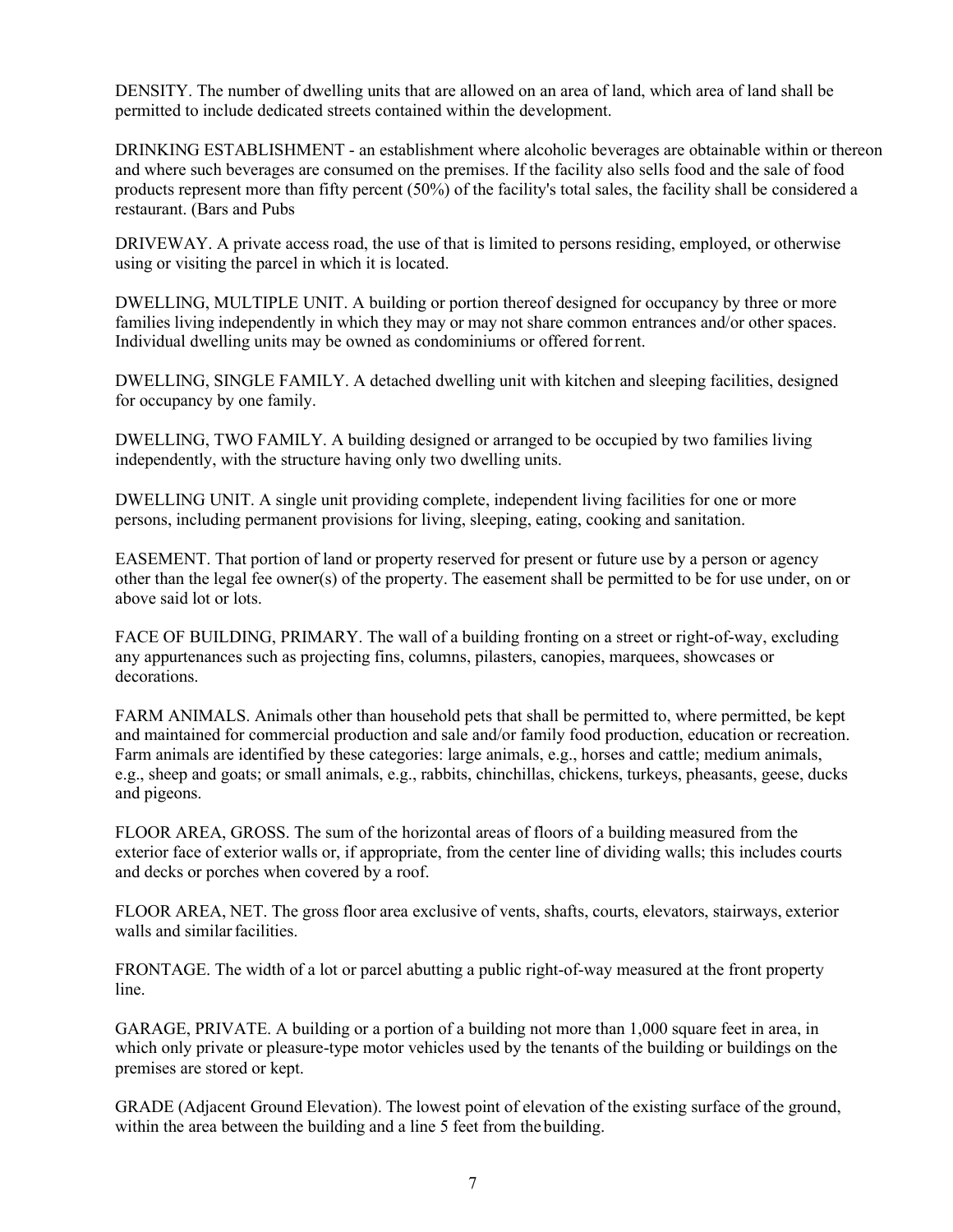DENSITY. The number of dwelling units that are allowed on an area of land, which area of land shall be permitted to include dedicated streets contained within the development.

DRINKING ESTABLISHMENT - an establishment where alcoholic beverages are obtainable within or thereon and where such beverages are consumed on the premises. If the facility also sells food and the sale of food products represent more than fifty percent (50%) of the facility's total sales, the facility shall be considered a restaurant. (Bars and Pubs

DRIVEWAY. A private access road, the use of that is limited to persons residing, employed, or otherwise using or visiting the parcel in which it is located.

DWELLING, MULTIPLE UNIT. A building or portion thereof designed for occupancy by three or more families living independently in which they may or may not share common entrances and/or other spaces. Individual dwelling units may be owned as condominiums or offered for rent.

DWELLING, SINGLE FAMILY. A detached dwelling unit with kitchen and sleeping facilities, designed for occupancy by one family.

DWELLING, TWO FAMILY. A building designed or arranged to be occupied by two families living independently, with the structure having only two dwelling units.

DWELLING UNIT. A single unit providing complete, independent living facilities for one or more persons, including permanent provisions for living, sleeping, eating, cooking and sanitation.

EASEMENT. That portion of land or property reserved for present or future use by a person or agency other than the legal fee owner(s) of the property. The easement shall be permitted to be for use under, on or above said lot or lots.

FACE OF BUILDING, PRIMARY. The wall of a building fronting on a street or right-of-way, excluding any appurtenances such as projecting fins, columns, pilasters, canopies, marquees, showcases or decorations.

FARM ANIMALS. Animals other than household pets that shall be permitted to, where permitted, be kept and maintained for commercial production and sale and/or family food production, education or recreation. Farm animals are identified by these categories: large animals, e.g., horses and cattle; medium animals, e.g., sheep and goats; or small animals, e.g., rabbits, chinchillas, chickens, turkeys, pheasants, geese, ducks and pigeons.

FLOOR AREA, GROSS. The sum of the horizontal areas of floors of a building measured from the exterior face of exterior walls or, if appropriate, from the center line of dividing walls; this includes courts and decks or porches when covered by a roof.

FLOOR AREA, NET. The gross floor area exclusive of vents, shafts, courts, elevators, stairways, exterior walls and similar facilities.

FRONTAGE. The width of a lot or parcel abutting a public right-of-way measured at the front property line.

GARAGE, PRIVATE. A building or a portion of a building not more than 1,000 square feet in area, in which only private or pleasure-type motor vehicles used by the tenants of the building or buildings on the premises are stored or kept.

GRADE (Adjacent Ground Elevation). The lowest point of elevation of the existing surface of the ground, within the area between the building and a line 5 feet from the building.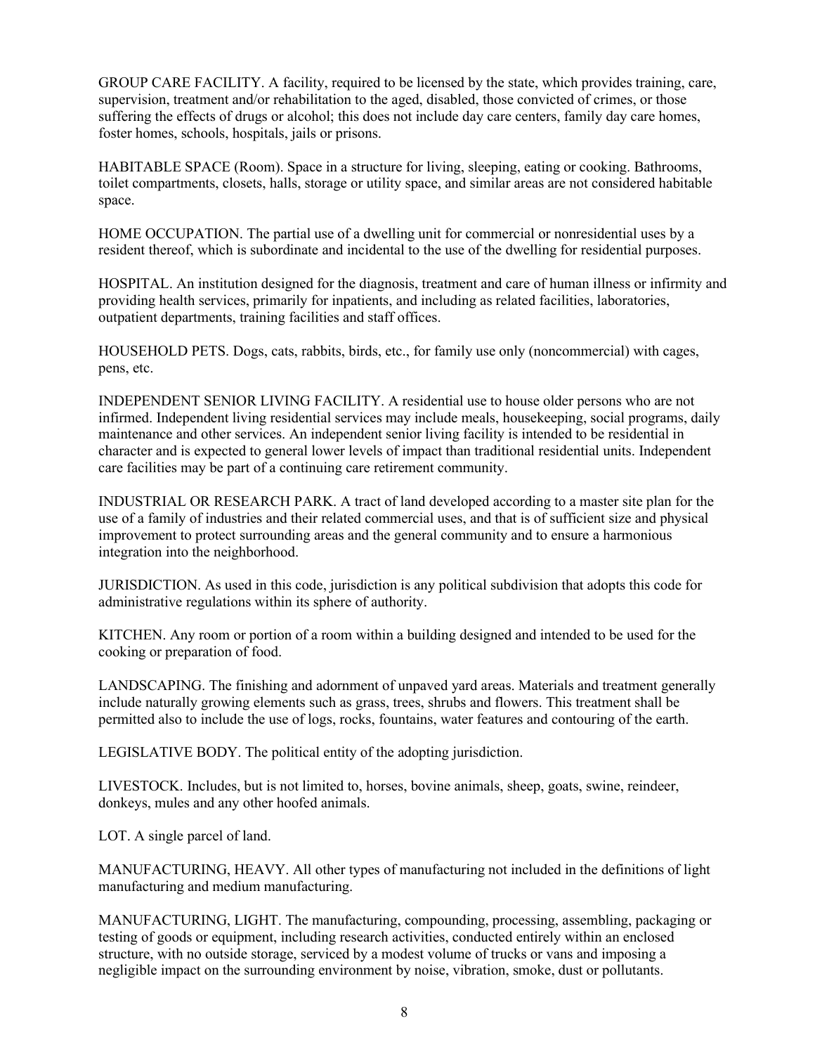GROUP CARE FACILITY. A facility, required to be licensed by the state, which provides training, care, supervision, treatment and/or rehabilitation to the aged, disabled, those convicted of crimes, or those suffering the effects of drugs or alcohol; this does not include day care centers, family day care homes, foster homes, schools, hospitals, jails or prisons.

HABITABLE SPACE (Room). Space in a structure for living, sleeping, eating or cooking. Bathrooms, toilet compartments, closets, halls, storage or utility space, and similar areas are not considered habitable space.

HOME OCCUPATION. The partial use of a dwelling unit for commercial or nonresidential uses by a resident thereof, which is subordinate and incidental to the use of the dwelling for residential purposes.

HOSPITAL. An institution designed for the diagnosis, treatment and care of human illness or infirmity and providing health services, primarily for inpatients, and including as related facilities, laboratories, outpatient departments, training facilities and staff offices.

HOUSEHOLD PETS. Dogs, cats, rabbits, birds, etc., for family use only (noncommercial) with cages, pens, etc.

INDEPENDENT SENIOR LIVING FACILITY. A residential use to house older persons who are not infirmed. Independent living residential services may include meals, housekeeping, social programs, daily maintenance and other services. An independent senior living facility is intended to be residential in character and is expected to general lower levels of impact than traditional residential units. Independent care facilities may be part of a continuing care retirement community.

INDUSTRIAL OR RESEARCH PARK. A tract of land developed according to a master site plan for the use of a family of industries and their related commercial uses, and that is of sufficient size and physical improvement to protect surrounding areas and the general community and to ensure a harmonious integration into the neighborhood.

JURISDICTION. As used in this code, jurisdiction is any political subdivision that adopts this code for administrative regulations within its sphere of authority.

KITCHEN. Any room or portion of a room within a building designed and intended to be used for the cooking or preparation of food.

LANDSCAPING. The finishing and adornment of unpaved yard areas. Materials and treatment generally include naturally growing elements such as grass, trees, shrubs and flowers. This treatment shall be permitted also to include the use of logs, rocks, fountains, water features and contouring of the earth.

LEGISLATIVE BODY. The political entity of the adopting jurisdiction.

LIVESTOCK. Includes, but is not limited to, horses, bovine animals, sheep, goats, swine, reindeer, donkeys, mules and any other hoofed animals.

LOT. A single parcel of land.

MANUFACTURING, HEAVY. All other types of manufacturing not included in the definitions of light manufacturing and medium manufacturing.

MANUFACTURING, LIGHT. The manufacturing, compounding, processing, assembling, packaging or testing of goods or equipment, including research activities, conducted entirely within an enclosed structure, with no outside storage, serviced by a modest volume of trucks or vans and imposing a negligible impact on the surrounding environment by noise, vibration, smoke, dust or pollutants.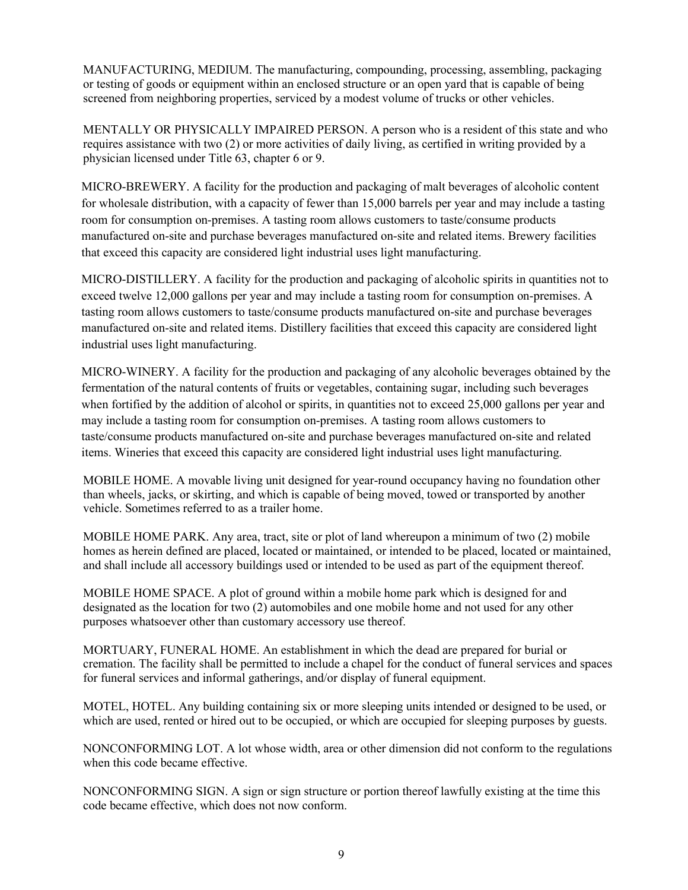MANUFACTURING, MEDIUM. The manufacturing, compounding, processing, assembling, packaging or testing of goods or equipment within an enclosed structure or an open yard that is capable of being screened from neighboring properties, serviced by a modest volume of trucks or other vehicles.

MENTALLY OR PHYSICALLY IMPAIRED PERSON. A person who is a resident of this state and who requires assistance with two (2) or more activities of daily living, as certified in writing provided by a physician licensed under Title 63, chapter 6 or 9.

MICRO-BREWERY. A facility for the production and packaging of malt beverages of alcoholic content for wholesale distribution, with a capacity of fewer than 15,000 barrels per year and may include a tasting room for consumption on-premises. A tasting room allows customers to taste/consume products manufactured on-site and purchase beverages manufactured on-site and related items. Brewery facilities that exceed this capacity are considered light industrial uses light manufacturing.

MICRO-DISTILLERY. A facility for the production and packaging of alcoholic spirits in quantities not to exceed twelve 12,000 gallons per year and may include a tasting room for consumption on-premises. A tasting room allows customers to taste/consume products manufactured on-site and purchase beverages manufactured on-site and related items. Distillery facilities that exceed this capacity are considered light industrial uses light manufacturing.

MICRO-WINERY. A facility for the production and packaging of any alcoholic beverages obtained by the fermentation of the natural contents of fruits or vegetables, containing sugar, including such beverages when fortified by the addition of alcohol or spirits, in quantities not to exceed 25,000 gallons per year and may include a tasting room for consumption on-premises. A tasting room allows customers to taste/consume products manufactured on-site and purchase beverages manufactured on-site and related items. Wineries that exceed this capacity are considered light industrial uses light manufacturing.

MOBILE HOME. A movable living unit designed for year-round occupancy having no foundation other than wheels, jacks, or skirting, and which is capable of being moved, towed or transported by another vehicle. Sometimes referred to as a trailer home.

MOBILE HOME PARK. Any area, tract, site or plot of land whereupon a minimum of two (2) mobile homes as herein defined are placed, located or maintained, or intended to be placed, located or maintained, and shall include all accessory buildings used or intended to be used as part of the equipment thereof.

MOBILE HOME SPACE. A plot of ground within a mobile home park which is designed for and designated as the location for two (2) automobiles and one mobile home and not used for any other purposes whatsoever other than customary accessory use thereof.

MORTUARY, FUNERAL HOME. An establishment in which the dead are prepared for burial or cremation. The facility shall be permitted to include a chapel for the conduct of funeral services and spaces for funeral services and informal gatherings, and/or display of funeral equipment.

MOTEL, HOTEL. Any building containing six or more sleeping units intended or designed to be used, or which are used, rented or hired out to be occupied, or which are occupied for sleeping purposes by guests.

NONCONFORMING LOT. A lot whose width, area or other dimension did not conform to the regulations when this code became effective.

NONCONFORMING SIGN. A sign or sign structure or portion thereof lawfully existing at the time this code became effective, which does not now conform.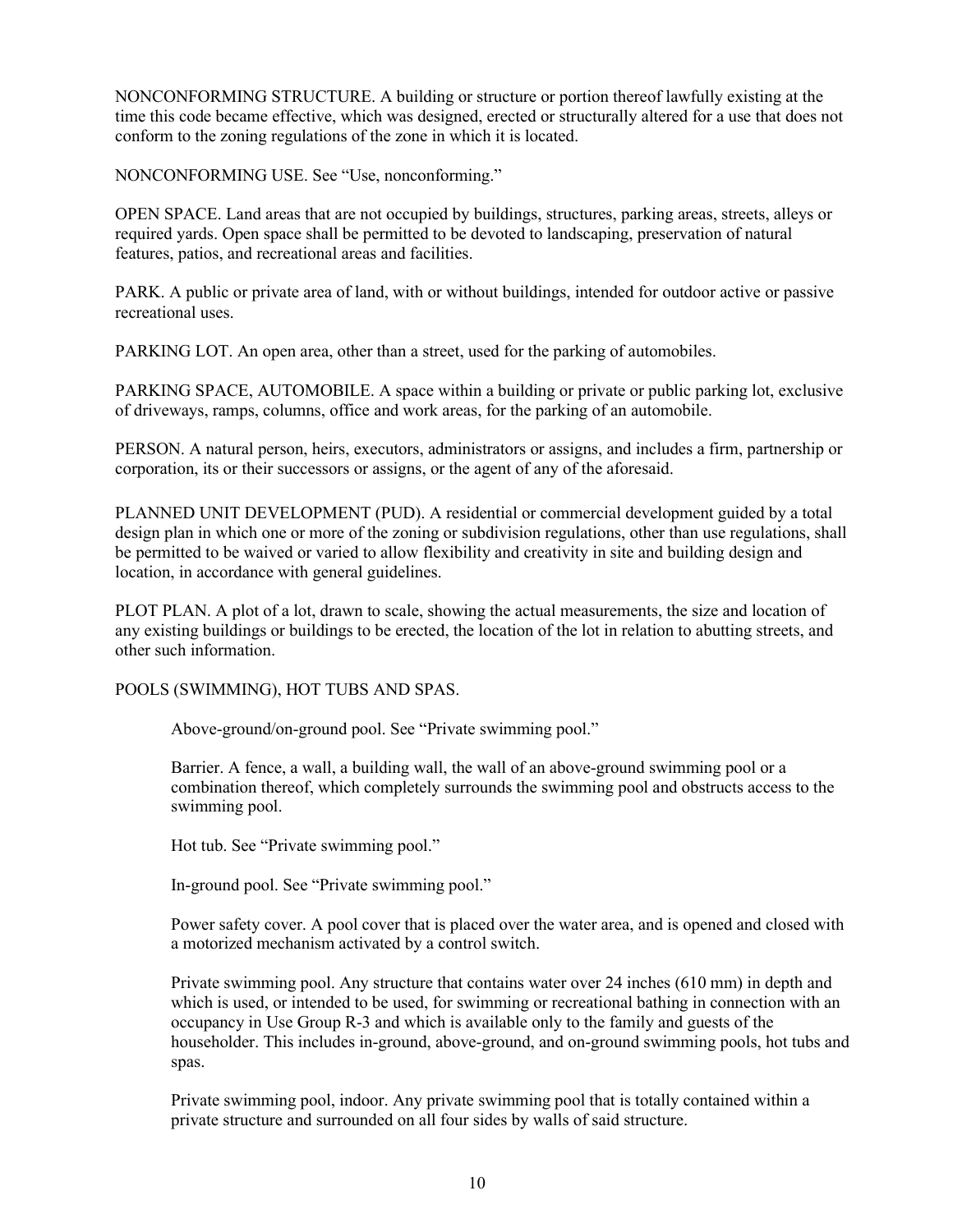NONCONFORMING STRUCTURE. A building or structure or portion thereof lawfully existing at the time this code became effective, which was designed, erected or structurally altered for a use that does not conform to the zoning regulations of the zone in which it is located.

NONCONFORMING USE. See "Use, nonconforming."

OPEN SPACE. Land areas that are not occupied by buildings, structures, parking areas, streets, alleys or required yards. Open space shall be permitted to be devoted to landscaping, preservation of natural features, patios, and recreational areas and facilities.

PARK. A public or private area of land, with or without buildings, intended for outdoor active or passive recreational uses.

PARKING LOT. An open area, other than a street, used for the parking of automobiles.

PARKING SPACE, AUTOMOBILE. A space within a building or private or public parking lot, exclusive of driveways, ramps, columns, office and work areas, for the parking of an automobile.

PERSON. A natural person, heirs, executors, administrators or assigns, and includes a firm, partnership or corporation, its or their successors or assigns, or the agent of any of the aforesaid.

PLANNED UNIT DEVELOPMENT (PUD). A residential or commercial development guided by a total design plan in which one or more of the zoning or subdivision regulations, other than use regulations, shall be permitted to be waived or varied to allow flexibility and creativity in site and building design and location, in accordance with general guidelines.

PLOT PLAN. A plot of a lot, drawn to scale, showing the actual measurements, the size and location of any existing buildings or buildings to be erected, the location of the lot in relation to abutting streets, and other such information.

POOLS (SWIMMING), HOT TUBS AND SPAS.

Above-ground/on-ground pool. See "Private swimming pool."

Barrier. A fence, a wall, a building wall, the wall of an above-ground swimming pool or a combination thereof, which completely surrounds the swimming pool and obstructs access to the swimming pool.

Hot tub. See "Private swimming pool."

In-ground pool. See "Private swimming pool."

Power safety cover. A pool cover that is placed over the water area, and is opened and closed with a motorized mechanism activated by a control switch.

Private swimming pool. Any structure that contains water over 24 inches (610 mm) in depth and which is used, or intended to be used, for swimming or recreational bathing in connection with an occupancy in Use Group R-3 and which is available only to the family and guests of the householder. This includes in-ground, above-ground, and on-ground swimming pools, hot tubs and spas.

Private swimming pool, indoor. Any private swimming pool that is totally contained within a private structure and surrounded on all four sides by walls of said structure.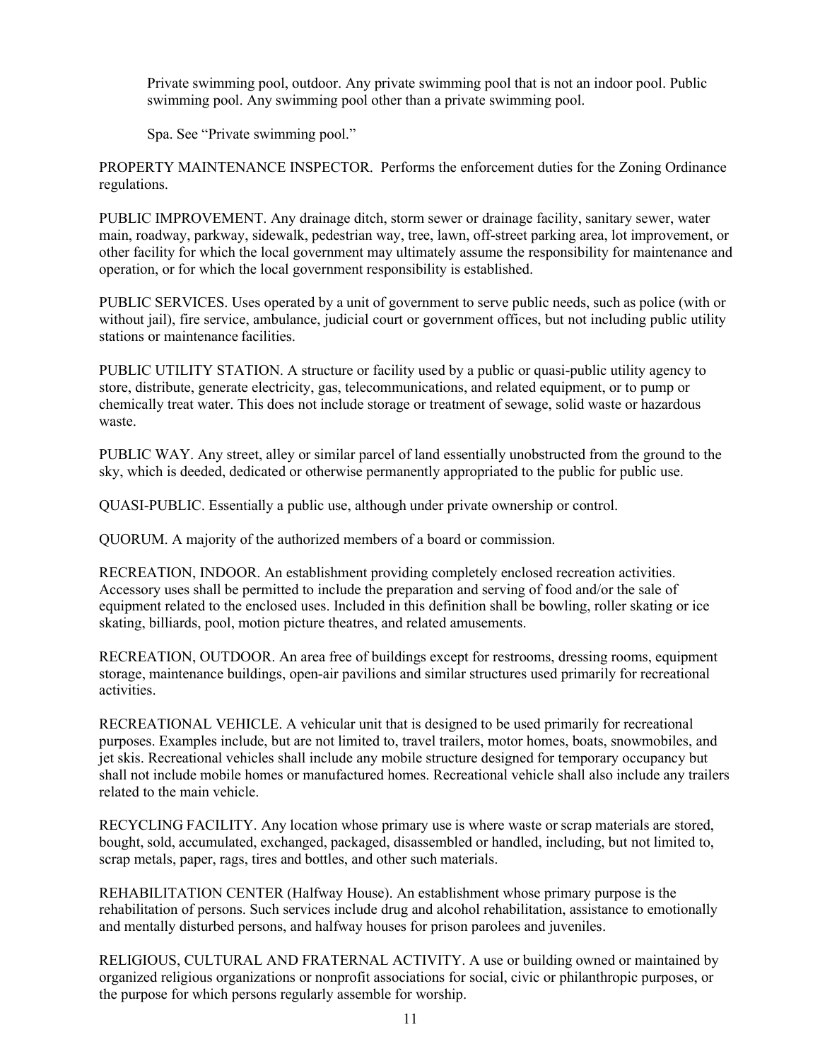Private swimming pool, outdoor. Any private swimming pool that is not an indoor pool. Public swimming pool. Any swimming pool other than a private swimming pool.

Spa. See "Private swimming pool."

PROPERTY MAINTENANCE INSPECTOR. Performs the enforcement duties for the Zoning Ordinance regulations.

PUBLIC IMPROVEMENT. Any drainage ditch, storm sewer or drainage facility, sanitary sewer, water main, roadway, parkway, sidewalk, pedestrian way, tree, lawn, off-street parking area, lot improvement, or other facility for which the local government may ultimately assume the responsibility for maintenance and operation, or for which the local government responsibility is established.

PUBLIC SERVICES. Uses operated by a unit of government to serve public needs, such as police (with or without jail), fire service, ambulance, judicial court or government offices, but not including public utility stations or maintenance facilities.

PUBLIC UTILITY STATION. A structure or facility used by a public or quasi-public utility agency to store, distribute, generate electricity, gas, telecommunications, and related equipment, or to pump or chemically treat water. This does not include storage or treatment of sewage, solid waste or hazardous waste.

PUBLIC WAY. Any street, alley or similar parcel of land essentially unobstructed from the ground to the sky, which is deeded, dedicated or otherwise permanently appropriated to the public for public use.

QUASI-PUBLIC. Essentially a public use, although under private ownership or control.

QUORUM. A majority of the authorized members of a board or commission.

RECREATION, INDOOR. An establishment providing completely enclosed recreation activities. Accessory uses shall be permitted to include the preparation and serving of food and/or the sale of equipment related to the enclosed uses. Included in this definition shall be bowling, roller skating or ice skating, billiards, pool, motion picture theatres, and related amusements.

RECREATION, OUTDOOR. An area free of buildings except for restrooms, dressing rooms, equipment storage, maintenance buildings, open-air pavilions and similar structures used primarily for recreational activities.

RECREATIONAL VEHICLE. A vehicular unit that is designed to be used primarily for recreational purposes. Examples include, but are not limited to, travel trailers, motor homes, boats, snowmobiles, and jet skis. Recreational vehicles shall include any mobile structure designed for temporary occupancy but shall not include mobile homes or manufactured homes. Recreational vehicle shall also include any trailers related to the main vehicle.

RECYCLING FACILITY. Any location whose primary use is where waste or scrap materials are stored, bought, sold, accumulated, exchanged, packaged, disassembled or handled, including, but not limited to, scrap metals, paper, rags, tires and bottles, and other such materials.

REHABILITATION CENTER (Halfway House). An establishment whose primary purpose is the rehabilitation of persons. Such services include drug and alcohol rehabilitation, assistance to emotionally and mentally disturbed persons, and halfway houses for prison parolees and juveniles.

RELIGIOUS, CULTURAL AND FRATERNAL ACTIVITY. A use or building owned or maintained by organized religious organizations or nonprofit associations for social, civic or philanthropic purposes, or the purpose for which persons regularly assemble for worship.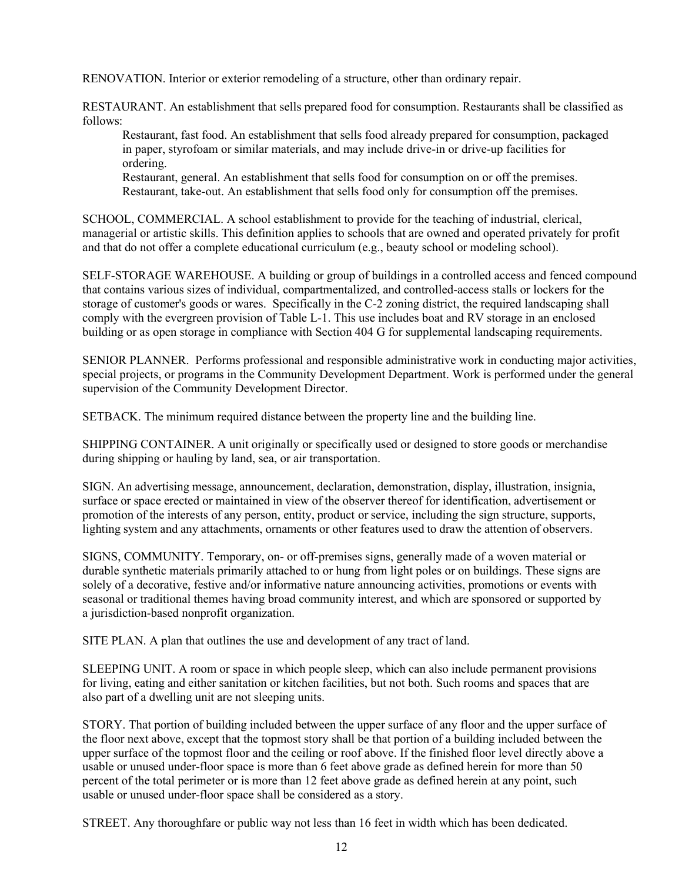RENOVATION. Interior or exterior remodeling of a structure, other than ordinary repair.

RESTAURANT. An establishment that sells prepared food for consumption. Restaurants shall be classified as follows:

> Restaurant, fast food. An establishment that sells food already prepared for consumption, packaged in paper, styrofoam or similar materials, and may include drive-in or drive-up facilities for ordering.
>
> Restaurant, general. An establishment that sells food for consumption on or off the premises.
>
> Restaurant, take-out. An establishment that sells food only for consumption off the premises.

SCHOOL, COMMERCIAL. A school establishment to provide for the teaching of industrial, clerical, managerial or artistic skills. This definition applies to schools that are owned and operated privately for profit and that do not offer a complete educational curriculum (e.g., beauty school or modeling school).

SELF-STORAGE WAREHOUSE. A building or group of buildings in a controlled access and fenced compound that contains various sizes of individual, compartmentalized, and controlled-access stalls or lockers for the storage of customer's goods or wares. Specifically in the C-2 zoning district, the required landscaping shall comply with the evergreen provision of Table L-1. This use includes boat and RV storage in an enclosed building or as open storage in compliance with Section 404 G for supplemental landscaping requirements.

SENIOR PLANNER. Performs professional and responsible administrative work in conducting major activities, special projects, or programs in the Community Development Department. Work is performed under the general supervision of the Community Development Director.

SETBACK. The minimum required distance between the property line and the building line.

SHIPPING CONTAINER. A unit originally or specifically used or designed to store goods or merchandise during shipping or hauling by land, sea, or air transportation.

SIGN. An advertising message, announcement, declaration, demonstration, display, illustration, insignia, surface or space erected or maintained in view of the observer thereof for identification, advertisement or promotion of the interests of any person, entity, product or service, including the sign structure, supports, lighting system and any attachments, ornaments or other features used to draw the attention of observers.

SIGNS, COMMUNITY. Temporary, on- or off-premises signs, generally made of a woven material or durable synthetic materials primarily attached to or hung from light poles or on buildings. These signs are solely of a decorative, festive and/or informative nature announcing activities, promotions or events with seasonal or traditional themes having broad community interest, and which are sponsored or supported by a jurisdiction-based nonprofit organization.

SITE PLAN. A plan that outlines the use and development of any tract of land.

SLEEPING UNIT. A room or space in which people sleep, which can also include permanent provisions for living, eating and either sanitation or kitchen facilities, but not both. Such rooms and spaces that are also part of a dwelling unit are not sleeping units.

STORY. That portion of building included between the upper surface of any floor and the upper surface of the floor next above, except that the topmost story shall be that portion of a building included between the upper surface of the topmost floor and the ceiling or roof above. If the finished floor level directly above a usable or unused under-floor space is more than 6 feet above grade as defined herein for more than 50 percent of the total perimeter or is more than 12 feet above grade as defined herein at any point, such usable or unused under-floor space shall be considered as a story.

STREET. Any thoroughfare or public way not less than 16 feet in width which has been dedicated.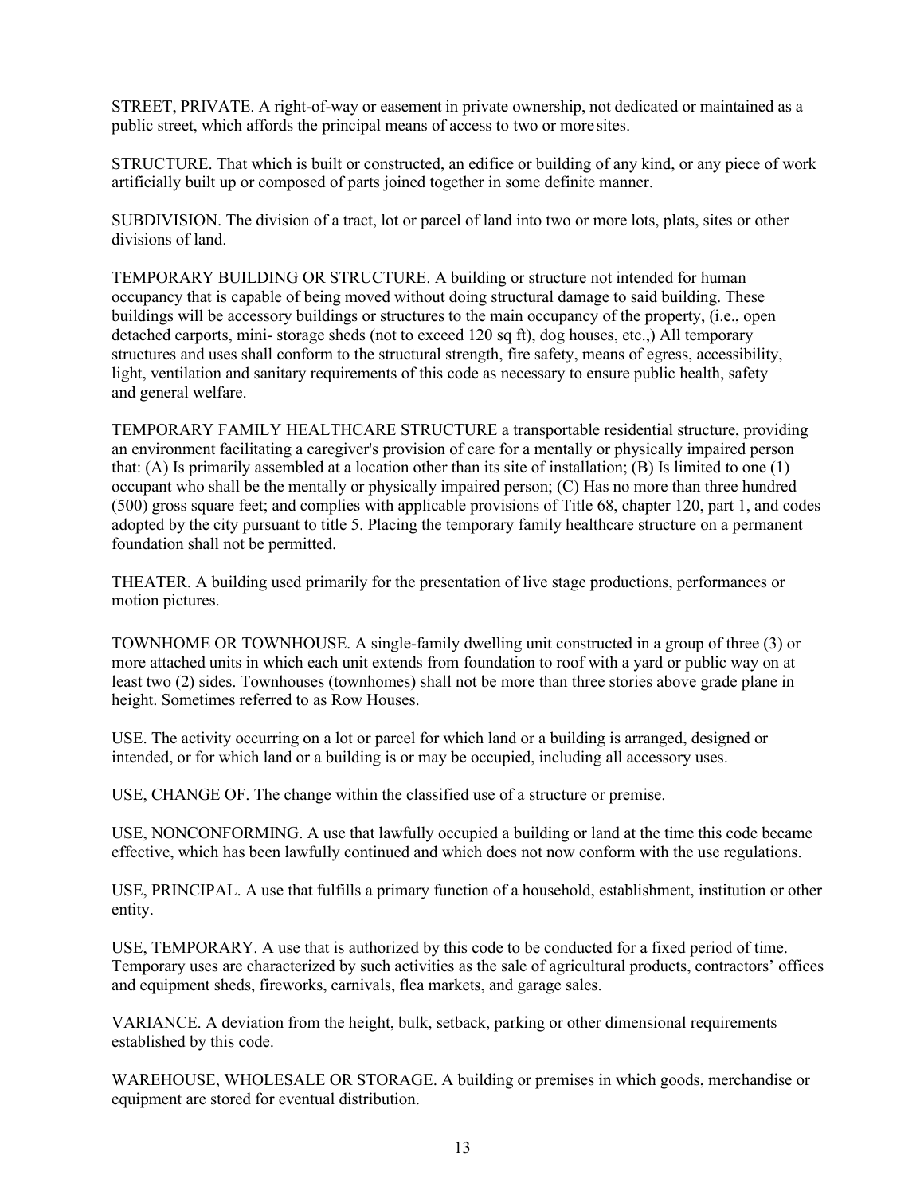STREET, PRIVATE. A right-of-way or easement in private ownership, not dedicated or maintained as a public street, which affords the principal means of access to two or more sites.

STRUCTURE. That which is built or constructed, an edifice or building of any kind, or any piece of work artificially built up or composed of parts joined together in some definite manner.

SUBDIVISION. The division of a tract, lot or parcel of land into two or more lots, plats, sites or other divisions of land.

TEMPORARY BUILDING OR STRUCTURE. A building or structure not intended for human occupancy that is capable of being moved without doing structural damage to said building. These buildings will be accessory buildings or structures to the main occupancy of the property, (i.e., open detached carports, mini- storage sheds (not to exceed 120 sq ft), dog houses, etc.,) All temporary structures and uses shall conform to the structural strength, fire safety, means of egress, accessibility, light, ventilation and sanitary requirements of this code as necessary to ensure public health, safety and general welfare.

TEMPORARY FAMILY HEALTHCARE STRUCTURE a transportable residential structure, providing an environment facilitating a caregiver's provision of care for a mentally or physically impaired person that: (A) Is primarily assembled at a location other than its site of installation; (B) Is limited to one (1) occupant who shall be the mentally or physically impaired person; (C) Has no more than three hundred (500) gross square feet; and complies with applicable provisions of Title 68, chapter 120, part 1, and codes adopted by the city pursuant to title 5. Placing the temporary family healthcare structure on a permanent foundation shall not be permitted.

THEATER. A building used primarily for the presentation of live stage productions, performances or motion pictures.

TOWNHOME OR TOWNHOUSE. A single-family dwelling unit constructed in a group of three (3) or more attached units in which each unit extends from foundation to roof with a yard or public way on at least two (2) sides. Townhouses (townhomes) shall not be more than three stories above grade plane in height. Sometimes referred to as Row Houses.

USE. The activity occurring on a lot or parcel for which land or a building is arranged, designed or intended, or for which land or a building is or may be occupied, including all accessory uses.

USE, CHANGE OF. The change within the classified use of a structure or premise.

USE, NONCONFORMING. A use that lawfully occupied a building or land at the time this code became effective, which has been lawfully continued and which does not now conform with the use regulations.

USE, PRINCIPAL. A use that fulfills a primary function of a household, establishment, institution or other entity.

USE, TEMPORARY. A use that is authorized by this code to be conducted for a fixed period of time. Temporary uses are characterized by such activities as the sale of agricultural products, contractors' offices and equipment sheds, fireworks, carnivals, flea markets, and garage sales.

VARIANCE. A deviation from the height, bulk, setback, parking or other dimensional requirements established by this code.

WAREHOUSE, WHOLESALE OR STORAGE. A building or premises in which goods, merchandise or equipment are stored for eventual distribution.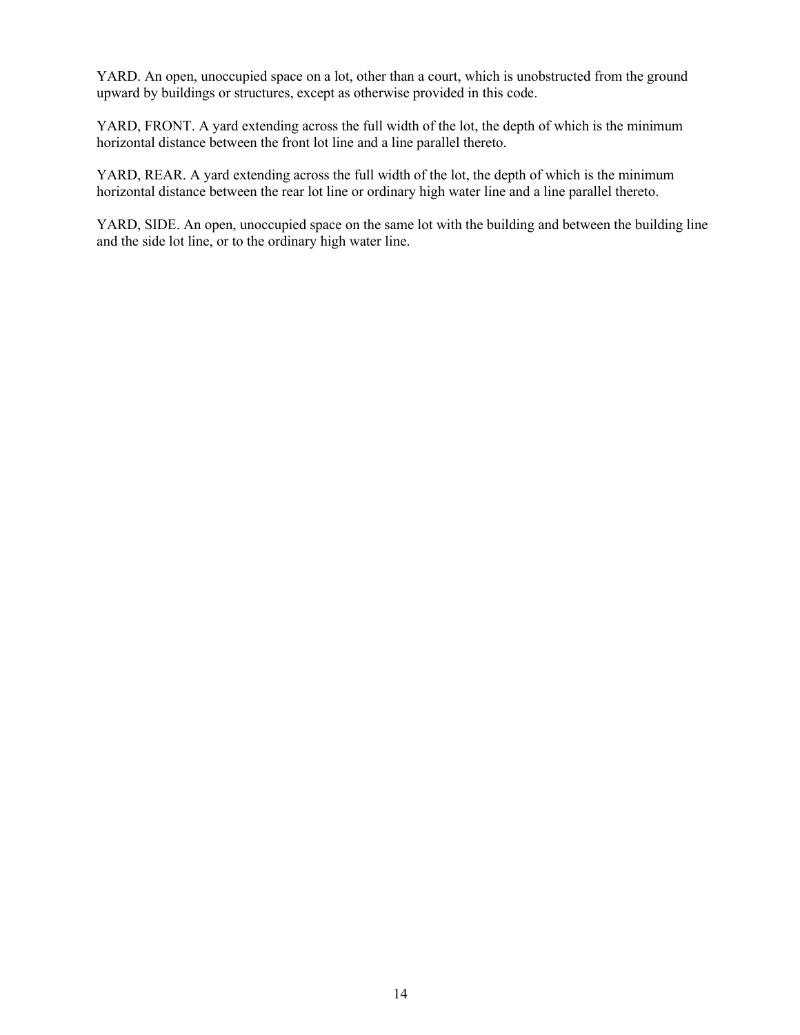YARD. An open, unoccupied space on a lot, other than a court, which is unobstructed from the ground upward by buildings or structures, except as otherwise provided in this code.

YARD, FRONT. A yard extending across the full width of the lot, the depth of which is the minimum horizontal distance between the front lot line and a line parallel thereto.

YARD, REAR. A yard extending across the full width of the lot, the depth of which is the minimum horizontal distance between the rear lot line or ordinary high water line and a line parallel thereto.

YARD, SIDE. An open, unoccupied space on the same lot with the building and between the building line and the side lot line, or to the ordinary high water line.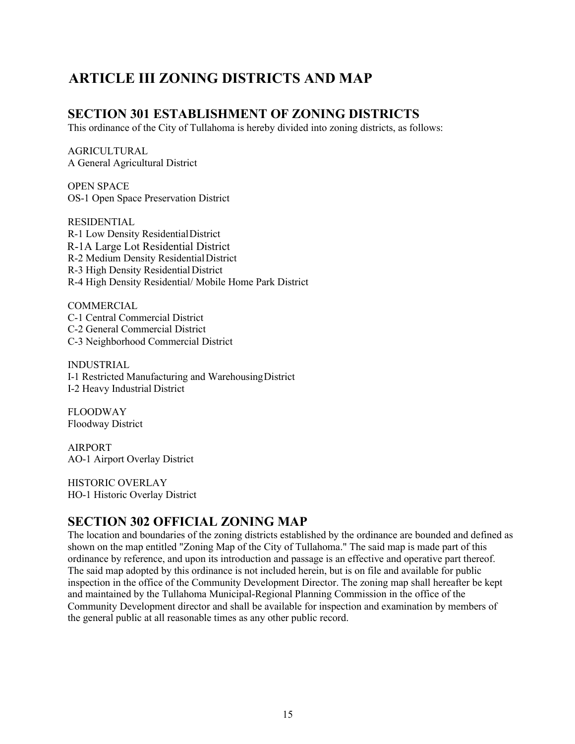# ARTICLE III ZONING DISTRICTS AND MAP

## SECTION 301 ESTABLISHMENT OF ZONING DISTRICTS

This ordinance of the City of Tullahoma is hereby divided into zoning districts, as follows:

AGRICULTURAL
A General Agricultural District

OPEN SPACE
OS-1 Open Space Preservation District

RESIDENTIAL
R-1 Low Density Residential District
R-1A Large Lot Residential District
R-2 Medium Density Residential District
R-3 High Density Residential District
R-4 High Density Residential/ Mobile Home Park District

COMMERCIAL
C-1 Central Commercial District
C-2 General Commercial District
C-3 Neighborhood Commercial District

INDUSTRIAL
I-1 Restricted Manufacturing and Warehousing District
I-2 Heavy Industrial District

FLOODWAY
Floodway District

AIRPORT
AO-1 Airport Overlay District

HISTORIC OVERLAY
HO-1 Historic Overlay District

## SECTION 302 OFFICIAL ZONING MAP

The location and boundaries of the zoning districts established by the ordinance are bounded and defined as shown on the map entitled "Zoning Map of the City of Tullahoma." The said map is made part of this ordinance by reference, and upon its introduction and passage is an effective and operative part thereof. The said map adopted by this ordinance is not included herein, but is on file and available for public inspection in the office of the Community Development Director. The zoning map shall hereafter be kept and maintained by the Tullahoma Municipal-Regional Planning Commission in the office of the Community Development director and shall be available for inspection and examination by members of the general public at all reasonable times as any other public record.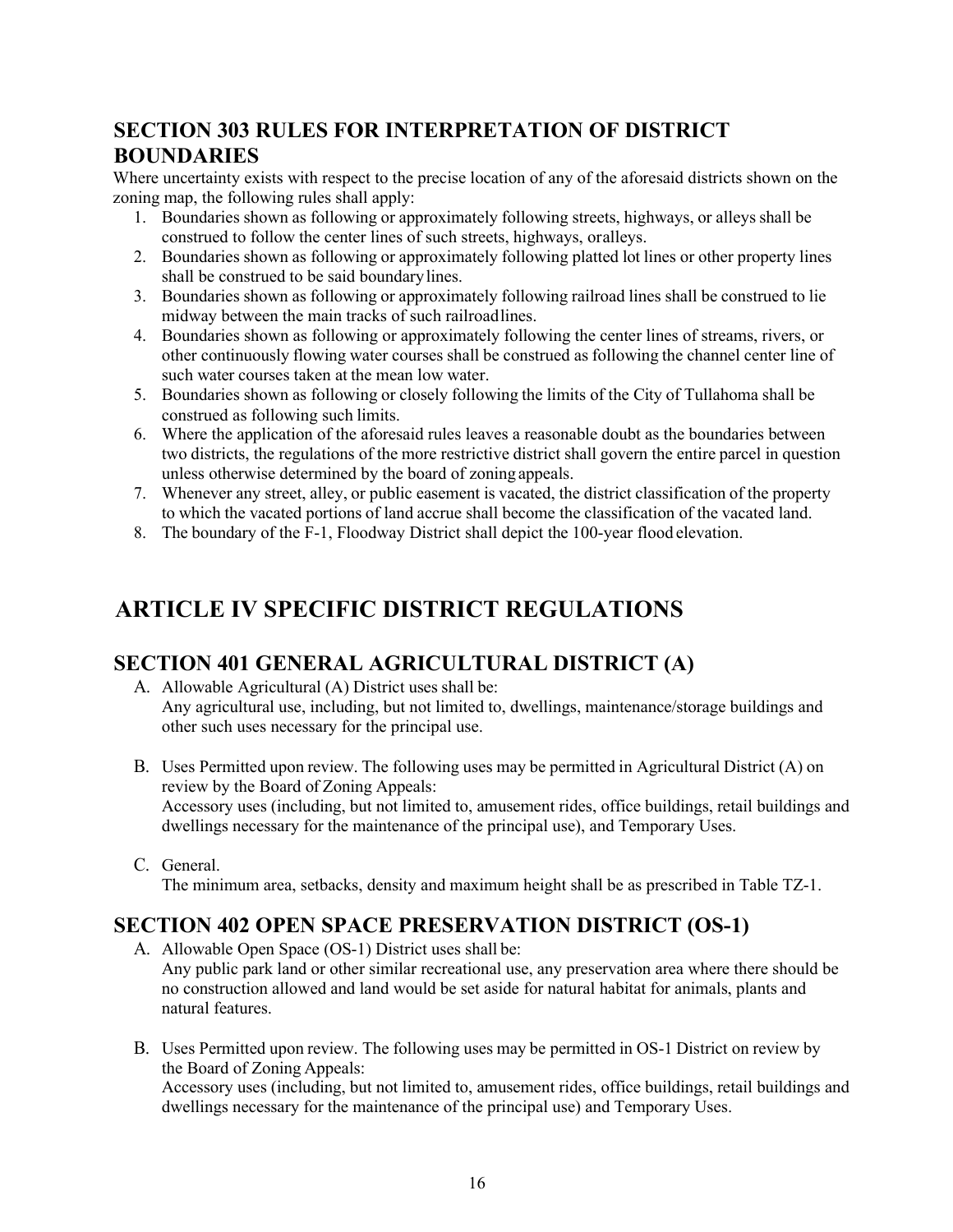## SECTION 303 RULES FOR INTERPRETATION OF DISTRICT BOUNDARIES

Where uncertainty exists with respect to the precise location of any of the aforesaid districts shown on the zoning map, the following rules shall apply:

1. Boundaries shown as following or approximately following streets, highways, or alleys shall be construed to follow the center lines of such streets, highways, oralleys.
2. Boundaries shown as following or approximately following platted lot lines or other property lines shall be construed to be said boundarylines.
3. Boundaries shown as following or approximately following railroad lines shall be construed to lie midway between the main tracks of such railroadlines.
4. Boundaries shown as following or approximately following the center lines of streams, rivers, or other continuously flowing water courses shall be construed as following the channel center line of such water courses taken at the mean low water.
5. Boundaries shown as following or closely following the limits of the City of Tullahoma shall be construed as following such limits.
6. Where the application of the aforesaid rules leaves a reasonable doubt as the boundaries between two districts, the regulations of the more restrictive district shall govern the entire parcel in question unless otherwise determined by the board of zoning appeals.
7. Whenever any street, alley, or public easement is vacated, the district classification of the property to which the vacated portions of land accrue shall become the classification of the vacated land.
8. The boundary of the F-1, Floodway District shall depict the 100-year flood elevation.

# ARTICLE IV SPECIFIC DISTRICT REGULATIONS

## SECTION 401 GENERAL AGRICULTURAL DISTRICT (A)

A. Allowable Agricultural (A) District uses shall be:
   Any agricultural use, including, but not limited to, dwellings, maintenance/storage buildings and other such uses necessary for the principal use.

B. Uses Permitted upon review. The following uses may be permitted in Agricultural District (A) on review by the Board of Zoning Appeals:
   Accessory uses (including, but not limited to, amusement rides, office buildings, retail buildings and dwellings necessary for the maintenance of the principal use), and Temporary Uses.

C. General.
   The minimum area, setbacks, density and maximum height shall be as prescribed in Table TZ-1.

## SECTION 402 OPEN SPACE PRESERVATION DISTRICT (OS-1)

A. Allowable Open Space (OS-1) District uses shall be:
   Any public park land or other similar recreational use, any preservation area where there should be no construction allowed and land would be set aside for natural habitat for animals, plants and natural features.

B. Uses Permitted upon review. The following uses may be permitted in OS-1 District on review by the Board of Zoning Appeals:
   Accessory uses (including, but not limited to, amusement rides, office buildings, retail buildings and dwellings necessary for the maintenance of the principal use) and Temporary Uses.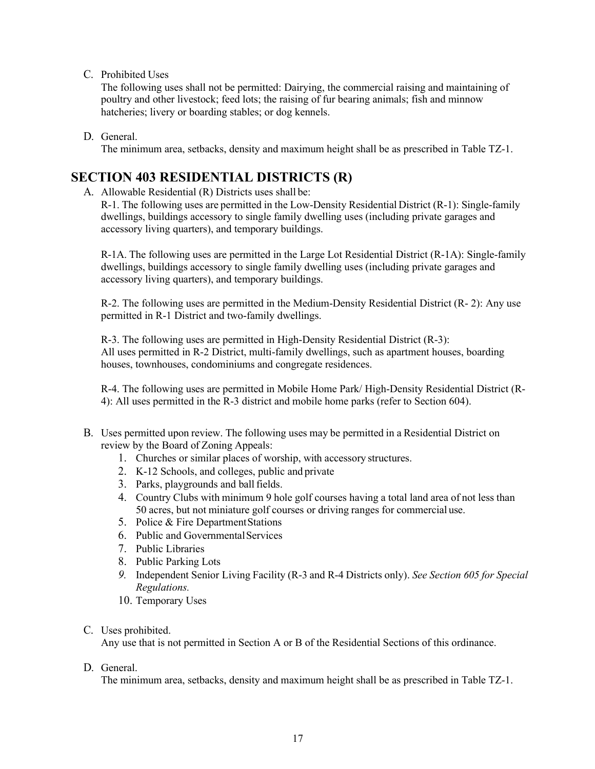C. Prohibited Uses

   The following uses shall not be permitted: Dairying, the commercial raising and maintaining of poultry and other livestock; feed lots; the raising of fur bearing animals; fish and minnow hatcheries; livery or boarding stables; or dog kennels.

D. General.

   The minimum area, setbacks, density and maximum height shall be as prescribed in Table TZ-1.

## SECTION 403 RESIDENTIAL DISTRICTS (R)

A. Allowable Residential (R) Districts uses shall be:

   R-1. The following uses are permitted in the Low-Density Residential District (R-1): Single-family dwellings, buildings accessory to single family dwelling uses (including private garages and accessory living quarters), and temporary buildings.

   R-1A. The following uses are permitted in the Large Lot Residential District (R-1A): Single-family dwellings, buildings accessory to single family dwelling uses (including private garages and accessory living quarters), and temporary buildings.

   R-2. The following uses are permitted in the Medium-Density Residential District (R- 2): Any use permitted in R-1 District and two-family dwellings.

   R-3. The following uses are permitted in High-Density Residential District (R-3):
   All uses permitted in R-2 District, multi-family dwellings, such as apartment houses, boarding houses, townhouses, condominiums and congregate residences.

   R-4. The following uses are permitted in Mobile Home Park/ High-Density Residential District (R-4): All uses permitted in the R-3 district and mobile home parks (refer to Section 604).

B. Uses permitted upon review. The following uses may be permitted in a Residential District on review by the Board of Zoning Appeals:
   1. Churches or similar places of worship, with accessory structures.
   2. K-12 Schools, and colleges, public and private
   3. Parks, playgrounds and ball fields.
   4. Country Clubs with minimum 9 hole golf courses having a total land area of not less than 50 acres, but not miniature golf courses or driving ranges for commercial use.
   5. Police & Fire Department Stations
   6. Public and Governmental Services
   7. Public Libraries
   8. Public Parking Lots
   9. Independent Senior Living Facility (R-3 and R-4 Districts only). *See Section 605 for Special Regulations.*
   10. Temporary Uses

C. Uses prohibited.

   Any use that is not permitted in Section A or B of the Residential Sections of this ordinance.

D. General.

   The minimum area, setbacks, density and maximum height shall be as prescribed in Table TZ-1.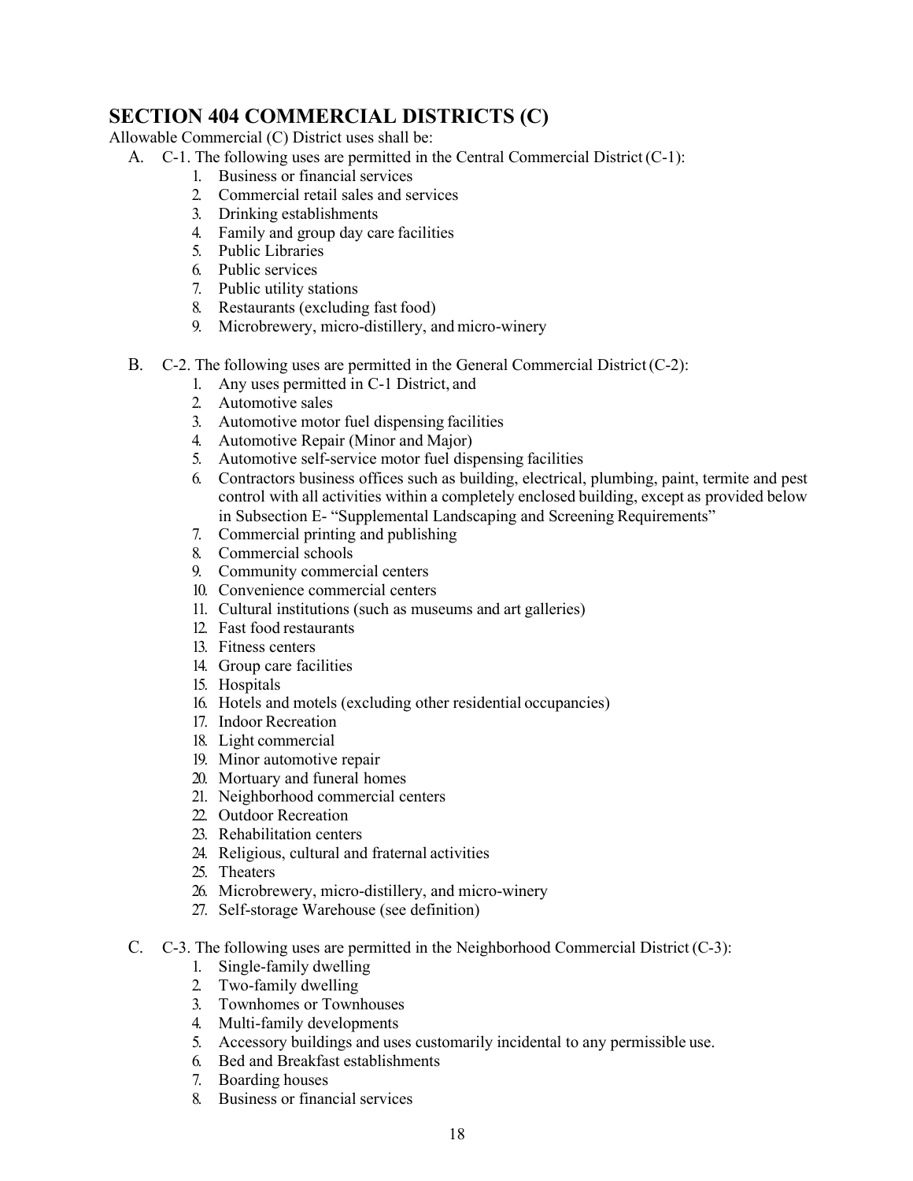## SECTION 404 COMMERCIAL DISTRICTS (C)

Allowable Commercial (C) District uses shall be:

A. C-1. The following uses are permitted in the Central Commercial District (C-1):
   1. Business or financial services
   2. Commercial retail sales and services
   3. Drinking establishments
   4. Family and group day care facilities
   5. Public Libraries
   6. Public services
   7. Public utility stations
   8. Restaurants (excluding fast food)
   9. Microbrewery, micro-distillery, and micro-winery

B. C-2. The following uses are permitted in the General Commercial District (C-2):
   1. Any uses permitted in C-1 District, and
   2. Automotive sales
   3. Automotive motor fuel dispensing facilities
   4. Automotive Repair (Minor and Major)
   5. Automotive self-service motor fuel dispensing facilities
   6. Contractors business offices such as building, electrical, plumbing, paint, termite and pest control with all activities within a completely enclosed building, except as provided below in Subsection E- "Supplemental Landscaping and Screening Requirements"
   7. Commercial printing and publishing
   8. Commercial schools
   9. Community commercial centers
   10. Convenience commercial centers
   11. Cultural institutions (such as museums and art galleries)
   12. Fast food restaurants
   13. Fitness centers
   14. Group care facilities
   15. Hospitals
   16. Hotels and motels (excluding other residential occupancies)
   17. Indoor Recreation
   18. Light commercial
   19. Minor automotive repair
   20. Mortuary and funeral homes
   21. Neighborhood commercial centers
   22. Outdoor Recreation
   23. Rehabilitation centers
   24. Religious, cultural and fraternal activities
   25. Theaters
   26. Microbrewery, micro-distillery, and micro-winery
   27. Self-storage Warehouse (see definition)

C. C-3. The following uses are permitted in the Neighborhood Commercial District (C-3):
   1. Single-family dwelling
   2. Two-family dwelling
   3. Townhomes or Townhouses
   4. Multi-family developments
   5. Accessory buildings and uses customarily incidental to any permissible use.
   6. Bed and Breakfast establishments
   7. Boarding houses
   8. Business or financial services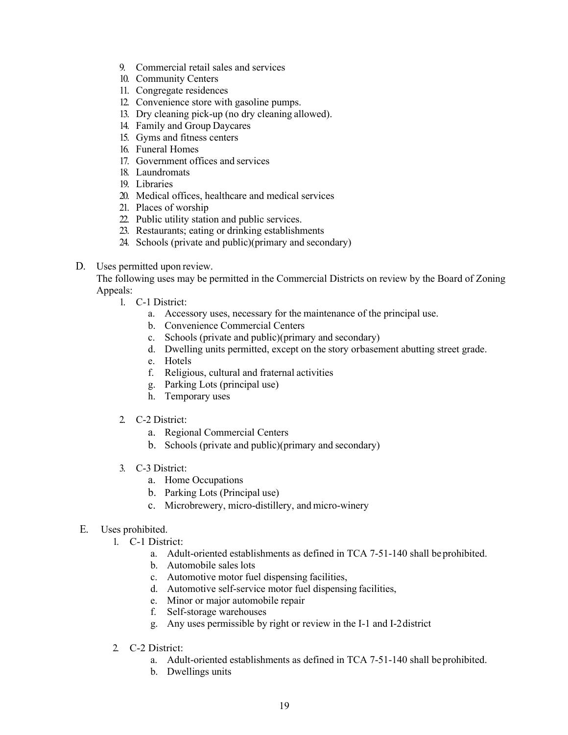9. Commercial retail sales and services
10. Community Centers
11. Congregate residences
12. Convenience store with gasoline pumps.
13. Dry cleaning pick-up (no dry cleaning allowed).
14. Family and Group Daycares
15. Gyms and fitness centers
16. Funeral Homes
17. Government offices and services
18. Laundromats
19. Libraries
20. Medical offices, healthcare and medical services
21. Places of worship
22. Public utility station and public services.
23. Restaurants; eating or drinking establishments
24. Schools (private and public)(primary and secondary)

D. Uses permitted upon review.
The following uses may be permitted in the Commercial Districts on review by the Board of Zoning Appeals:

1. C-1 District:
    a. Accessory uses, necessary for the maintenance of the principal use.
    b. Convenience Commercial Centers
    c. Schools (private and public)(primary and secondary)
    d. Dwelling units permitted, except on the story orbasement abutting street grade.
    e. Hotels
    f. Religious, cultural and fraternal activities
    g. Parking Lots (principal use)
    h. Temporary uses

2. C-2 District:
    a. Regional Commercial Centers
    b. Schools (private and public)(primary and secondary)

3. C-3 District:
    a. Home Occupations
    b. Parking Lots (Principal use)
    c. Microbrewery, micro-distillery, and micro-winery

E. Uses prohibited.

1. C-1 District:
    a. Adult-oriented establishments as defined in TCA 7-51-140 shall be prohibited.
    b. Automobile sales lots
    c. Automotive motor fuel dispensing facilities,
    d. Automotive self-service motor fuel dispensing facilities,
    e. Minor or major automobile repair
    f. Self-storage warehouses
    g. Any uses permissible by right or review in the I-1 and I-2 district

2. C-2 District:
    a. Adult-oriented establishments as defined in TCA 7-51-140 shall be prohibited.
    b. Dwellings units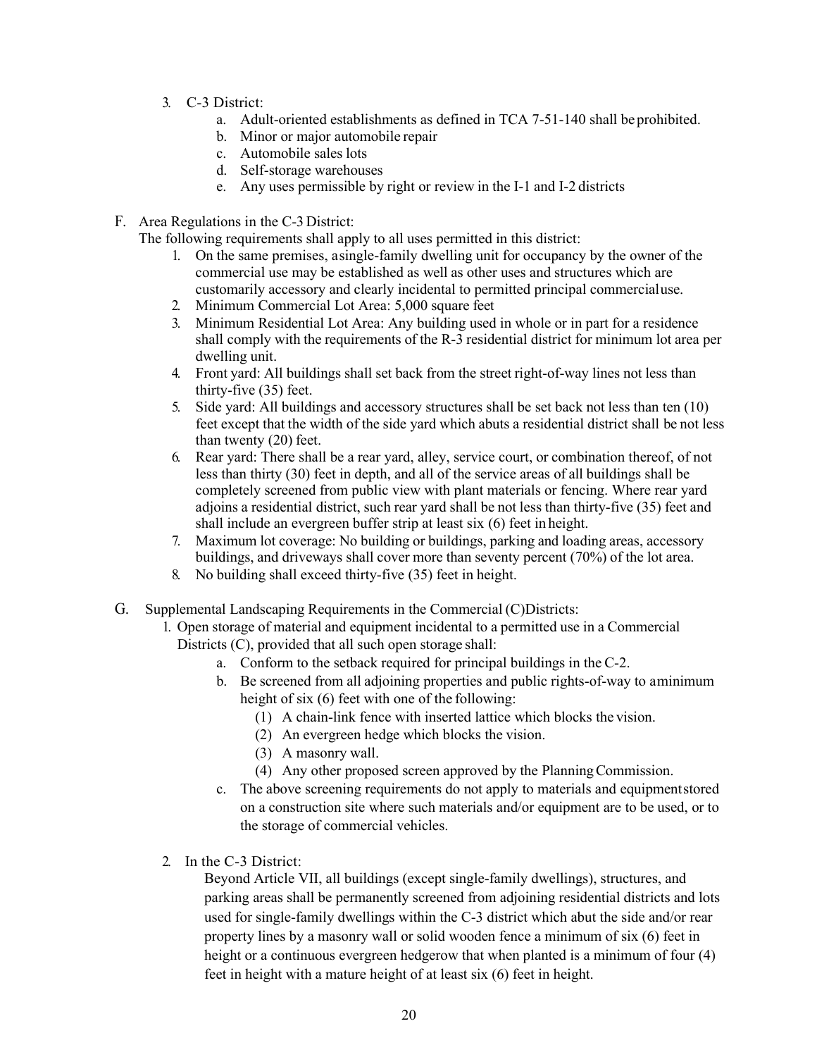3. C-3 District:
    a. Adult-oriented establishments as defined in TCA 7-51-140 shall be prohibited.
    b. Minor or major automobile repair
    c. Automobile sales lots
    d. Self-storage warehouses
    e. Any uses permissible by right or review in the I-1 and I-2 districts

F. Area Regulations in the C-3 District:

The following requirements shall apply to all uses permitted in this district:

1. On the same premises, a single-family dwelling unit for occupancy by the owner of the commercial use may be established as well as other uses and structures which are customarily accessory and clearly incidental to permitted principal commercial use.
2. Minimum Commercial Lot Area: 5,000 square feet
3. Minimum Residential Lot Area: Any building used in whole or in part for a residence shall comply with the requirements of the R-3 residential district for minimum lot area per dwelling unit.
4. Front yard: All buildings shall set back from the street right-of-way lines not less than thirty-five (35) feet.
5. Side yard: All buildings and accessory structures shall be set back not less than ten (10) feet except that the width of the side yard which abuts a residential district shall be not less than twenty (20) feet.
6. Rear yard: There shall be a rear yard, alley, service court, or combination thereof, of not less than thirty (30) feet in depth, and all of the service areas of all buildings shall be completely screened from public view with plant materials or fencing. Where rear yard adjoins a residential district, such rear yard shall be not less than thirty-five (35) feet and shall include an evergreen buffer strip at least six (6) feet in height.
7. Maximum lot coverage: No building or buildings, parking and loading areas, accessory buildings, and driveways shall cover more than seventy percent (70%) of the lot area.
8. No building shall exceed thirty-five (35) feet in height.

G. Supplemental Landscaping Requirements in the Commercial (C) Districts:

1. Open storage of material and equipment incidental to a permitted use in a Commercial Districts (C), provided that all such open storage shall:
    a. Conform to the setback required for principal buildings in the C-2.
    b. Be screened from all adjoining properties and public rights-of-way to a minimum height of six (6) feet with one of the following:
        (1) A chain-link fence with inserted lattice which blocks the vision.
        (2) An evergreen hedge which blocks the vision.
        (3) A masonry wall.
        (4) Any other proposed screen approved by the Planning Commission.
    c. The above screening requirements do not apply to materials and equipment stored on a construction site where such materials and/or equipment are to be used, or to the storage of commercial vehicles.

2. In the C-3 District:

    Beyond Article VII, all buildings (except single-family dwellings), structures, and parking areas shall be permanently screened from adjoining residential districts and lots used for single-family dwellings within the C-3 district which abut the side and/or rear property lines by a masonry wall or solid wooden fence a minimum of six (6) feet in height or a continuous evergreen hedgerow that when planted is a minimum of four (4) feet in height with a mature height of at least six (6) feet in height.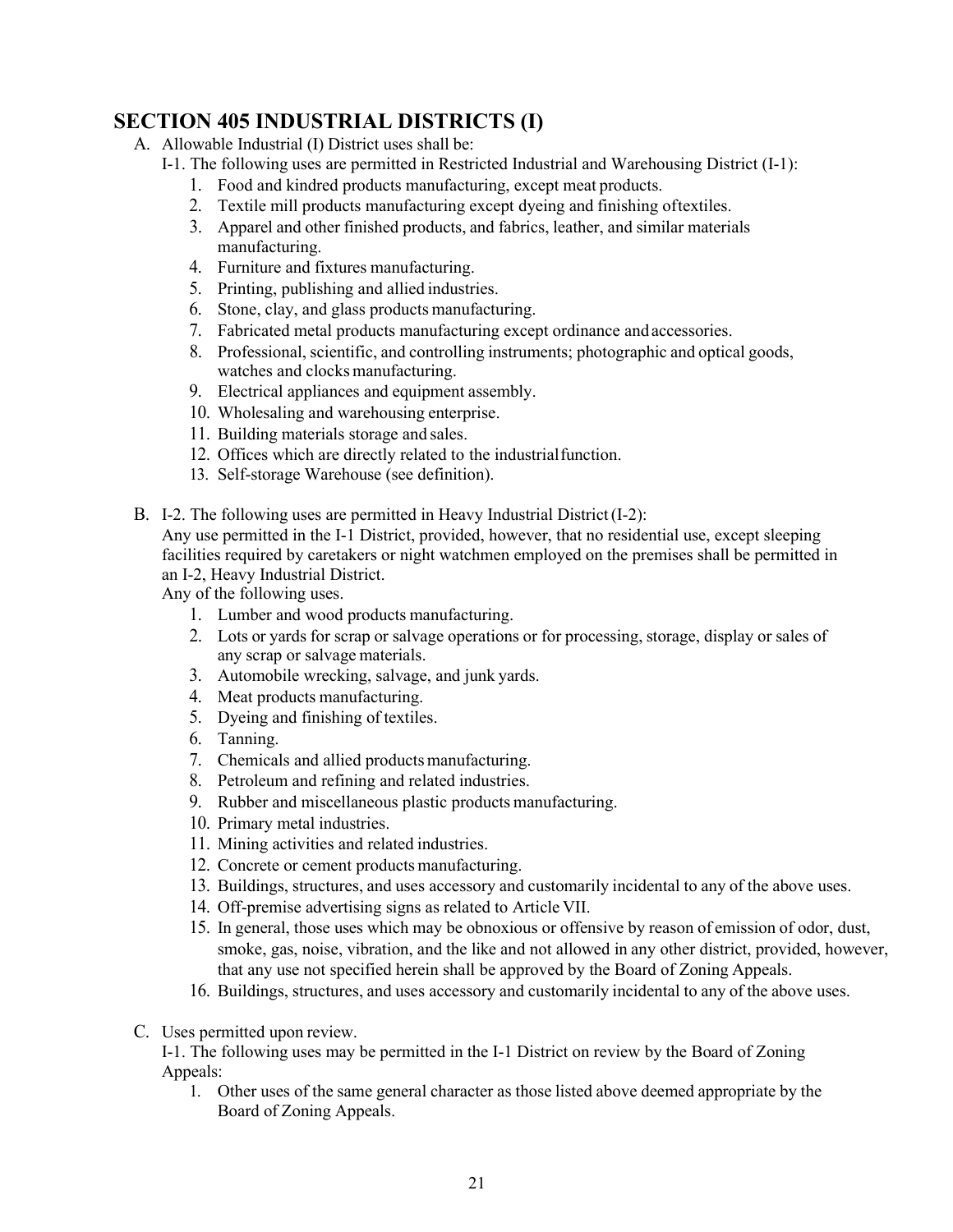## SECTION 405 INDUSTRIAL DISTRICTS (I)

A. Allowable Industrial (I) District uses shall be:

I-1. The following uses are permitted in Restricted Industrial and Warehousing District (I-1):

1. Food and kindred products manufacturing, except meat products.
2. Textile mill products manufacturing except dyeing and finishing oftextiles.
3. Apparel and other finished products, and fabrics, leather, and similar materials manufacturing.
4. Furniture and fixtures manufacturing.
5. Printing, publishing and allied industries.
6. Stone, clay, and glass products manufacturing.
7. Fabricated metal products manufacturing except ordinance and accessories.
8. Professional, scientific, and controlling instruments; photographic and optical goods, watches and clocks manufacturing.
9. Electrical appliances and equipment assembly.
10. Wholesaling and warehousing enterprise.
11. Building materials storage and sales.
12. Offices which are directly related to the industrial function.
13. Self-storage Warehouse (see definition).

B. I-2. The following uses are permitted in Heavy Industrial District (I-2):

Any use permitted in the I-1 District, provided, however, that no residential use, except sleeping facilities required by caretakers or night watchmen employed on the premises shall be permitted in an I-2, Heavy Industrial District.

Any of the following uses.

1. Lumber and wood products manufacturing.
2. Lots or yards for scrap or salvage operations or for processing, storage, display or sales of any scrap or salvage materials.
3. Automobile wrecking, salvage, and junk yards.
4. Meat products manufacturing.
5. Dyeing and finishing of textiles.
6. Tanning.
7. Chemicals and allied products manufacturing.
8. Petroleum and refining and related industries.
9. Rubber and miscellaneous plastic products manufacturing.
10. Primary metal industries.
11. Mining activities and related industries.
12. Concrete or cement products manufacturing.
13. Buildings, structures, and uses accessory and customarily incidental to any of the above uses.
14. Off-premise advertising signs as related to Article VII.
15. In general, those uses which may be obnoxious or offensive by reason of emission of odor, dust, smoke, gas, noise, vibration, and the like and not allowed in any other district, provided, however, that any use not specified herein shall be approved by the Board of Zoning Appeals.
16. Buildings, structures, and uses accessory and customarily incidental to any of the above uses.

C. Uses permitted upon review.

I-1. The following uses may be permitted in the I-1 District on review by the Board of Zoning Appeals:

1. Other uses of the same general character as those listed above deemed appropriate by the Board of Zoning Appeals.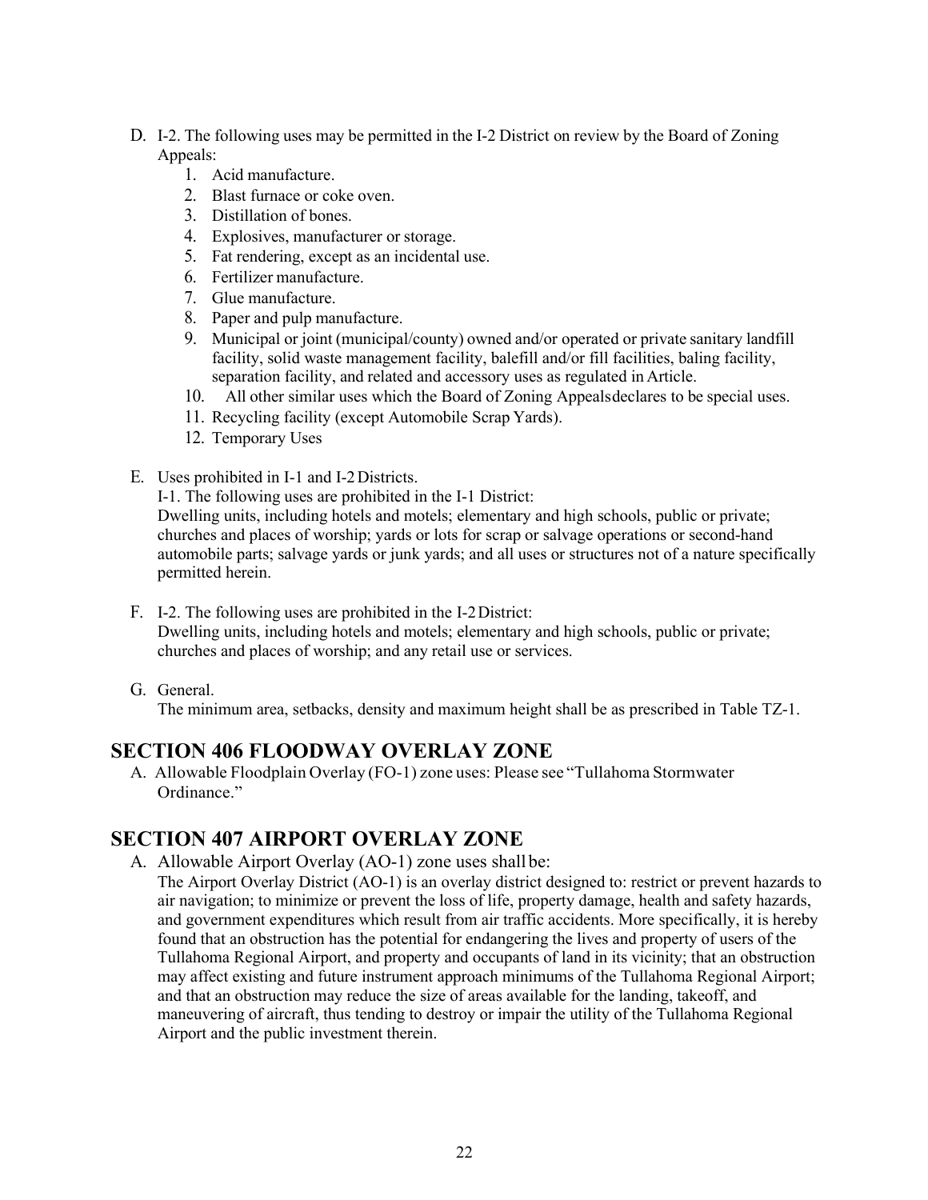D. I-2. The following uses may be permitted in the I-2 District on review by the Board of Zoning Appeals:
   1. Acid manufacture.
   2. Blast furnace or coke oven.
   3. Distillation of bones.
   4. Explosives, manufacturer or storage.
   5. Fat rendering, except as an incidental use.
   6. Fertilizer manufacture.
   7. Glue manufacture.
   8. Paper and pulp manufacture.
   9. Municipal or joint (municipal/county) owned and/or operated or private sanitary landfill facility, solid waste management facility, balefill and/or fill facilities, baling facility, separation facility, and related and accessory uses as regulated in Article.
   10. All other similar uses which the Board of Zoning Appealsdeclares to be special uses.
   11. Recycling facility (except Automobile Scrap Yards).
   12. Temporary Uses

E. Uses prohibited in I-1 and I-2 Districts.
   I-1. The following uses are prohibited in the I-1 District:
   Dwelling units, including hotels and motels; elementary and high schools, public or private; churches and places of worship; yards or lots for scrap or salvage operations or second-hand automobile parts; salvage yards or junk yards; and all uses or structures not of a nature specifically permitted herein.

F. I-2. The following uses are prohibited in the I-2 District:
   Dwelling units, including hotels and motels; elementary and high schools, public or private; churches and places of worship; and any retail use or services.

G. General.
   The minimum area, setbacks, density and maximum height shall be as prescribed in Table TZ-1.

## SECTION 406 FLOODWAY OVERLAY ZONE

A. Allowable Floodplain Overlay (FO-1) zone uses: Please see "Tullahoma Stormwater Ordinance."

## SECTION 407 AIRPORT OVERLAY ZONE

A. Allowable Airport Overlay (AO-1) zone uses shall be:
   The Airport Overlay District (AO-1) is an overlay district designed to: restrict or prevent hazards to air navigation; to minimize or prevent the loss of life, property damage, health and safety hazards, and government expenditures which result from air traffic accidents. More specifically, it is hereby found that an obstruction has the potential for endangering the lives and property of users of the Tullahoma Regional Airport, and property and occupants of land in its vicinity; that an obstruction may affect existing and future instrument approach minimums of the Tullahoma Regional Airport; and that an obstruction may reduce the size of areas available for the landing, takeoff, and maneuvering of aircraft, thus tending to destroy or impair the utility of the Tullahoma Regional Airport and the public investment therein.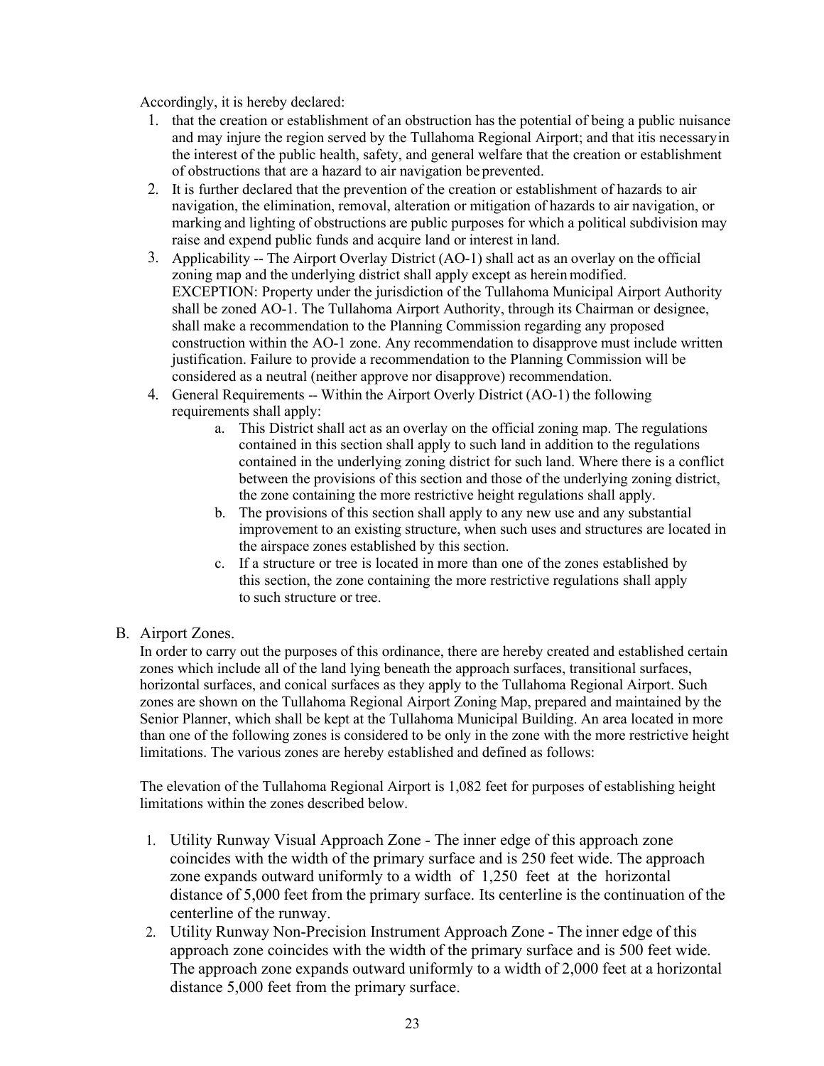Accordingly, it is hereby declared:

1. that the creation or establishment of an obstruction has the potential of being a public nuisance and may injure the region served by the Tullahoma Regional Airport; and that itis necessaryin the interest of the public health, safety, and general welfare that the creation or establishment of obstructions that are a hazard to air navigation be prevented.
2. It is further declared that the prevention of the creation or establishment of hazards to air navigation, the elimination, removal, alteration or mitigation of hazards to air navigation, or marking and lighting of obstructions are public purposes for which a political subdivision may raise and expend public funds and acquire land or interest in land.
3. Applicability -- The Airport Overlay District (AO-1) shall act as an overlay on the official zoning map and the underlying district shall apply except as herein modified. EXCEPTION: Property under the jurisdiction of the Tullahoma Municipal Airport Authority shall be zoned AO-1. The Tullahoma Airport Authority, through its Chairman or designee, shall make a recommendation to the Planning Commission regarding any proposed construction within the AO-1 zone. Any recommendation to disapprove must include written justification. Failure to provide a recommendation to the Planning Commission will be considered as a neutral (neither approve nor disapprove) recommendation.
4. General Requirements -- Within the Airport Overly District (AO-1) the following requirements shall apply:
    a. This District shall act as an overlay on the official zoning map. The regulations contained in this section shall apply to such land in addition to the regulations contained in the underlying zoning district for such land. Where there is a conflict between the provisions of this section and those of the underlying zoning district, the zone containing the more restrictive height regulations shall apply.
    b. The provisions of this section shall apply to any new use and any substantial improvement to an existing structure, when such uses and structures are located in the airspace zones established by this section.
    c. If a structure or tree is located in more than one of the zones established by this section, the zone containing the more restrictive regulations shall apply to such structure or tree.

B. Airport Zones.

In order to carry out the purposes of this ordinance, there are hereby created and established certain zones which include all of the land lying beneath the approach surfaces, transitional surfaces, horizontal surfaces, and conical surfaces as they apply to the Tullahoma Regional Airport. Such zones are shown on the Tullahoma Regional Airport Zoning Map, prepared and maintained by the Senior Planner, which shall be kept at the Tullahoma Municipal Building. An area located in more than one of the following zones is considered to be only in the zone with the more restrictive height limitations. The various zones are hereby established and defined as follows:

The elevation of the Tullahoma Regional Airport is 1,082 feet for purposes of establishing height limitations within the zones described below.

1. Utility Runway Visual Approach Zone - The inner edge of this approach zone coincides with the width of the primary surface and is 250 feet wide. The approach zone expands outward uniformly to a width of 1,250 feet at the horizontal distance of 5,000 feet from the primary surface. Its centerline is the continuation of the centerline of the runway.
2. Utility Runway Non-Precision Instrument Approach Zone - The inner edge of this approach zone coincides with the width of the primary surface and is 500 feet wide. The approach zone expands outward uniformly to a width of 2,000 feet at a horizontal distance 5,000 feet from the primary surface.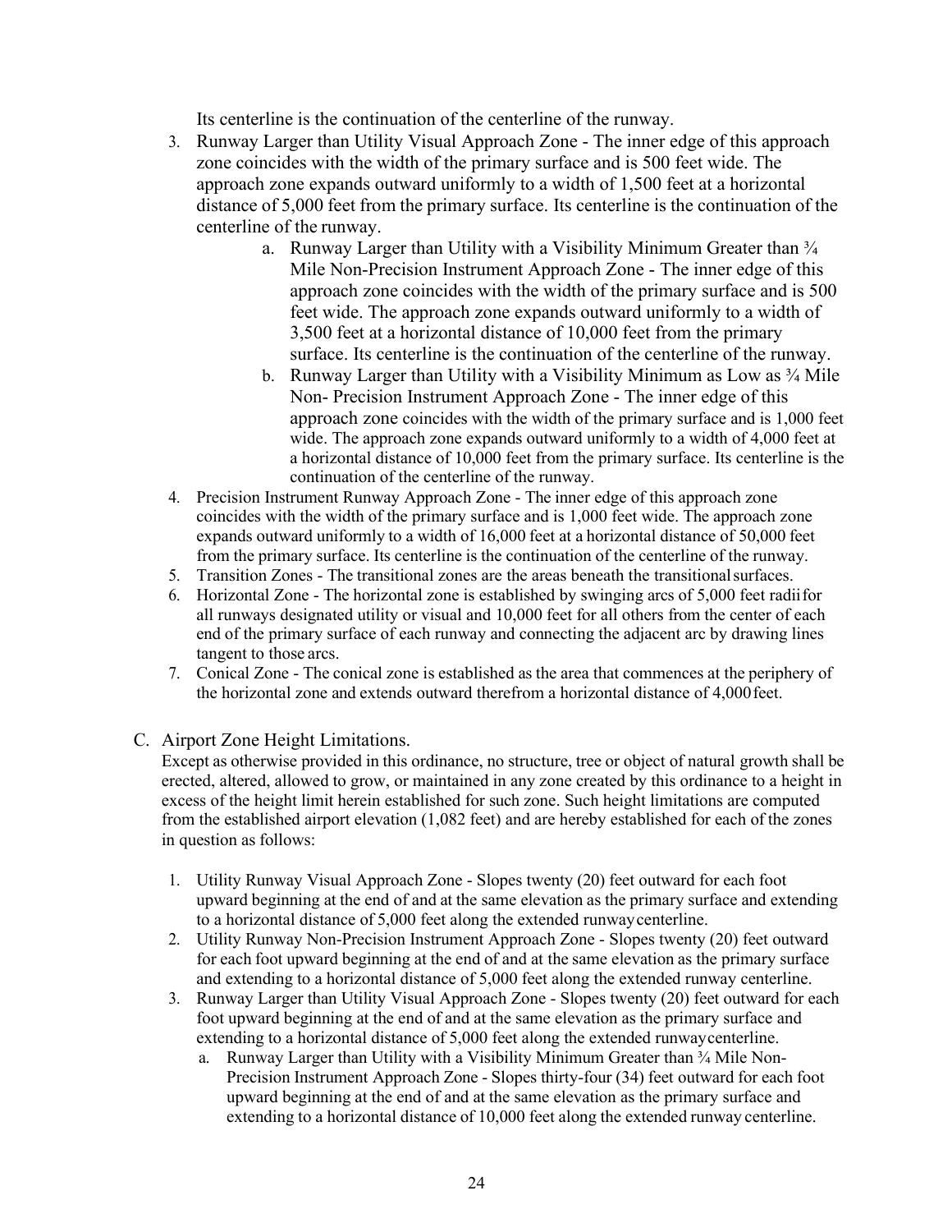Its centerline is the continuation of the centerline of the runway.

3. Runway Larger than Utility Visual Approach Zone - The inner edge of this approach zone coincides with the width of the primary surface and is 500 feet wide. The approach zone expands outward uniformly to a width of 1,500 feet at a horizontal distance of 5,000 feet from the primary surface. Its centerline is the continuation of the centerline of the runway.
   a. Runway Larger than Utility with a Visibility Minimum Greater than ¾ Mile Non-Precision Instrument Approach Zone - The inner edge of this approach zone coincides with the width of the primary surface and is 500 feet wide. The approach zone expands outward uniformly to a width of 3,500 feet at a horizontal distance of 10,000 feet from the primary surface. Its centerline is the continuation of the centerline of the runway.
   b. Runway Larger than Utility with a Visibility Minimum as Low as ¾ Mile Non- Precision Instrument Approach Zone - The inner edge of this approach zone coincides with the width of the primary surface and is 1,000 feet wide. The approach zone expands outward uniformly to a width of 4,000 feet at a horizontal distance of 10,000 feet from the primary surface. Its centerline is the continuation of the centerline of the runway.
4. Precision Instrument Runway Approach Zone - The inner edge of this approach zone coincides with the width of the primary surface and is 1,000 feet wide. The approach zone expands outward uniformly to a width of 16,000 feet at a horizontal distance of 50,000 feet from the primary surface. Its centerline is the continuation of the centerline of the runway.
5. Transition Zones - The transitional zones are the areas beneath the transitional surfaces.
6. Horizontal Zone - The horizontal zone is established by swinging arcs of 5,000 feet radii for all runways designated utility or visual and 10,000 feet for all others from the center of each end of the primary surface of each runway and connecting the adjacent arc by drawing lines tangent to those arcs.
7. Conical Zone - The conical zone is established as the area that commences at the periphery of the horizontal zone and extends outward therefrom a horizontal distance of 4,000 feet.

C. Airport Zone Height Limitations.

Except as otherwise provided in this ordinance, no structure, tree or object of natural growth shall be erected, altered, allowed to grow, or maintained in any zone created by this ordinance to a height in excess of the height limit herein established for such zone. Such height limitations are computed from the established airport elevation (1,082 feet) and are hereby established for each of the zones in question as follows:

1. Utility Runway Visual Approach Zone - Slopes twenty (20) feet outward for each foot upward beginning at the end of and at the same elevation as the primary surface and extending to a horizontal distance of 5,000 feet along the extended runway centerline.
2. Utility Runway Non-Precision Instrument Approach Zone - Slopes twenty (20) feet outward for each foot upward beginning at the end of and at the same elevation as the primary surface and extending to a horizontal distance of 5,000 feet along the extended runway centerline.
3. Runway Larger than Utility Visual Approach Zone - Slopes twenty (20) feet outward for each foot upward beginning at the end of and at the same elevation as the primary surface and extending to a horizontal distance of 5,000 feet along the extended runway centerline.
   a. Runway Larger than Utility with a Visibility Minimum Greater than ¾ Mile Non-Precision Instrument Approach Zone - Slopes thirty-four (34) feet outward for each foot upward beginning at the end of and at the same elevation as the primary surface and extending to a horizontal distance of 10,000 feet along the extended runway centerline.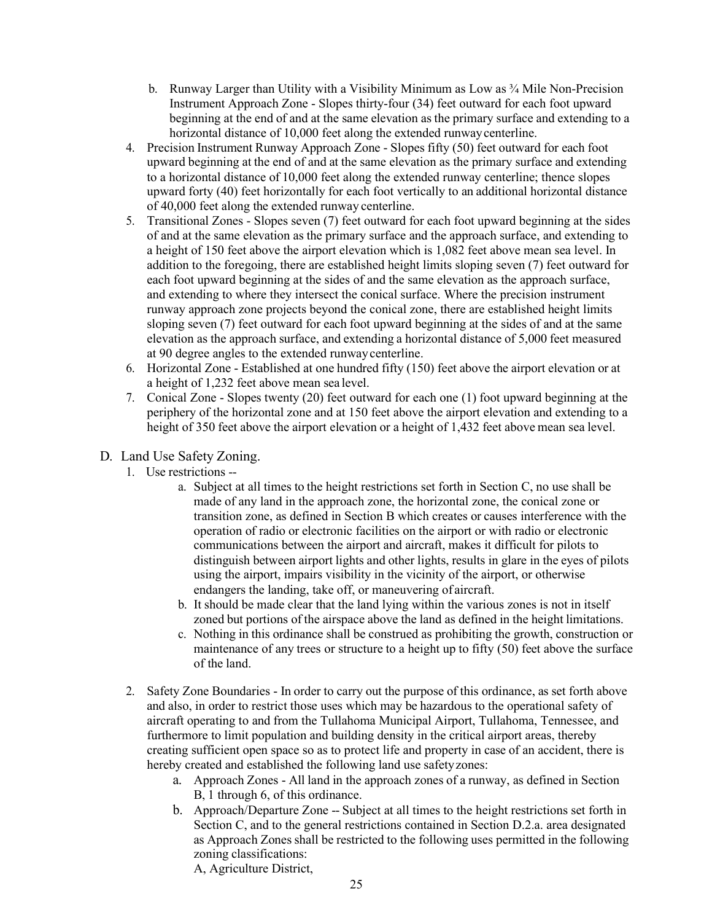b. Runway Larger than Utility with a Visibility Minimum as Low as ¾ Mile Non-Precision Instrument Approach Zone - Slopes thirty-four (34) feet outward for each foot upward beginning at the end of and at the same elevation as the primary surface and extending to a horizontal distance of 10,000 feet along the extended runway centerline.

4. Precision Instrument Runway Approach Zone - Slopes fifty (50) feet outward for each foot upward beginning at the end of and at the same elevation as the primary surface and extending to a horizontal distance of 10,000 feet along the extended runway centerline; thence slopes upward forty (40) feet horizontally for each foot vertically to an additional horizontal distance of 40,000 feet along the extended runway centerline.
5. Transitional Zones - Slopes seven (7) feet outward for each foot upward beginning at the sides of and at the same elevation as the primary surface and the approach surface, and extending to a height of 150 feet above the airport elevation which is 1,082 feet above mean sea level. In addition to the foregoing, there are established height limits sloping seven (7) feet outward for each foot upward beginning at the sides of and the same elevation as the approach surface, and extending to where they intersect the conical surface. Where the precision instrument runway approach zone projects beyond the conical zone, there are established height limits sloping seven (7) feet outward for each foot upward beginning at the sides of and at the same elevation as the approach surface, and extending a horizontal distance of 5,000 feet measured at 90 degree angles to the extended runway centerline.
6. Horizontal Zone - Established at one hundred fifty (150) feet above the airport elevation or at a height of 1,232 feet above mean sea level.
7. Conical Zone - Slopes twenty (20) feet outward for each one (1) foot upward beginning at the periphery of the horizontal zone and at 150 feet above the airport elevation and extending to a height of 350 feet above the airport elevation or a height of 1,432 feet above mean sea level.

D. Land Use Safety Zoning.

1. Use restrictions --
   a. Subject at all times to the height restrictions set forth in Section C, no use shall be made of any land in the approach zone, the horizontal zone, the conical zone or transition zone, as defined in Section B which creates or causes interference with the operation of radio or electronic facilities on the airport or with radio or electronic communications between the airport and aircraft, makes it difficult for pilots to distinguish between airport lights and other lights, results in glare in the eyes of pilots using the airport, impairs visibility in the vicinity of the airport, or otherwise endangers the landing, take off, or maneuvering of aircraft.
   b. It should be made clear that the land lying within the various zones is not in itself zoned but portions of the airspace above the land as defined in the height limitations.
   c. Nothing in this ordinance shall be construed as prohibiting the growth, construction or maintenance of any trees or structure to a height up to fifty (50) feet above the surface of the land.

2. Safety Zone Boundaries - In order to carry out the purpose of this ordinance, as set forth above and also, in order to restrict those uses which may be hazardous to the operational safety of aircraft operating to and from the Tullahoma Municipal Airport, Tullahoma, Tennessee, and furthermore to limit population and building density in the critical airport areas, thereby creating sufficient open space so as to protect life and property in case of an accident, there is hereby created and established the following land use safety zones:
   a. Approach Zones - All land in the approach zones of a runway, as defined in Section B, 1 through 6, of this ordinance.
   b. Approach/Departure Zone -- Subject at all times to the height restrictions set forth in Section C, and to the general restrictions contained in Section D.2.a. area designated as Approach Zones shall be restricted to the following uses permitted in the following zoning classifications:

      A, Agriculture District,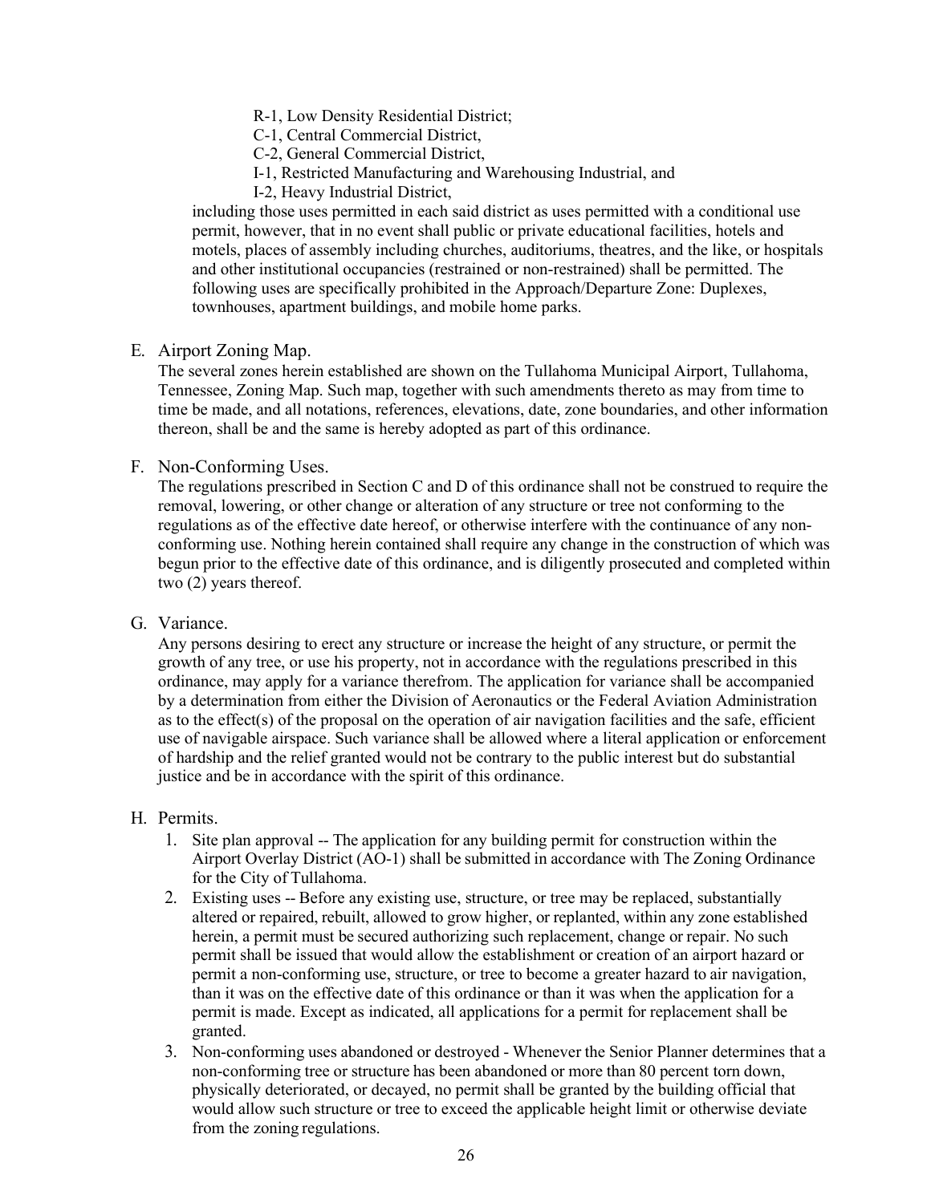R-1, Low Density Residential District;
C-1, Central Commercial District,
C-2, General Commercial District,
I-1, Restricted Manufacturing and Warehousing Industrial, and
I-2, Heavy Industrial District,

including those uses permitted in each said district as uses permitted with a conditional use permit, however, that in no event shall public or private educational facilities, hotels and motels, places of assembly including churches, auditoriums, theatres, and the like, or hospitals and other institutional occupancies (restrained or non-restrained) shall be permitted. The following uses are specifically prohibited in the Approach/Departure Zone: Duplexes, townhouses, apartment buildings, and mobile home parks.

E. Airport Zoning Map.
The several zones herein established are shown on the Tullahoma Municipal Airport, Tullahoma, Tennessee, Zoning Map. Such map, together with such amendments thereto as may from time to time be made, and all notations, references, elevations, date, zone boundaries, and other information thereon, shall be and the same is hereby adopted as part of this ordinance.

F. Non-Conforming Uses.
The regulations prescribed in Section C and D of this ordinance shall not be construed to require the removal, lowering, or other change or alteration of any structure or tree not conforming to the regulations as of the effective date hereof, or otherwise interfere with the continuance of any non-conforming use. Nothing herein contained shall require any change in the construction of which was begun prior to the effective date of this ordinance, and is diligently prosecuted and completed within two (2) years thereof.

G. Variance.
Any persons desiring to erect any structure or increase the height of any structure, or permit the growth of any tree, or use his property, not in accordance with the regulations prescribed in this ordinance, may apply for a variance therefrom. The application for variance shall be accompanied by a determination from either the Division of Aeronautics or the Federal Aviation Administration as to the effect(s) of the proposal on the operation of air navigation facilities and the safe, efficient use of navigable airspace. Such variance shall be allowed where a literal application or enforcement of hardship and the relief granted would not be contrary to the public interest but do substantial justice and be in accordance with the spirit of this ordinance.

H. Permits.

1. Site plan approval -- The application for any building permit for construction within the Airport Overlay District (AO-1) shall be submitted in accordance with The Zoning Ordinance for the City of Tullahoma.
2. Existing uses -- Before any existing use, structure, or tree may be replaced, substantially altered or repaired, rebuilt, allowed to grow higher, or replanted, within any zone established herein, a permit must be secured authorizing such replacement, change or repair. No such permit shall be issued that would allow the establishment or creation of an airport hazard or permit a non-conforming use, structure, or tree to become a greater hazard to air navigation, than it was on the effective date of this ordinance or than it was when the application for a permit is made. Except as indicated, all applications for a permit for replacement shall be granted.
3. Non-conforming uses abandoned or destroyed - Whenever the Senior Planner determines that a non-conforming tree or structure has been abandoned or more than 80 percent torn down, physically deteriorated, or decayed, no permit shall be granted by the building official that would allow such structure or tree to exceed the applicable height limit or otherwise deviate from the zoning regulations.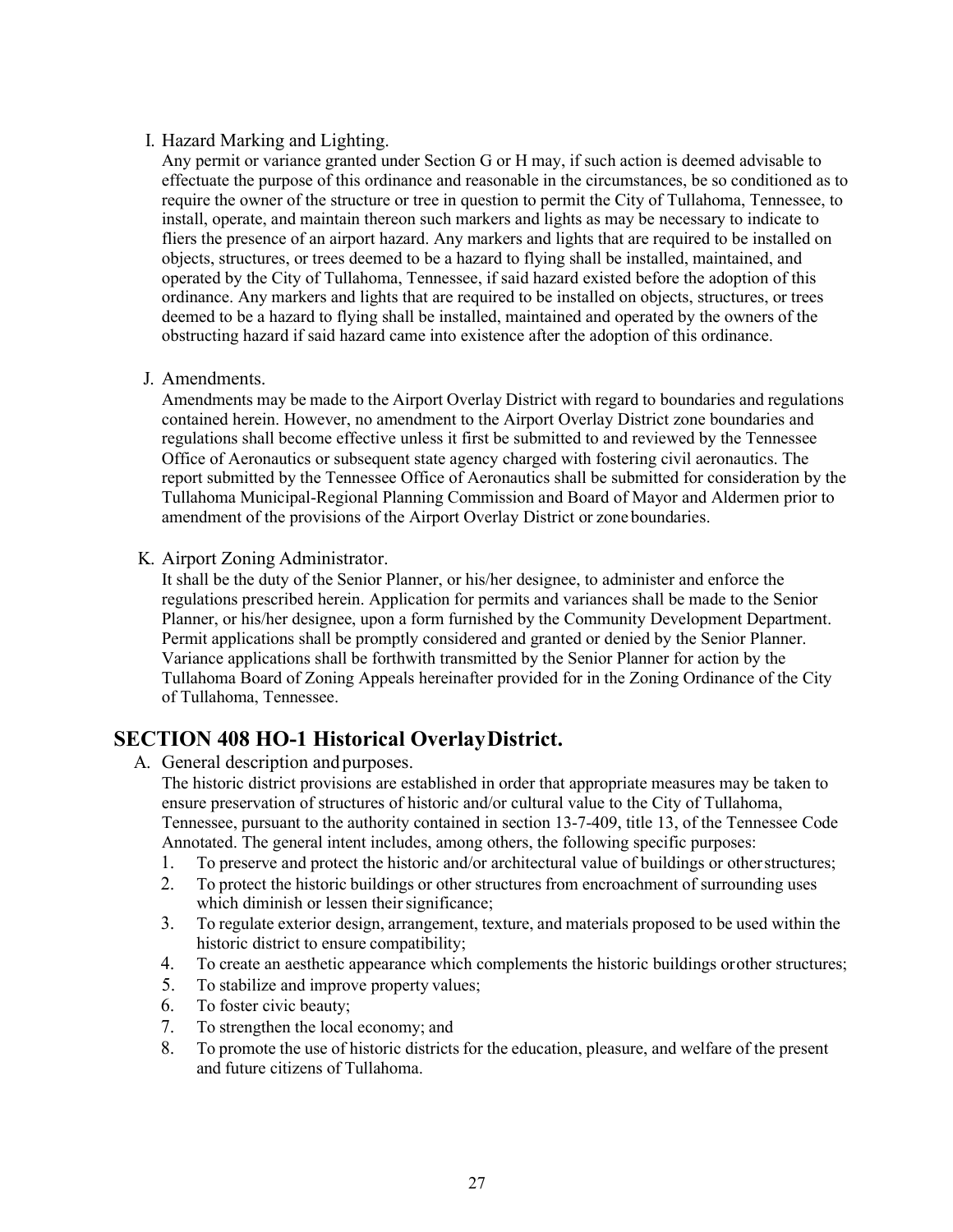I. Hazard Marking and Lighting.

Any permit or variance granted under Section G or H may, if such action is deemed advisable to effectuate the purpose of this ordinance and reasonable in the circumstances, be so conditioned as to require the owner of the structure or tree in question to permit the City of Tullahoma, Tennessee, to install, operate, and maintain thereon such markers and lights as may be necessary to indicate to fliers the presence of an airport hazard. Any markers and lights that are required to be installed on objects, structures, or trees deemed to be a hazard to flying shall be installed, maintained, and operated by the City of Tullahoma, Tennessee, if said hazard existed before the adoption of this ordinance. Any markers and lights that are required to be installed on objects, structures, or trees deemed to be a hazard to flying shall be installed, maintained and operated by the owners of the obstructing hazard if said hazard came into existence after the adoption of this ordinance.

J. Amendments.

Amendments may be made to the Airport Overlay District with regard to boundaries and regulations contained herein. However, no amendment to the Airport Overlay District zone boundaries and regulations shall become effective unless it first be submitted to and reviewed by the Tennessee Office of Aeronautics or subsequent state agency charged with fostering civil aeronautics. The report submitted by the Tennessee Office of Aeronautics shall be submitted for consideration by the Tullahoma Municipal-Regional Planning Commission and Board of Mayor and Aldermen prior to amendment of the provisions of the Airport Overlay District or zone boundaries.

K. Airport Zoning Administrator.

It shall be the duty of the Senior Planner, or his/her designee, to administer and enforce the regulations prescribed herein. Application for permits and variances shall be made to the Senior Planner, or his/her designee, upon a form furnished by the Community Development Department. Permit applications shall be promptly considered and granted or denied by the Senior Planner. Variance applications shall be forthwith transmitted by the Senior Planner for action by the Tullahoma Board of Zoning Appeals hereinafter provided for in the Zoning Ordinance of the City of Tullahoma, Tennessee.

## SECTION 408 HO-1 Historical Overlay District.

A. General description and purposes.

The historic district provisions are established in order that appropriate measures may be taken to ensure preservation of structures of historic and/or cultural value to the City of Tullahoma, Tennessee, pursuant to the authority contained in section 13-7-409, title 13, of the Tennessee Code Annotated. The general intent includes, among others, the following specific purposes:

1. To preserve and protect the historic and/or architectural value of buildings or other structures;
2. To protect the historic buildings or other structures from encroachment of surrounding uses which diminish or lessen their significance;
3. To regulate exterior design, arrangement, texture, and materials proposed to be used within the historic district to ensure compatibility;
4. To create an aesthetic appearance which complements the historic buildings or other structures;
5. To stabilize and improve property values;
6. To foster civic beauty;
7. To strengthen the local economy; and
8. To promote the use of historic districts for the education, pleasure, and welfare of the present and future citizens of Tullahoma.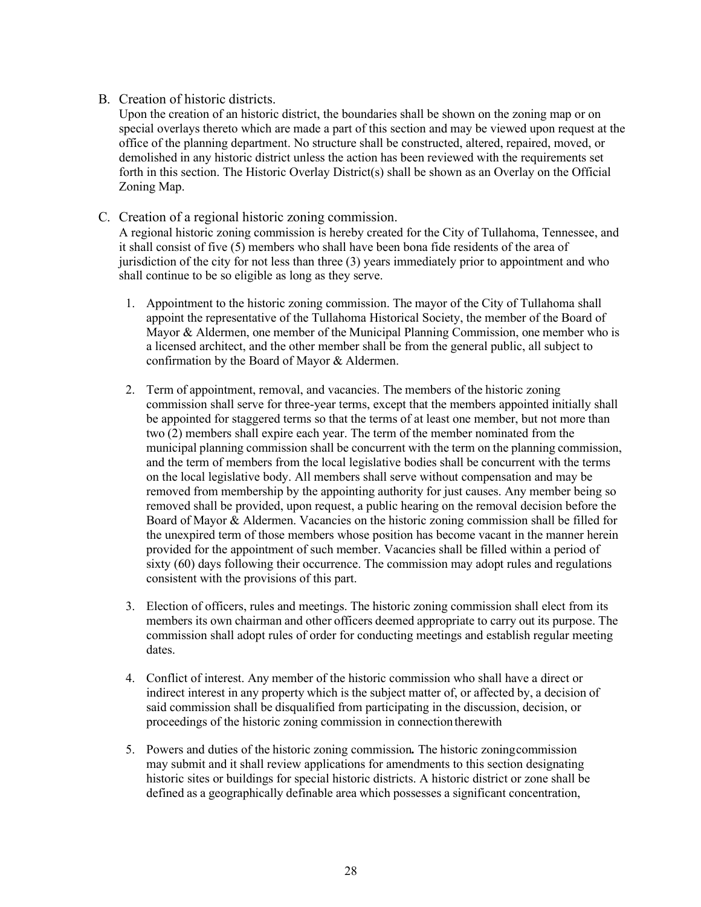B. Creation of historic districts.

Upon the creation of an historic district, the boundaries shall be shown on the zoning map or on special overlays thereto which are made a part of this section and may be viewed upon request at the office of the planning department. No structure shall be constructed, altered, repaired, moved, or demolished in any historic district unless the action has been reviewed with the requirements set forth in this section. The Historic Overlay District(s) shall be shown as an Overlay on the Official Zoning Map.

C. Creation of a regional historic zoning commission.

A regional historic zoning commission is hereby created for the City of Tullahoma, Tennessee, and it shall consist of five (5) members who shall have been bona fide residents of the area of jurisdiction of the city for not less than three (3) years immediately prior to appointment and who shall continue to be so eligible as long as they serve.

1. Appointment to the historic zoning commission. The mayor of the City of Tullahoma shall appoint the representative of the Tullahoma Historical Society, the member of the Board of Mayor & Aldermen, one member of the Municipal Planning Commission, one member who is a licensed architect, and the other member shall be from the general public, all subject to confirmation by the Board of Mayor & Aldermen.

2. Term of appointment, removal, and vacancies. The members of the historic zoning commission shall serve for three-year terms, except that the members appointed initially shall be appointed for staggered terms so that the terms of at least one member, but not more than two (2) members shall expire each year. The term of the member nominated from the municipal planning commission shall be concurrent with the term on the planning commission, and the term of members from the local legislative bodies shall be concurrent with the terms on the local legislative body. All members shall serve without compensation and may be removed from membership by the appointing authority for just causes. Any member being so removed shall be provided, upon request, a public hearing on the removal decision before the Board of Mayor & Aldermen. Vacancies on the historic zoning commission shall be filled for the unexpired term of those members whose position has become vacant in the manner herein provided for the appointment of such member. Vacancies shall be filled within a period of sixty (60) days following their occurrence. The commission may adopt rules and regulations consistent with the provisions of this part.

3. Election of officers, rules and meetings. The historic zoning commission shall elect from its members its own chairman and other officers deemed appropriate to carry out its purpose. The commission shall adopt rules of order for conducting meetings and establish regular meeting dates.

4. Conflict of interest. Any member of the historic commission who shall have a direct or indirect interest in any property which is the subject matter of, or affected by, a decision of said commission shall be disqualified from participating in the discussion, decision, or proceedings of the historic zoning commission in connection therewith

5. Powers and duties of the historic zoning commission**.** The historic zoning commission may submit and it shall review applications for amendments to this section designating historic sites or buildings for special historic districts. A historic district or zone shall be defined as a geographically definable area which possesses a significant concentration,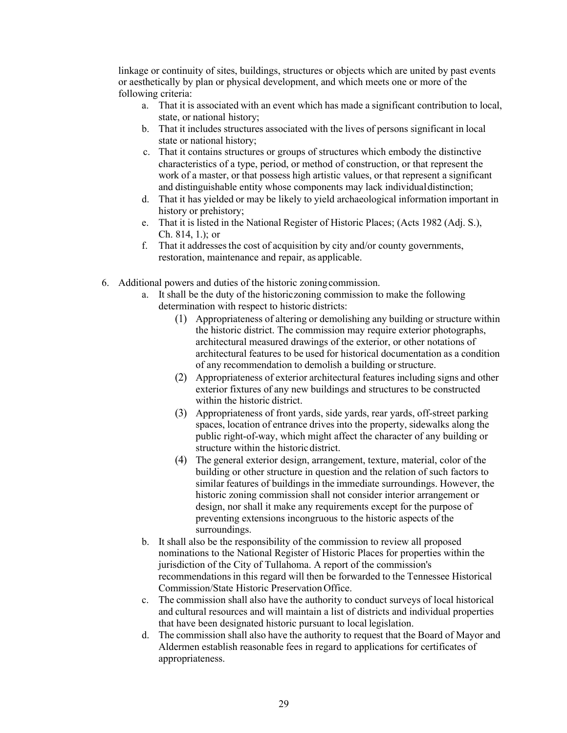linkage or continuity of sites, buildings, structures or objects which are united by past events or aesthetically by plan or physical development, and which meets one or more of the following criteria:

a. That it is associated with an event which has made a significant contribution to local, state, or national history;
b. That it includes structures associated with the lives of persons significant in local state or national history;
c. That it contains structures or groups of structures which embody the distinctive characteristics of a type, period, or method of construction, or that represent the work of a master, or that possess high artistic values, or that represent a significant and distinguishable entity whose components may lack individual distinction;
d. That it has yielded or may be likely to yield archaeological information important in history or prehistory;
e. That it is listed in the National Register of Historic Places; (Acts 1982 (Adj. S.), Ch. 814, 1.); or
f. That it addresses the cost of acquisition by city and/or county governments, restoration, maintenance and repair, as applicable.

6. Additional powers and duties of the historic zoning commission.
   a. It shall be the duty of the historic zoning commission to make the following determination with respect to historic districts:
      (1) Appropriateness of altering or demolishing any building or structure within the historic district. The commission may require exterior photographs, architectural measured drawings of the exterior, or other notations of architectural features to be used for historical documentation as a condition of any recommendation to demolish a building or structure.
      (2) Appropriateness of exterior architectural features including signs and other exterior fixtures of any new buildings and structures to be constructed within the historic district.
      (3) Appropriateness of front yards, side yards, rear yards, off-street parking spaces, location of entrance drives into the property, sidewalks along the public right-of-way, which might affect the character of any building or structure within the historic district.
      (4) The general exterior design, arrangement, texture, material, color of the building or other structure in question and the relation of such factors to similar features of buildings in the immediate surroundings. However, the historic zoning commission shall not consider interior arrangement or design, nor shall it make any requirements except for the purpose of preventing extensions incongruous to the historic aspects of the surroundings.
   b. It shall also be the responsibility of the commission to review all proposed nominations to the National Register of Historic Places for properties within the jurisdiction of the City of Tullahoma. A report of the commission's recommendations in this regard will then be forwarded to the Tennessee Historical Commission/State Historic Preservation Office.
   c. The commission shall also have the authority to conduct surveys of local historical and cultural resources and will maintain a list of districts and individual properties that have been designated historic pursuant to local legislation.
   d. The commission shall also have the authority to request that the Board of Mayor and Aldermen establish reasonable fees in regard to applications for certificates of appropriateness.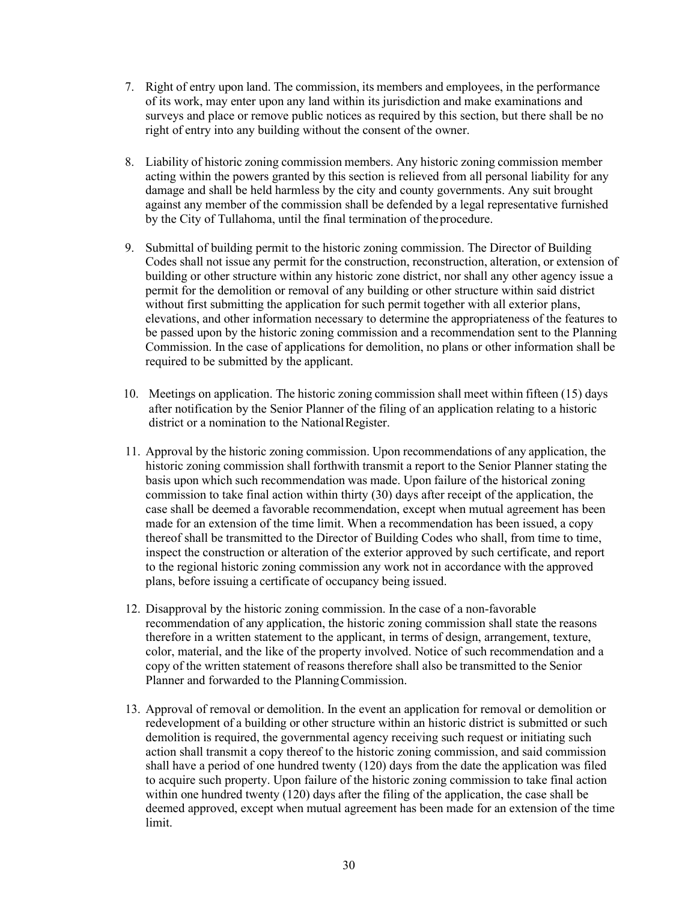7. Right of entry upon land. The commission, its members and employees, in the performance of its work, may enter upon any land within its jurisdiction and make examinations and surveys and place or remove public notices as required by this section, but there shall be no right of entry into any building without the consent of the owner.

8. Liability of historic zoning commission members. Any historic zoning commission member acting within the powers granted by this section is relieved from all personal liability for any damage and shall be held harmless by the city and county governments. Any suit brought against any member of the commission shall be defended by a legal representative furnished by the City of Tullahoma, until the final termination of the procedure.

9. Submittal of building permit to the historic zoning commission. The Director of Building Codes shall not issue any permit for the construction, reconstruction, alteration, or extension of building or other structure within any historic zone district, nor shall any other agency issue a permit for the demolition or removal of any building or other structure within said district without first submitting the application for such permit together with all exterior plans, elevations, and other information necessary to determine the appropriateness of the features to be passed upon by the historic zoning commission and a recommendation sent to the Planning Commission. In the case of applications for demolition, no plans or other information shall be required to be submitted by the applicant.

10. Meetings on application. The historic zoning commission shall meet within fifteen (15) days after notification by the Senior Planner of the filing of an application relating to a historic district or a nomination to the National Register.

11. Approval by the historic zoning commission. Upon recommendations of any application, the historic zoning commission shall forthwith transmit a report to the Senior Planner stating the basis upon which such recommendation was made. Upon failure of the historical zoning commission to take final action within thirty (30) days after receipt of the application, the case shall be deemed a favorable recommendation, except when mutual agreement has been made for an extension of the time limit. When a recommendation has been issued, a copy thereof shall be transmitted to the Director of Building Codes who shall, from time to time, inspect the construction or alteration of the exterior approved by such certificate, and report to the regional historic zoning commission any work not in accordance with the approved plans, before issuing a certificate of occupancy being issued.

12. Disapproval by the historic zoning commission. In the case of a non-favorable recommendation of any application, the historic zoning commission shall state the reasons therefore in a written statement to the applicant, in terms of design, arrangement, texture, color, material, and the like of the property involved. Notice of such recommendation and a copy of the written statement of reasons therefore shall also be transmitted to the Senior Planner and forwarded to the Planning Commission.

13. Approval of removal or demolition. In the event an application for removal or demolition or redevelopment of a building or other structure within an historic district is submitted or such demolition is required, the governmental agency receiving such request or initiating such action shall transmit a copy thereof to the historic zoning commission, and said commission shall have a period of one hundred twenty (120) days from the date the application was filed to acquire such property. Upon failure of the historic zoning commission to take final action within one hundred twenty (120) days after the filing of the application, the case shall be deemed approved, except when mutual agreement has been made for an extension of the time limit.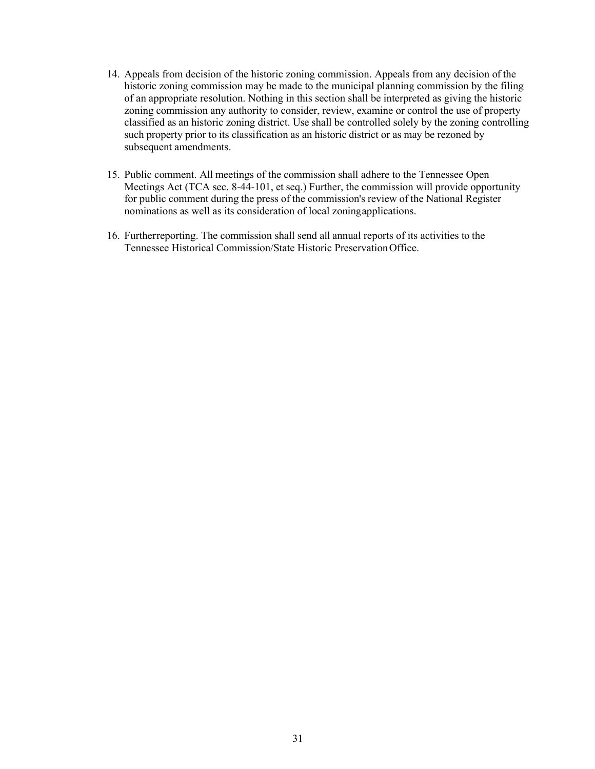14. Appeals from decision of the historic zoning commission. Appeals from any decision of the historic zoning commission may be made to the municipal planning commission by the filing of an appropriate resolution. Nothing in this section shall be interpreted as giving the historic zoning commission any authority to consider, review, examine or control the use of property classified as an historic zoning district. Use shall be controlled solely by the zoning controlling such property prior to its classification as an historic district or as may be rezoned by subsequent amendments.

15. Public comment. All meetings of the commission shall adhere to the Tennessee Open Meetings Act (TCA sec. 8-44-101, et seq.) Further, the commission will provide opportunity for public comment during the press of the commission's review of the National Register nominations as well as its consideration of local zoning applications.

16. Further reporting. The commission shall send all annual reports of its activities to the Tennessee Historical Commission/State Historic Preservation Office.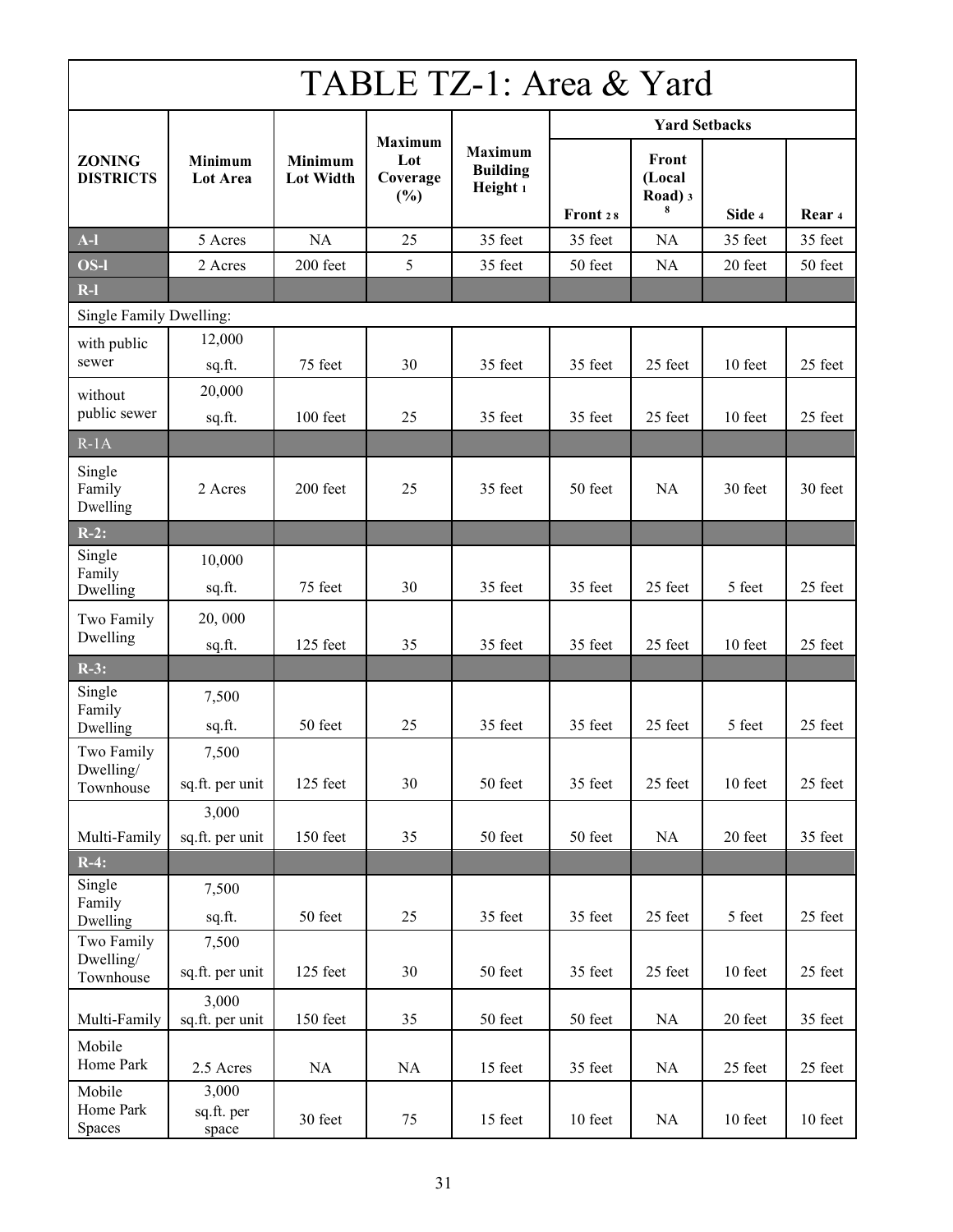# TABLE TZ-1: Area & Yard

| ZONING DISTRICTS | Minimum Lot Area | Minimum Lot Width | Maximum Lot Coverage (%) | Maximum Building Height [1] | Yard Setbacks | | | |
|---|---|---|---|---|---|---|---|---|
| | | | | | Front [2] [8] | Front (Local Road) [3] [8] | Side [4] | Rear [4] |
| **A-l** | 5 Acres | NA | 25 | 35 feet | 35 feet | NA | 35 feet | 35 feet |
| **OS-l** | 2 Acres | 200 feet | 5 | 35 feet | 50 feet | NA | 20 feet | 50 feet |
| **R-l** | | | | | | | | |
| Single Family Dwelling: | | | | | | | | |
| with public sewer | 12,000 sq.ft. | 75 feet | 30 | 35 feet | 35 feet | 25 feet | 10 feet | 25 feet |
| without public sewer | 20,000 sq.ft. | 100 feet | 25 | 35 feet | 35 feet | 25 feet | 10 feet | 25 feet |
| R-1A | | | | | | | | |
| Single Family Dwelling | 2 Acres | 200 feet | 25 | 35 feet | 50 feet | NA | 30 feet | 30 feet |
| **R-2:** | | | | | | | | |
| Single Family Dwelling | 10,000 sq.ft. | 75 feet | 30 | 35 feet | 35 feet | 25 feet | 5 feet | 25 feet |
| Two Family Dwelling | 20, 000 sq.ft. | 125 feet | 35 | 35 feet | 35 feet | 25 feet | 10 feet | 25 feet |
| **R-3:** | | | | | | | | |
| Single Family Dwelling | 7,500 sq.ft. | 50 feet | 25 | 35 feet | 35 feet | 25 feet | 5 feet | 25 feet |
| Two Family Dwelling/ Townhouse | 7,500 sq.ft. per unit | 125 feet | 30 | 50 feet | 35 feet | 25 feet | 10 feet | 25 feet |
| Multi-Family | 3,000 sq.ft. per unit | 150 feet | 35 | 50 feet | 50 feet | NA | 20 feet | 35 feet |
| **R-4:** | | | | | | | | |
| Single Family Dwelling | 7,500 sq.ft. | 50 feet | 25 | 35 feet | 35 feet | 25 feet | 5 feet | 25 feet |
| Two Family Dwelling/ Townhouse | 7,500 sq.ft. per unit | 125 feet | 30 | 50 feet | 35 feet | 25 feet | 10 feet | 25 feet |
| Multi-Family | 3,000 sq.ft. per unit | 150 feet | 35 | 50 feet | 50 feet | NA | 20 feet | 35 feet |
| Mobile Home Park | 2.5 Acres | NA | NA | 15 feet | 35 feet | NA | 25 feet | 25 feet |
| Mobile Home Park Spaces | 3,000 sq.ft. per space | 30 feet | 75 | 15 feet | 10 feet | NA | 10 feet | 10 feet |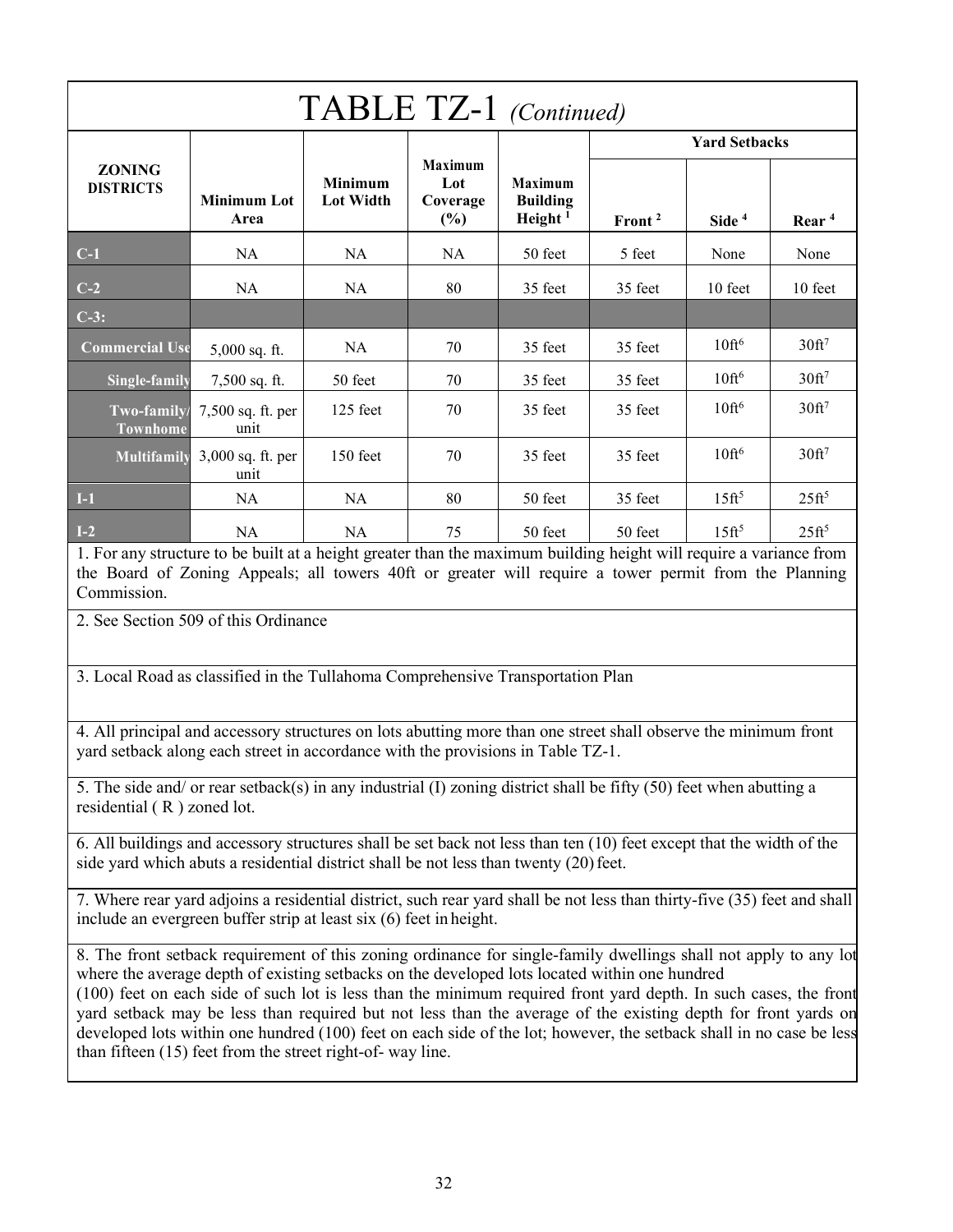# TABLE TZ-1 *(Continued)*

| ZONING DISTRICTS | Minimum Lot Area | Minimum Lot Width | Maximum Lot Coverage (%) | Maximum Building Height [1] | Yard Setbacks | | |
|---|---|---|---|---|---|---|---|
| | | | | | Front [2] | Side [4] | Rear [4] |
| C-1 | NA | NA | NA | 50 feet | 5 feet | None | None |
| C-2 | NA | NA | 80 | 35 feet | 35 feet | 10 feet | 10 feet |
| C-3: | | | | | | | |
| Commercial Use | 5,000 sq. ft. | NA | 70 | 35 feet | 35 feet | 10ft[6] | 30ft[7] |
| Single-family | 7,500 sq. ft. | 50 feet | 70 | 35 feet | 35 feet | 10ft[6] | 30ft[7] |
| Two-family/ Townhome | 7,500 sq. ft. per unit | 125 feet | 70 | 35 feet | 35 feet | 10ft[6] | 30ft[7] |
| Multifamily | 3,000 sq. ft. per unit | 150 feet | 70 | 35 feet | 35 feet | 10ft[6] | 30ft[7] |
| I-1 | NA | NA | 80 | 50 feet | 35 feet | 15ft[5] | 25ft[5] |
| I-2 | NA | NA | 75 | 50 feet | 50 feet | 15ft[5] | 25ft[5] |

1. For any structure to be built at a height greater than the maximum building height will require a variance from the Board of Zoning Appeals; all towers 40ft or greater will require a tower permit from the Planning Commission.

2. See Section 509 of this Ordinance

3. Local Road as classified in the Tullahoma Comprehensive Transportation Plan

4. All principal and accessory structures on lots abutting more than one street shall observe the minimum front yard setback along each street in accordance with the provisions in Table TZ-1.

5. The side and/ or rear setback(s) in any industrial (I) zoning district shall be fifty (50) feet when abutting a residential ( R ) zoned lot.

6. All buildings and accessory structures shall be set back not less than ten (10) feet except that the width of the side yard which abuts a residential district shall be not less than twenty (20) feet.

7. Where rear yard adjoins a residential district, such rear yard shall be not less than thirty-five (35) feet and shall include an evergreen buffer strip at least six (6) feet in height.

8. The front setback requirement of this zoning ordinance for single-family dwellings shall not apply to any lot where the average depth of existing setbacks on the developed lots located within one hundred (100) feet on each side of such lot is less than the minimum required front yard depth. In such cases, the front yard setback may be less than required but not less than the average of the existing depth for front yards on developed lots within one hundred (100) feet on each side of the lot; however, the setback shall in no case be less than fifteen (15) feet from the street right-of- way line.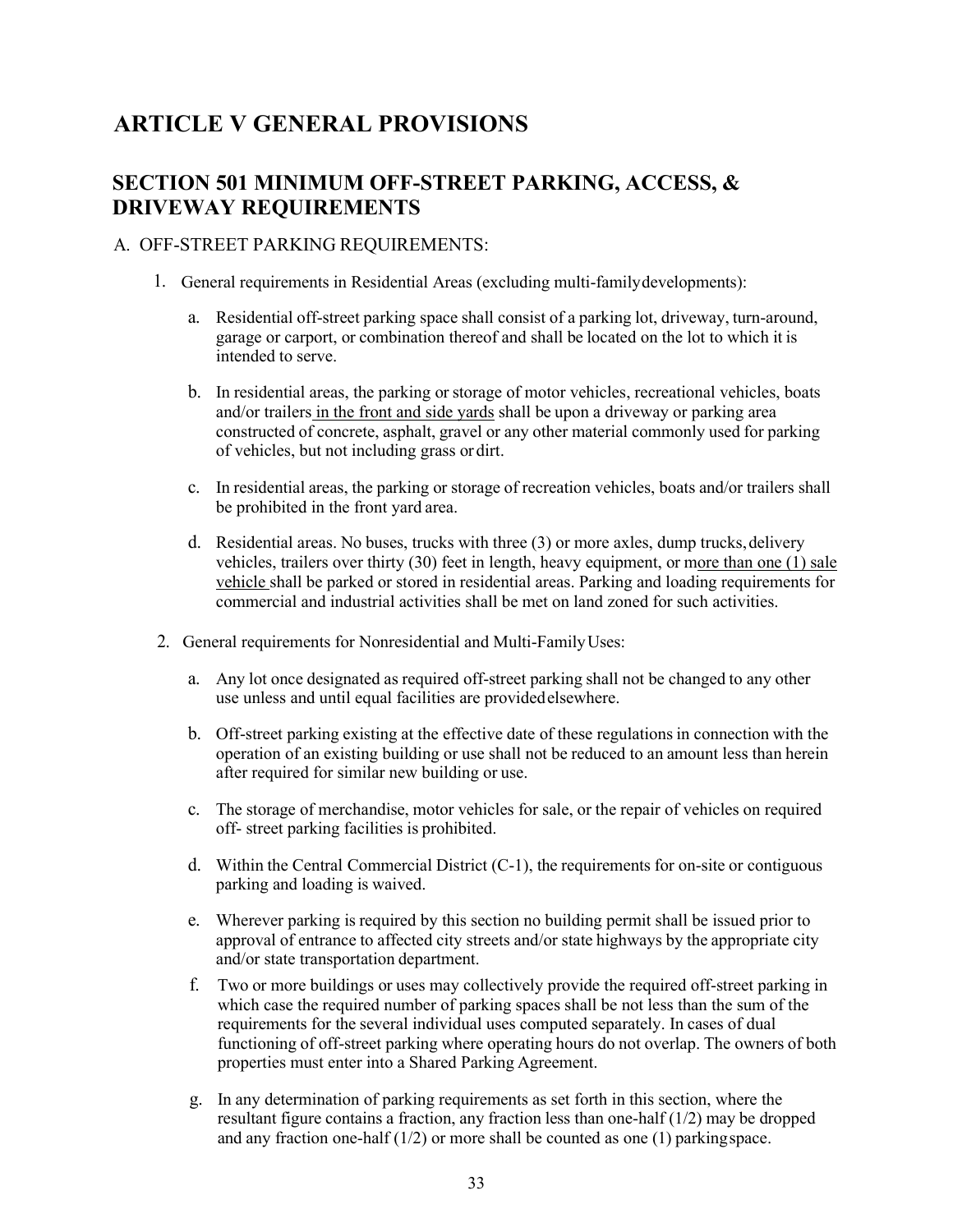# ARTICLE V GENERAL PROVISIONS

## SECTION 501 MINIMUM OFF-STREET PARKING, ACCESS, & DRIVEWAY REQUIREMENTS

A. OFF-STREET PARKING REQUIREMENTS:

1. General requirements in Residential Areas (excluding multi-family developments):

   a. Residential off-street parking space shall consist of a parking lot, driveway, turn-around, garage or carport, or combination thereof and shall be located on the lot to which it is intended to serve.

   b. In residential areas, the parking or storage of motor vehicles, recreational vehicles, boats and/or trailers <u>in the front and side yards</u> shall be upon a driveway or parking area constructed of concrete, asphalt, gravel or any other material commonly used for parking of vehicles, but not including grass or dirt.

   c. In residential areas, the parking or storage of recreation vehicles, boats and/or trailers shall be prohibited in the front yard area.

   d. Residential areas. No buses, trucks with three (3) or more axles, dump trucks, delivery vehicles, trailers over thirty (30) feet in length, heavy equipment, or m<u>ore than one (1) sale vehicle</u> shall be parked or stored in residential areas. Parking and loading requirements for commercial and industrial activities shall be met on land zoned for such activities.

2. General requirements for Nonresidential and Multi-Family Uses:

   a. Any lot once designated as required off-street parking shall not be changed to any other use unless and until equal facilities are provided elsewhere.

   b. Off-street parking existing at the effective date of these regulations in connection with the operation of an existing building or use shall not be reduced to an amount less than herein after required for similar new building or use.

   c. The storage of merchandise, motor vehicles for sale, or the repair of vehicles on required off- street parking facilities is prohibited.

   d. Within the Central Commercial District (C-1), the requirements for on-site or contiguous parking and loading is waived.

   e. Wherever parking is required by this section no building permit shall be issued prior to approval of entrance to affected city streets and/or state highways by the appropriate city and/or state transportation department.

   f. Two or more buildings or uses may collectively provide the required off-street parking in which case the required number of parking spaces shall be not less than the sum of the requirements for the several individual uses computed separately. In cases of dual functioning of off-street parking where operating hours do not overlap. The owners of both properties must enter into a Shared Parking Agreement.

   g. In any determination of parking requirements as set forth in this section, where the resultant figure contains a fraction, any fraction less than one-half (1/2) may be dropped and any fraction one-half (1/2) or more shall be counted as one (1) parking space.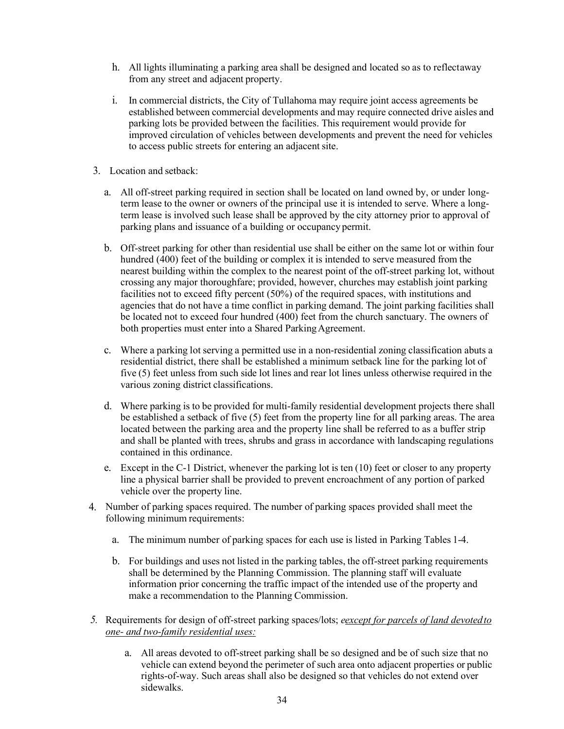h. All lights illuminating a parking area shall be designed and located so as to reflectaway from any street and adjacent property.

i. In commercial districts, the City of Tullahoma may require joint access agreements be established between commercial developments and may require connected drive aisles and parking lots be provided between the facilities. This requirement would provide for improved circulation of vehicles between developments and prevent the need for vehicles to access public streets for entering an adjacent site.

3. Location and setback:

   a. All off-street parking required in section shall be located on land owned by, or under long-term lease to the owner or owners of the principal use it is intended to serve. Where a long-term lease is involved such lease shall be approved by the city attorney prior to approval of parking plans and issuance of a building or occupancy permit.

   b. Off-street parking for other than residential use shall be either on the same lot or within four hundred (400) feet of the building or complex it is intended to serve measured from the nearest building within the complex to the nearest point of the off-street parking lot, without crossing any major thoroughfare; provided, however, churches may establish joint parking facilities not to exceed fifty percent (50%) of the required spaces, with institutions and agencies that do not have a time conflict in parking demand. The joint parking facilities shall be located not to exceed four hundred (400) feet from the church sanctuary. The owners of both properties must enter into a Shared Parking Agreement.

   c. Where a parking lot serving a permitted use in a non-residential zoning classification abuts a residential district, there shall be established a minimum setback line for the parking lot of five (5) feet unless from such side lot lines and rear lot lines unless otherwise required in the various zoning district classifications.

   d. Where parking is to be provided for multi-family residential development projects there shall be established a setback of five (5) feet from the property line for all parking areas. The area located between the parking area and the property line shall be referred to as a buffer strip and shall be planted with trees, shrubs and grass in accordance with landscaping regulations contained in this ordinance.

   e. Except in the C-1 District, whenever the parking lot is ten (10) feet or closer to any property line a physical barrier shall be provided to prevent encroachment of any portion of parked vehicle over the property line.

4. Number of parking spaces required. The number of parking spaces provided shall meet the following minimum requirements:

   a. The minimum number of parking spaces for each use is listed in Parking Tables 1-4.

   b. For buildings and uses not listed in the parking tables, the off-street parking requirements shall be determined by the Planning Commission. The planning staff will evaluate information prior concerning the traffic impact of the intended use of the property and make a recommendation to the Planning Commission.

5. Requirements for design of off-street parking spaces/lots; *e<u>except for parcels of land devoted to one- and two-family residential uses:</u>*

   a. All areas devoted to off-street parking shall be so designed and be of such size that no vehicle can extend beyond the perimeter of such area onto adjacent properties or public rights-of-way. Such areas shall also be designed so that vehicles do not extend over sidewalks.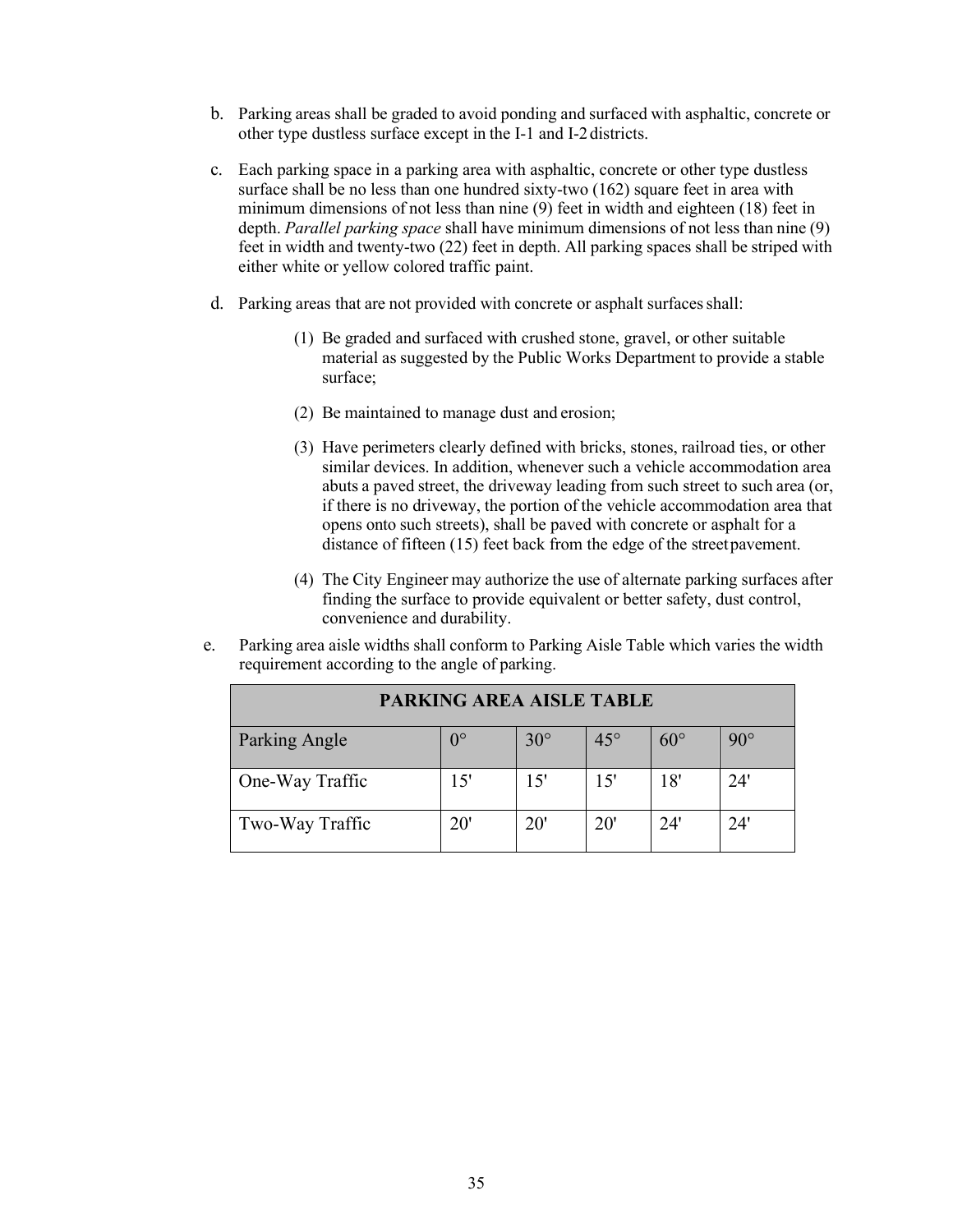b. Parking areas shall be graded to avoid ponding and surfaced with asphaltic, concrete or other type dustless surface except in the I-1 and I-2 districts.

c. Each parking space in a parking area with asphaltic, concrete or other type dustless surface shall be no less than one hundred sixty-two (162) square feet in area with minimum dimensions of not less than nine (9) feet in width and eighteen (18) feet in depth. *Parallel parking space* shall have minimum dimensions of not less than nine (9) feet in width and twenty-two (22) feet in depth. All parking spaces shall be striped with either white or yellow colored traffic paint.

d. Parking areas that are not provided with concrete or asphalt surfaces shall:

   (1) Be graded and surfaced with crushed stone, gravel, or other suitable material as suggested by the Public Works Department to provide a stable surface;

   (2) Be maintained to manage dust and erosion;

   (3) Have perimeters clearly defined with bricks, stones, railroad ties, or other similar devices. In addition, whenever such a vehicle accommodation area abuts a paved street, the driveway leading from such street to such area (or, if there is no driveway, the portion of the vehicle accommodation area that opens onto such streets), shall be paved with concrete or asphalt for a distance of fifteen (15) feet back from the edge of the street pavement.

   (4) The City Engineer may authorize the use of alternate parking surfaces after finding the surface to provide equivalent or better safety, dust control, convenience and durability.

e. Parking area aisle widths shall conform to Parking Aisle Table which varies the width requirement according to the angle of parking.

| **PARKING AREA AISLE TABLE** | | | | | |
|---|---|---|---|---|---|
| Parking Angle | 0° | 30° | 45° | 60° | 90° |
| One-Way Traffic | 15' | 15' | 15' | 18' | 24' |
| Two-Way Traffic | 20' | 20' | 20' | 24' | 24' |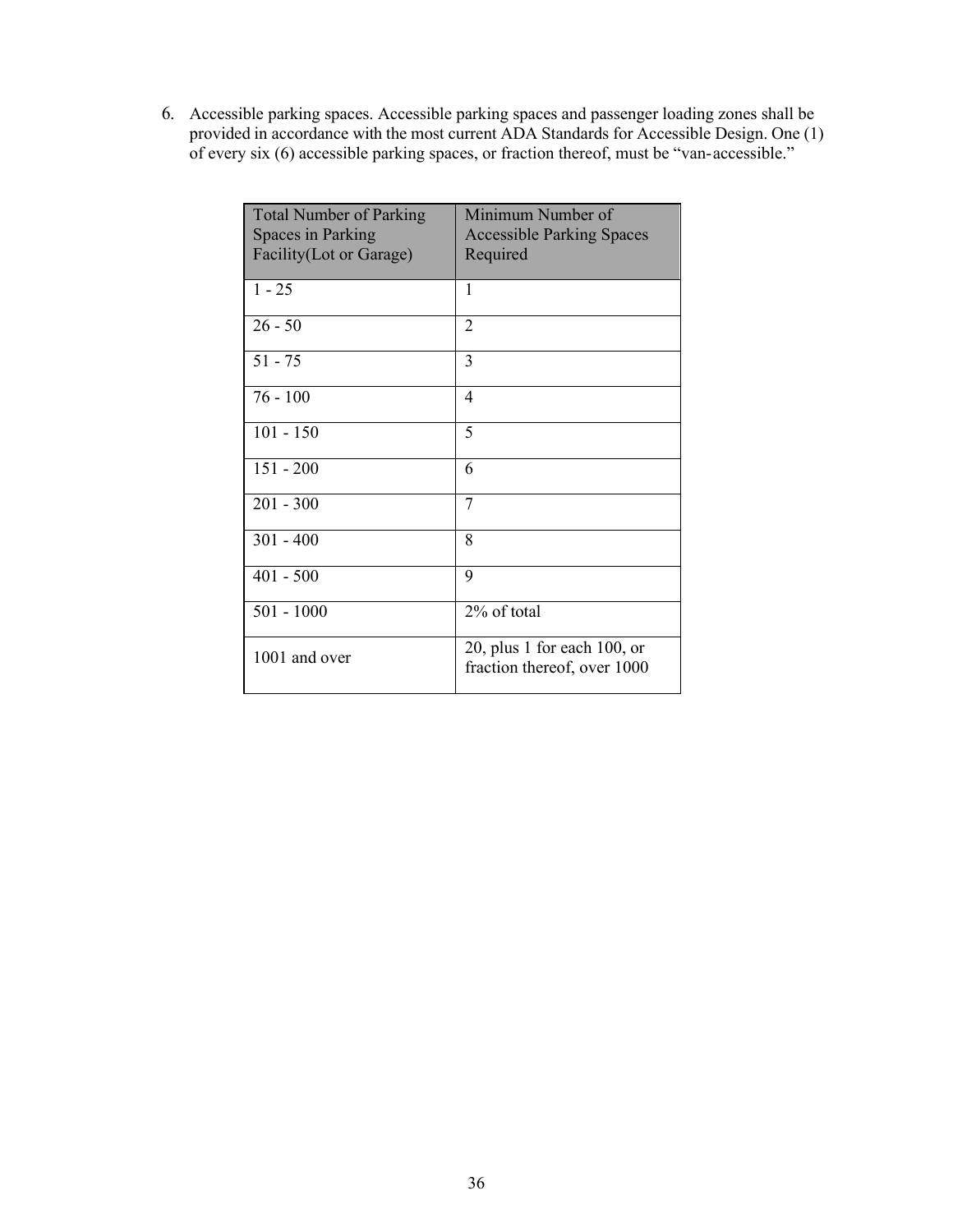6. Accessible parking spaces. Accessible parking spaces and passenger loading zones shall be provided in accordance with the most current ADA Standards for Accessible Design. One (1) of every six (6) accessible parking spaces, or fraction thereof, must be "van-accessible."

| Total Number of Parking Spaces in Parking Facility(Lot or Garage) | Minimum Number of Accessible Parking Spaces Required |
|---|---|
| 1 - 25 | 1 |
| 26 - 50 | 2 |
| 51 - 75 | 3 |
| 76 - 100 | 4 |
| 101 - 150 | 5 |
| 151 - 200 | 6 |
| 201 - 300 | 7 |
| 301 - 400 | 8 |
| 401 - 500 | 9 |
| 501 - 1000 | 2% of total |
| 1001 and over | 20, plus 1 for each 100, or fraction thereof, over 1000 |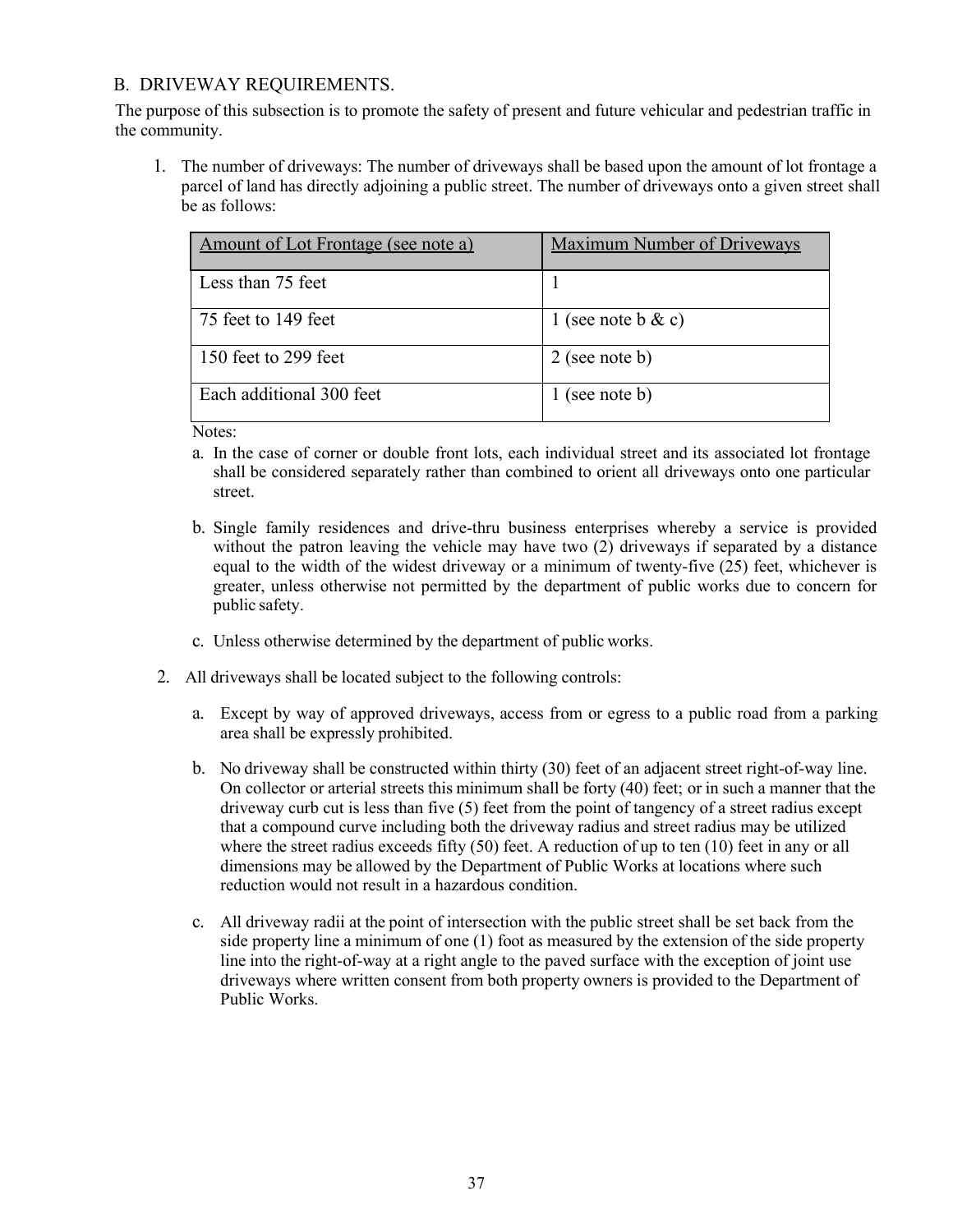## B. DRIVEWAY REQUIREMENTS.

The purpose of this subsection is to promote the safety of present and future vehicular and pedestrian traffic in the community.

1. The number of driveways: The number of driveways shall be based upon the amount of lot frontage a parcel of land has directly adjoining a public street. The number of driveways onto a given street shall be as follows:

| Amount of Lot Frontage (see note a) | Maximum Number of Driveways |
|---|---|
| Less than 75 feet | 1 |
| 75 feet to 149 feet | 1 (see note b & c) |
| 150 feet to 299 feet | 2 (see note b) |
| Each additional 300 feet | 1 (see note b) |

Notes:

a. In the case of corner or double front lots, each individual street and its associated lot frontage shall be considered separately rather than combined to orient all driveways onto one particular street.

b. Single family residences and drive-thru business enterprises whereby a service is provided without the patron leaving the vehicle may have two (2) driveways if separated by a distance equal to the width of the widest driveway or a minimum of twenty-five (25) feet, whichever is greater, unless otherwise not permitted by the department of public works due to concern for public safety.

c. Unless otherwise determined by the department of public works.

2. All driveways shall be located subject to the following controls:

   a. Except by way of approved driveways, access from or egress to a public road from a parking area shall be expressly prohibited.

   b. No driveway shall be constructed within thirty (30) feet of an adjacent street right-of-way line. On collector or arterial streets this minimum shall be forty (40) feet; or in such a manner that the driveway curb cut is less than five (5) feet from the point of tangency of a street radius except that a compound curve including both the driveway radius and street radius may be utilized where the street radius exceeds fifty (50) feet. A reduction of up to ten (10) feet in any or all dimensions may be allowed by the Department of Public Works at locations where such reduction would not result in a hazardous condition.

   c. All driveway radii at the point of intersection with the public street shall be set back from the side property line a minimum of one (1) foot as measured by the extension of the side property line into the right-of-way at a right angle to the paved surface with the exception of joint use driveways where written consent from both property owners is provided to the Department of Public Works.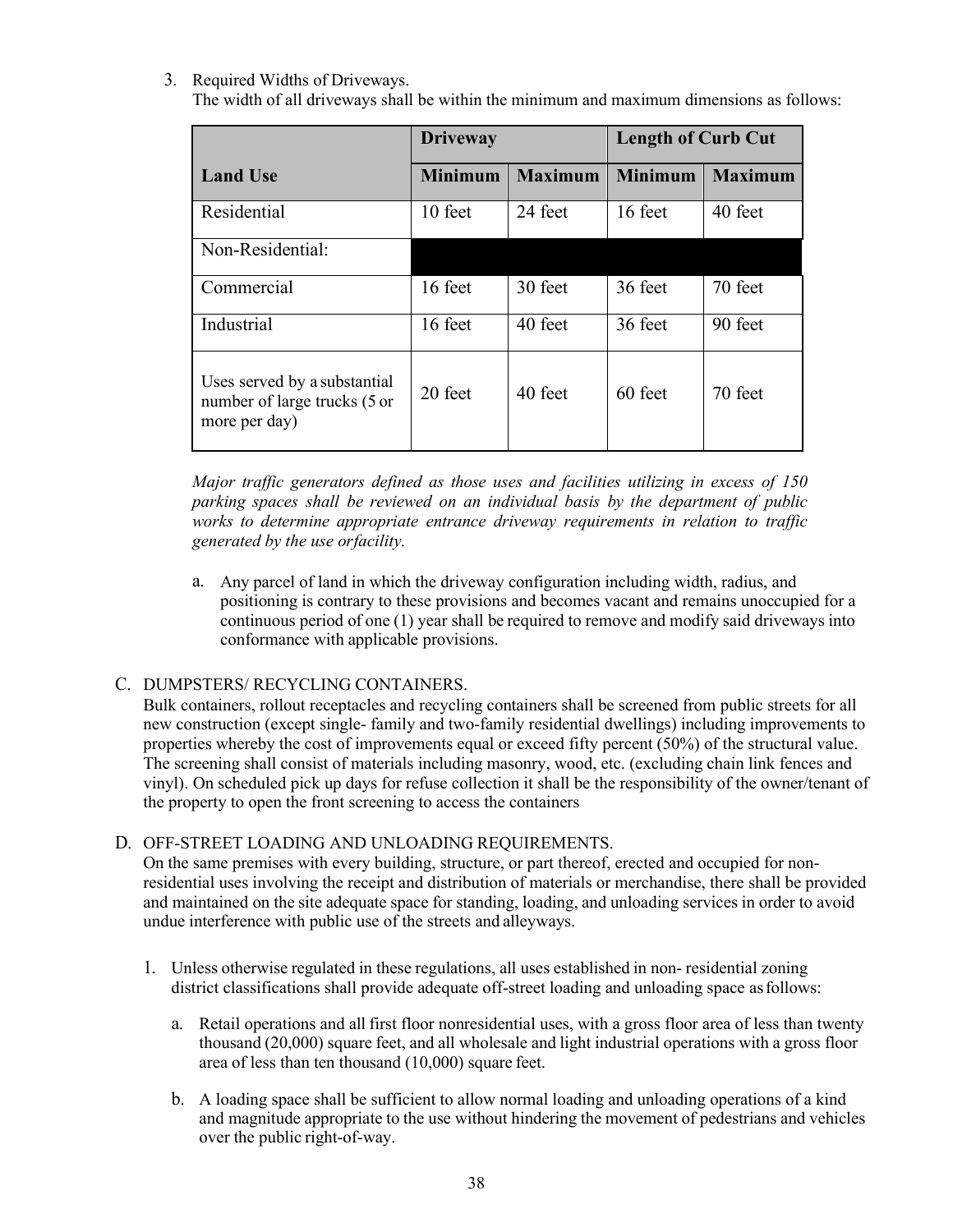3. Required Widths of Driveways.
   The width of all driveways shall be within the minimum and maximum dimensions as follows:

| | Driveway | | Length of Curb Cut | |
|---|---|---|---|---|
| **Land Use** | **Minimum** | **Maximum** | **Minimum** | **Maximum** |
| Residential | 10 feet | 24 feet | 16 feet | 40 feet |
| Non-Residential: | | | | |
| Commercial | 16 feet | 30 feet | 36 feet | 70 feet |
| Industrial | 16 feet | 40 feet | 36 feet | 90 feet |
| Uses served by a substantial number of large trucks (5 or more per day) | 20 feet | 40 feet | 60 feet | 70 feet |

*Major traffic generators defined as those uses and facilities utilizing in excess of 150 parking spaces shall be reviewed on an individual basis by the department of public works to determine appropriate entrance driveway requirements in relation to traffic generated by the use orfacility.*

a. Any parcel of land in which the driveway configuration including width, radius, and positioning is contrary to these provisions and becomes vacant and remains unoccupied for a continuous period of one (1) year shall be required to remove and modify said driveways into conformance with applicable provisions.

C. DUMPSTERS/ RECYCLING CONTAINERS.
Bulk containers, rollout receptacles and recycling containers shall be screened from public streets for all new construction (except single- family and two-family residential dwellings) including improvements to properties whereby the cost of improvements equal or exceed fifty percent (50%) of the structural value. The screening shall consist of materials including masonry, wood, etc. (excluding chain link fences and vinyl). On scheduled pick up days for refuse collection it shall be the responsibility of the owner/tenant of the property to open the front screening to access the containers

D. OFF-STREET LOADING AND UNLOADING REQUIREMENTS.
On the same premises with every building, structure, or part thereof, erected and occupied for non-residential uses involving the receipt and distribution of materials or merchandise, there shall be provided and maintained on the site adequate space for standing, loading, and unloading services in order to avoid undue interference with public use of the streets and alleyways.

1. Unless otherwise regulated in these regulations, all uses established in non- residential zoning district classifications shall provide adequate off-street loading and unloading space as follows:

   a. Retail operations and all first floor nonresidential uses, with a gross floor area of less than twenty thousand (20,000) square feet, and all wholesale and light industrial operations with a gross floor area of less than ten thousand (10,000) square feet.

   b. A loading space shall be sufficient to allow normal loading and unloading operations of a kind and magnitude appropriate to the use without hindering the movement of pedestrians and vehicles over the public right-of-way.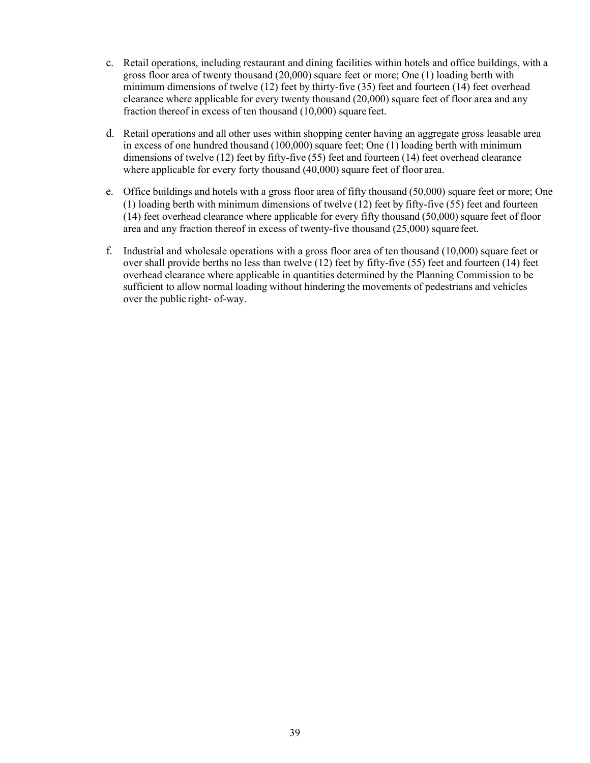c. Retail operations, including restaurant and dining facilities within hotels and office buildings, with a gross floor area of twenty thousand (20,000) square feet or more; One (1) loading berth with minimum dimensions of twelve (12) feet by thirty-five (35) feet and fourteen (14) feet overhead clearance where applicable for every twenty thousand (20,000) square feet of floor area and any fraction thereof in excess of ten thousand (10,000) square feet.

d. Retail operations and all other uses within shopping center having an aggregate gross leasable area in excess of one hundred thousand (100,000) square feet; One (1) loading berth with minimum dimensions of twelve (12) feet by fifty-five (55) feet and fourteen (14) feet overhead clearance where applicable for every forty thousand (40,000) square feet of floor area.

e. Office buildings and hotels with a gross floor area of fifty thousand (50,000) square feet or more; One (1) loading berth with minimum dimensions of twelve (12) feet by fifty-five (55) feet and fourteen (14) feet overhead clearance where applicable for every fifty thousand (50,000) square feet of floor area and any fraction thereof in excess of twenty-five thousand (25,000) square feet.

f. Industrial and wholesale operations with a gross floor area of ten thousand (10,000) square feet or over shall provide berths no less than twelve (12) feet by fifty-five (55) feet and fourteen (14) feet overhead clearance where applicable in quantities determined by the Planning Commission to be sufficient to allow normal loading without hindering the movements of pedestrians and vehicles over the public right- of-way.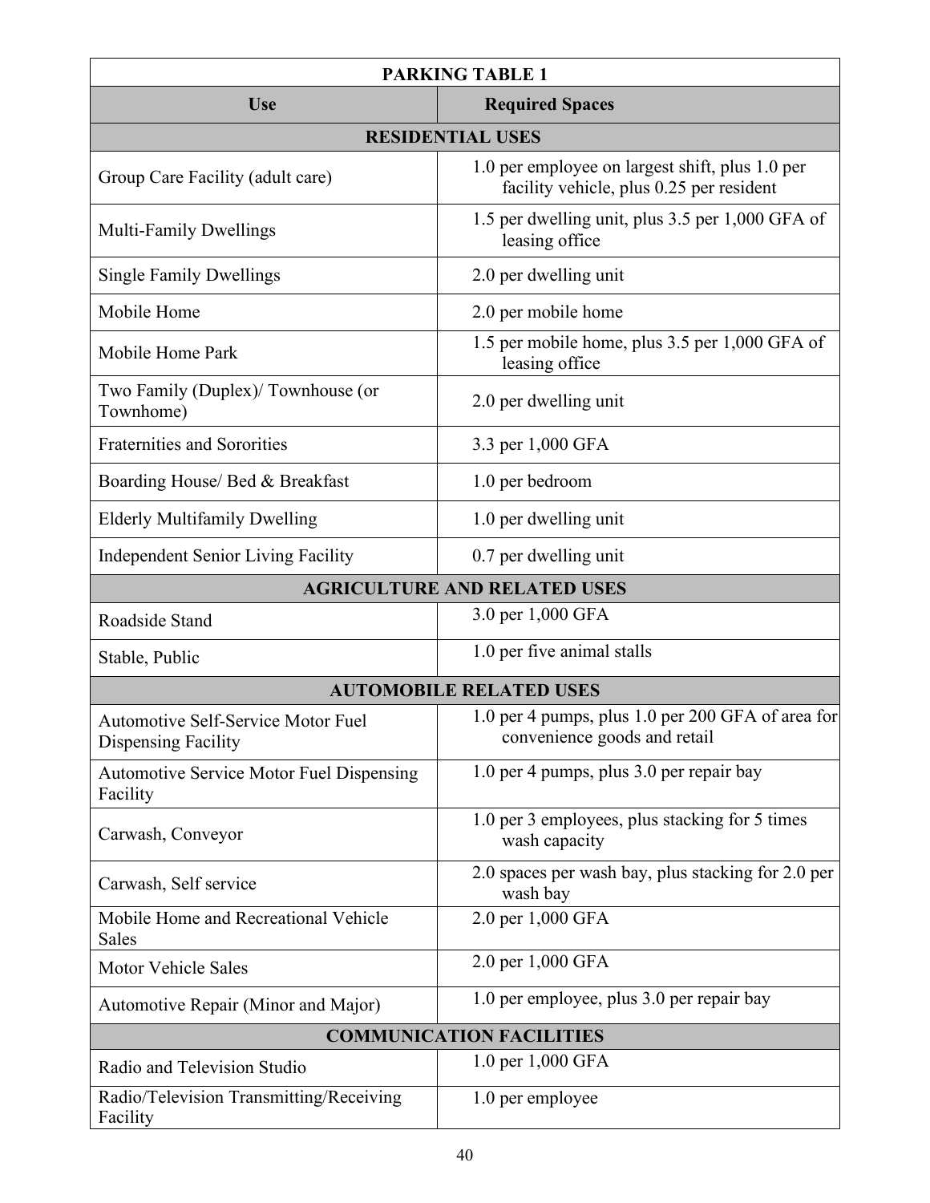| PARKING TABLE 1 | |
|---|---|
| **Use** | **Required Spaces** |
| **RESIDENTIAL USES** | |
| Group Care Facility (adult care) | 1.0 per employee on largest shift, plus 1.0 per facility vehicle, plus 0.25 per resident |
| Multi-Family Dwellings | 1.5 per dwelling unit, plus 3.5 per 1,000 GFA of leasing office |
| Single Family Dwellings | 2.0 per dwelling unit |
| Mobile Home | 2.0 per mobile home |
| Mobile Home Park | 1.5 per mobile home, plus 3.5 per 1,000 GFA of leasing office |
| Two Family (Duplex)/ Townhouse (or Townhome) | 2.0 per dwelling unit |
| Fraternities and Sororities | 3.3 per 1,000 GFA |
| Boarding House/ Bed & Breakfast | 1.0 per bedroom |
| Elderly Multifamily Dwelling | 1.0 per dwelling unit |
| Independent Senior Living Facility | 0.7 per dwelling unit |
| **AGRICULTURE AND RELATED USES** | |
| Roadside Stand | 3.0 per 1,000 GFA |
| Stable, Public | 1.0 per five animal stalls |
| **AUTOMOBILE RELATED USES** | |
| Automotive Self-Service Motor Fuel Dispensing Facility | 1.0 per 4 pumps, plus 1.0 per 200 GFA of area for convenience goods and retail |
| Automotive Service Motor Fuel Dispensing Facility | 1.0 per 4 pumps, plus 3.0 per repair bay |
| Carwash, Conveyor | 1.0 per 3 employees, plus stacking for 5 times wash capacity |
| Carwash, Self service | 2.0 spaces per wash bay, plus stacking for 2.0 per wash bay |
| Mobile Home and Recreational Vehicle Sales | 2.0 per 1,000 GFA |
| Motor Vehicle Sales | 2.0 per 1,000 GFA |
| Automotive Repair (Minor and Major) | 1.0 per employee, plus 3.0 per repair bay |
| **COMMUNICATION FACILITIES** | |
| Radio and Television Studio | 1.0 per 1,000 GFA |
| Radio/Television Transmitting/Receiving Facility | 1.0 per employee |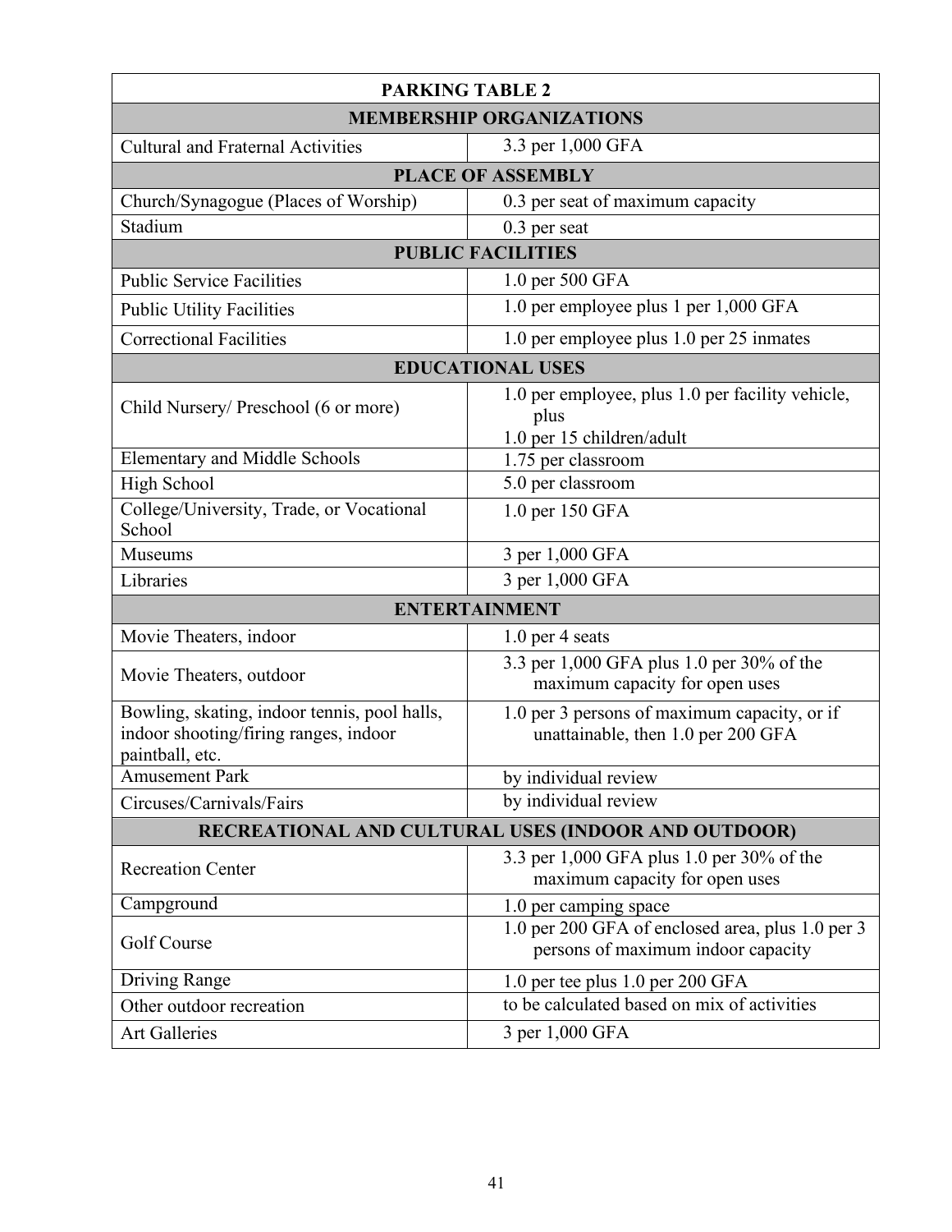| PARKING TABLE 2 | |
| --- | --- |
| **MEMBERSHIP ORGANIZATIONS** | |
| Cultural and Fraternal Activities | 3.3 per 1,000 GFA |
| **PLACE OF ASSEMBLY** | |
| Church/Synagogue (Places of Worship) | 0.3 per seat of maximum capacity |
| Stadium | 0.3 per seat |
| **PUBLIC FACILITIES** | |
| Public Service Facilities | 1.0 per 500 GFA |
| Public Utility Facilities | 1.0 per employee plus 1 per 1,000 GFA |
| Correctional Facilities | 1.0 per employee plus 1.0 per 25 inmates |
| **EDUCATIONAL USES** | |
| Child Nursery/ Preschool (6 or more) | 1.0 per employee, plus 1.0 per facility vehicle, plus 1.0 per 15 children/adult |
| Elementary and Middle Schools | 1.75 per classroom |
| High School | 5.0 per classroom |
| College/University, Trade, or Vocational School | 1.0 per 150 GFA |
| Museums | 3 per 1,000 GFA |
| Libraries | 3 per 1,000 GFA |
| **ENTERTAINMENT** | |
| Movie Theaters, indoor | 1.0 per 4 seats |
| Movie Theaters, outdoor | 3.3 per 1,000 GFA plus 1.0 per 30% of the maximum capacity for open uses |
| Bowling, skating, indoor tennis, pool halls, indoor shooting/firing ranges, indoor paintball, etc. | 1.0 per 3 persons of maximum capacity, or if unattainable, then 1.0 per 200 GFA |
| Amusement Park | by individual review |
| Circuses/Carnivals/Fairs | by individual review |
| **RECREATIONAL AND CULTURAL USES (INDOOR AND OUTDOOR)** | |
| Recreation Center | 3.3 per 1,000 GFA plus 1.0 per 30% of the maximum capacity for open uses |
| Campground | 1.0 per camping space |
| Golf Course | 1.0 per 200 GFA of enclosed area, plus 1.0 per 3 persons of maximum indoor capacity |
| Driving Range | 1.0 per tee plus 1.0 per 200 GFA |
| Other outdoor recreation | to be calculated based on mix of activities |
| Art Galleries | 3 per 1,000 GFA |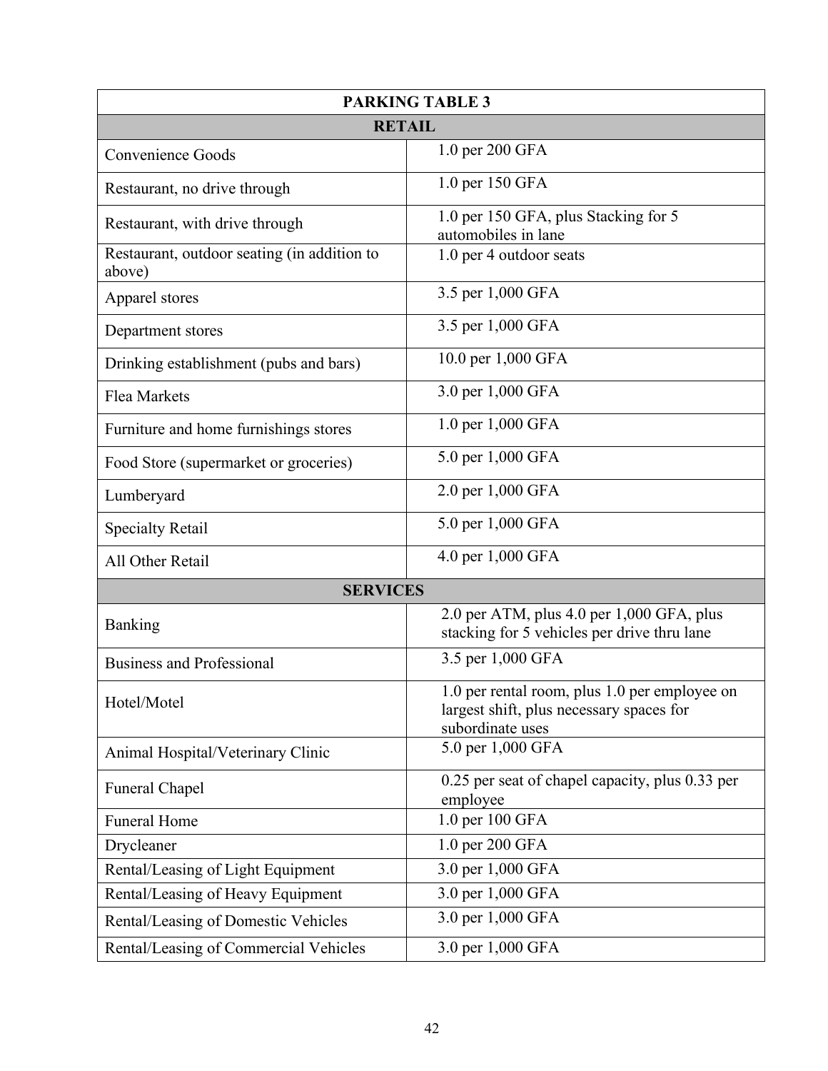| PARKING TABLE 3 | |
|---|---|
| **RETAIL** | |
| Convenience Goods | 1.0 per 200 GFA |
| Restaurant, no drive through | 1.0 per 150 GFA |
| Restaurant, with drive through | 1.0 per 150 GFA, plus Stacking for 5 automobiles in lane |
| Restaurant, outdoor seating (in addition to above) | 1.0 per 4 outdoor seats |
| Apparel stores | 3.5 per 1,000 GFA |
| Department stores | 3.5 per 1,000 GFA |
| Drinking establishment (pubs and bars) | 10.0 per 1,000 GFA |
| Flea Markets | 3.0 per 1,000 GFA |
| Furniture and home furnishings stores | 1.0 per 1,000 GFA |
| Food Store (supermarket or groceries) | 5.0 per 1,000 GFA |
| Lumberyard | 2.0 per 1,000 GFA |
| Specialty Retail | 5.0 per 1,000 GFA |
| All Other Retail | 4.0 per 1,000 GFA |
| **SERVICES** | |
| Banking | 2.0 per ATM, plus 4.0 per 1,000 GFA, plus stacking for 5 vehicles per drive thru lane |
| Business and Professional | 3.5 per 1,000 GFA |
| Hotel/Motel | 1.0 per rental room, plus 1.0 per employee on largest shift, plus necessary spaces for subordinate uses |
| Animal Hospital/Veterinary Clinic | 5.0 per 1,000 GFA |
| Funeral Chapel | 0.25 per seat of chapel capacity, plus 0.33 per employee |
| Funeral Home | 1.0 per 100 GFA |
| Drycleaner | 1.0 per 200 GFA |
| Rental/Leasing of Light Equipment | 3.0 per 1,000 GFA |
| Rental/Leasing of Heavy Equipment | 3.0 per 1,000 GFA |
| Rental/Leasing of Domestic Vehicles | 3.0 per 1,000 GFA |
| Rental/Leasing of Commercial Vehicles | 3.0 per 1,000 GFA |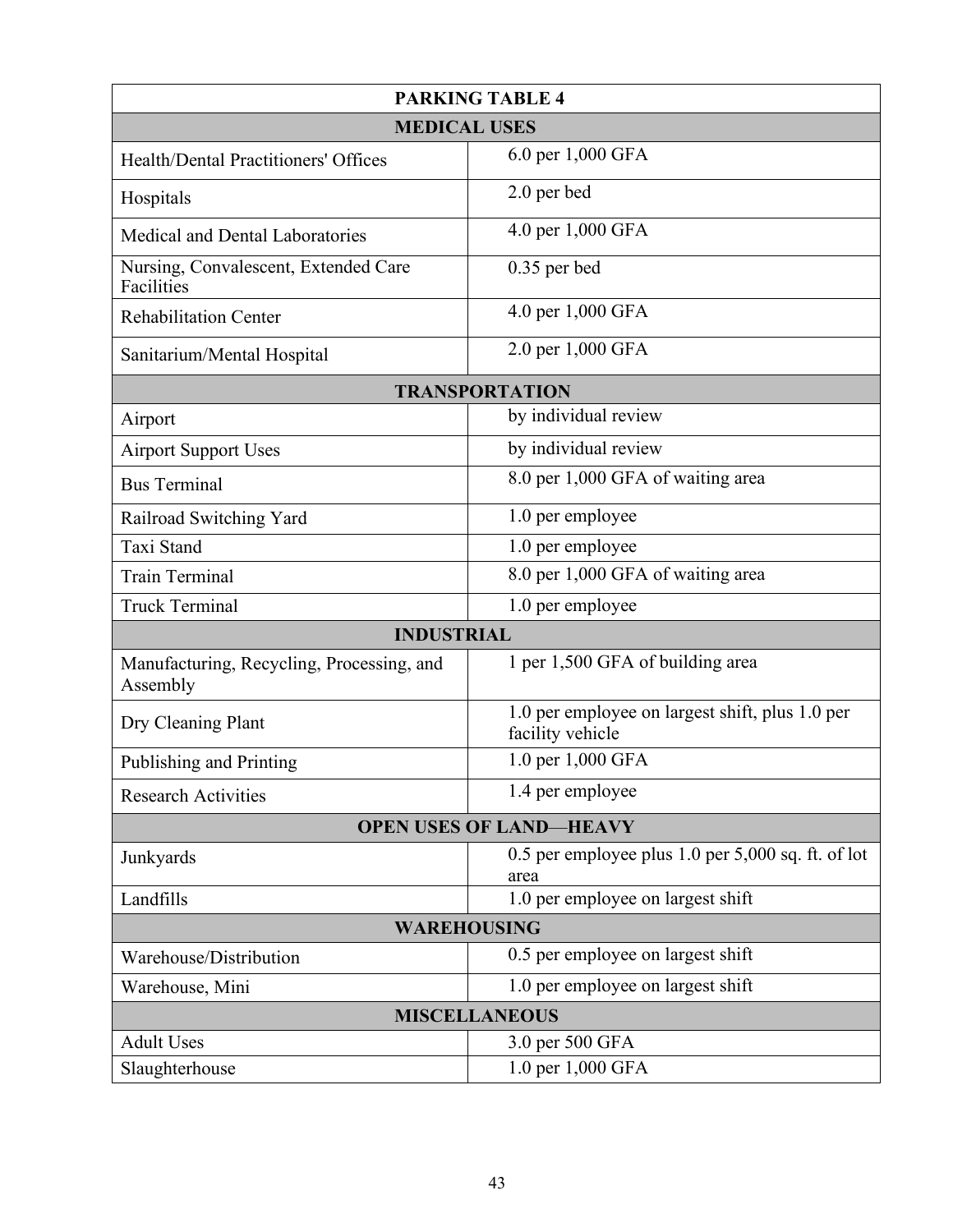| PARKING TABLE 4 | |
|---|---|
| **MEDICAL USES** | |
| Health/Dental Practitioners' Offices | 6.0 per 1,000 GFA |
| Hospitals | 2.0 per bed |
| Medical and Dental Laboratories | 4.0 per 1,000 GFA |
| Nursing, Convalescent, Extended Care Facilities | 0.35 per bed |
| Rehabilitation Center | 4.0 per 1,000 GFA |
| Sanitarium/Mental Hospital | 2.0 per 1,000 GFA |
| **TRANSPORTATION** | |
| Airport | by individual review |
| Airport Support Uses | by individual review |
| Bus Terminal | 8.0 per 1,000 GFA of waiting area |
| Railroad Switching Yard | 1.0 per employee |
| Taxi Stand | 1.0 per employee |
| Train Terminal | 8.0 per 1,000 GFA of waiting area |
| Truck Terminal | 1.0 per employee |
| **INDUSTRIAL** | |
| Manufacturing, Recycling, Processing, and Assembly | 1 per 1,500 GFA of building area |
| Dry Cleaning Plant | 1.0 per employee on largest shift, plus 1.0 per facility vehicle |
| Publishing and Printing | 1.0 per 1,000 GFA |
| Research Activities | 1.4 per employee |
| **OPEN USES OF LAND—HEAVY** | |
| Junkyards | 0.5 per employee plus 1.0 per 5,000 sq. ft. of lot area |
| Landfills | 1.0 per employee on largest shift |
| **WAREHOUSING** | |
| Warehouse/Distribution | 0.5 per employee on largest shift |
| Warehouse, Mini | 1.0 per employee on largest shift |
| **MISCELLANEOUS** | |
| Adult Uses | 3.0 per 500 GFA |
| Slaughterhouse | 1.0 per 1,000 GFA |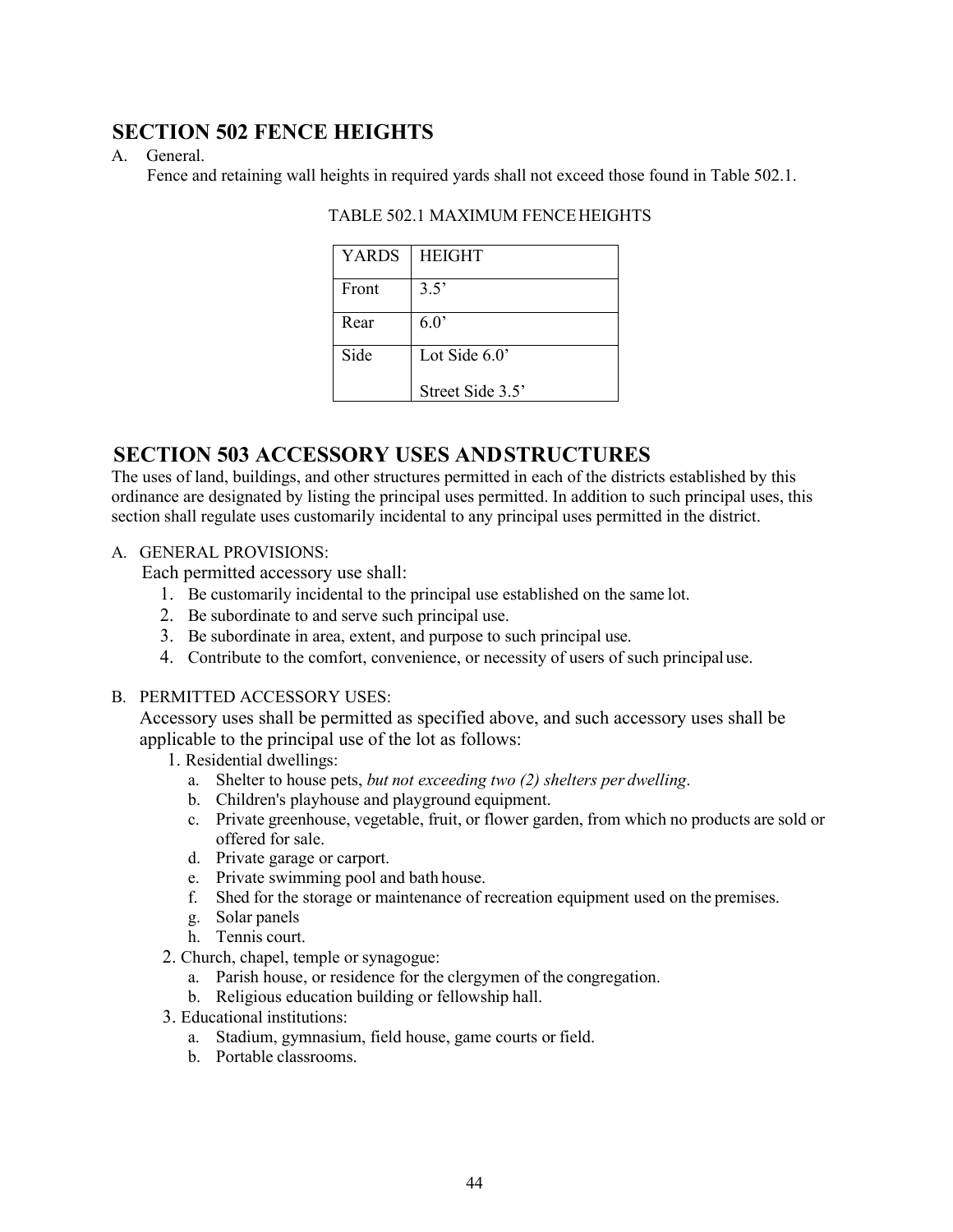## SECTION 502 FENCE HEIGHTS

A. General.

Fence and retaining wall heights in required yards shall not exceed those found in Table 502.1.

TABLE 502.1 MAXIMUM FENCE HEIGHTS

| YARDS | HEIGHT |
|---|---|
| Front | 3.5’ |
| Rear | 6.0’ |
| Side | Lot Side 6.0’<br>Street Side 3.5’ |

## SECTION 503 ACCESSORY USES AND STRUCTURES

The uses of land, buildings, and other structures permitted in each of the districts established by this ordinance are designated by listing the principal uses permitted. In addition to such principal uses, this section shall regulate uses customarily incidental to any principal uses permitted in the district.

A. GENERAL PROVISIONS:

Each permitted accessory use shall:

1. Be customarily incidental to the principal use established on the same lot.
2. Be subordinate to and serve such principal use.
3. Be subordinate in area, extent, and purpose to such principal use.
4. Contribute to the comfort, convenience, or necessity of users of such principal use.

B. PERMITTED ACCESSORY USES:

Accessory uses shall be permitted as specified above, and such accessory uses shall be applicable to the principal use of the lot as follows:

1. Residential dwellings:
   a. Shelter to house pets, *but not exceeding two (2) shelters per dwelling*.
   b. Children's playhouse and playground equipment.
   c. Private greenhouse, vegetable, fruit, or flower garden, from which no products are sold or offered for sale.
   d. Private garage or carport.
   e. Private swimming pool and bath house.
   f. Shed for the storage or maintenance of recreation equipment used on the premises.
   g. Solar panels
   h. Tennis court.
2. Church, chapel, temple or synagogue:
   a. Parish house, or residence for the clergymen of the congregation.
   b. Religious education building or fellowship hall.
3. Educational institutions:
   a. Stadium, gymnasium, field house, game courts or field.
   b. Portable classrooms.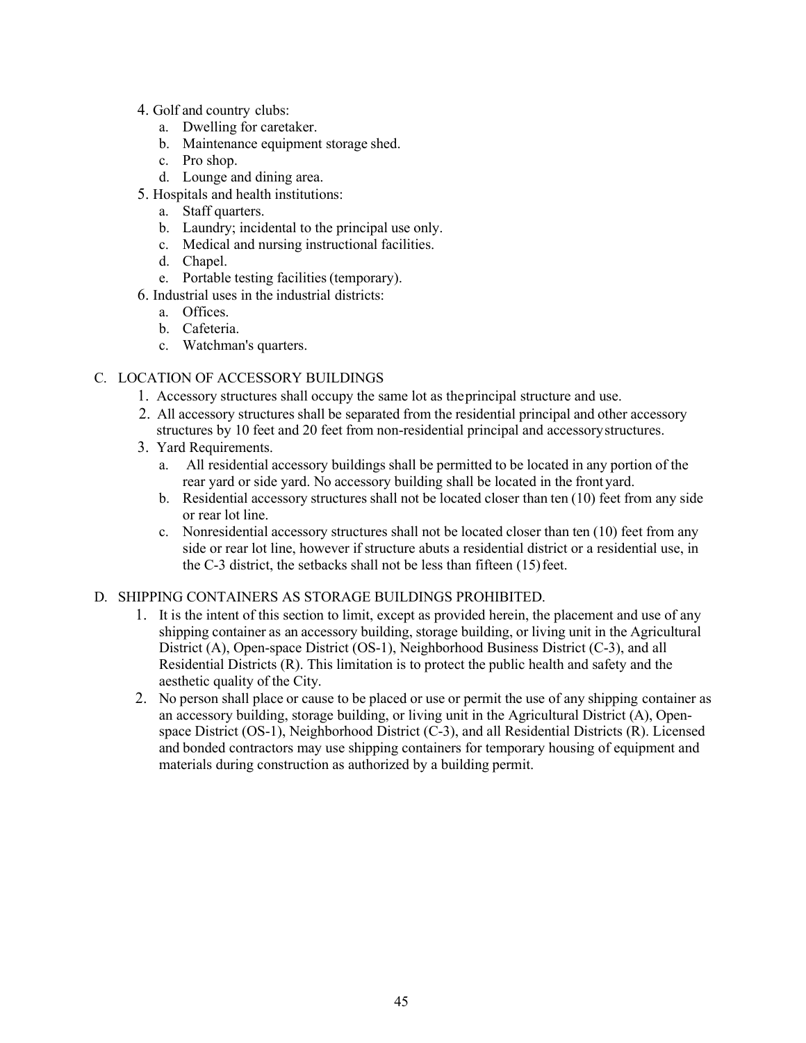4. Golf and country clubs:
   a. Dwelling for caretaker.
   b. Maintenance equipment storage shed.
   c. Pro shop.
   d. Lounge and dining area.
5. Hospitals and health institutions:
   a. Staff quarters.
   b. Laundry; incidental to the principal use only.
   c. Medical and nursing instructional facilities.
   d. Chapel.
   e. Portable testing facilities (temporary).
6. Industrial uses in the industrial districts:
   a. Offices.
   b. Cafeteria.
   c. Watchman's quarters.

C. LOCATION OF ACCESSORY BUILDINGS

1. Accessory structures shall occupy the same lot as the principal structure and use.
2. All accessory structures shall be separated from the residential principal and other accessory structures by 10 feet and 20 feet from non-residential principal and accessory structures.
3. Yard Requirements.
   a. All residential accessory buildings shall be permitted to be located in any portion of the rear yard or side yard. No accessory building shall be located in the front yard.
   b. Residential accessory structures shall not be located closer than ten (10) feet from any side or rear lot line.
   c. Nonresidential accessory structures shall not be located closer than ten (10) feet from any side or rear lot line, however if structure abuts a residential district or a residential use, in the C-3 district, the setbacks shall not be less than fifteen (15) feet.

D. SHIPPING CONTAINERS AS STORAGE BUILDINGS PROHIBITED.

1. It is the intent of this section to limit, except as provided herein, the placement and use of any shipping container as an accessory building, storage building, or living unit in the Agricultural District (A), Open-space District (OS-1), Neighborhood Business District (C-3), and all Residential Districts (R). This limitation is to protect the public health and safety and the aesthetic quality of the City.
2. No person shall place or cause to be placed or use or permit the use of any shipping container as an accessory building, storage building, or living unit in the Agricultural District (A), Open-space District (OS-1), Neighborhood District (C-3), and all Residential Districts (R). Licensed and bonded contractors may use shipping containers for temporary housing of equipment and materials during construction as authorized by a building permit.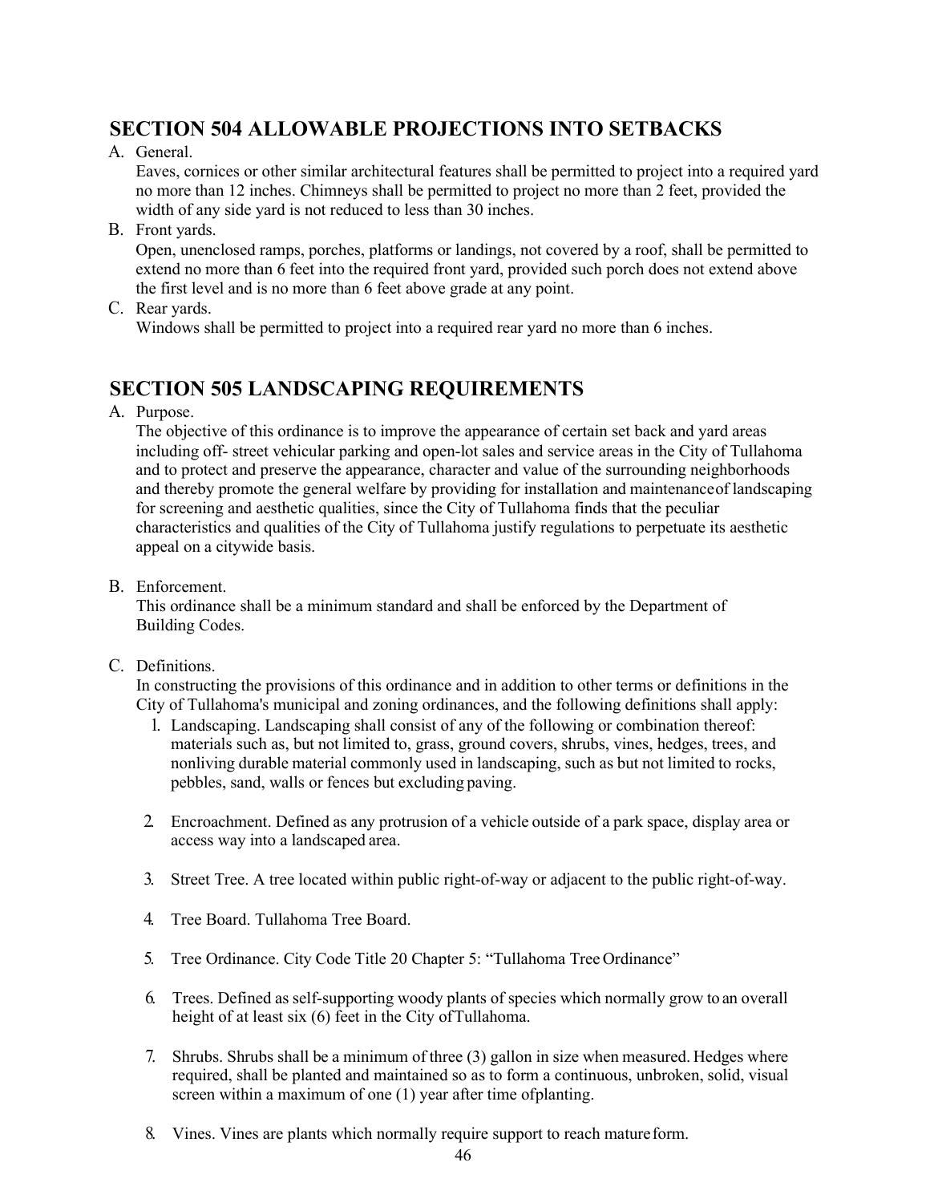## SECTION 504 ALLOWABLE PROJECTIONS INTO SETBACKS

A. General.

Eaves, cornices or other similar architectural features shall be permitted to project into a required yard no more than 12 inches. Chimneys shall be permitted to project no more than 2 feet, provided the width of any side yard is not reduced to less than 30 inches.

B. Front yards.

Open, unenclosed ramps, porches, platforms or landings, not covered by a roof, shall be permitted to extend no more than 6 feet into the required front yard, provided such porch does not extend above the first level and is no more than 6 feet above grade at any point.

C. Rear yards.

Windows shall be permitted to project into a required rear yard no more than 6 inches.

## SECTION 505 LANDSCAPING REQUIREMENTS

A. Purpose.

The objective of this ordinance is to improve the appearance of certain set back and yard areas including off- street vehicular parking and open-lot sales and service areas in the City of Tullahoma and to protect and preserve the appearance, character and value of the surrounding neighborhoods and thereby promote the general welfare by providing for installation and maintenance of landscaping for screening and aesthetic qualities, since the City of Tullahoma finds that the peculiar characteristics and qualities of the City of Tullahoma justify regulations to perpetuate its aesthetic appeal on a citywide basis.

B. Enforcement.

This ordinance shall be a minimum standard and shall be enforced by the Department of Building Codes.

C. Definitions.

In constructing the provisions of this ordinance and in addition to other terms or definitions in the City of Tullahoma's municipal and zoning ordinances, and the following definitions shall apply:

1. Landscaping. Landscaping shall consist of any of the following or combination thereof: materials such as, but not limited to, grass, ground covers, shrubs, vines, hedges, trees, and nonliving durable material commonly used in landscaping, such as but not limited to rocks, pebbles, sand, walls or fences but excluding paving.

2. Encroachment. Defined as any protrusion of a vehicle outside of a park space, display area or access way into a landscaped area.

3. Street Tree. A tree located within public right-of-way or adjacent to the public right-of-way.

4. Tree Board. Tullahoma Tree Board.

5. Tree Ordinance. City Code Title 20 Chapter 5: "Tullahoma Tree Ordinance"

6. Trees. Defined as self-supporting woody plants of species which normally grow to an overall height of at least six (6) feet in the City of Tullahoma.

7. Shrubs. Shrubs shall be a minimum of three (3) gallon in size when measured. Hedges where required, shall be planted and maintained so as to form a continuous, unbroken, solid, visual screen within a maximum of one (1) year after time of planting.

8. Vines. Vines are plants which normally require support to reach mature form.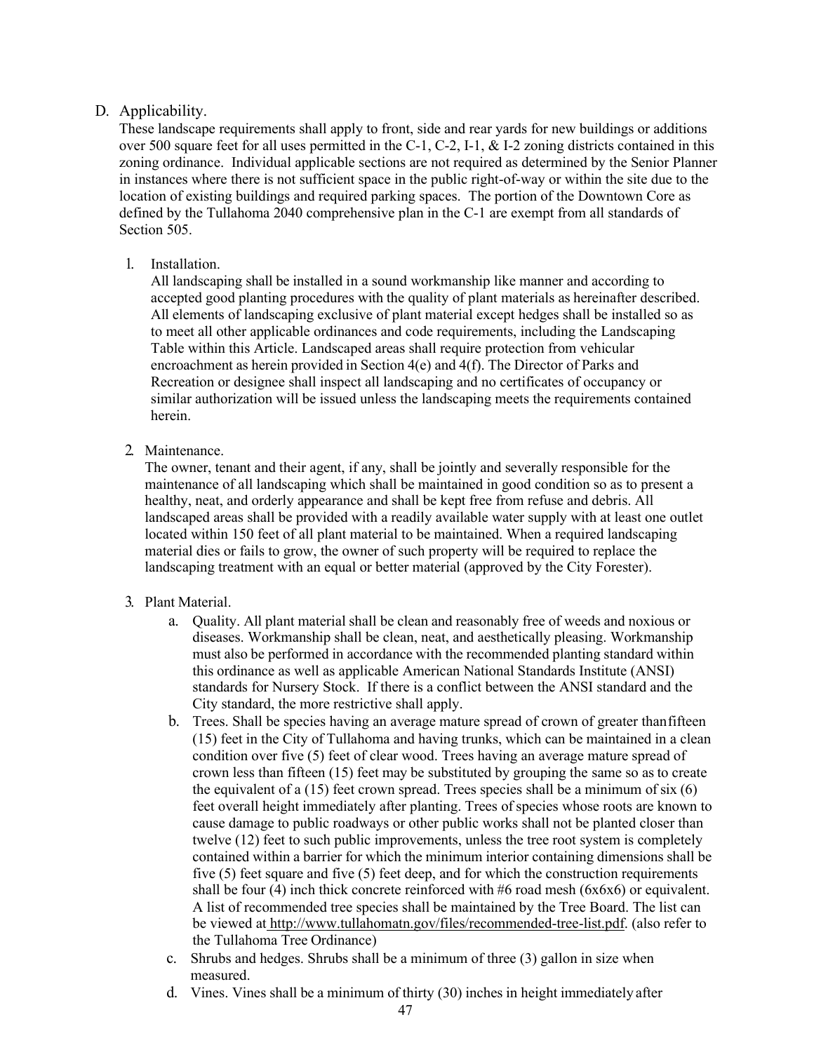D. Applicability.

These landscape requirements shall apply to front, side and rear yards for new buildings or additions over 500 square feet for all uses permitted in the C-1, C-2, I-1, & I-2 zoning districts contained in this zoning ordinance. Individual applicable sections are not required as determined by the Senior Planner in instances where there is not sufficient space in the public right-of-way or within the site due to the location of existing buildings and required parking spaces. The portion of the Downtown Core as defined by the Tullahoma 2040 comprehensive plan in the C-1 are exempt from all standards of Section 505.

1. Installation.

   All landscaping shall be installed in a sound workmanship like manner and according to accepted good planting procedures with the quality of plant materials as hereinafter described. All elements of landscaping exclusive of plant material except hedges shall be installed so as to meet all other applicable ordinances and code requirements, including the Landscaping Table within this Article. Landscaped areas shall require protection from vehicular encroachment as herein provided in Section 4(e) and 4(f). The Director of Parks and Recreation or designee shall inspect all landscaping and no certificates of occupancy or similar authorization will be issued unless the landscaping meets the requirements contained herein.

2. Maintenance.

   The owner, tenant and their agent, if any, shall be jointly and severally responsible for the maintenance of all landscaping which shall be maintained in good condition so as to present a healthy, neat, and orderly appearance and shall be kept free from refuse and debris. All landscaped areas shall be provided with a readily available water supply with at least one outlet located within 150 feet of all plant material to be maintained. When a required landscaping material dies or fails to grow, the owner of such property will be required to replace the landscaping treatment with an equal or better material (approved by the City Forester).

3. Plant Material.

   a. Quality. All plant material shall be clean and reasonably free of weeds and noxious or diseases. Workmanship shall be clean, neat, and aesthetically pleasing. Workmanship must also be performed in accordance with the recommended planting standard within this ordinance as well as applicable American National Standards Institute (ANSI) standards for Nursery Stock. If there is a conflict between the ANSI standard and the City standard, the more restrictive shall apply.

   b. Trees. Shall be species having an average mature spread of crown of greater than fifteen (15) feet in the City of Tullahoma and having trunks, which can be maintained in a clean condition over five (5) feet of clear wood. Trees having an average mature spread of crown less than fifteen (15) feet may be substituted by grouping the same so as to create the equivalent of a (15) feet crown spread. Trees species shall be a minimum of six (6) feet overall height immediately after planting. Trees of species whose roots are known to cause damage to public roadways or other public works shall not be planted closer than twelve (12) feet to such public improvements, unless the tree root system is completely contained within a barrier for which the minimum interior containing dimensions shall be five (5) feet square and five (5) feet deep, and for which the construction requirements shall be four (4) inch thick concrete reinforced with #6 road mesh (6x6x6) or equivalent. A list of recommended tree species shall be maintained by the Tree Board. The list can be viewed at http://www.tullahomatn.gov/files/recommended-tree-list.pdf. (also refer to the Tullahoma Tree Ordinance)

   c. Shrubs and hedges. Shrubs shall be a minimum of three (3) gallon in size when measured.

   d. Vines. Vines shall be a minimum of thirty (30) inches in height immediately after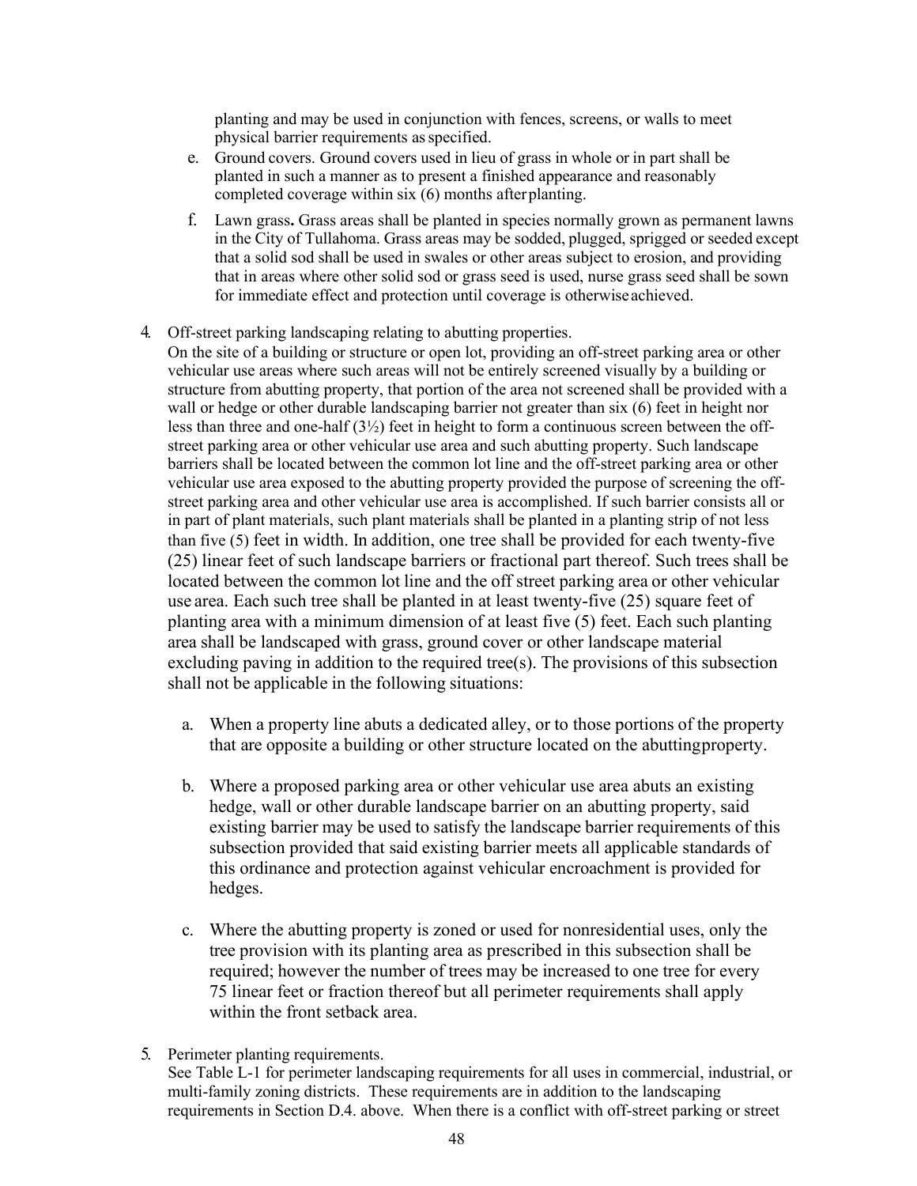planting and may be used in conjunction with fences, screens, or walls to meet physical barrier requirements as specified.

e. Ground covers. Ground covers used in lieu of grass in whole or in part shall be planted in such a manner as to present a finished appearance and reasonably completed coverage within six (6) months after planting.

f. Lawn grass**.** Grass areas shall be planted in species normally grown as permanent lawns in the City of Tullahoma. Grass areas may be sodded, plugged, sprigged or seeded except that a solid sod shall be used in swales or other areas subject to erosion, and providing that in areas where other solid sod or grass seed is used, nurse grass seed shall be sown for immediate effect and protection until coverage is otherwise achieved.

4. Off-street parking landscaping relating to abutting properties.
   On the site of a building or structure or open lot, providing an off-street parking area or other vehicular use areas where such areas will not be entirely screened visually by a building or structure from abutting property, that portion of the area not screened shall be provided with a wall or hedge or other durable landscaping barrier not greater than six (6) feet in height nor less than three and one-half (3½) feet in height to form a continuous screen between the off-street parking area or other vehicular use area and such abutting property. Such landscape barriers shall be located between the common lot line and the off-street parking area or other vehicular use area exposed to the abutting property provided the purpose of screening the off-street parking area and other vehicular use area is accomplished. If such barrier consists all or in part of plant materials, such plant materials shall be planted in a planting strip of not less than five (5) feet in width. In addition, one tree shall be provided for each twenty-five (25) linear feet of such landscape barriers or fractional part thereof. Such trees shall be located between the common lot line and the off street parking area or other vehicular use area. Each such tree shall be planted in at least twenty-five (25) square feet of planting area with a minimum dimension of at least five (5) feet. Each such planting area shall be landscaped with grass, ground cover or other landscape material excluding paving in addition to the required tree(s). The provisions of this subsection shall not be applicable in the following situations:

   a. When a property line abuts a dedicated alley, or to those portions of the property that are opposite a building or other structure located on the abutting property.

   b. Where a proposed parking area or other vehicular use area abuts an existing hedge, wall or other durable landscape barrier on an abutting property, said existing barrier may be used to satisfy the landscape barrier requirements of this subsection provided that said existing barrier meets all applicable standards of this ordinance and protection against vehicular encroachment is provided for hedges.

   c. Where the abutting property is zoned or used for nonresidential uses, only the tree provision with its planting area as prescribed in this subsection shall be required; however the number of trees may be increased to one tree for every 75 linear feet or fraction thereof but all perimeter requirements shall apply within the front setback area.

5. Perimeter planting requirements.
   See Table L-1 for perimeter landscaping requirements for all uses in commercial, industrial, or multi-family zoning districts. These requirements are in addition to the landscaping requirements in Section D.4. above. When there is a conflict with off-street parking or street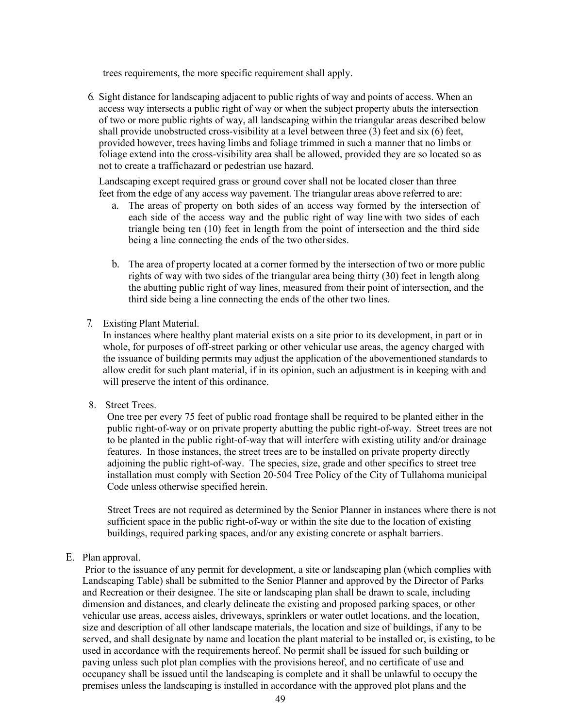trees requirements, the more specific requirement shall apply.

6. Sight distance for landscaping adjacent to public rights of way and points of access. When an access way intersects a public right of way or when the subject property abuts the intersection of two or more public rights of way, all landscaping within the triangular areas described below shall provide unobstructed cross-visibility at a level between three (3) feet and six (6) feet, provided however, trees having limbs and foliage trimmed in such a manner that no limbs or foliage extend into the cross-visibility area shall be allowed, provided they are so located so as not to create a traffichazard or pedestrian use hazard.

   Landscaping except required grass or ground cover shall not be located closer than three feet from the edge of any access way pavement. The triangular areas above referred to are:

   a. The areas of property on both sides of an access way formed by the intersection of each side of the access way and the public right of way line with two sides of each triangle being ten (10) feet in length from the point of intersection and the third side being a line connecting the ends of the two othersides.

   b. The area of property located at a corner formed by the intersection of two or more public rights of way with two sides of the triangular area being thirty (30) feet in length along the abutting public right of way lines, measured from their point of intersection, and the third side being a line connecting the ends of the other two lines.

7. Existing Plant Material.
   In instances where healthy plant material exists on a site prior to its development, in part or in whole, for purposes of off-street parking or other vehicular use areas, the agency charged with the issuance of building permits may adjust the application of the abovementioned standards to allow credit for such plant material, if in its opinion, such an adjustment is in keeping with and will preserve the intent of this ordinance.

8. Street Trees.
   One tree per every 75 feet of public road frontage shall be required to be planted either in the public right-of-way or on private property abutting the public right-of-way. Street trees are not to be planted in the public right-of-way that will interfere with existing utility and/or drainage features. In those instances, the street trees are to be installed on private property directly adjoining the public right-of-way. The species, size, grade and other specifics to street tree installation must comply with Section 20-504 Tree Policy of the City of Tullahoma municipal Code unless otherwise specified herein.

   Street Trees are not required as determined by the Senior Planner in instances where there is not sufficient space in the public right-of-way or within the site due to the location of existing buildings, required parking spaces, and/or any existing concrete or asphalt barriers.

E. Plan approval.
   Prior to the issuance of any permit for development, a site or landscaping plan (which complies with Landscaping Table) shall be submitted to the Senior Planner and approved by the Director of Parks and Recreation or their designee. The site or landscaping plan shall be drawn to scale, including dimension and distances, and clearly delineate the existing and proposed parking spaces, or other vehicular use areas, access aisles, driveways, sprinklers or water outlet locations, and the location, size and description of all other landscape materials, the location and size of buildings, if any to be served, and shall designate by name and location the plant material to be installed or, is existing, to be used in accordance with the requirements hereof. No permit shall be issued for such building or paving unless such plot plan complies with the provisions hereof, and no certificate of use and occupancy shall be issued until the landscaping is complete and it shall be unlawful to occupy the premises unless the landscaping is installed in accordance with the approved plot plans and the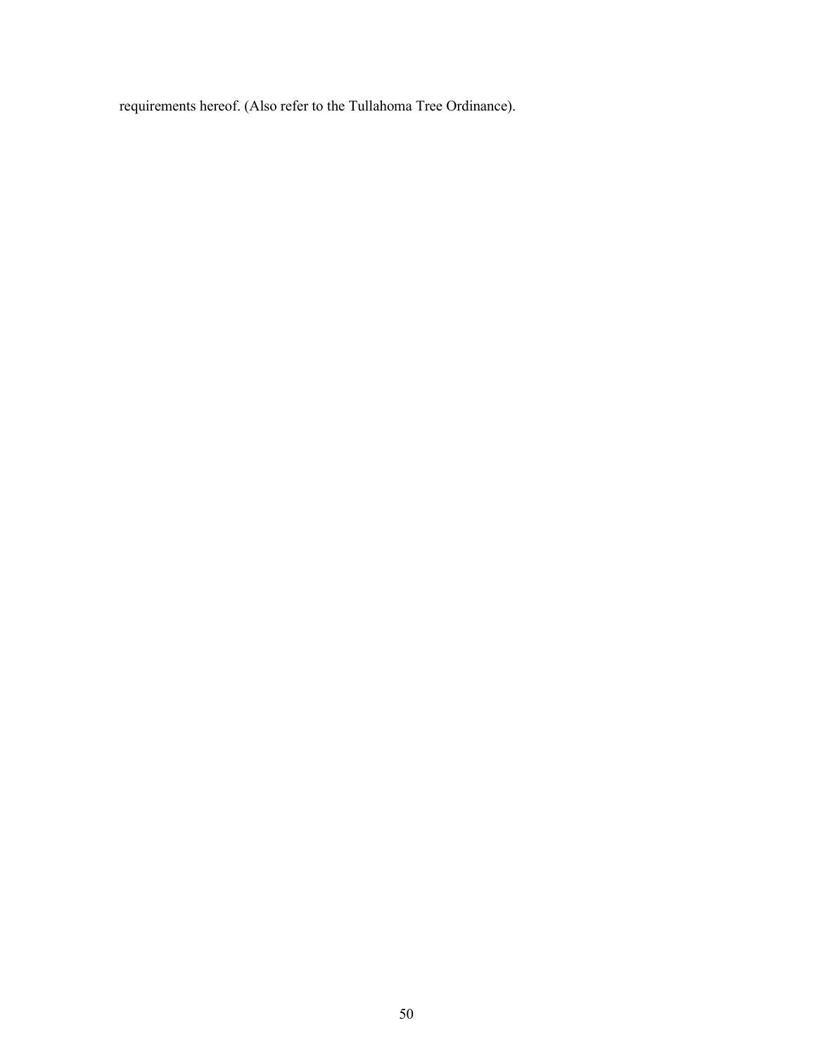requirements hereof. (Also refer to the Tullahoma Tree Ordinance).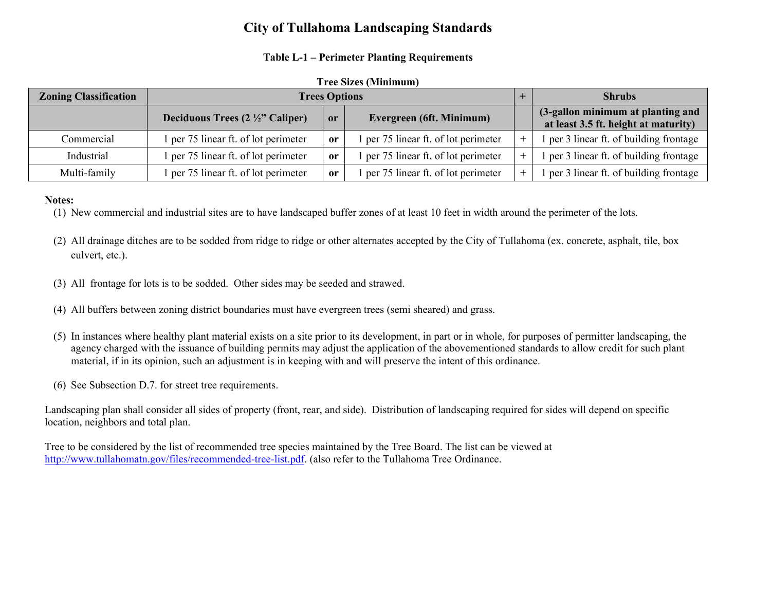# City of Tullahoma Landscaping Standards

### Table L-1 – Perimeter Planting Requirements

**Tree Sizes (Minimum)**

| Zoning Classification | Trees Options | | | + | Shrubs |
|---|---|---|---|---|---|
| | Deciduous Trees (2 ½" Caliper) | or | Evergreen (6ft. Minimum) | | (3-gallon minimum at planting and at least 3.5 ft. height at maturity) |
| Commercial | 1 per 75 linear ft. of lot perimeter | **or** | 1 per 75 linear ft. of lot perimeter | + | 1 per 3 linear ft. of building frontage |
| Industrial | 1 per 75 linear ft. of lot perimeter | **or** | 1 per 75 linear ft. of lot perimeter | + | 1 per 3 linear ft. of building frontage |
| Multi-family | 1 per 75 linear ft. of lot perimeter | **or** | 1 per 75 linear ft. of lot perimeter | + | 1 per 3 linear ft. of building frontage |

**Notes:**

(1) New commercial and industrial sites are to have landscaped buffer zones of at least 10 feet in width around the perimeter of the lots.

(2) All drainage ditches are to be sodded from ridge to ridge or other alternates accepted by the City of Tullahoma (ex. concrete, asphalt, tile, box culvert, etc.).

(3) All frontage for lots is to be sodded. Other sides may be seeded and strawed.

(4) All buffers between zoning district boundaries must have evergreen trees (semi sheared) and grass.

(5) In instances where healthy plant material exists on a site prior to its development, in part or in whole, for purposes of permitter landscaping, the agency charged with the issuance of building permits may adjust the application of the abovementioned standards to allow credit for such plant material, if in its opinion, such an adjustment is in keeping with and will preserve the intent of this ordinance.

(6) See Subsection D.7. for street tree requirements.

Landscaping plan shall consider all sides of property (front, rear, and side). Distribution of landscaping required for sides will depend on specific location, neighbors and total plan.

Tree to be considered by the list of recommended tree species maintained by the Tree Board. The list can be viewed at http://www.tullahomatn.gov/files/recommended-tree-list.pdf. (also refer to the Tullahoma Tree Ordinance.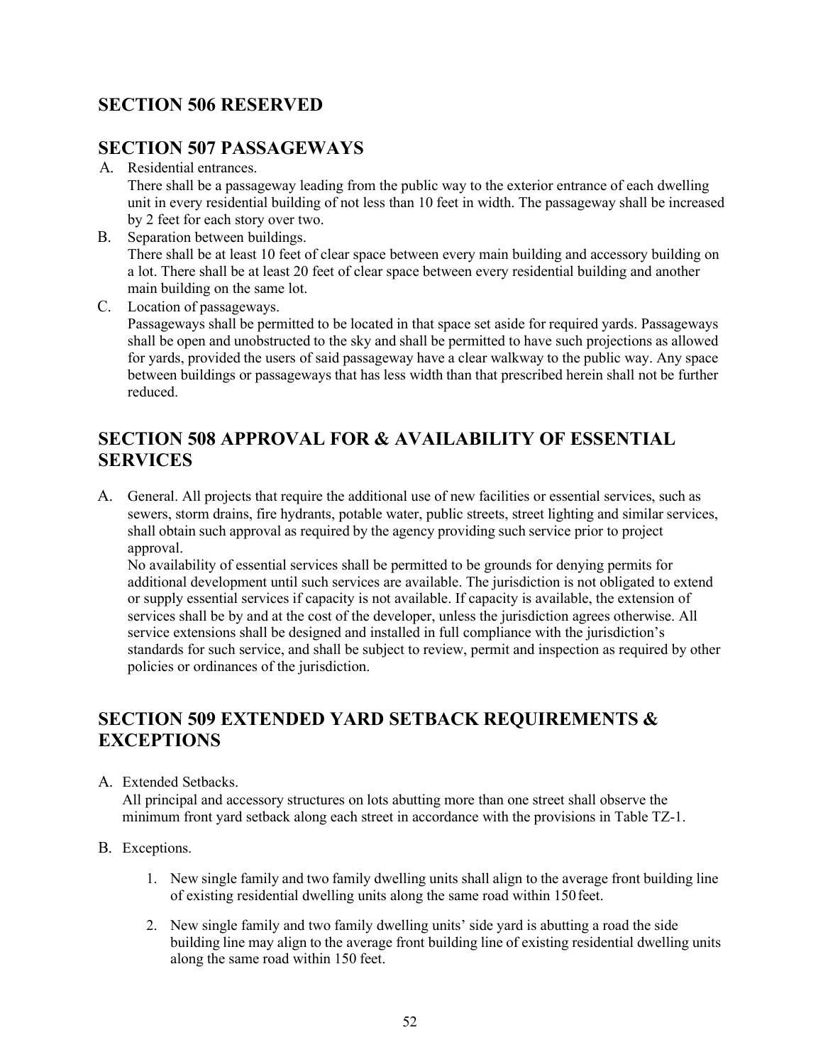## SECTION 506 RESERVED

## SECTION 507 PASSAGEWAYS

A. Residential entrances.
   There shall be a passageway leading from the public way to the exterior entrance of each dwelling unit in every residential building of not less than 10 feet in width. The passageway shall be increased by 2 feet for each story over two.

B. Separation between buildings.
   There shall be at least 10 feet of clear space between every main building and accessory building on a lot. There shall be at least 20 feet of clear space between every residential building and another main building on the same lot.

C. Location of passageways.
   Passageways shall be permitted to be located in that space set aside for required yards. Passageways shall be open and unobstructed to the sky and shall be permitted to have such projections as allowed for yards, provided the users of said passageway have a clear walkway to the public way. Any space between buildings or passageways that has less width than that prescribed herein shall not be further reduced.

## SECTION 508 APPROVAL FOR & AVAILABILITY OF ESSENTIAL SERVICES

A. General. All projects that require the additional use of new facilities or essential services, such as sewers, storm drains, fire hydrants, potable water, public streets, street lighting and similar services, shall obtain such approval as required by the agency providing such service prior to project approval.
   No availability of essential services shall be permitted to be grounds for denying permits for additional development until such services are available. The jurisdiction is not obligated to extend or supply essential services if capacity is not available. If capacity is available, the extension of services shall be by and at the cost of the developer, unless the jurisdiction agrees otherwise. All service extensions shall be designed and installed in full compliance with the jurisdiction's standards for such service, and shall be subject to review, permit and inspection as required by other policies or ordinances of the jurisdiction.

## SECTION 509 EXTENDED YARD SETBACK REQUIREMENTS & EXCEPTIONS

A. Extended Setbacks.
   All principal and accessory structures on lots abutting more than one street shall observe the minimum front yard setback along each street in accordance with the provisions in Table TZ-1.

B. Exceptions.

   1. New single family and two family dwelling units shall align to the average front building line of existing residential dwelling units along the same road within 150 feet.

   2. New single family and two family dwelling units' side yard is abutting a road the side building line may align to the average front building line of existing residential dwelling units along the same road within 150 feet.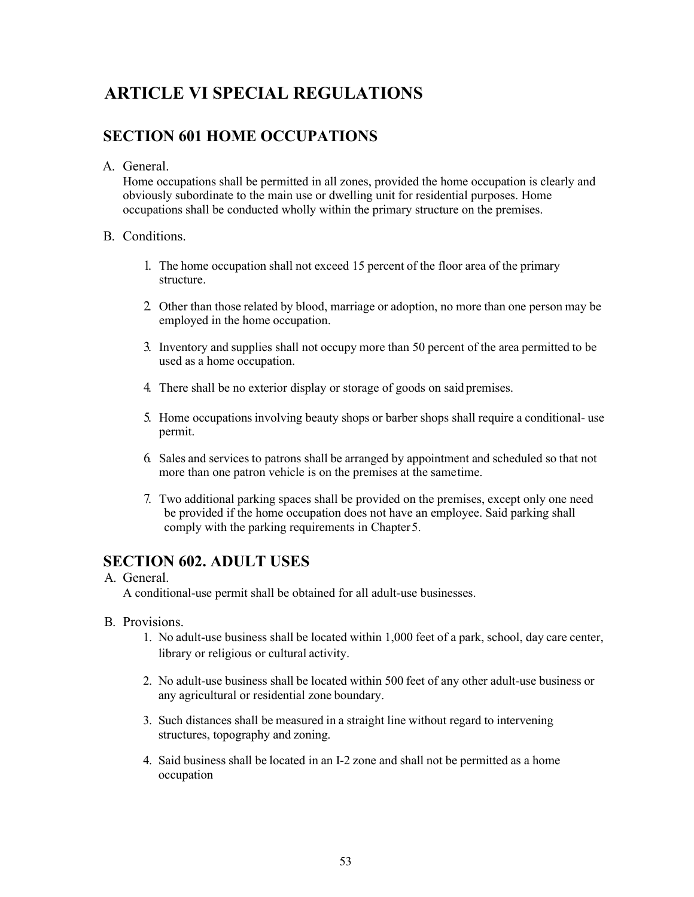# ARTICLE VI SPECIAL REGULATIONS

## SECTION 601 HOME OCCUPATIONS

A. General.

Home occupations shall be permitted in all zones, provided the home occupation is clearly and obviously subordinate to the main use or dwelling unit for residential purposes. Home occupations shall be conducted wholly within the primary structure on the premises.

B. Conditions.

1. The home occupation shall not exceed 15 percent of the floor area of the primary structure.
2. Other than those related by blood, marriage or adoption, no more than one person may be employed in the home occupation.
3. Inventory and supplies shall not occupy more than 50 percent of the area permitted to be used as a home occupation.
4. There shall be no exterior display or storage of goods on said premises.
5. Home occupations involving beauty shops or barber shops shall require a conditional- use permit.
6. Sales and services to patrons shall be arranged by appointment and scheduled so that not more than one patron vehicle is on the premises at the same time.
7. Two additional parking spaces shall be provided on the premises, except only one need be provided if the home occupation does not have an employee. Said parking shall comply with the parking requirements in Chapter 5.

## SECTION 602. ADULT USES

A. General.

A conditional-use permit shall be obtained for all adult-use businesses.

B. Provisions.

1. No adult-use business shall be located within 1,000 feet of a park, school, day care center, library or religious or cultural activity.
2. No adult-use business shall be located within 500 feet of any other adult-use business or any agricultural or residential zone boundary.
3. Such distances shall be measured in a straight line without regard to intervening structures, topography and zoning.
4. Said business shall be located in an I-2 zone and shall not be permitted as a home occupation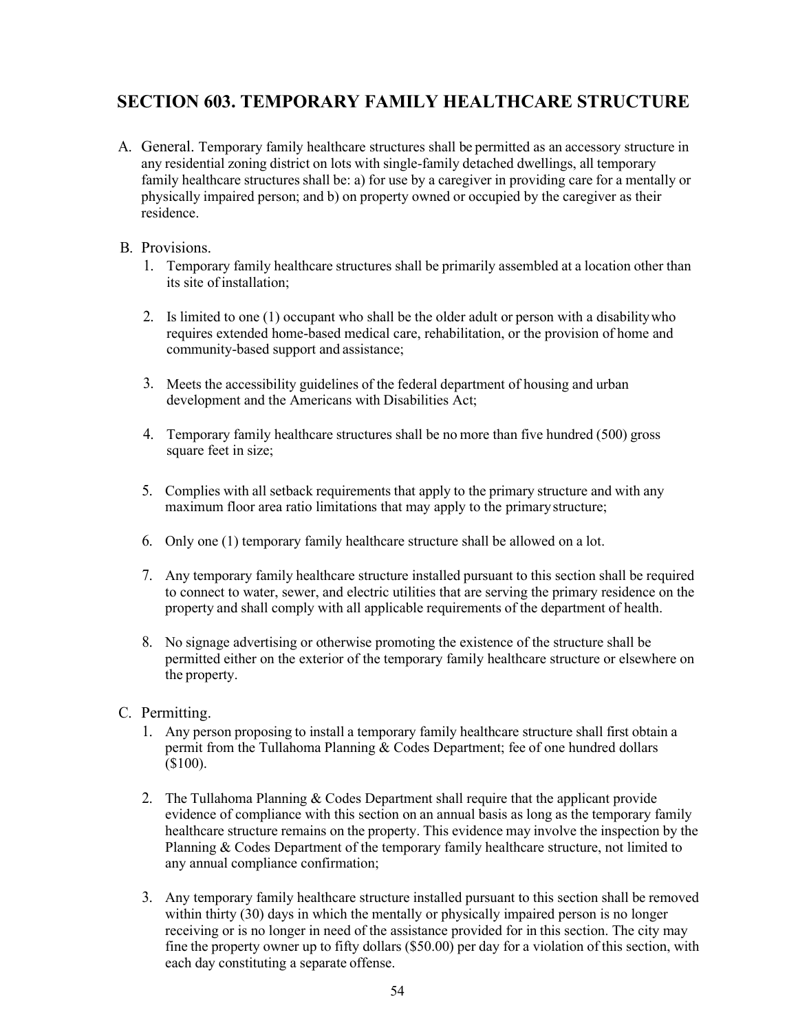## SECTION 603. TEMPORARY FAMILY HEALTHCARE STRUCTURE

A. General. Temporary family healthcare structures shall be permitted as an accessory structure in any residential zoning district on lots with single-family detached dwellings, all temporary family healthcare structures shall be: a) for use by a caregiver in providing care for a mentally or physically impaired person; and b) on property owned or occupied by the caregiver as their residence.

B. Provisions.

1. Temporary family healthcare structures shall be primarily assembled at a location other than its site of installation;

2. Is limited to one (1) occupant who shall be the older adult or person with a disability who requires extended home-based medical care, rehabilitation, or the provision of home and community-based support and assistance;

3. Meets the accessibility guidelines of the federal department of housing and urban development and the Americans with Disabilities Act;

4. Temporary family healthcare structures shall be no more than five hundred (500) gross square feet in size;

5. Complies with all setback requirements that apply to the primary structure and with any maximum floor area ratio limitations that may apply to the primary structure;

6. Only one (1) temporary family healthcare structure shall be allowed on a lot.

7. Any temporary family healthcare structure installed pursuant to this section shall be required to connect to water, sewer, and electric utilities that are serving the primary residence on the property and shall comply with all applicable requirements of the department of health.

8. No signage advertising or otherwise promoting the existence of the structure shall be permitted either on the exterior of the temporary family healthcare structure or elsewhere on the property.

C. Permitting.

1. Any person proposing to install a temporary family healthcare structure shall first obtain a permit from the Tullahoma Planning & Codes Department; fee of one hundred dollars ($100).

2. The Tullahoma Planning & Codes Department shall require that the applicant provide evidence of compliance with this section on an annual basis as long as the temporary family healthcare structure remains on the property. This evidence may involve the inspection by the Planning & Codes Department of the temporary family healthcare structure, not limited to any annual compliance confirmation;

3. Any temporary family healthcare structure installed pursuant to this section shall be removed within thirty (30) days in which the mentally or physically impaired person is no longer receiving or is no longer in need of the assistance provided for in this section. The city may fine the property owner up to fifty dollars ($50.00) per day for a violation of this section, with each day constituting a separate offense.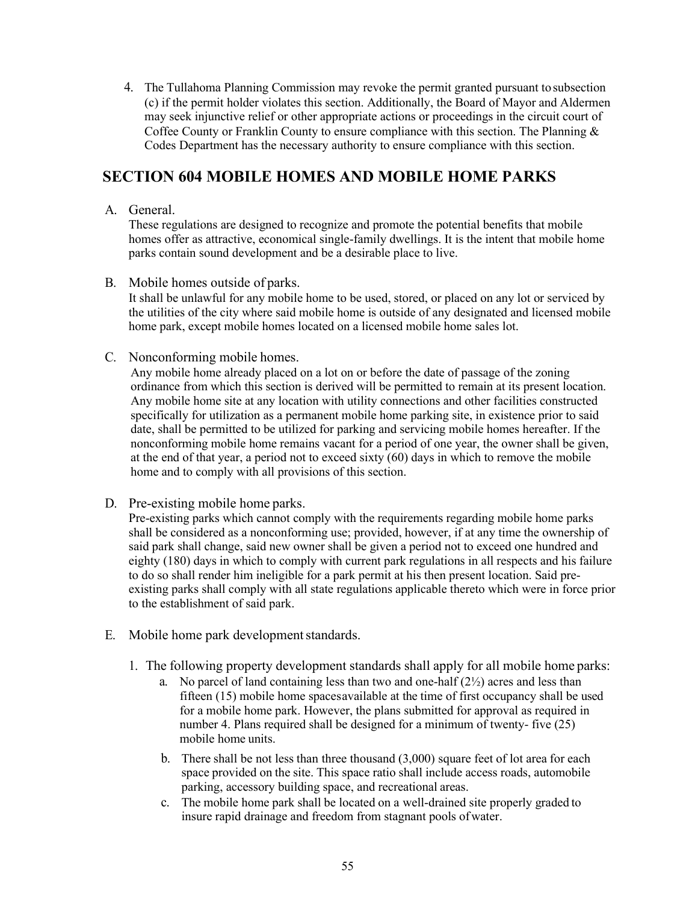4. The Tullahoma Planning Commission may revoke the permit granted pursuant to subsection (c) if the permit holder violates this section. Additionally, the Board of Mayor and Aldermen may seek injunctive relief or other appropriate actions or proceedings in the circuit court of Coffee County or Franklin County to ensure compliance with this section. The Planning & Codes Department has the necessary authority to ensure compliance with this section.

## SECTION 604 MOBILE HOMES AND MOBILE HOME PARKS

A. General.

These regulations are designed to recognize and promote the potential benefits that mobile homes offer as attractive, economical single-family dwellings. It is the intent that mobile home parks contain sound development and be a desirable place to live.

B. Mobile homes outside of parks.

It shall be unlawful for any mobile home to be used, stored, or placed on any lot or serviced by the utilities of the city where said mobile home is outside of any designated and licensed mobile home park, except mobile homes located on a licensed mobile home sales lot.

C. Nonconforming mobile homes.

Any mobile home already placed on a lot on or before the date of passage of the zoning ordinance from which this section is derived will be permitted to remain at its present location. Any mobile home site at any location with utility connections and other facilities constructed specifically for utilization as a permanent mobile home parking site, in existence prior to said date, shall be permitted to be utilized for parking and servicing mobile homes hereafter. If the nonconforming mobile home remains vacant for a period of one year, the owner shall be given, at the end of that year, a period not to exceed sixty (60) days in which to remove the mobile home and to comply with all provisions of this section.

D. Pre-existing mobile home parks.

Pre-existing parks which cannot comply with the requirements regarding mobile home parks shall be considered as a nonconforming use; provided, however, if at any time the ownership of said park shall change, said new owner shall be given a period not to exceed one hundred and eighty (180) days in which to comply with current park regulations in all respects and his failure to do so shall render him ineligible for a park permit at his then present location. Said pre-existing parks shall comply with all state regulations applicable thereto which were in force prior to the establishment of said park.

E. Mobile home park development standards.

1. The following property development standards shall apply for all mobile home parks:
   a. No parcel of land containing less than two and one-half (2½) acres and less than fifteen (15) mobile home spaces available at the time of first occupancy shall be used for a mobile home park. However, the plans submitted for approval as required in number 4. Plans required shall be designed for a minimum of twenty- five (25) mobile home units.
   b. There shall be not less than three thousand (3,000) square feet of lot area for each space provided on the site. This space ratio shall include access roads, automobile parking, accessory building space, and recreational areas.
   c. The mobile home park shall be located on a well-drained site properly graded to insure rapid drainage and freedom from stagnant pools of water.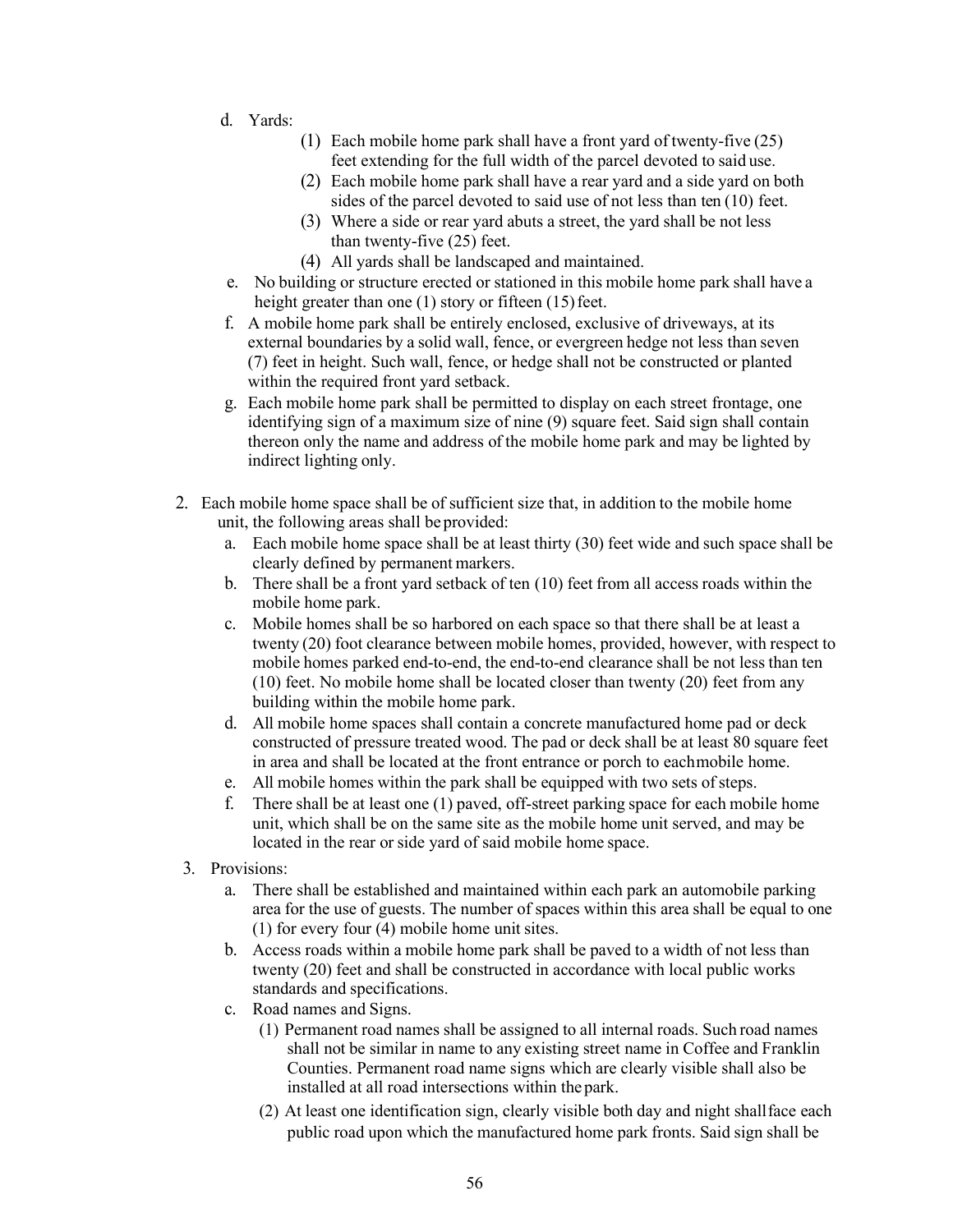d. Yards:
   (1) Each mobile home park shall have a front yard of twenty-five (25) feet extending for the full width of the parcel devoted to said use.
   (2) Each mobile home park shall have a rear yard and a side yard on both sides of the parcel devoted to said use of not less than ten (10) feet.
   (3) Where a side or rear yard abuts a street, the yard shall be not less than twenty-five (25) feet.
   (4) All yards shall be landscaped and maintained.

e. No building or structure erected or stationed in this mobile home park shall have a height greater than one (1) story or fifteen (15) feet.

f. A mobile home park shall be entirely enclosed, exclusive of driveways, at its external boundaries by a solid wall, fence, or evergreen hedge not less than seven (7) feet in height. Such wall, fence, or hedge shall not be constructed or planted within the required front yard setback.

g. Each mobile home park shall be permitted to display on each street frontage, one identifying sign of a maximum size of nine (9) square feet. Said sign shall contain thereon only the name and address of the mobile home park and may be lighted by indirect lighting only.

2. Each mobile home space shall be of sufficient size that, in addition to the mobile home unit, the following areas shall be provided:
   a. Each mobile home space shall be at least thirty (30) feet wide and such space shall be clearly defined by permanent markers.
   b. There shall be a front yard setback of ten (10) feet from all access roads within the mobile home park.
   c. Mobile homes shall be so harbored on each space so that there shall be at least a twenty (20) foot clearance between mobile homes, provided, however, with respect to mobile homes parked end-to-end, the end-to-end clearance shall be not less than ten (10) feet. No mobile home shall be located closer than twenty (20) feet from any building within the mobile home park.
   d. All mobile home spaces shall contain a concrete manufactured home pad or deck constructed of pressure treated wood. The pad or deck shall be at least 80 square feet in area and shall be located at the front entrance or porch to each mobile home.
   e. All mobile homes within the park shall be equipped with two sets of steps.
   f. There shall be at least one (1) paved, off-street parking space for each mobile home unit, which shall be on the same site as the mobile home unit served, and may be located in the rear or side yard of said mobile home space.

3. Provisions:
   a. There shall be established and maintained within each park an automobile parking area for the use of guests. The number of spaces within this area shall be equal to one (1) for every four (4) mobile home unit sites.
   b. Access roads within a mobile home park shall be paved to a width of not less than twenty (20) feet and shall be constructed in accordance with local public works standards and specifications.
   c. Road names and Signs.
      (1) Permanent road names shall be assigned to all internal roads. Such road names shall not be similar in name to any existing street name in Coffee and Franklin Counties. Permanent road name signs which are clearly visible shall also be installed at all road intersections within the park.
      (2) At least one identification sign, clearly visible both day and night shall face each public road upon which the manufactured home park fronts. Said sign shall be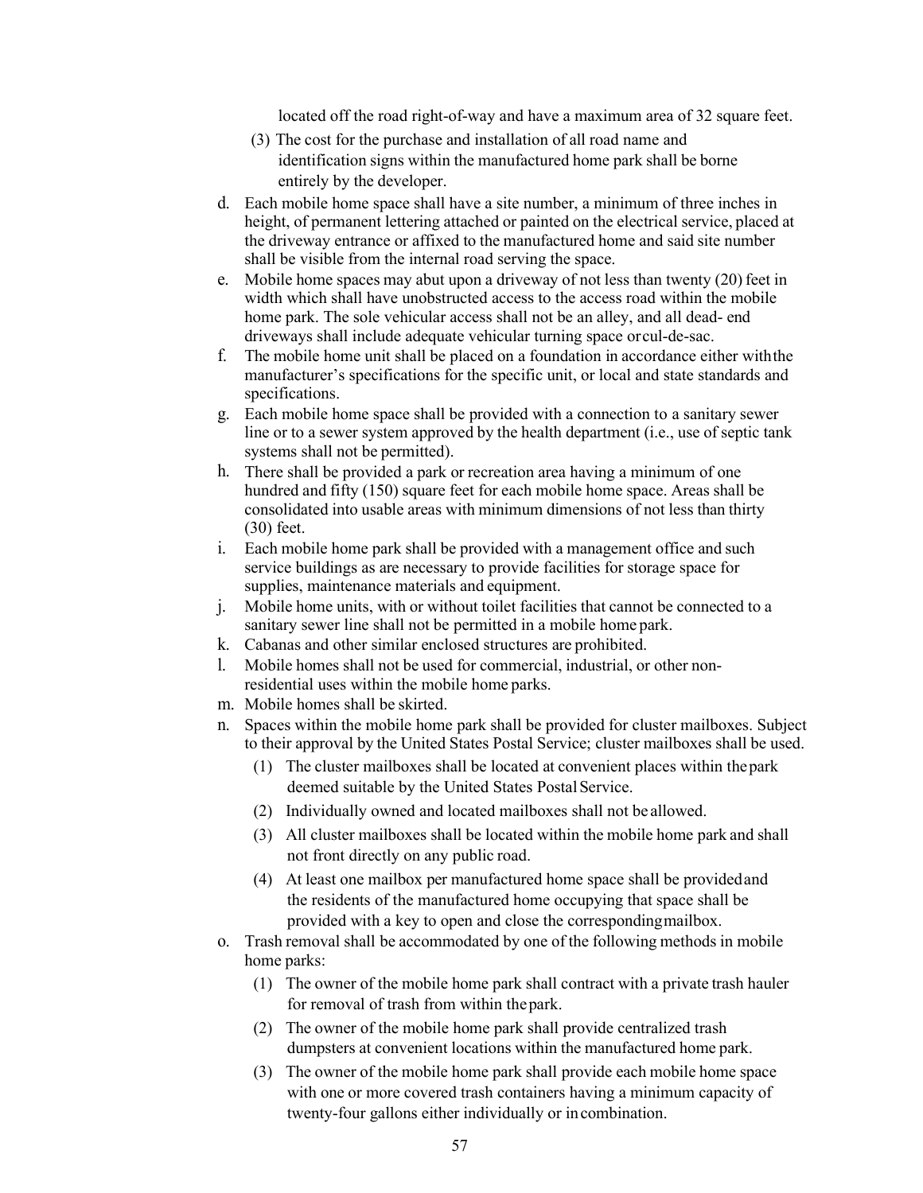located off the road right-of-way and have a maximum area of 32 square feet.

(3) The cost for the purchase and installation of all road name and identification signs within the manufactured home park shall be borne entirely by the developer.

d. Each mobile home space shall have a site number, a minimum of three inches in height, of permanent lettering attached or painted on the electrical service, placed at the driveway entrance or affixed to the manufactured home and said site number shall be visible from the internal road serving the space.

e. Mobile home spaces may abut upon a driveway of not less than twenty (20) feet in width which shall have unobstructed access to the access road within the mobile home park. The sole vehicular access shall not be an alley, and all dead- end driveways shall include adequate vehicular turning space orcul-de-sac.

f. The mobile home unit shall be placed on a foundation in accordance either withthe manufacturer's specifications for the specific unit, or local and state standards and specifications.

g. Each mobile home space shall be provided with a connection to a sanitary sewer line or to a sewer system approved by the health department (i.e., use of septic tank systems shall not be permitted).

h. There shall be provided a park or recreation area having a minimum of one hundred and fifty (150) square feet for each mobile home space. Areas shall be consolidated into usable areas with minimum dimensions of not less than thirty (30) feet.

i. Each mobile home park shall be provided with a management office and such service buildings as are necessary to provide facilities for storage space for supplies, maintenance materials and equipment.

j. Mobile home units, with or without toilet facilities that cannot be connected to a sanitary sewer line shall not be permitted in a mobile home park.

k. Cabanas and other similar enclosed structures are prohibited.

l. Mobile homes shall not be used for commercial, industrial, or other non-residential uses within the mobile home parks.

m. Mobile homes shall be skirted.

n. Spaces within the mobile home park shall be provided for cluster mailboxes. Subject to their approval by the United States Postal Service; cluster mailboxes shall be used.

   (1) The cluster mailboxes shall be located at convenient places within thepark deemed suitable by the United States Postal Service.

   (2) Individually owned and located mailboxes shall not be allowed.

   (3) All cluster mailboxes shall be located within the mobile home park and shall not front directly on any public road.

   (4) At least one mailbox per manufactured home space shall be providedand the residents of the manufactured home occupying that space shall be provided with a key to open and close the correspondingmailbox.

o. Trash removal shall be accommodated by one of the following methods in mobile home parks:

   (1) The owner of the mobile home park shall contract with a private trash hauler for removal of trash from within thepark.

   (2) The owner of the mobile home park shall provide centralized trash dumpsters at convenient locations within the manufactured home park.

   (3) The owner of the mobile home park shall provide each mobile home space with one or more covered trash containers having a minimum capacity of twenty-four gallons either individually or incombination.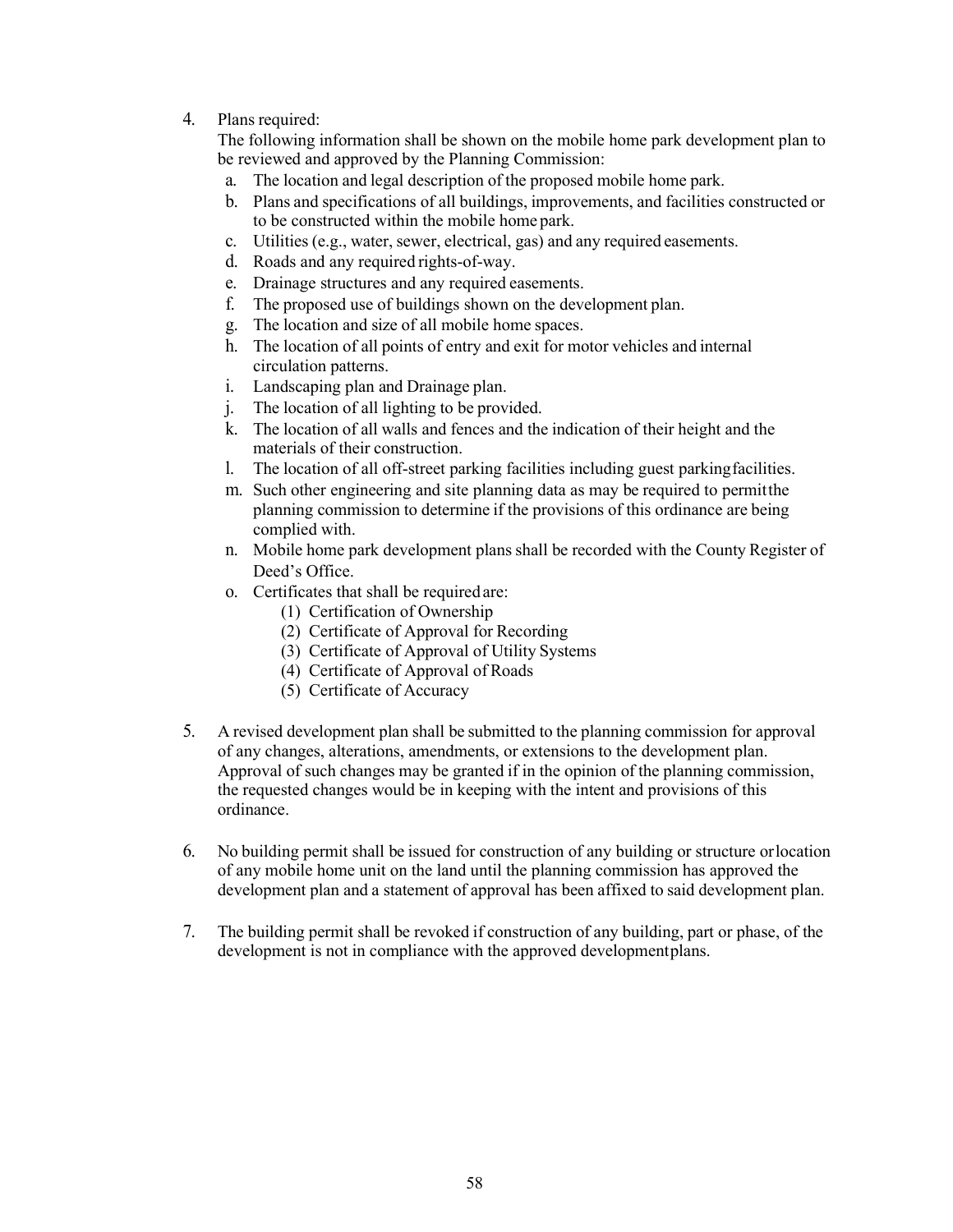4. Plans required:
   The following information shall be shown on the mobile home park development plan to be reviewed and approved by the Planning Commission:
   a. The location and legal description of the proposed mobile home park.
   b. Plans and specifications of all buildings, improvements, and facilities constructed or to be constructed within the mobile home park.
   c. Utilities (e.g., water, sewer, electrical, gas) and any required easements.
   d. Roads and any required rights-of-way.
   e. Drainage structures and any required easements.
   f. The proposed use of buildings shown on the development plan.
   g. The location and size of all mobile home spaces.
   h. The location of all points of entry and exit for motor vehicles and internal circulation patterns.
   i. Landscaping plan and Drainage plan.
   j. The location of all lighting to be provided.
   k. The location of all walls and fences and the indication of their height and the materials of their construction.
   l. The location of all off-street parking facilities including guest parking facilities.
   m. Such other engineering and site planning data as may be required to permit the planning commission to determine if the provisions of this ordinance are being complied with.
   n. Mobile home park development plans shall be recorded with the County Register of Deed's Office.
   o. Certificates that shall be required are:
      (1) Certification of Ownership
      (2) Certificate of Approval for Recording
      (3) Certificate of Approval of Utility Systems
      (4) Certificate of Approval of Roads
      (5) Certificate of Accuracy

5. A revised development plan shall be submitted to the planning commission for approval of any changes, alterations, amendments, or extensions to the development plan. Approval of such changes may be granted if in the opinion of the planning commission, the requested changes would be in keeping with the intent and provisions of this ordinance.

6. No building permit shall be issued for construction of any building or structure or location of any mobile home unit on the land until the planning commission has approved the development plan and a statement of approval has been affixed to said development plan.

7. The building permit shall be revoked if construction of any building, part or phase, of the development is not in compliance with the approved development plans.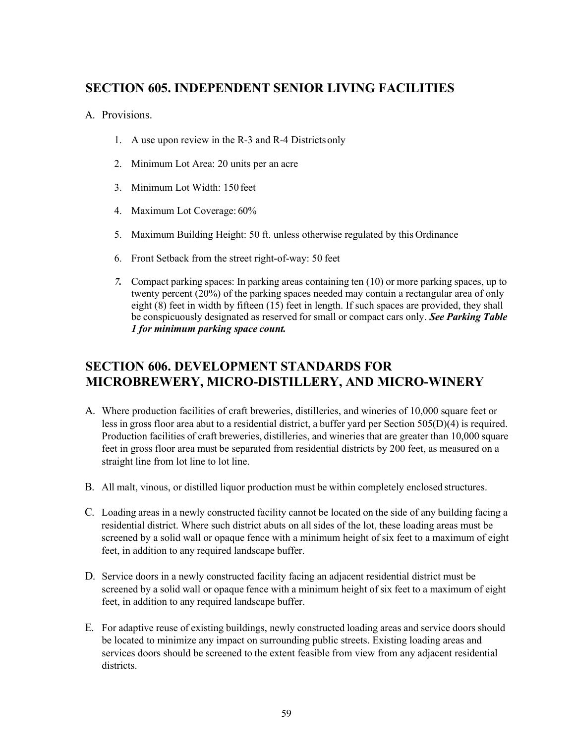## SECTION 605. INDEPENDENT SENIOR LIVING FACILITIES

A. Provisions.

1. A use upon review in the R-3 and R-4 Districts only
2. Minimum Lot Area: 20 units per an acre
3. Minimum Lot Width: 150 feet
4. Maximum Lot Coverage: 60%
5. Maximum Building Height: 50 ft. unless otherwise regulated by this Ordinance
6. Front Setback from the street right-of-way: 50 feet
7. Compact parking spaces: In parking areas containing ten (10) or more parking spaces, up to twenty percent (20%) of the parking spaces needed may contain a rectangular area of only eight (8) feet in width by fifteen (15) feet in length. If such spaces are provided, they shall be conspicuously designated as reserved for small or compact cars only. ***See Parking Table 1 for minimum parking space count.***

## SECTION 606. DEVELOPMENT STANDARDS FOR MICROBREWERY, MICRO-DISTILLERY, AND MICRO-WINERY

A. Where production facilities of craft breweries, distilleries, and wineries of 10,000 square feet or less in gross floor area abut to a residential district, a buffer yard per Section 505(D)(4) is required. Production facilities of craft breweries, distilleries, and wineries that are greater than 10,000 square feet in gross floor area must be separated from residential districts by 200 feet, as measured on a straight line from lot line to lot line.

B. All malt, vinous, or distilled liquor production must be within completely enclosed structures.

C. Loading areas in a newly constructed facility cannot be located on the side of any building facing a residential district. Where such district abuts on all sides of the lot, these loading areas must be screened by a solid wall or opaque fence with a minimum height of six feet to a maximum of eight feet, in addition to any required landscape buffer.

D. Service doors in a newly constructed facility facing an adjacent residential district must be screened by a solid wall or opaque fence with a minimum height of six feet to a maximum of eight feet, in addition to any required landscape buffer.

E. For adaptive reuse of existing buildings, newly constructed loading areas and service doors should be located to minimize any impact on surrounding public streets. Existing loading areas and services doors should be screened to the extent feasible from view from any adjacent residential districts.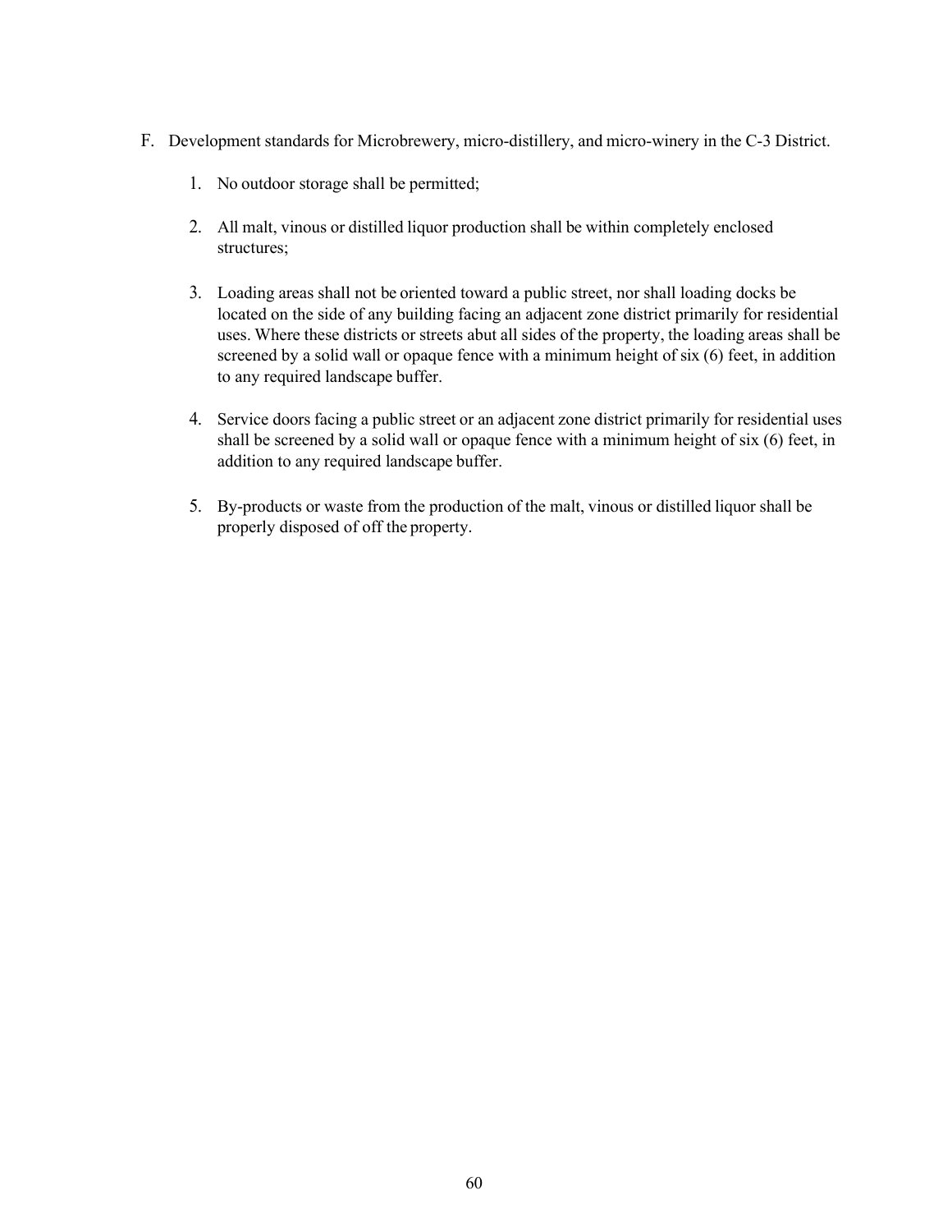F. Development standards for Microbrewery, micro-distillery, and micro-winery in the C-3 District.

1. No outdoor storage shall be permitted;

2. All malt, vinous or distilled liquor production shall be within completely enclosed structures;

3. Loading areas shall not be oriented toward a public street, nor shall loading docks be located on the side of any building facing an adjacent zone district primarily for residential uses. Where these districts or streets abut all sides of the property, the loading areas shall be screened by a solid wall or opaque fence with a minimum height of six (6) feet, in addition to any required landscape buffer.

4. Service doors facing a public street or an adjacent zone district primarily for residential uses shall be screened by a solid wall or opaque fence with a minimum height of six (6) feet, in addition to any required landscape buffer.

5. By-products or waste from the production of the malt, vinous or distilled liquor shall be properly disposed of off the property.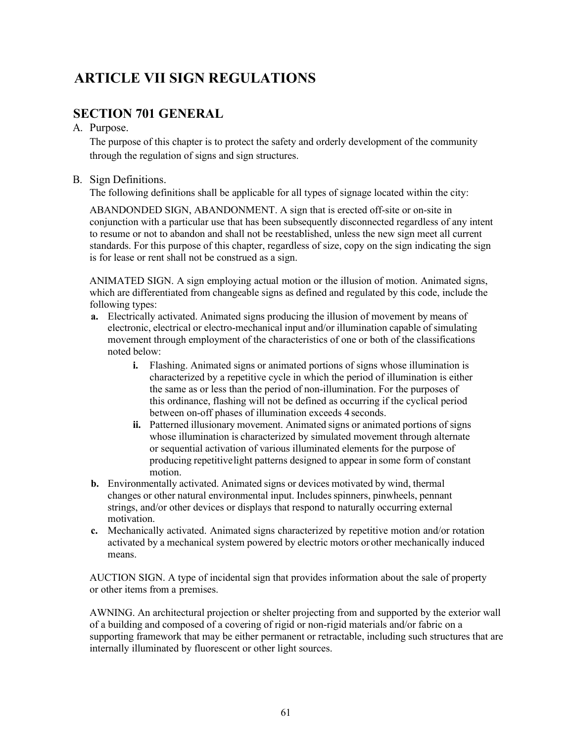# ARTICLE VII SIGN REGULATIONS

## SECTION 701 GENERAL

A. Purpose.

The purpose of this chapter is to protect the safety and orderly development of the community through the regulation of signs and sign structures.

B. Sign Definitions.

The following definitions shall be applicable for all types of signage located within the city:

ABANDONDED SIGN, ABANDONMENT. A sign that is erected off-site or on-site in conjunction with a particular use that has been subsequently disconnected regardless of any intent to resume or not to abandon and shall not be reestablished, unless the new sign meet all current standards. For this purpose of this chapter, regardless of size, copy on the sign indicating the sign is for lease or rent shall not be construed as a sign.

ANIMATED SIGN. A sign employing actual motion or the illusion of motion. Animated signs, which are differentiated from changeable signs as defined and regulated by this code, include the following types:

- **a.** Electrically activated. Animated signs producing the illusion of movement by means of electronic, electrical or electro-mechanical input and/or illumination capable of simulating movement through employment of the characteristics of one or both of the classifications noted below:
  - **i.** Flashing. Animated signs or animated portions of signs whose illumination is characterized by a repetitive cycle in which the period of illumination is either the same as or less than the period of non-illumination. For the purposes of this ordinance, flashing will not be defined as occurring if the cyclical period between on-off phases of illumination exceeds 4 seconds.
  - **ii.** Patterned illusionary movement. Animated signs or animated portions of signs whose illumination is characterized by simulated movement through alternate or sequential activation of various illuminated elements for the purpose of producing repetitive light patterns designed to appear in some form of constant motion.
- **b.** Environmentally activated. Animated signs or devices motivated by wind, thermal changes or other natural environmental input. Includes spinners, pinwheels, pennant strings, and/or other devices or displays that respond to naturally occurring external motivation.
- **c.** Mechanically activated. Animated signs characterized by repetitive motion and/or rotation activated by a mechanical system powered by electric motors or other mechanically induced means.

AUCTION SIGN. A type of incidental sign that provides information about the sale of property or other items from a premises.

AWNING. An architectural projection or shelter projecting from and supported by the exterior wall of a building and composed of a covering of rigid or non-rigid materials and/or fabric on a supporting framework that may be either permanent or retractable, including such structures that are internally illuminated by fluorescent or other light sources.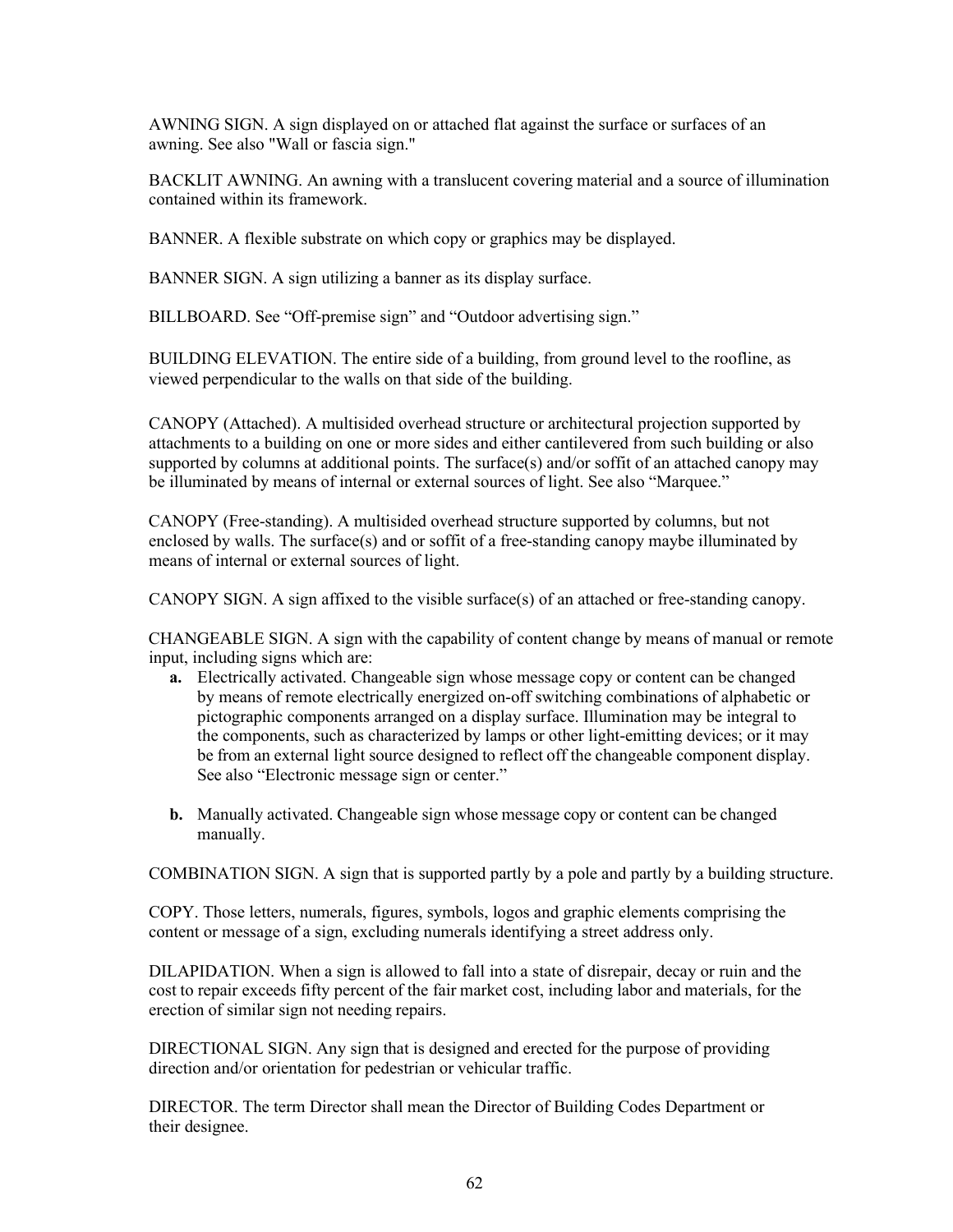AWNING SIGN. A sign displayed on or attached flat against the surface or surfaces of an awning. See also "Wall or fascia sign."

BACKLIT AWNING. An awning with a translucent covering material and a source of illumination contained within its framework.

BANNER. A flexible substrate on which copy or graphics may be displayed.

BANNER SIGN. A sign utilizing a banner as its display surface.

BILLBOARD. See "Off-premise sign" and "Outdoor advertising sign."

BUILDING ELEVATION. The entire side of a building, from ground level to the roofline, as viewed perpendicular to the walls on that side of the building.

CANOPY (Attached). A multisided overhead structure or architectural projection supported by attachments to a building on one or more sides and either cantilevered from such building or also supported by columns at additional points. The surface(s) and/or soffit of an attached canopy may be illuminated by means of internal or external sources of light. See also "Marquee."

CANOPY (Free-standing). A multisided overhead structure supported by columns, but not enclosed by walls. The surface(s) and or soffit of a free-standing canopy maybe illuminated by means of internal or external sources of light.

CANOPY SIGN. A sign affixed to the visible surface(s) of an attached or free-standing canopy.

CHANGEABLE SIGN. A sign with the capability of content change by means of manual or remote input, including signs which are:

- **a.** Electrically activated. Changeable sign whose message copy or content can be changed by means of remote electrically energized on-off switching combinations of alphabetic or pictographic components arranged on a display surface. Illumination may be integral to the components, such as characterized by lamps or other light-emitting devices; or it may be from an external light source designed to reflect off the changeable component display. See also "Electronic message sign or center."

- **b.** Manually activated. Changeable sign whose message copy or content can be changed manually.

COMBINATION SIGN. A sign that is supported partly by a pole and partly by a building structure.

COPY. Those letters, numerals, figures, symbols, logos and graphic elements comprising the content or message of a sign, excluding numerals identifying a street address only.

DILAPIDATION. When a sign is allowed to fall into a state of disrepair, decay or ruin and the cost to repair exceeds fifty percent of the fair market cost, including labor and materials, for the erection of similar sign not needing repairs.

DIRECTIONAL SIGN. Any sign that is designed and erected for the purpose of providing direction and/or orientation for pedestrian or vehicular traffic.

DIRECTOR. The term Director shall mean the Director of Building Codes Department or their designee.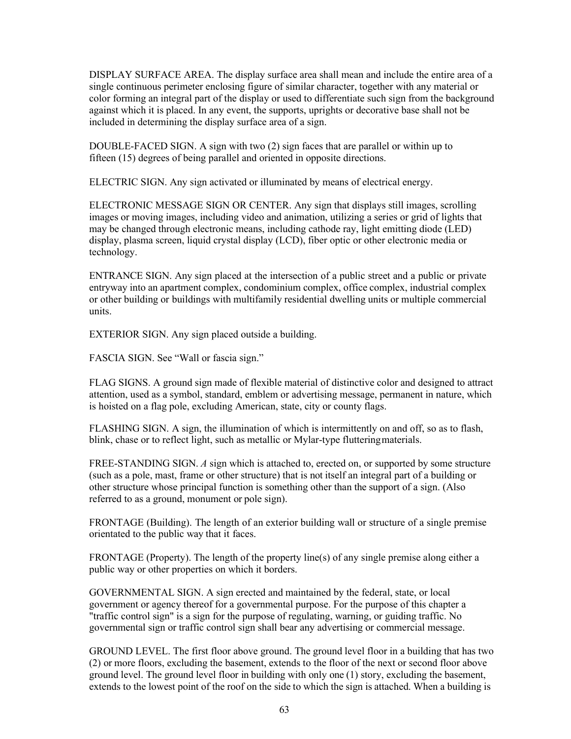DISPLAY SURFACE AREA. The display surface area shall mean and include the entire area of a single continuous perimeter enclosing figure of similar character, together with any material or color forming an integral part of the display or used to differentiate such sign from the background against which it is placed. In any event, the supports, uprights or decorative base shall not be included in determining the display surface area of a sign.

DOUBLE-FACED SIGN. A sign with two (2) sign faces that are parallel or within up to fifteen (15) degrees of being parallel and oriented in opposite directions.

ELECTRIC SIGN. Any sign activated or illuminated by means of electrical energy.

ELECTRONIC MESSAGE SIGN OR CENTER. Any sign that displays still images, scrolling images or moving images, including video and animation, utilizing a series or grid of lights that may be changed through electronic means, including cathode ray, light emitting diode (LED) display, plasma screen, liquid crystal display (LCD), fiber optic or other electronic media or technology.

ENTRANCE SIGN. Any sign placed at the intersection of a public street and a public or private entryway into an apartment complex, condominium complex, office complex, industrial complex or other building or buildings with multifamily residential dwelling units or multiple commercial units.

EXTERIOR SIGN. Any sign placed outside a building.

FASCIA SIGN. See "Wall or fascia sign."

FLAG SIGNS. A ground sign made of flexible material of distinctive color and designed to attract attention, used as a symbol, standard, emblem or advertising message, permanent in nature, which is hoisted on a flag pole, excluding American, state, city or county flags.

FLASHING SIGN. A sign, the illumination of which is intermittently on and off, so as to flash, blink, chase or to reflect light, such as metallic or Mylar-type flutteringmaterials.

FREE-STANDING SIGN. *A* sign which is attached to, erected on, or supported by some structure (such as a pole, mast, frame or other structure) that is not itself an integral part of a building or other structure whose principal function is something other than the support of a sign. (Also referred to as a ground, monument or pole sign).

FRONTAGE (Building). The length of an exterior building wall or structure of a single premise orientated to the public way that it faces.

FRONTAGE (Property). The length of the property line(s) of any single premise along either a public way or other properties on which it borders.

GOVERNMENTAL SIGN. A sign erected and maintained by the federal, state, or local government or agency thereof for a governmental purpose. For the purpose of this chapter a "traffic control sign" is a sign for the purpose of regulating, warning, or guiding traffic. No governmental sign or traffic control sign shall bear any advertising or commercial message.

GROUND LEVEL. The first floor above ground. The ground level floor in a building that has two (2) or more floors, excluding the basement, extends to the floor of the next or second floor above ground level. The ground level floor in building with only one (1) story, excluding the basement, extends to the lowest point of the roof on the side to which the sign is attached. When a building is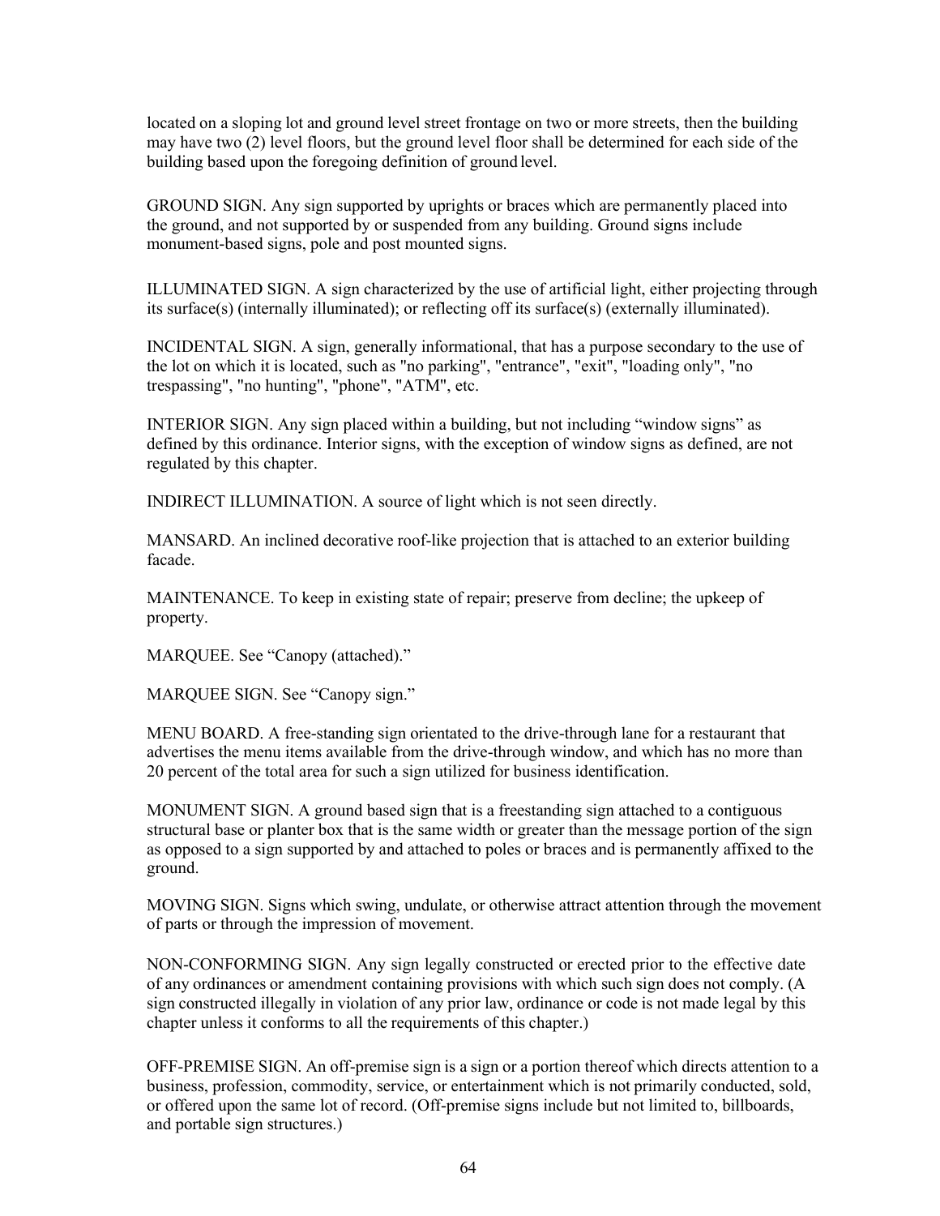located on a sloping lot and ground level street frontage on two or more streets, then the building may have two (2) level floors, but the ground level floor shall be determined for each side of the building based upon the foregoing definition of ground level.

GROUND SIGN. Any sign supported by uprights or braces which are permanently placed into the ground, and not supported by or suspended from any building. Ground signs include monument-based signs, pole and post mounted signs.

ILLUMINATED SIGN. A sign characterized by the use of artificial light, either projecting through its surface(s) (internally illuminated); or reflecting off its surface(s) (externally illuminated).

INCIDENTAL SIGN. A sign, generally informational, that has a purpose secondary to the use of the lot on which it is located, such as "no parking", "entrance", "exit", "loading only", "no trespassing", "no hunting", "phone", "ATM", etc.

INTERIOR SIGN. Any sign placed within a building, but not including “window signs” as defined by this ordinance. Interior signs, with the exception of window signs as defined, are not regulated by this chapter.

INDIRECT ILLUMINATION. A source of light which is not seen directly.

MANSARD. An inclined decorative roof-like projection that is attached to an exterior building facade.

MAINTENANCE. To keep in existing state of repair; preserve from decline; the upkeep of property.

MARQUEE. See “Canopy (attached).”

MARQUEE SIGN. See “Canopy sign.”

MENU BOARD. A free-standing sign orientated to the drive-through lane for a restaurant that advertises the menu items available from the drive-through window, and which has no more than 20 percent of the total area for such a sign utilized for business identification.

MONUMENT SIGN. A ground based sign that is a freestanding sign attached to a contiguous structural base or planter box that is the same width or greater than the message portion of the sign as opposed to a sign supported by and attached to poles or braces and is permanently affixed to the ground.

MOVING SIGN. Signs which swing, undulate, or otherwise attract attention through the movement of parts or through the impression of movement.

NON-CONFORMING SIGN. Any sign legally constructed or erected prior to the effective date of any ordinances or amendment containing provisions with which such sign does not comply. (A sign constructed illegally in violation of any prior law, ordinance or code is not made legal by this chapter unless it conforms to all the requirements of this chapter.)

OFF-PREMISE SIGN. An off-premise sign is a sign or a portion thereof which directs attention to a business, profession, commodity, service, or entertainment which is not primarily conducted, sold, or offered upon the same lot of record. (Off-premise signs include but not limited to, billboards, and portable sign structures.)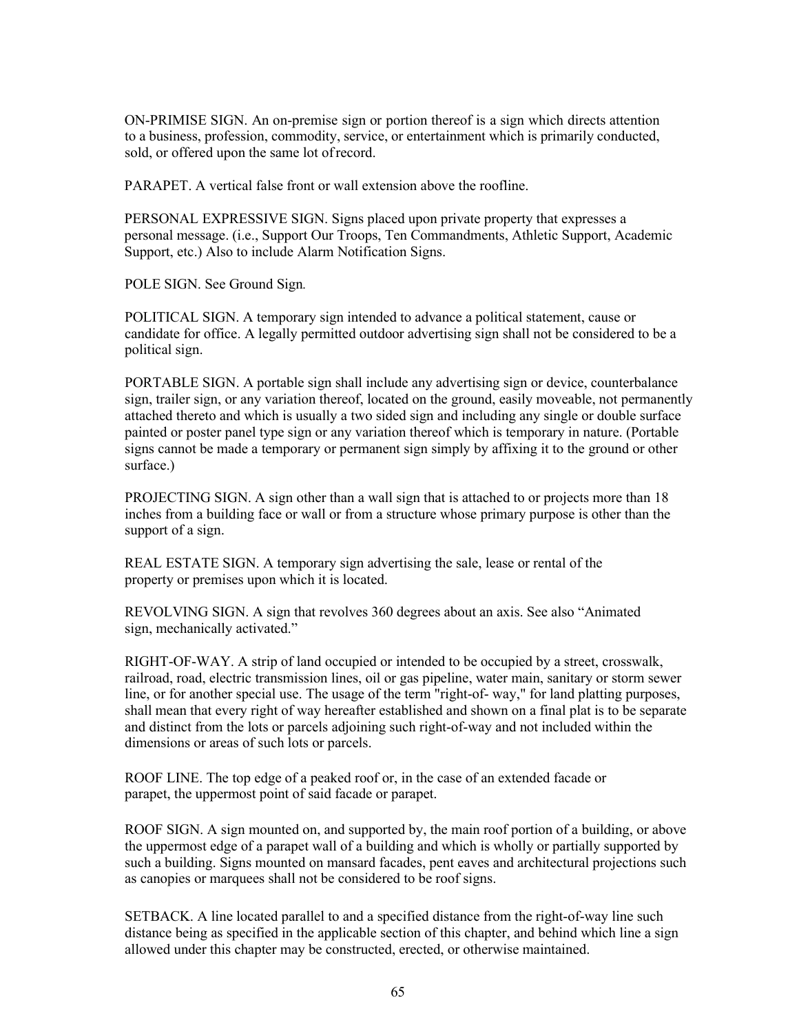ON-PRIMISE SIGN. An on-premise sign or portion thereof is a sign which directs attention to a business, profession, commodity, service, or entertainment which is primarily conducted, sold, or offered upon the same lot of record.

PARAPET. A vertical false front or wall extension above the roofline.

PERSONAL EXPRESSIVE SIGN. Signs placed upon private property that expresses a personal message. (i.e., Support Our Troops, Ten Commandments, Athletic Support, Academic Support, etc.) Also to include Alarm Notification Signs.

POLE SIGN. See Ground Sign.

POLITICAL SIGN. A temporary sign intended to advance a political statement, cause or candidate for office. A legally permitted outdoor advertising sign shall not be considered to be a political sign.

PORTABLE SIGN. A portable sign shall include any advertising sign or device, counterbalance sign, trailer sign, or any variation thereof, located on the ground, easily moveable, not permanently attached thereto and which is usually a two sided sign and including any single or double surface painted or poster panel type sign or any variation thereof which is temporary in nature. (Portable signs cannot be made a temporary or permanent sign simply by affixing it to the ground or other surface.)

PROJECTING SIGN. A sign other than a wall sign that is attached to or projects more than 18 inches from a building face or wall or from a structure whose primary purpose is other than the support of a sign.

REAL ESTATE SIGN. A temporary sign advertising the sale, lease or rental of the property or premises upon which it is located.

REVOLVING SIGN. A sign that revolves 360 degrees about an axis. See also "Animated sign, mechanically activated."

RIGHT-OF-WAY. A strip of land occupied or intended to be occupied by a street, crosswalk, railroad, road, electric transmission lines, oil or gas pipeline, water main, sanitary or storm sewer line, or for another special use. The usage of the term "right-of- way," for land platting purposes, shall mean that every right of way hereafter established and shown on a final plat is to be separate and distinct from the lots or parcels adjoining such right-of-way and not included within the dimensions or areas of such lots or parcels.

ROOF LINE. The top edge of a peaked roof or, in the case of an extended facade or parapet, the uppermost point of said facade or parapet.

ROOF SIGN. A sign mounted on, and supported by, the main roof portion of a building, or above the uppermost edge of a parapet wall of a building and which is wholly or partially supported by such a building. Signs mounted on mansard facades, pent eaves and architectural projections such as canopies or marquees shall not be considered to be roof signs.

SETBACK. A line located parallel to and a specified distance from the right-of-way line such distance being as specified in the applicable section of this chapter, and behind which line a sign allowed under this chapter may be constructed, erected, or otherwise maintained.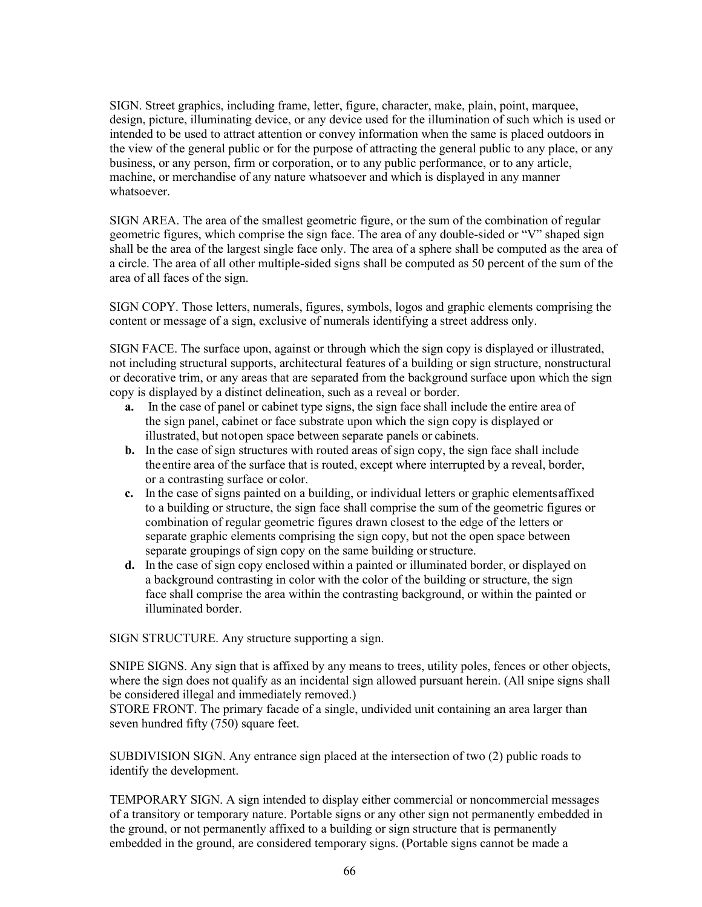SIGN. Street graphics, including frame, letter, figure, character, make, plain, point, marquee, design, picture, illuminating device, or any device used for the illumination of such which is used or intended to be used to attract attention or convey information when the same is placed outdoors in the view of the general public or for the purpose of attracting the general public to any place, or any business, or any person, firm or corporation, or to any public performance, or to any article, machine, or merchandise of any nature whatsoever and which is displayed in any manner whatsoever.

SIGN AREA. The area of the smallest geometric figure, or the sum of the combination of regular geometric figures, which comprise the sign face. The area of any double-sided or "V" shaped sign shall be the area of the largest single face only. The area of a sphere shall be computed as the area of a circle. The area of all other multiple-sided signs shall be computed as 50 percent of the sum of the area of all faces of the sign.

SIGN COPY. Those letters, numerals, figures, symbols, logos and graphic elements comprising the content or message of a sign, exclusive of numerals identifying a street address only.

SIGN FACE. The surface upon, against or through which the sign copy is displayed or illustrated, not including structural supports, architectural features of a building or sign structure, nonstructural or decorative trim, or any areas that are separated from the background surface upon which the sign copy is displayed by a distinct delineation, such as a reveal or border.

- **a.** In the case of panel or cabinet type signs, the sign face shall include the entire area of the sign panel, cabinet or face substrate upon which the sign copy is displayed or illustrated, but notopen space between separate panels or cabinets.
- **b.** In the case of sign structures with routed areas of sign copy, the sign face shall include theentire area of the surface that is routed, except where interrupted by a reveal, border, or a contrasting surface or color.
- **c.** In the case of signs painted on a building, or individual letters or graphic elementsaffixed to a building or structure, the sign face shall comprise the sum of the geometric figures or combination of regular geometric figures drawn closest to the edge of the letters or separate graphic elements comprising the sign copy, but not the open space between separate groupings of sign copy on the same building or structure.
- **d.** In the case of sign copy enclosed within a painted or illuminated border, or displayed on a background contrasting in color with the color of the building or structure, the sign face shall comprise the area within the contrasting background, or within the painted or illuminated border.

SIGN STRUCTURE. Any structure supporting a sign.

SNIPE SIGNS. Any sign that is affixed by any means to trees, utility poles, fences or other objects, where the sign does not qualify as an incidental sign allowed pursuant herein. (All snipe signs shall be considered illegal and immediately removed.)
STORE FRONT. The primary facade of a single, undivided unit containing an area larger than seven hundred fifty (750) square feet.

SUBDIVISION SIGN. Any entrance sign placed at the intersection of two (2) public roads to identify the development.

TEMPORARY SIGN. A sign intended to display either commercial or noncommercial messages of a transitory or temporary nature. Portable signs or any other sign not permanently embedded in the ground, or not permanently affixed to a building or sign structure that is permanently embedded in the ground, are considered temporary signs. (Portable signs cannot be made a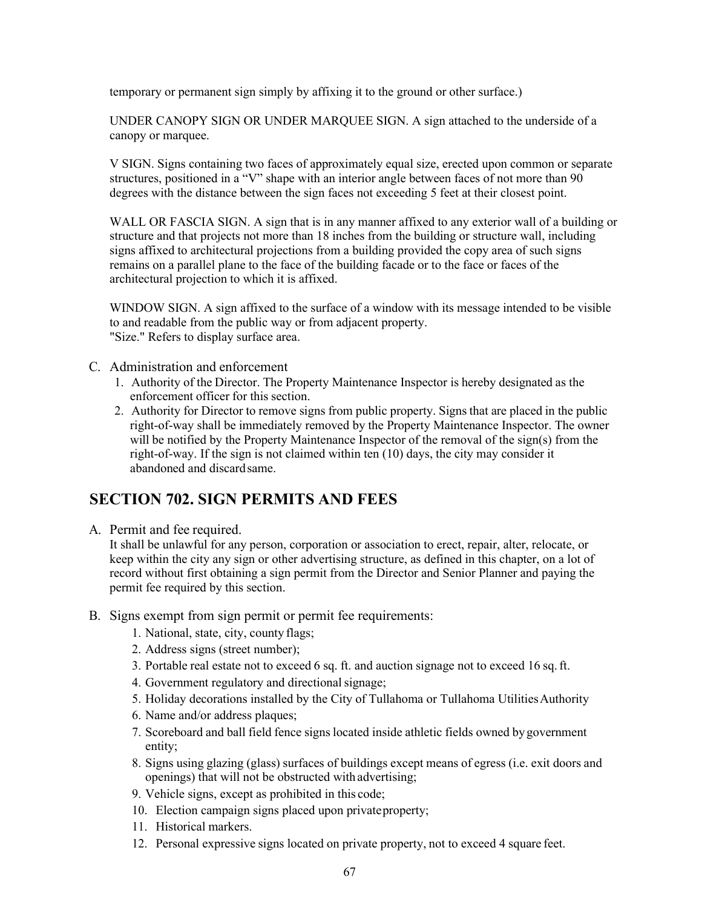temporary or permanent sign simply by affixing it to the ground or other surface.)

UNDER CANOPY SIGN OR UNDER MARQUEE SIGN. A sign attached to the underside of a canopy or marquee.

V SIGN. Signs containing two faces of approximately equal size, erected upon common or separate structures, positioned in a "V" shape with an interior angle between faces of not more than 90 degrees with the distance between the sign faces not exceeding 5 feet at their closest point.

WALL OR FASCIA SIGN. A sign that is in any manner affixed to any exterior wall of a building or structure and that projects not more than 18 inches from the building or structure wall, including signs affixed to architectural projections from a building provided the copy area of such signs remains on a parallel plane to the face of the building facade or to the face or faces of the architectural projection to which it is affixed.

WINDOW SIGN. A sign affixed to the surface of a window with its message intended to be visible to and readable from the public way or from adjacent property.
"Size." Refers to display surface area.

C. Administration and enforcement
   1. Authority of the Director. The Property Maintenance Inspector is hereby designated as the enforcement officer for this section.
   2. Authority for Director to remove signs from public property. Signs that are placed in the public right-of-way shall be immediately removed by the Property Maintenance Inspector. The owner will be notified by the Property Maintenance Inspector of the removal of the sign(s) from the right-of-way. If the sign is not claimed within ten (10) days, the city may consider it abandoned and discard same.

## SECTION 702. SIGN PERMITS AND FEES

A. Permit and fee required.
   It shall be unlawful for any person, corporation or association to erect, repair, alter, relocate, or keep within the city any sign or other advertising structure, as defined in this chapter, on a lot of record without first obtaining a sign permit from the Director and Senior Planner and paying the permit fee required by this section.

B. Signs exempt from sign permit or permit fee requirements:
   1. National, state, city, county flags;
   2. Address signs (street number);
   3. Portable real estate not to exceed 6 sq. ft. and auction signage not to exceed 16 sq. ft.
   4. Government regulatory and directional signage;
   5. Holiday decorations installed by the City of Tullahoma or Tullahoma Utilities Authority
   6. Name and/or address plaques;
   7. Scoreboard and ball field fence signs located inside athletic fields owned by government entity;
   8. Signs using glazing (glass) surfaces of buildings except means of egress (i.e. exit doors and openings) that will not be obstructed with advertising;
   9. Vehicle signs, except as prohibited in this code;
   10. Election campaign signs placed upon private property;
   11. Historical markers.
   12. Personal expressive signs located on private property, not to exceed 4 square feet.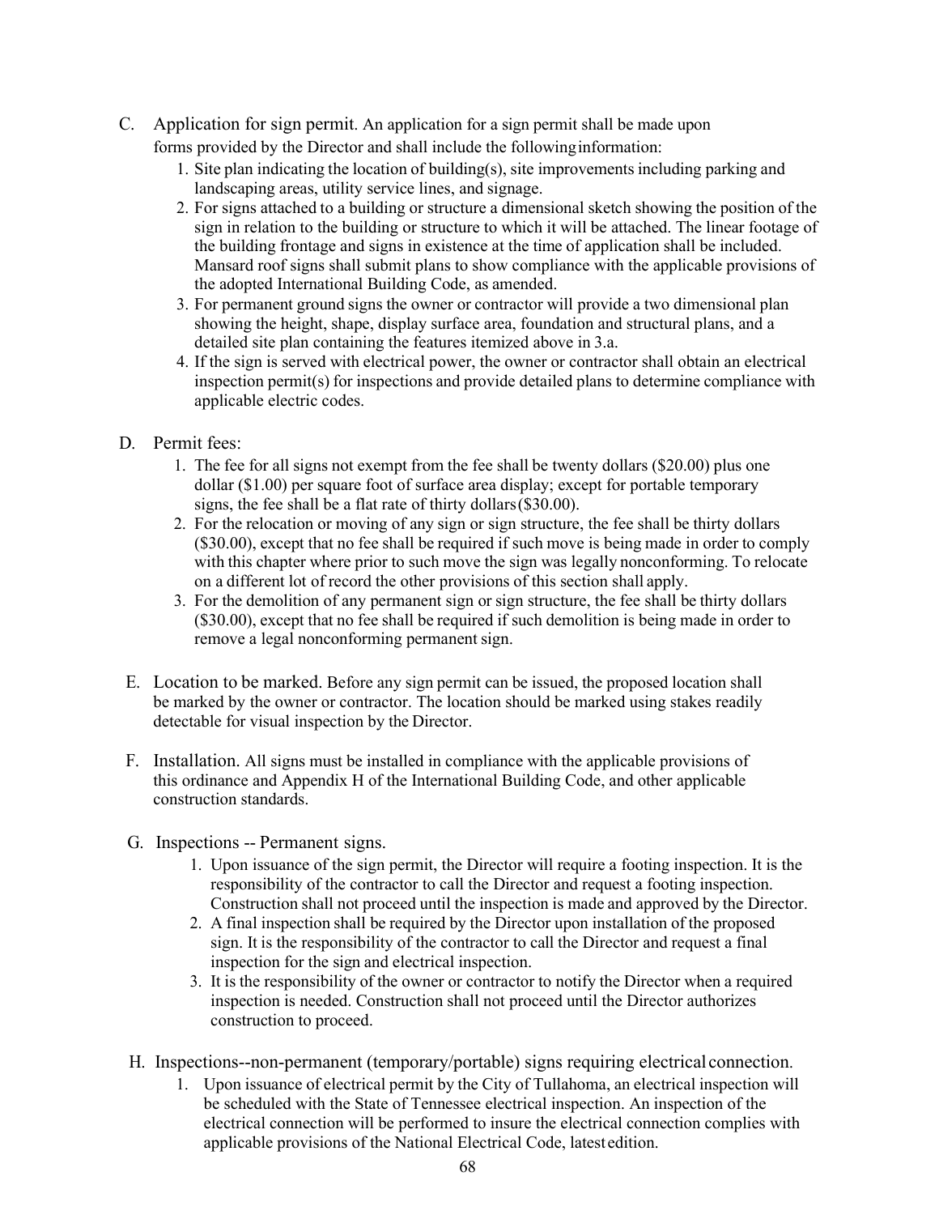C. Application for sign permit. An application for a sign permit shall be made upon forms provided by the Director and shall include the following information:

1. Site plan indicating the location of building(s), site improvements including parking and landscaping areas, utility service lines, and signage.
2. For signs attached to a building or structure a dimensional sketch showing the position of the sign in relation to the building or structure to which it will be attached. The linear footage of the building frontage and signs in existence at the time of application shall be included. Mansard roof signs shall submit plans to show compliance with the applicable provisions of the adopted International Building Code, as amended.
3. For permanent ground signs the owner or contractor will provide a two dimensional plan showing the height, shape, display surface area, foundation and structural plans, and a detailed site plan containing the features itemized above in 3.a.
4. If the sign is served with electrical power, the owner or contractor shall obtain an electrical inspection permit(s) for inspections and provide detailed plans to determine compliance with applicable electric codes.

D. Permit fees:

1. The fee for all signs not exempt from the fee shall be twenty dollars ($20.00) plus one dollar ($1.00) per square foot of surface area display; except for portable temporary signs, the fee shall be a flat rate of thirty dollars ($30.00).
2. For the relocation or moving of any sign or sign structure, the fee shall be thirty dollars ($30.00), except that no fee shall be required if such move is being made in order to comply with this chapter where prior to such move the sign was legally nonconforming. To relocate on a different lot of record the other provisions of this section shall apply.
3. For the demolition of any permanent sign or sign structure, the fee shall be thirty dollars ($30.00), except that no fee shall be required if such demolition is being made in order to remove a legal nonconforming permanent sign.

E. Location to be marked. Before any sign permit can be issued, the proposed location shall be marked by the owner or contractor. The location should be marked using stakes readily detectable for visual inspection by the Director.

F. Installation. All signs must be installed in compliance with the applicable provisions of this ordinance and Appendix H of the International Building Code, and other applicable construction standards.

G. Inspections -- Permanent signs.

1. Upon issuance of the sign permit, the Director will require a footing inspection. It is the responsibility of the contractor to call the Director and request a footing inspection. Construction shall not proceed until the inspection is made and approved by the Director.
2. A final inspection shall be required by the Director upon installation of the proposed sign. It is the responsibility of the contractor to call the Director and request a final inspection for the sign and electrical inspection.
3. It is the responsibility of the owner or contractor to notify the Director when a required inspection is needed. Construction shall not proceed until the Director authorizes construction to proceed.

H. Inspections--non-permanent (temporary/portable) signs requiring electrical connection.

1. Upon issuance of electrical permit by the City of Tullahoma, an electrical inspection will be scheduled with the State of Tennessee electrical inspection. An inspection of the electrical connection will be performed to insure the electrical connection complies with applicable provisions of the National Electrical Code, latest edition.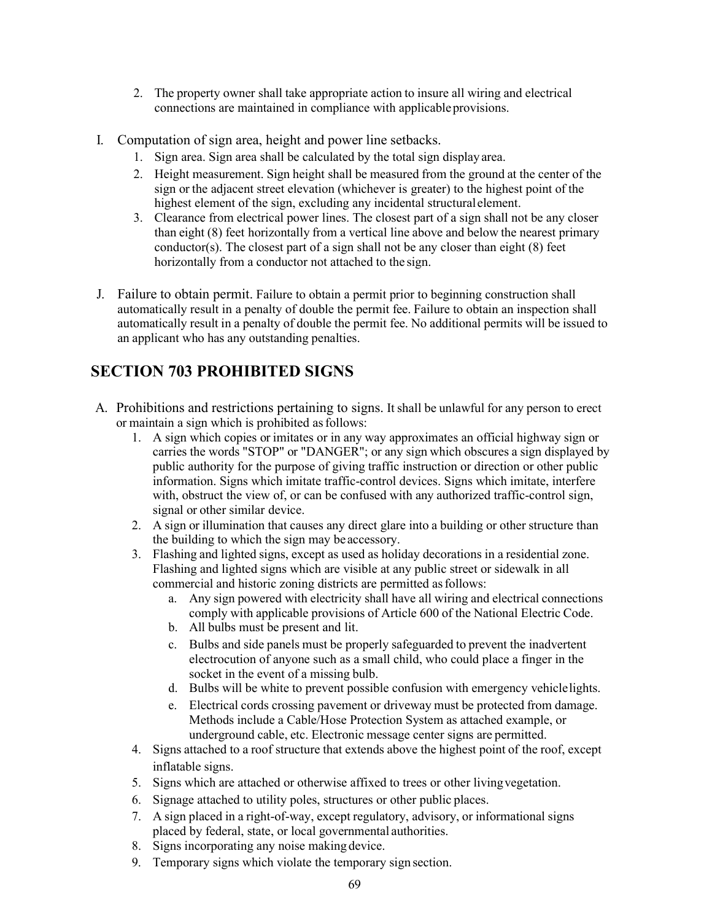2. The property owner shall take appropriate action to insure all wiring and electrical connections are maintained in compliance with applicable provisions.

I. Computation of sign area, height and power line setbacks.
   1. Sign area. Sign area shall be calculated by the total sign display area.
   2. Height measurement. Sign height shall be measured from the ground at the center of the sign or the adjacent street elevation (whichever is greater) to the highest point of the highest element of the sign, excluding any incidental structural element.
   3. Clearance from electrical power lines. The closest part of a sign shall not be any closer than eight (8) feet horizontally from a vertical line above and below the nearest primary conductor(s). The closest part of a sign shall not be any closer than eight (8) feet horizontally from a conductor not attached to the sign.

J. Failure to obtain permit. Failure to obtain a permit prior to beginning construction shall automatically result in a penalty of double the permit fee. Failure to obtain an inspection shall automatically result in a penalty of double the permit fee. No additional permits will be issued to an applicant who has any outstanding penalties.

## SECTION 703 PROHIBITED SIGNS

A. Prohibitions and restrictions pertaining to signs. It shall be unlawful for any person to erect or maintain a sign which is prohibited as follows:
   1. A sign which copies or imitates or in any way approximates an official highway sign or carries the words "STOP" or "DANGER"; or any sign which obscures a sign displayed by public authority for the purpose of giving traffic instruction or direction or other public information. Signs which imitate traffic-control devices. Signs which imitate, interfere with, obstruct the view of, or can be confused with any authorized traffic-control sign, signal or other similar device.
   2. A sign or illumination that causes any direct glare into a building or other structure than the building to which the sign may be accessory.
   3. Flashing and lighted signs, except as used as holiday decorations in a residential zone. Flashing and lighted signs which are visible at any public street or sidewalk in all commercial and historic zoning districts are permitted as follows:
      a. Any sign powered with electricity shall have all wiring and electrical connections comply with applicable provisions of Article 600 of the National Electric Code.
      b. All bulbs must be present and lit.
      c. Bulbs and side panels must be properly safeguarded to prevent the inadvertent electrocution of anyone such as a small child, who could place a finger in the socket in the event of a missing bulb.
      d. Bulbs will be white to prevent possible confusion with emergency vehicle lights.
      e. Electrical cords crossing pavement or driveway must be protected from damage. Methods include a Cable/Hose Protection System as attached example, or underground cable, etc. Electronic message center signs are permitted.
   4. Signs attached to a roof structure that extends above the highest point of the roof, except inflatable signs.
   5. Signs which are attached or otherwise affixed to trees or other living vegetation.
   6. Signage attached to utility poles, structures or other public places.
   7. A sign placed in a right-of-way, except regulatory, advisory, or informational signs placed by federal, state, or local governmental authorities.
   8. Signs incorporating any noise making device.
   9. Temporary signs which violate the temporary sign section.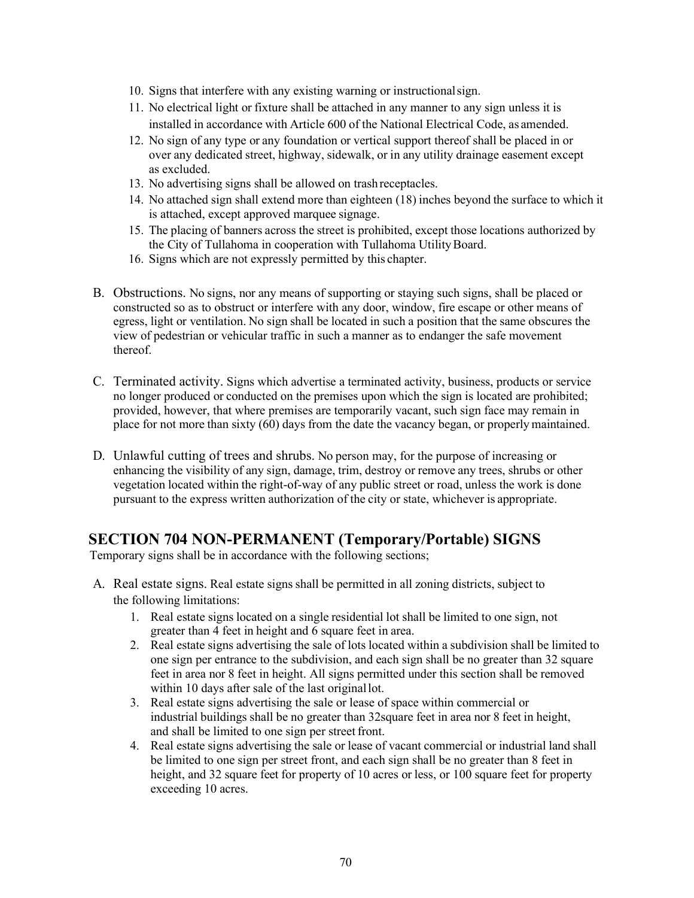10. Signs that interfere with any existing warning or instructional sign.
11. No electrical light or fixture shall be attached in any manner to any sign unless it is installed in accordance with Article 600 of the National Electrical Code, as amended.
12. No sign of any type or any foundation or vertical support thereof shall be placed in or over any dedicated street, highway, sidewalk, or in any utility drainage easement except as excluded.
13. No advertising signs shall be allowed on trash receptacles.
14. No attached sign shall extend more than eighteen (18) inches beyond the surface to which it is attached, except approved marquee signage.
15. The placing of banners across the street is prohibited, except those locations authorized by the City of Tullahoma in cooperation with Tullahoma Utility Board.
16. Signs which are not expressly permitted by this chapter.

B. Obstructions. No signs, nor any means of supporting or staying such signs, shall be placed or constructed so as to obstruct or interfere with any door, window, fire escape or other means of egress, light or ventilation. No sign shall be located in such a position that the same obscures the view of pedestrian or vehicular traffic in such a manner as to endanger the safe movement thereof.

C. Terminated activity. Signs which advertise a terminated activity, business, products or service no longer produced or conducted on the premises upon which the sign is located are prohibited; provided, however, that where premises are temporarily vacant, such sign face may remain in place for not more than sixty (60) days from the date the vacancy began, or properly maintained.

D. Unlawful cutting of trees and shrubs. No person may, for the purpose of increasing or enhancing the visibility of any sign, damage, trim, destroy or remove any trees, shrubs or other vegetation located within the right-of-way of any public street or road, unless the work is done pursuant to the express written authorization of the city or state, whichever is appropriate.

## SECTION 704 NON-PERMANENT (Temporary/Portable) SIGNS

Temporary signs shall be in accordance with the following sections;

A. Real estate signs. Real estate signs shall be permitted in all zoning districts, subject to the following limitations:

1. Real estate signs located on a single residential lot shall be limited to one sign, not greater than 4 feet in height and 6 square feet in area.
2. Real estate signs advertising the sale of lots located within a subdivision shall be limited to one sign per entrance to the subdivision, and each sign shall be no greater than 32 square feet in area nor 8 feet in height. All signs permitted under this section shall be removed within 10 days after sale of the last original lot.
3. Real estate signs advertising the sale or lease of space within commercial or industrial buildings shall be no greater than 32square feet in area nor 8 feet in height, and shall be limited to one sign per street front.
4. Real estate signs advertising the sale or lease of vacant commercial or industrial land shall be limited to one sign per street front, and each sign shall be no greater than 8 feet in height, and 32 square feet for property of 10 acres or less, or 100 square feet for property exceeding 10 acres.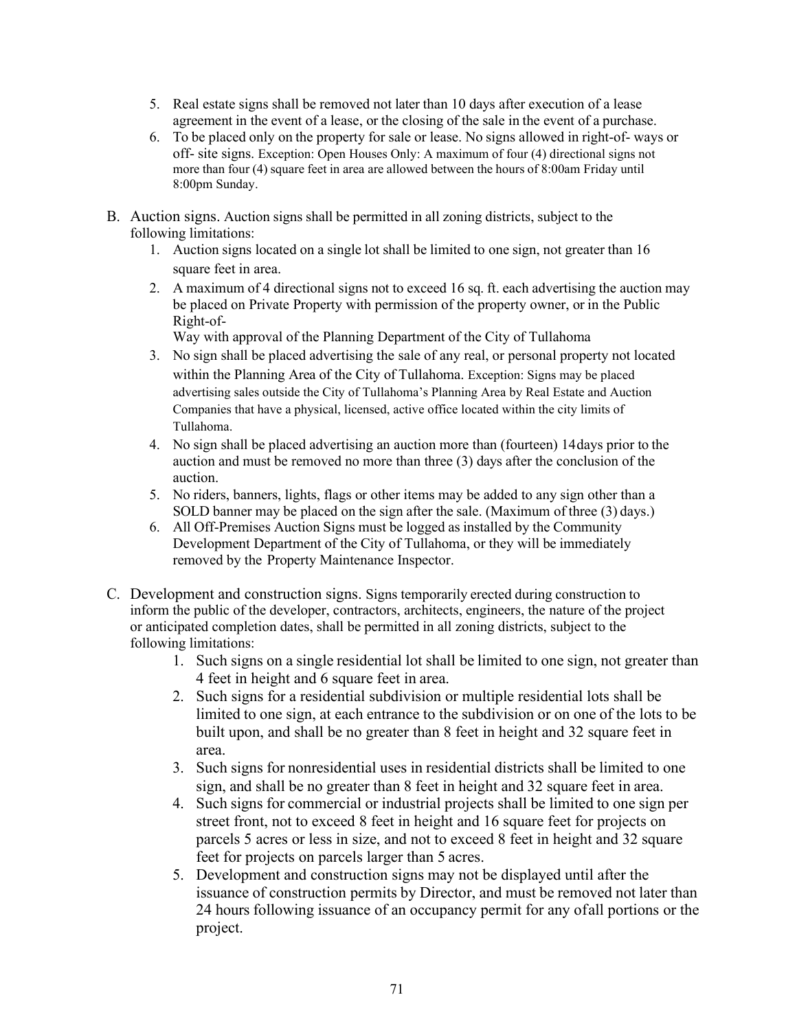5. Real estate signs shall be removed not later than 10 days after execution of a lease agreement in the event of a lease, or the closing of the sale in the event of a purchase.
6. To be placed only on the property for sale or lease. No signs allowed in right-of- ways or off- site signs. Exception: Open Houses Only: A maximum of four (4) directional signs not more than four (4) square feet in area are allowed between the hours of 8:00am Friday until 8:00pm Sunday.

B. Auction signs. Auction signs shall be permitted in all zoning districts, subject to the following limitations:
   1. Auction signs located on a single lot shall be limited to one sign, not greater than 16 square feet in area.
   2. A maximum of 4 directional signs not to exceed 16 sq. ft. each advertising the auction may be placed on Private Property with permission of the property owner, or in the Public Right-of-
      Way with approval of the Planning Department of the City of Tullahoma
   3. No sign shall be placed advertising the sale of any real, or personal property not located within the Planning Area of the City of Tullahoma. Exception: Signs may be placed advertising sales outside the City of Tullahoma's Planning Area by Real Estate and Auction Companies that have a physical, licensed, active office located within the city limits of Tullahoma.
   4. No sign shall be placed advertising an auction more than (fourteen) 14days prior to the auction and must be removed no more than three (3) days after the conclusion of the auction.
   5. No riders, banners, lights, flags or other items may be added to any sign other than a SOLD banner may be placed on the sign after the sale. (Maximum of three (3) days.)
   6. All Off-Premises Auction Signs must be logged as installed by the Community Development Department of the City of Tullahoma, or they will be immediately removed by the Property Maintenance Inspector.

C. Development and construction signs. Signs temporarily erected during construction to inform the public of the developer, contractors, architects, engineers, the nature of the project or anticipated completion dates, shall be permitted in all zoning districts, subject to the following limitations:
   1. Such signs on a single residential lot shall be limited to one sign, not greater than 4 feet in height and 6 square feet in area.
   2. Such signs for a residential subdivision or multiple residential lots shall be limited to one sign, at each entrance to the subdivision or on one of the lots to be built upon, and shall be no greater than 8 feet in height and 32 square feet in area.
   3. Such signs for nonresidential uses in residential districts shall be limited to one sign, and shall be no greater than 8 feet in height and 32 square feet in area.
   4. Such signs for commercial or industrial projects shall be limited to one sign per street front, not to exceed 8 feet in height and 16 square feet for projects on parcels 5 acres or less in size, and not to exceed 8 feet in height and 32 square feet for projects on parcels larger than 5 acres.
   5. Development and construction signs may not be displayed until after the issuance of construction permits by Director, and must be removed not later than 24 hours following issuance of an occupancy permit for any ofall portions or the project.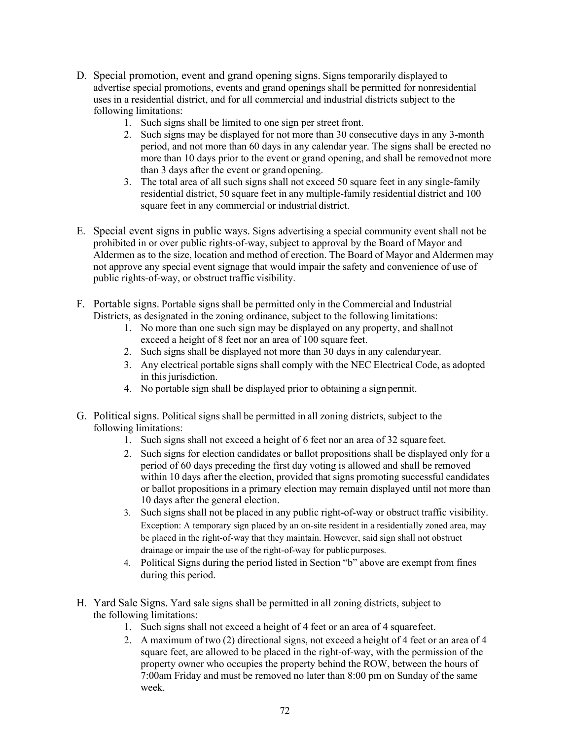D. Special promotion, event and grand opening signs. Signs temporarily displayed to advertise special promotions, events and grand openings shall be permitted for nonresidential uses in a residential district, and for all commercial and industrial districts subject to the following limitations:

    1. Such signs shall be limited to one sign per street front.
    2. Such signs may be displayed for not more than 30 consecutive days in any 3-month period, and not more than 60 days in any calendar year. The signs shall be erected no more than 10 days prior to the event or grand opening, and shall be removed not more than 3 days after the event or grand opening.
    3. The total area of all such signs shall not exceed 50 square feet in any single-family residential district, 50 square feet in any multiple-family residential district and 100 square feet in any commercial or industrial district.

E. Special event signs in public ways. Signs advertising a special community event shall not be prohibited in or over public rights-of-way, subject to approval by the Board of Mayor and Aldermen as to the size, location and method of erection. The Board of Mayor and Aldermen may not approve any special event signage that would impair the safety and convenience of use of public rights-of-way, or obstruct traffic visibility.

F. Portable signs. Portable signs shall be permitted only in the Commercial and Industrial Districts, as designated in the zoning ordinance, subject to the following limitations:

    1. No more than one such sign may be displayed on any property, and shall not exceed a height of 8 feet nor an area of 100 square feet.
    2. Such signs shall be displayed not more than 30 days in any calendar year.
    3. Any electrical portable signs shall comply with the NEC Electrical Code, as adopted in this jurisdiction.
    4. No portable sign shall be displayed prior to obtaining a sign permit.

G. Political signs. Political signs shall be permitted in all zoning districts, subject to the following limitations:

    1. Such signs shall not exceed a height of 6 feet nor an area of 32 square feet.
    2. Such signs for election candidates or ballot propositions shall be displayed only for a period of 60 days preceding the first day voting is allowed and shall be removed within 10 days after the election, provided that signs promoting successful candidates or ballot propositions in a primary election may remain displayed until not more than 10 days after the general election.
    3. Such signs shall not be placed in any public right-of-way or obstruct traffic visibility. Exception: A temporary sign placed by an on-site resident in a residentially zoned area, may be placed in the right-of-way that they maintain. However, said sign shall not obstruct drainage or impair the use of the right-of-way for public purposes.
    4. Political Signs during the period listed in Section "b" above are exempt from fines during this period.

H. Yard Sale Signs. Yard sale signs shall be permitted in all zoning districts, subject to the following limitations:

    1. Such signs shall not exceed a height of 4 feet or an area of 4 square feet.
    2. A maximum of two (2) directional signs, not exceed a height of 4 feet or an area of 4 square feet, are allowed to be placed in the right-of-way, with the permission of the property owner who occupies the property behind the ROW, between the hours of 7:00am Friday and must be removed no later than 8:00 pm on Sunday of the same week.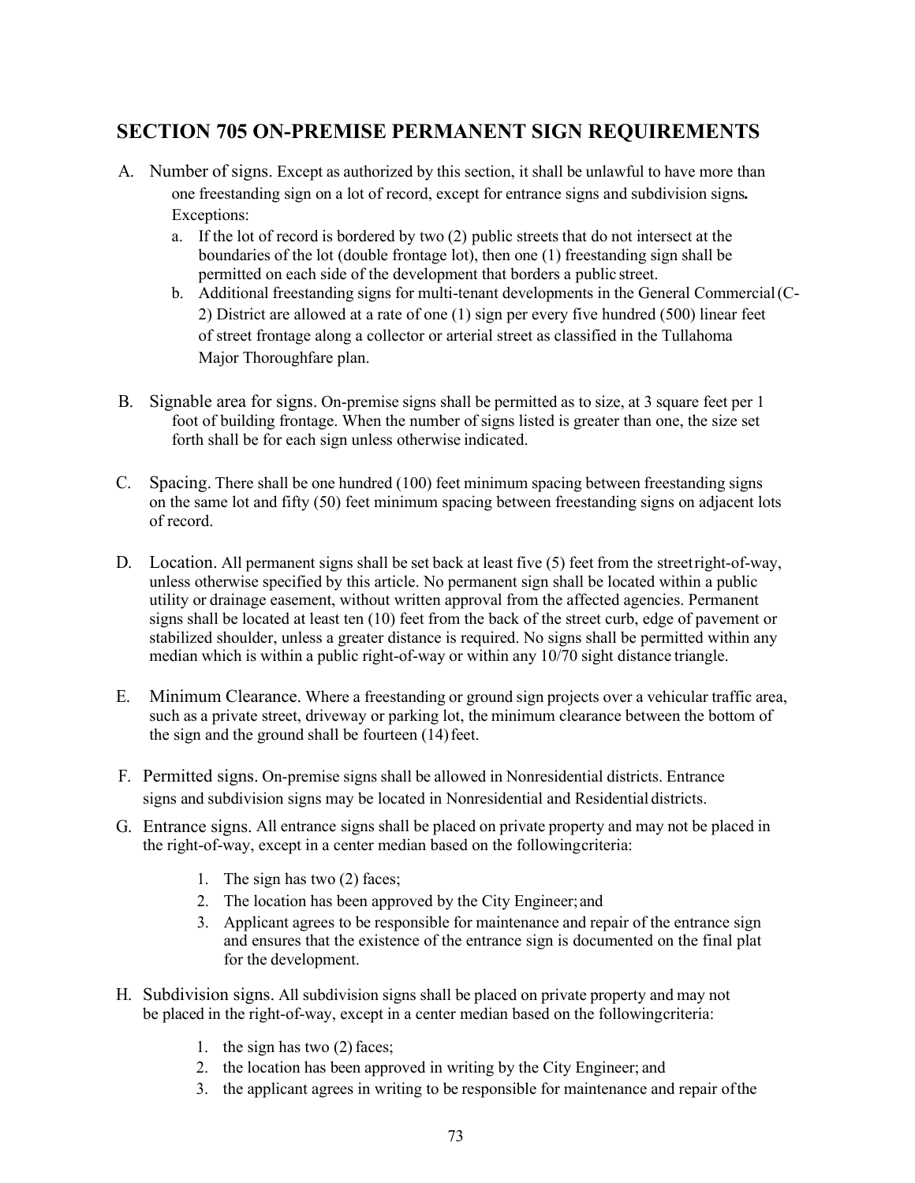## SECTION 705 ON-PREMISE PERMANENT SIGN REQUIREMENTS

A. Number of signs. Except as authorized by this section, it shall be unlawful to have more than one freestanding sign on a lot of record, except for entrance signs and subdivision signs**.** Exceptions:

   a. If the lot of record is bordered by two (2) public streets that do not intersect at the boundaries of the lot (double frontage lot), then one (1) freestanding sign shall be permitted on each side of the development that borders a public street.

   b. Additional freestanding signs for multi-tenant developments in the General Commercial (C-2) District are allowed at a rate of one (1) sign per every five hundred (500) linear feet of street frontage along a collector or arterial street as classified in the Tullahoma Major Thoroughfare plan.

B. Signable area for signs. On-premise signs shall be permitted as to size, at 3 square feet per 1 foot of building frontage. When the number of signs listed is greater than one, the size set forth shall be for each sign unless otherwise indicated.

C. Spacing. There shall be one hundred (100) feet minimum spacing between freestanding signs on the same lot and fifty (50) feet minimum spacing between freestanding signs on adjacent lots of record.

D. Location. All permanent signs shall be set back at least five (5) feet from the street right-of-way, unless otherwise specified by this article. No permanent sign shall be located within a public utility or drainage easement, without written approval from the affected agencies. Permanent signs shall be located at least ten (10) feet from the back of the street curb, edge of pavement or stabilized shoulder, unless a greater distance is required. No signs shall be permitted within any median which is within a public right-of-way or within any 10/70 sight distance triangle.

E. Minimum Clearance. Where a freestanding or ground sign projects over a vehicular traffic area, such as a private street, driveway or parking lot, the minimum clearance between the bottom of the sign and the ground shall be fourteen (14) feet.

F. Permitted signs. On-premise signs shall be allowed in Nonresidential districts. Entrance signs and subdivision signs may be located in Nonresidential and Residential districts.

G. Entrance signs. All entrance signs shall be placed on private property and may not be placed in the right-of-way, except in a center median based on the following criteria:

   1. The sign has two (2) faces;
   2. The location has been approved by the City Engineer; and
   3. Applicant agrees to be responsible for maintenance and repair of the entrance sign and ensures that the existence of the entrance sign is documented on the final plat for the development.

H. Subdivision signs. All subdivision signs shall be placed on private property and may not be placed in the right-of-way, except in a center median based on the following criteria:

   1. the sign has two (2) faces;
   2. the location has been approved in writing by the City Engineer; and
   3. the applicant agrees in writing to be responsible for maintenance and repair of the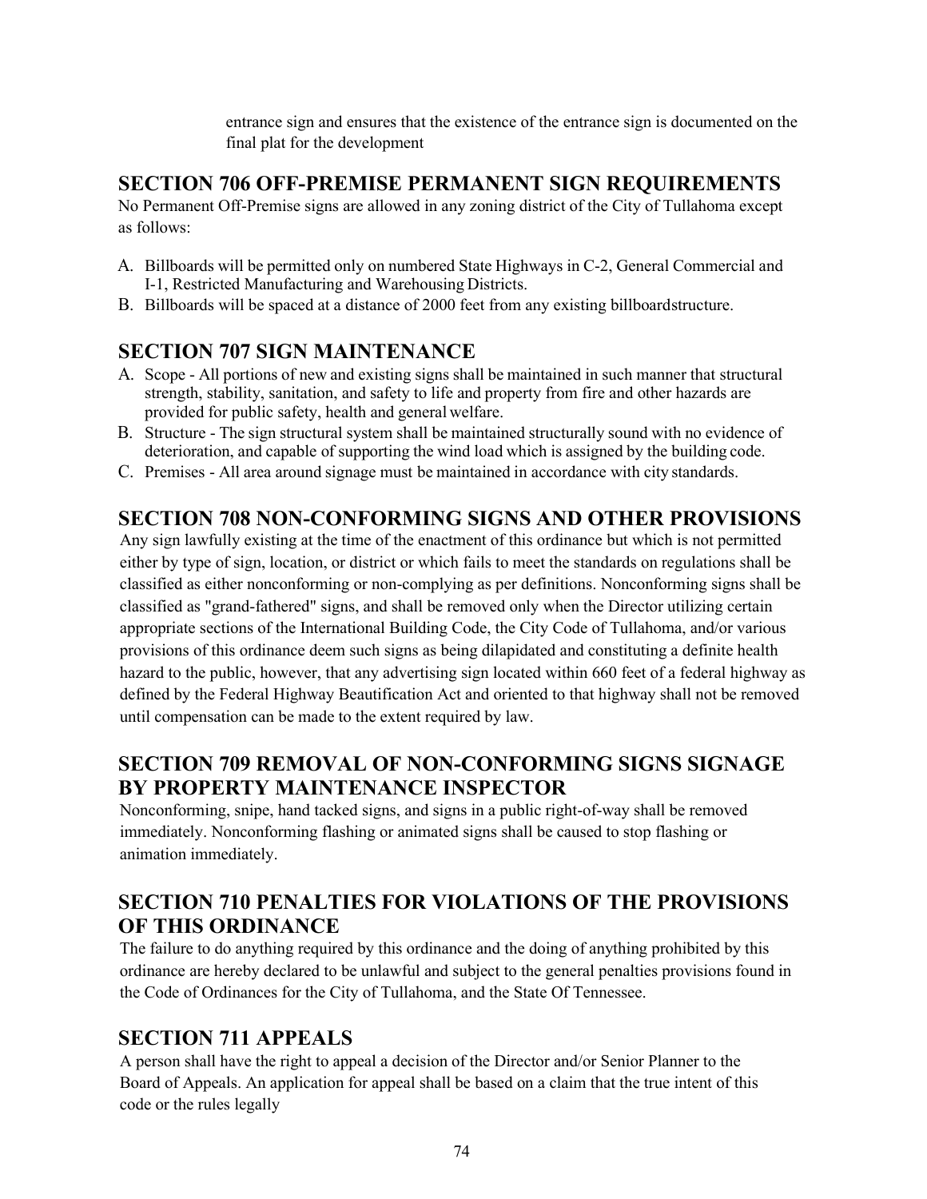entrance sign and ensures that the existence of the entrance sign is documented on the final plat for the development

## SECTION 706 OFF-PREMISE PERMANENT SIGN REQUIREMENTS

No Permanent Off-Premise signs are allowed in any zoning district of the City of Tullahoma except as follows:

A. Billboards will be permitted only on numbered State Highways in C-2, General Commercial and I-1, Restricted Manufacturing and Warehousing Districts.
B. Billboards will be spaced at a distance of 2000 feet from any existing billboardstructure.

## SECTION 707 SIGN MAINTENANCE

A. Scope - All portions of new and existing signs shall be maintained in such manner that structural strength, stability, sanitation, and safety to life and property from fire and other hazards are provided for public safety, health and general welfare.
B. Structure - The sign structural system shall be maintained structurally sound with no evidence of deterioration, and capable of supporting the wind load which is assigned by the building code.
C. Premises - All area around signage must be maintained in accordance with city standards.

## SECTION 708 NON-CONFORMING SIGNS AND OTHER PROVISIONS

Any sign lawfully existing at the time of the enactment of this ordinance but which is not permitted either by type of sign, location, or district or which fails to meet the standards on regulations shall be classified as either nonconforming or non-complying as per definitions. Nonconforming signs shall be classified as "grand-fathered" signs, and shall be removed only when the Director utilizing certain appropriate sections of the International Building Code, the City Code of Tullahoma, and/or various provisions of this ordinance deem such signs as being dilapidated and constituting a definite health hazard to the public, however, that any advertising sign located within 660 feet of a federal highway as defined by the Federal Highway Beautification Act and oriented to that highway shall not be removed until compensation can be made to the extent required by law.

## SECTION 709 REMOVAL OF NON-CONFORMING SIGNS SIGNAGE BY PROPERTY MAINTENANCE INSPECTOR

Nonconforming, snipe, hand tacked signs, and signs in a public right-of-way shall be removed immediately. Nonconforming flashing or animated signs shall be caused to stop flashing or animation immediately.

## SECTION 710 PENALTIES FOR VIOLATIONS OF THE PROVISIONS OF THIS ORDINANCE

The failure to do anything required by this ordinance and the doing of anything prohibited by this ordinance are hereby declared to be unlawful and subject to the general penalties provisions found in the Code of Ordinances for the City of Tullahoma, and the State Of Tennessee.

## SECTION 711 APPEALS

A person shall have the right to appeal a decision of the Director and/or Senior Planner to the Board of Appeals. An application for appeal shall be based on a claim that the true intent of this code or the rules legally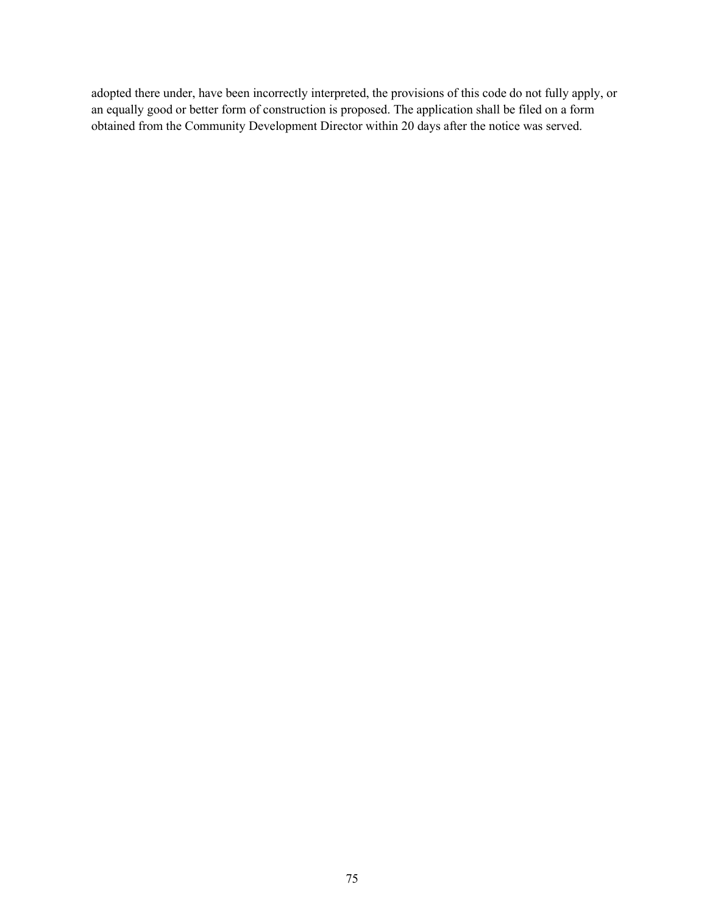adopted there under, have been incorrectly interpreted, the provisions of this code do not fully apply, or an equally good or better form of construction is proposed. The application shall be filed on a form obtained from the Community Development Director within 20 days after the notice was served.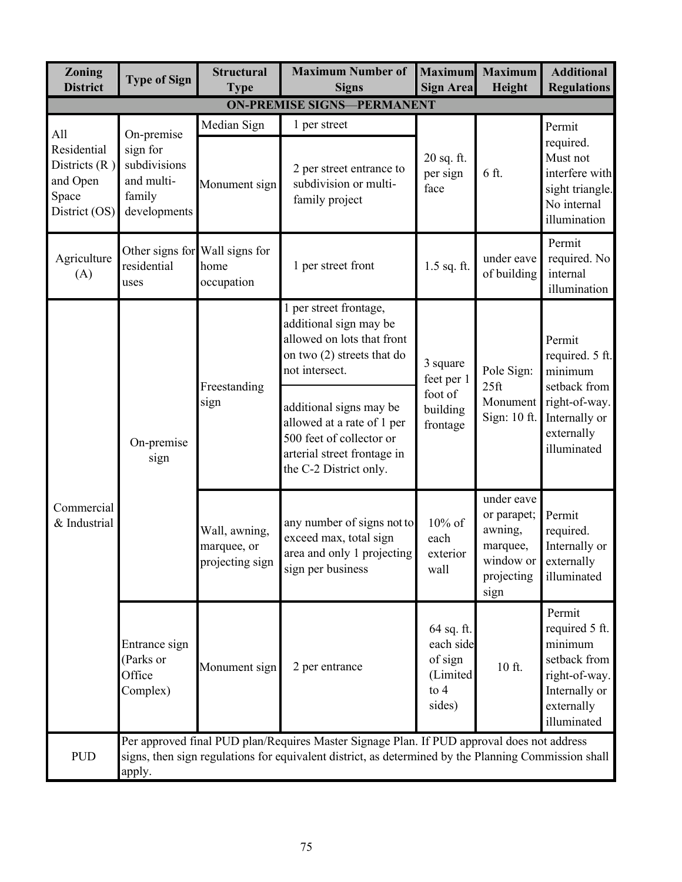| Zoning District | Type of Sign | Structural Type | Maximum Number of Signs | Maximum Sign Area | Maximum Height | Additional Regulations |
|---|---|---|---|---|---|---|
| **ON-PREMISE SIGNS—PERMANENT** | | | | | | |
| All Residential Districts (R ) and Open Space District (OS) | On-premise sign for subdivisions and multi-family developments | Median Sign | 1 per street | 20 sq. ft. per sign face | 6 ft. | Permit required. Must not interfere with sight triangle. No internal illumination |
| | | Monument sign | 2 per street entrance to subdivision or multi-family project | | | |
| Agriculture (A) | Other signs for residential uses | Wall signs for home occupation | 1 per street front | 1.5 sq. ft. | under eave of building | Permit required. No internal illumination |
| Commercial & Industrial | On-premise sign | Freestanding sign | 1 per street frontage, additional sign may be allowed on lots that front on two (2) streets that do not intersect. | 3 square feet per 1 foot of building frontage | Pole Sign: 25ft Monument Sign: 10 ft. | Permit required. 5 ft. minimum setback from right-of-way. Internally or externally illuminated |
| | | | additional signs may be allowed at a rate of 1 per 500 feet of collector or arterial street frontage in the C-2 District only. | | | |
| | | Wall, awning, marquee, or projecting sign | any number of signs not to exceed max, total sign area and only 1 projecting sign per business | 10% of each exterior wall | under eave or parapet; awning, marquee, window or projecting sign | Permit required. Internally or externally illuminated |
| | Entrance sign (Parks or Office Complex) | Monument sign | 2 per entrance | 64 sq. ft. each side of sign (Limited to 4 sides) | 10 ft. | Permit required 5 ft. minimum setback from right-of-way. Internally or externally illuminated |
| PUD | Per approved final PUD plan/Requires Master Signage Plan. If PUD approval does not address signs, then sign regulations for equivalent district, as determined by the Planning Commission shall apply. | | | | | |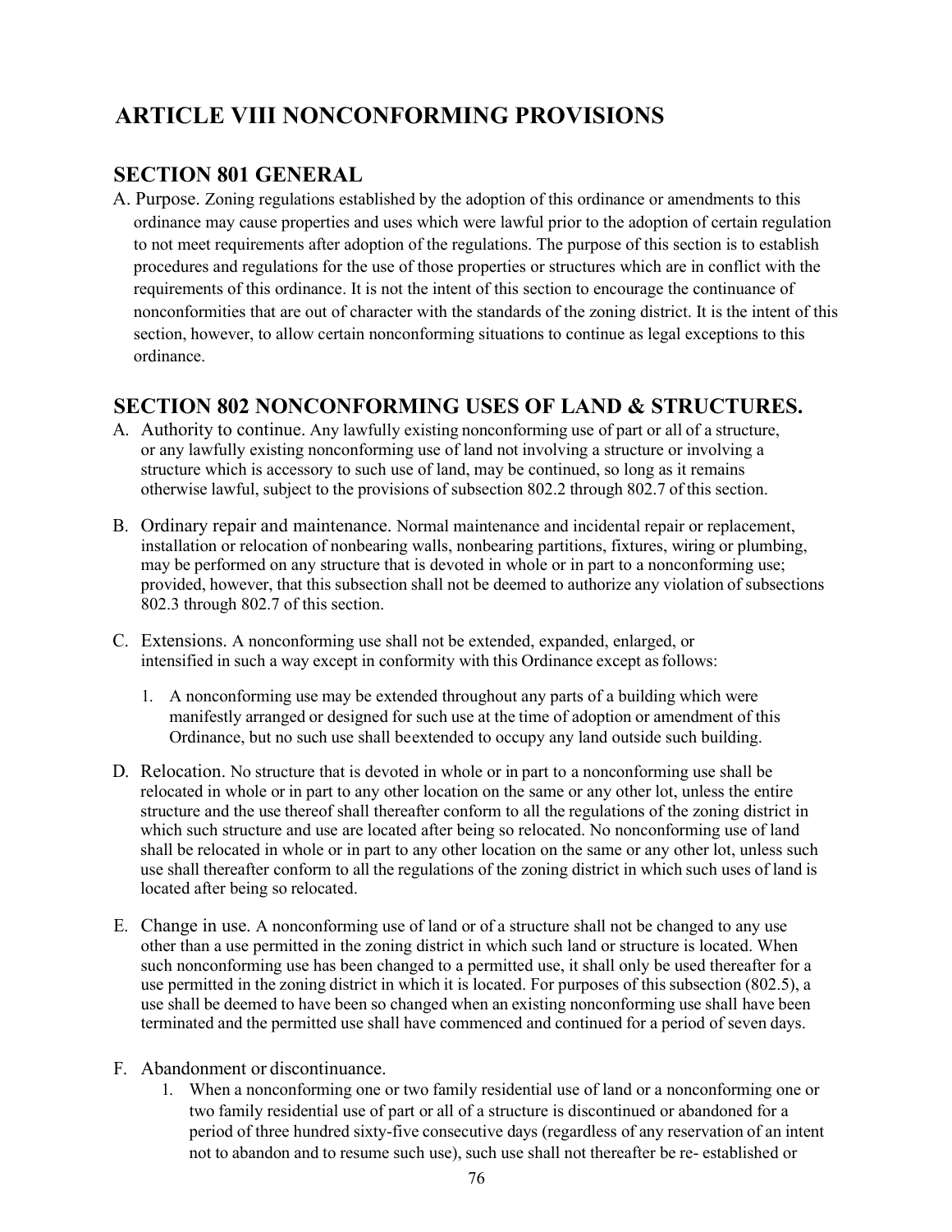# ARTICLE VIII NONCONFORMING PROVISIONS

## SECTION 801 GENERAL

A. Purpose. Zoning regulations established by the adoption of this ordinance or amendments to this ordinance may cause properties and uses which were lawful prior to the adoption of certain regulation to not meet requirements after adoption of the regulations. The purpose of this section is to establish procedures and regulations for the use of those properties or structures which are in conflict with the requirements of this ordinance. It is not the intent of this section to encourage the continuance of nonconformities that are out of character with the standards of the zoning district. It is the intent of this section, however, to allow certain nonconforming situations to continue as legal exceptions to this ordinance.

## SECTION 802 NONCONFORMING USES OF LAND & STRUCTURES.

A. Authority to continue. Any lawfully existing nonconforming use of part or all of a structure, or any lawfully existing nonconforming use of land not involving a structure or involving a structure which is accessory to such use of land, may be continued, so long as it remains otherwise lawful, subject to the provisions of subsection 802.2 through 802.7 of this section.

B. Ordinary repair and maintenance. Normal maintenance and incidental repair or replacement, installation or relocation of nonbearing walls, nonbearing partitions, fixtures, wiring or plumbing, may be performed on any structure that is devoted in whole or in part to a nonconforming use; provided, however, that this subsection shall not be deemed to authorize any violation of subsections 802.3 through 802.7 of this section.

C. Extensions. A nonconforming use shall not be extended, expanded, enlarged, or intensified in such a way except in conformity with this Ordinance except as follows:

   1. A nonconforming use may be extended throughout any parts of a building which were manifestly arranged or designed for such use at the time of adoption or amendment of this Ordinance, but no such use shall beextended to occupy any land outside such building.

D. Relocation. No structure that is devoted in whole or in part to a nonconforming use shall be relocated in whole or in part to any other location on the same or any other lot, unless the entire structure and the use thereof shall thereafter conform to all the regulations of the zoning district in which such structure and use are located after being so relocated. No nonconforming use of land shall be relocated in whole or in part to any other location on the same or any other lot, unless such use shall thereafter conform to all the regulations of the zoning district in which such uses of land is located after being so relocated.

E. Change in use. A nonconforming use of land or of a structure shall not be changed to any use other than a use permitted in the zoning district in which such land or structure is located. When such nonconforming use has been changed to a permitted use, it shall only be used thereafter for a use permitted in the zoning district in which it is located. For purposes of this subsection (802.5), a use shall be deemed to have been so changed when an existing nonconforming use shall have been terminated and the permitted use shall have commenced and continued for a period of seven days.

F. Abandonment or discontinuance.

   1. When a nonconforming one or two family residential use of land or a nonconforming one or two family residential use of part or all of a structure is discontinued or abandoned for a period of three hundred sixty-five consecutive days (regardless of any reservation of an intent not to abandon and to resume such use), such use shall not thereafter be re- established or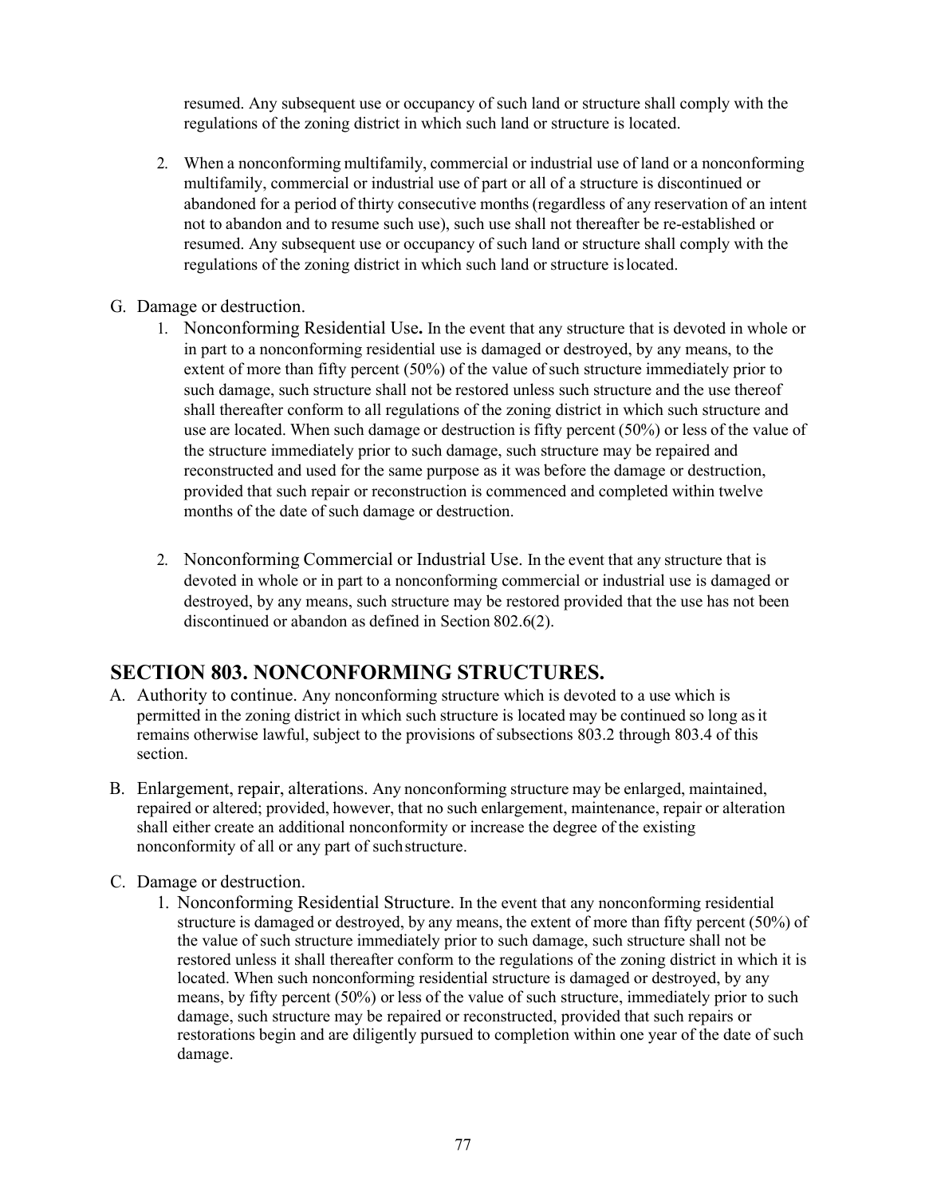resumed. Any subsequent use or occupancy of such land or structure shall comply with the regulations of the zoning district in which such land or structure is located.

2. When a nonconforming multifamily, commercial or industrial use of land or a nonconforming multifamily, commercial or industrial use of part or all of a structure is discontinued or abandoned for a period of thirty consecutive months (regardless of any reservation of an intent not to abandon and to resume such use), such use shall not thereafter be re-established or resumed. Any subsequent use or occupancy of such land or structure shall comply with the regulations of the zoning district in which such land or structure is located.

G. Damage or destruction.

1. Nonconforming Residential Use**.** In the event that any structure that is devoted in whole or in part to a nonconforming residential use is damaged or destroyed, by any means, to the extent of more than fifty percent (50%) of the value of such structure immediately prior to such damage, such structure shall not be restored unless such structure and the use thereof shall thereafter conform to all regulations of the zoning district in which such structure and use are located. When such damage or destruction is fifty percent (50%) or less of the value of the structure immediately prior to such damage, such structure may be repaired and reconstructed and used for the same purpose as it was before the damage or destruction, provided that such repair or reconstruction is commenced and completed within twelve months of the date of such damage or destruction.

2. Nonconforming Commercial or Industrial Use. In the event that any structure that is devoted in whole or in part to a nonconforming commercial or industrial use is damaged or destroyed, by any means, such structure may be restored provided that the use has not been discontinued or abandon as defined in Section 802.6(2).

## SECTION 803. NONCONFORMING STRUCTURES.

A. Authority to continue. Any nonconforming structure which is devoted to a use which is permitted in the zoning district in which such structure is located may be continued so long as it remains otherwise lawful, subject to the provisions of subsections 803.2 through 803.4 of this section.

B. Enlargement, repair, alterations. Any nonconforming structure may be enlarged, maintained, repaired or altered; provided, however, that no such enlargement, maintenance, repair or alteration shall either create an additional nonconformity or increase the degree of the existing nonconformity of all or any part of such structure.

C. Damage or destruction.

1. Nonconforming Residential Structure. In the event that any nonconforming residential structure is damaged or destroyed, by any means, the extent of more than fifty percent (50%) of the value of such structure immediately prior to such damage, such structure shall not be restored unless it shall thereafter conform to the regulations of the zoning district in which it is located. When such nonconforming residential structure is damaged or destroyed, by any means, by fifty percent (50%) or less of the value of such structure, immediately prior to such damage, such structure may be repaired or reconstructed, provided that such repairs or restorations begin and are diligently pursued to completion within one year of the date of such damage.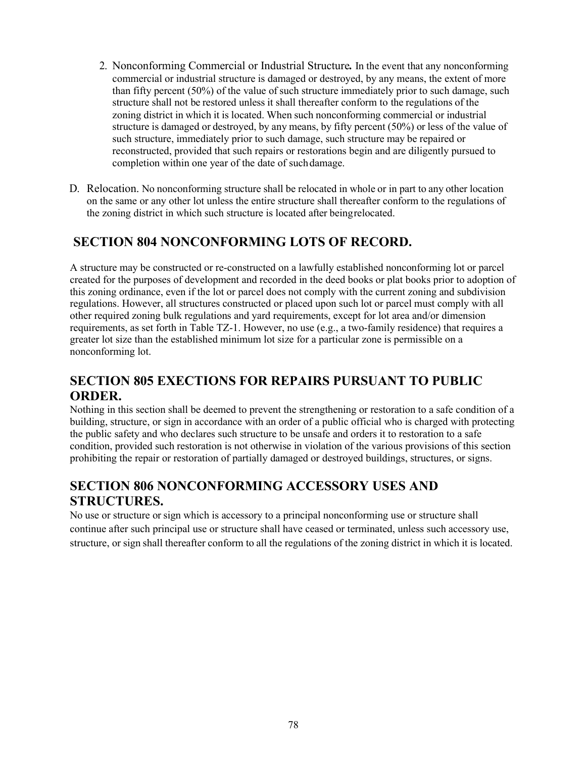2. Nonconforming Commercial or Industrial Structure**.** In the event that any nonconforming commercial or industrial structure is damaged or destroyed, by any means, the extent of more than fifty percent (50%) of the value of such structure immediately prior to such damage, such structure shall not be restored unless it shall thereafter conform to the regulations of the zoning district in which it is located. When such nonconforming commercial or industrial structure is damaged or destroyed, by any means, by fifty percent (50%) or less of the value of such structure, immediately prior to such damage, such structure may be repaired or reconstructed, provided that such repairs or restorations begin and are diligently pursued to completion within one year of the date of such damage.

D. Relocation. No nonconforming structure shall be relocated in whole or in part to any other location on the same or any other lot unless the entire structure shall thereafter conform to the regulations of the zoning district in which such structure is located after being relocated.

## SECTION 804 NONCONFORMING LOTS OF RECORD.

A structure may be constructed or re-constructed on a lawfully established nonconforming lot or parcel created for the purposes of development and recorded in the deed books or plat books prior to adoption of this zoning ordinance, even if the lot or parcel does not comply with the current zoning and subdivision regulations. However, all structures constructed or placed upon such lot or parcel must comply with all other required zoning bulk regulations and yard requirements, except for lot area and/or dimension requirements, as set forth in Table TZ-1. However, no use (e.g., a two-family residence) that requires a greater lot size than the established minimum lot size for a particular zone is permissible on a nonconforming lot.

## SECTION 805 EXECTIONS FOR REPAIRS PURSUANT TO PUBLIC ORDER.

Nothing in this section shall be deemed to prevent the strengthening or restoration to a safe condition of a building, structure, or sign in accordance with an order of a public official who is charged with protecting the public safety and who declares such structure to be unsafe and orders it to restoration to a safe condition, provided such restoration is not otherwise in violation of the various provisions of this section prohibiting the repair or restoration of partially damaged or destroyed buildings, structures, or signs.

## SECTION 806 NONCONFORMING ACCESSORY USES AND STRUCTURES.

No use or structure or sign which is accessory to a principal nonconforming use or structure shall continue after such principal use or structure shall have ceased or terminated, unless such accessory use, structure, or sign shall thereafter conform to all the regulations of the zoning district in which it is located.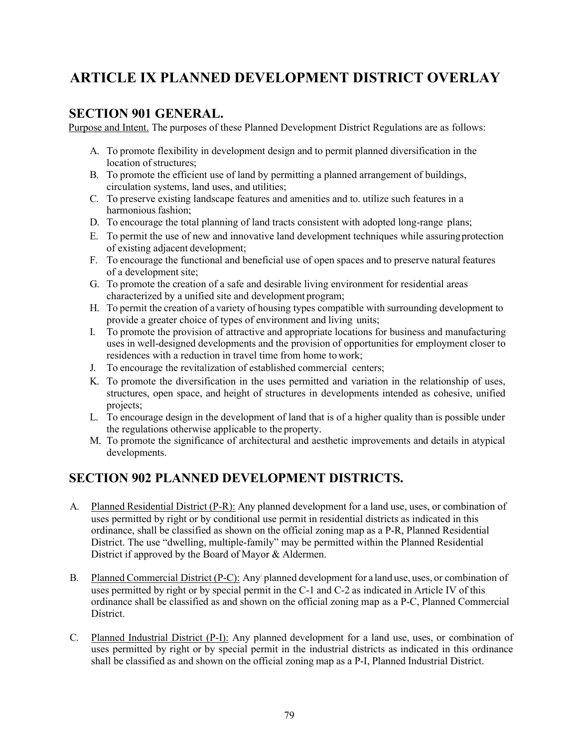# ARTICLE IX PLANNED DEVELOPMENT DISTRICT OVERLAY

## SECTION 901 GENERAL.

Purpose and Intent. The purposes of these Planned Development District Regulations are as follows:

A. To promote flexibility in development design and to permit planned diversification in the location of structures;
B. To promote the efficient use of land by permitting a planned arrangement of buildings, circulation systems, land uses, and utilities;
C. To preserve existing landscape features and amenities and to. utilize such features in a harmonious fashion;
D. To encourage the total planning of land tracts consistent with adopted long-range plans;
E. To permit the use of new and innovative land development techniques while assuring protection of existing adjacent development;
F. To encourage the functional and beneficial use of open spaces and to preserve natural features of a development site;
G. To promote the creation of a safe and desirable living environment for residential areas characterized by a unified site and development program;
H. To permit the creation of a variety of housing types compatible with surrounding development to provide a greater choice of types of environment and living units;
I. To promote the provision of attractive and appropriate locations for business and manufacturing uses in well-designed developments and the provision of opportunities for employment closer to residences with a reduction in travel time from home to work;
J. To encourage the revitalization of established commercial centers;
K. To promote the diversification in the uses permitted and variation in the relationship of uses, structures, open space, and height of structures in developments intended as cohesive, unified projects;
L. To encourage design in the development of land that is of a higher quality than is possible under the regulations otherwise applicable to the property.
M. To promote the significance of architectural and aesthetic improvements and details in atypical developments.

## SECTION 902 PLANNED DEVELOPMENT DISTRICTS.

A. Planned Residential District (P-R): Any planned development for a land use, uses, or combination of uses permitted by right or by conditional use permit in residential districts as indicated in this ordinance, shall be classified as shown on the official zoning map as a P-R, Planned Residential District. The use "dwelling, multiple-family" may be permitted within the Planned Residential District if approved by the Board of Mayor & Aldermen.

B. Planned Commercial District (P-C): Any planned development for a land use, uses, or combination of uses permitted by right or by special permit in the C-1 and C-2 as indicated in Article IV of this ordinance shall be classified as and shown on the official zoning map as a P-C, Planned Commercial District.

C. Planned Industrial District (P-I): Any planned development for a land use, uses, or combination of uses permitted by right or by special permit in the industrial districts as indicated in this ordinance shall be classified as and shown on the official zoning map as a P-I, Planned Industrial District.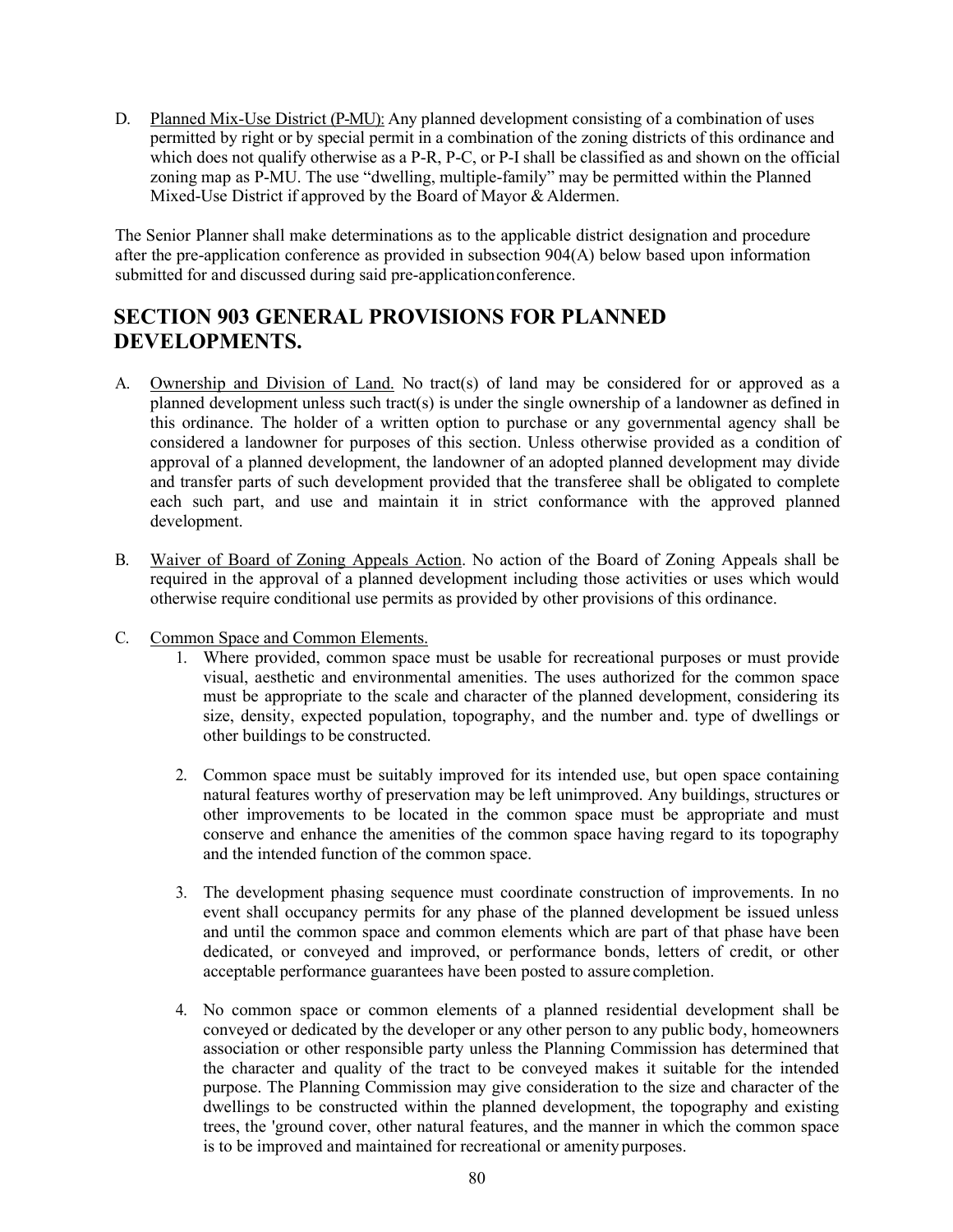D. Planned Mix-Use District (P-MU): Any planned development consisting of a combination of uses permitted by right or by special permit in a combination of the zoning districts of this ordinance and which does not qualify otherwise as a P-R, P-C, or P-I shall be classified as and shown on the official zoning map as P-MU. The use "dwelling, multiple-family" may be permitted within the Planned Mixed-Use District if approved by the Board of Mayor & Aldermen.

The Senior Planner shall make determinations as to the applicable district designation and procedure after the pre-application conference as provided in subsection 904(A) below based upon information submitted for and discussed during said pre-applicationconference.

## SECTION 903 GENERAL PROVISIONS FOR PLANNED DEVELOPMENTS.

A. Ownership and Division of Land. No tract(s) of land may be considered for or approved as a planned development unless such tract(s) is under the single ownership of a landowner as defined in this ordinance. The holder of a written option to purchase or any governmental agency shall be considered a landowner for purposes of this section. Unless otherwise provided as a condition of approval of a planned development, the landowner of an adopted planned development may divide and transfer parts of such development provided that the transferee shall be obligated to complete each such part, and use and maintain it in strict conformance with the approved planned development.

B. Waiver of Board of Zoning Appeals Action. No action of the Board of Zoning Appeals shall be required in the approval of a planned development including those activities or uses which would otherwise require conditional use permits as provided by other provisions of this ordinance.

C. Common Space and Common Elements.

1. Where provided, common space must be usable for recreational purposes or must provide visual, aesthetic and environmental amenities. The uses authorized for the common space must be appropriate to the scale and character of the planned development, considering its size, density, expected population, topography, and the number and. type of dwellings or other buildings to be constructed.

2. Common space must be suitably improved for its intended use, but open space containing natural features worthy of preservation may be left unimproved. Any buildings, structures or other improvements to be located in the common space must be appropriate and must conserve and enhance the amenities of the common space having regard to its topography and the intended function of the common space.

3. The development phasing sequence must coordinate construction of improvements. In no event shall occupancy permits for any phase of the planned development be issued unless and until the common space and common elements which are part of that phase have been dedicated, or conveyed and improved, or performance bonds, letters of credit, or other acceptable performance guarantees have been posted to assure completion.

4. No common space or common elements of a planned residential development shall be conveyed or dedicated by the developer or any other person to any public body, homeowners association or other responsible party unless the Planning Commission has determined that the character and quality of the tract to be conveyed makes it suitable for the intended purpose. The Planning Commission may give consideration to the size and character of the dwellings to be constructed within the planned development, the topography and existing trees, the 'ground cover, other natural features, and the manner in which the common space is to be improved and maintained for recreational or amenitypurposes.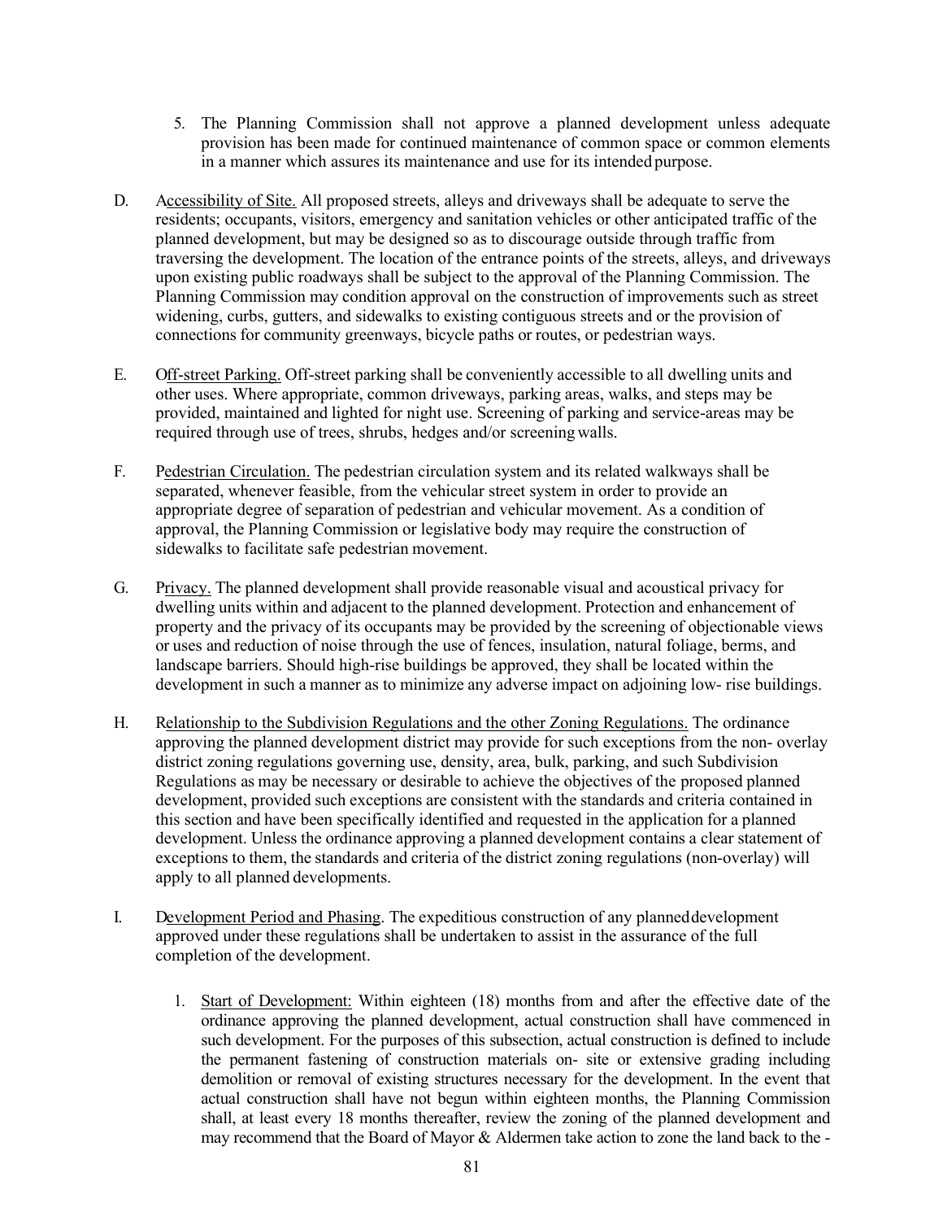5. The Planning Commission shall not approve a planned development unless adequate provision has been made for continued maintenance of common space or common elements in a manner which assures its maintenance and use for its intended purpose.

D. Accessibility of Site. All proposed streets, alleys and driveways shall be adequate to serve the residents; occupants, visitors, emergency and sanitation vehicles or other anticipated traffic of the planned development, but may be designed so as to discourage outside through traffic from traversing the development. The location of the entrance points of the streets, alleys, and driveways upon existing public roadways shall be subject to the approval of the Planning Commission. The Planning Commission may condition approval on the construction of improvements such as street widening, curbs, gutters, and sidewalks to existing contiguous streets and or the provision of connections for community greenways, bicycle paths or routes, or pedestrian ways.

E. Off-street Parking. Off-street parking shall be conveniently accessible to all dwelling units and other uses. Where appropriate, common driveways, parking areas, walks, and steps may be provided, maintained and lighted for night use. Screening of parking and service-areas may be required through use of trees, shrubs, hedges and/or screening walls.

F. Pedestrian Circulation. The pedestrian circulation system and its related walkways shall be separated, whenever feasible, from the vehicular street system in order to provide an appropriate degree of separation of pedestrian and vehicular movement. As a condition of approval, the Planning Commission or legislative body may require the construction of sidewalks to facilitate safe pedestrian movement.

G. Privacy. The planned development shall provide reasonable visual and acoustical privacy for dwelling units within and adjacent to the planned development. Protection and enhancement of property and the privacy of its occupants may be provided by the screening of objectionable views or uses and reduction of noise through the use of fences, insulation, natural foliage, berms, and landscape barriers. Should high-rise buildings be approved, they shall be located within the development in such a manner as to minimize any adverse impact on adjoining low- rise buildings.

H. Relationship to the Subdivision Regulations and the other Zoning Regulations. The ordinance approving the planned development district may provide for such exceptions from the non- overlay district zoning regulations governing use, density, area, bulk, parking, and such Subdivision Regulations as may be necessary or desirable to achieve the objectives of the proposed planned development, provided such exceptions are consistent with the standards and criteria contained in this section and have been specifically identified and requested in the application for a planned development. Unless the ordinance approving a planned development contains a clear statement of exceptions to them, the standards and criteria of the district zoning regulations (non-overlay) will apply to all planned developments.

I. Development Period and Phasing. The expeditious construction of any planned development approved under these regulations shall be undertaken to assist in the assurance of the full completion of the development.

1. Start of Development: Within eighteen (18) months from and after the effective date of the ordinance approving the planned development, actual construction shall have commenced in such development. For the purposes of this subsection, actual construction is defined to include the permanent fastening of construction materials on- site or extensive grading including demolition or removal of existing structures necessary for the development. In the event that actual construction shall have not begun within eighteen months, the Planning Commission shall, at least every 18 months thereafter, review the zoning of the planned development and may recommend that the Board of Mayor & Aldermen take action to zone the land back to the -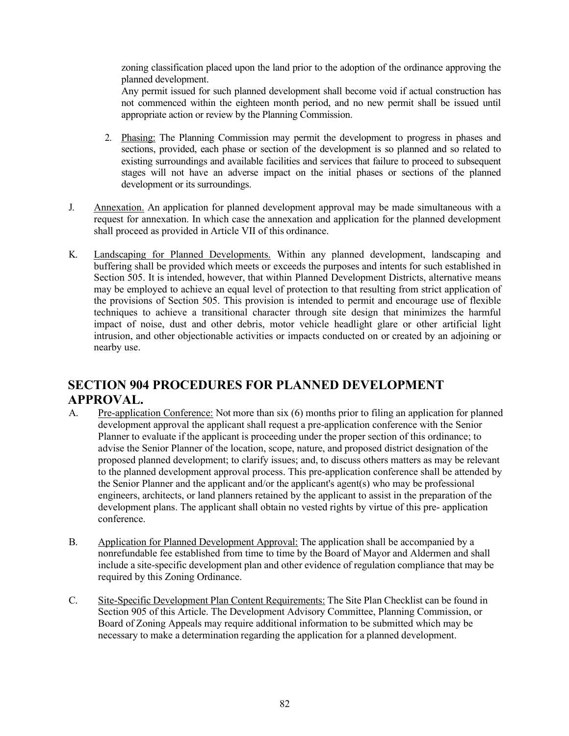zoning classification placed upon the land prior to the adoption of the ordinance approving the planned development.

Any permit issued for such planned development shall become void if actual construction has not commenced within the eighteen month period, and no new permit shall be issued until appropriate action or review by the Planning Commission.

2. Phasing: The Planning Commission may permit the development to progress in phases and sections, provided, each phase or section of the development is so planned and so related to existing surroundings and available facilities and services that failure to proceed to subsequent stages will not have an adverse impact on the initial phases or sections of the planned development or its surroundings.

J. Annexation. An application for planned development approval may be made simultaneous with a request for annexation. In which case the annexation and application for the planned development shall proceed as provided in Article VII of this ordinance.

K. Landscaping for Planned Developments. Within any planned development, landscaping and buffering shall be provided which meets or exceeds the purposes and intents for such established in Section 505. It is intended, however, that within Planned Development Districts, alternative means may be employed to achieve an equal level of protection to that resulting from strict application of the provisions of Section 505. This provision is intended to permit and encourage use of flexible techniques to achieve a transitional character through site design that minimizes the harmful impact of noise, dust and other debris, motor vehicle headlight glare or other artificial light intrusion, and other objectionable activities or impacts conducted on or created by an adjoining or nearby use.

## SECTION 904 PROCEDURES FOR PLANNED DEVELOPMENT APPROVAL.

A. Pre-application Conference: Not more than six (6) months prior to filing an application for planned development approval the applicant shall request a pre-application conference with the Senior Planner to evaluate if the applicant is proceeding under the proper section of this ordinance; to advise the Senior Planner of the location, scope, nature, and proposed district designation of the proposed planned development; to clarify issues; and, to discuss others matters as may be relevant to the planned development approval process. This pre-application conference shall be attended by the Senior Planner and the applicant and/or the applicant's agent(s) who may be professional engineers, architects, or land planners retained by the applicant to assist in the preparation of the development plans. The applicant shall obtain no vested rights by virtue of this pre- application conference.

B. Application for Planned Development Approval: The application shall be accompanied by a nonrefundable fee established from time to time by the Board of Mayor and Aldermen and shall include a site-specific development plan and other evidence of regulation compliance that may be required by this Zoning Ordinance.

C. Site-Specific Development Plan Content Requirements: The Site Plan Checklist can be found in Section 905 of this Article. The Development Advisory Committee, Planning Commission, or Board of Zoning Appeals may require additional information to be submitted which may be necessary to make a determination regarding the application for a planned development.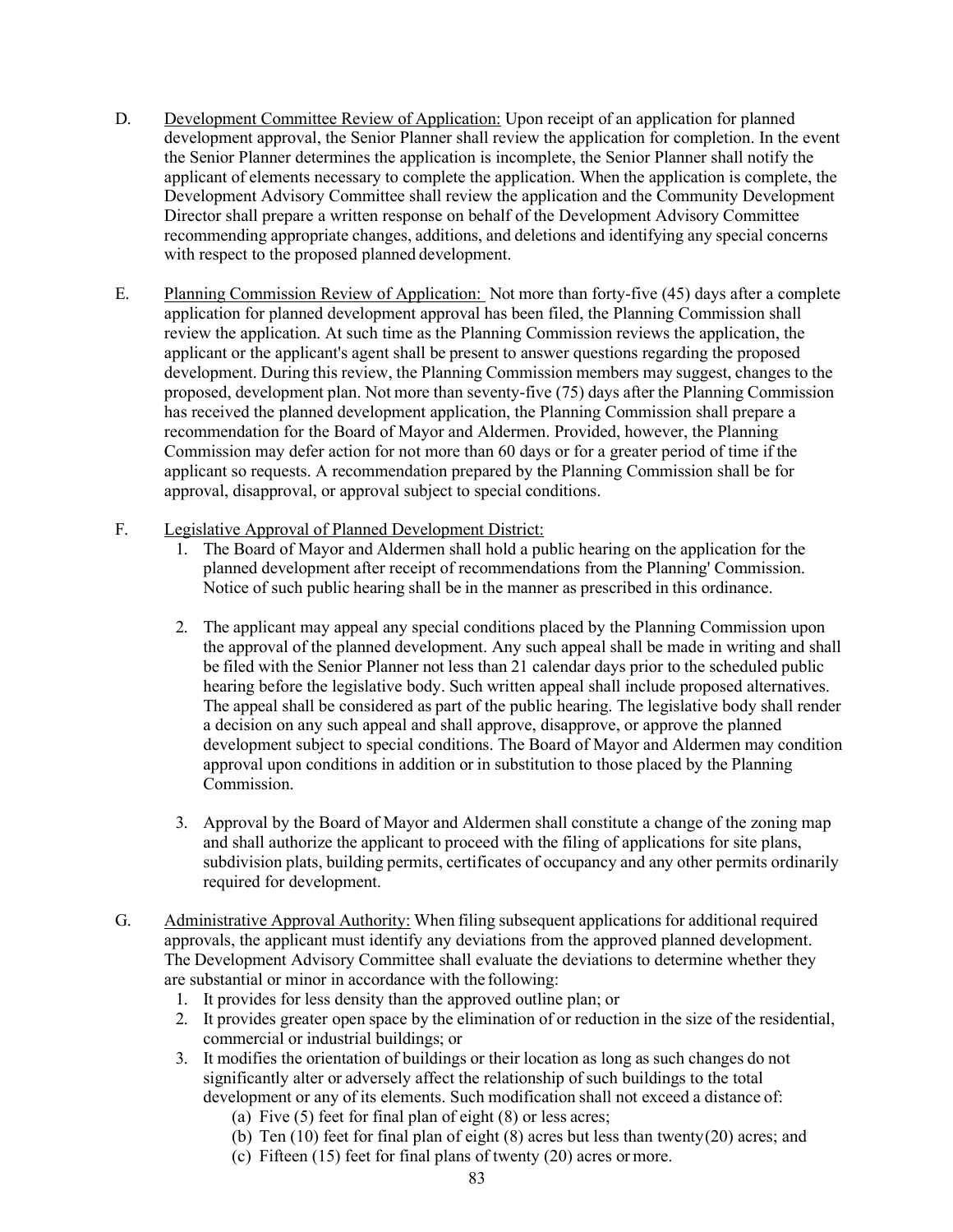D. Development Committee Review of Application: Upon receipt of an application for planned development approval, the Senior Planner shall review the application for completion. In the event the Senior Planner determines the application is incomplete, the Senior Planner shall notify the applicant of elements necessary to complete the application. When the application is complete, the Development Advisory Committee shall review the application and the Community Development Director shall prepare a written response on behalf of the Development Advisory Committee recommending appropriate changes, additions, and deletions and identifying any special concerns with respect to the proposed planned development.

E. Planning Commission Review of Application: Not more than forty-five (45) days after a complete application for planned development approval has been filed, the Planning Commission shall review the application. At such time as the Planning Commission reviews the application, the applicant or the applicant's agent shall be present to answer questions regarding the proposed development. During this review, the Planning Commission members may suggest, changes to the proposed, development plan. Not more than seventy-five (75) days after the Planning Commission has received the planned development application, the Planning Commission shall prepare a recommendation for the Board of Mayor and Aldermen. Provided, however, the Planning Commission may defer action for not more than 60 days or for a greater period of time if the applicant so requests. A recommendation prepared by the Planning Commission shall be for approval, disapproval, or approval subject to special conditions.

F. Legislative Approval of Planned Development District:

1. The Board of Mayor and Aldermen shall hold a public hearing on the application for the planned development after receipt of recommendations from the Planning' Commission. Notice of such public hearing shall be in the manner as prescribed in this ordinance.

2. The applicant may appeal any special conditions placed by the Planning Commission upon the approval of the planned development. Any such appeal shall be made in writing and shall be filed with the Senior Planner not less than 21 calendar days prior to the scheduled public hearing before the legislative body. Such written appeal shall include proposed alternatives. The appeal shall be considered as part of the public hearing. The legislative body shall render a decision on any such appeal and shall approve, disapprove, or approve the planned development subject to special conditions. The Board of Mayor and Aldermen may condition approval upon conditions in addition or in substitution to those placed by the Planning Commission.

3. Approval by the Board of Mayor and Aldermen shall constitute a change of the zoning map and shall authorize the applicant to proceed with the filing of applications for site plans, subdivision plats, building permits, certificates of occupancy and any other permits ordinarily required for development.

G. Administrative Approval Authority: When filing subsequent applications for additional required approvals, the applicant must identify any deviations from the approved planned development. The Development Advisory Committee shall evaluate the deviations to determine whether they are substantial or minor in accordance with the following:

1. It provides for less density than the approved outline plan; or
2. It provides greater open space by the elimination of or reduction in the size of the residential, commercial or industrial buildings; or
3. It modifies the orientation of buildings or their location as long as such changes do not significantly alter or adversely affect the relationship of such buildings to the total development or any of its elements. Such modification shall not exceed a distance of:
   (a) Five (5) feet for final plan of eight (8) or less acres;
   (b) Ten (10) feet for final plan of eight (8) acres but less than twenty (20) acres; and
   (c) Fifteen (15) feet for final plans of twenty (20) acres or more.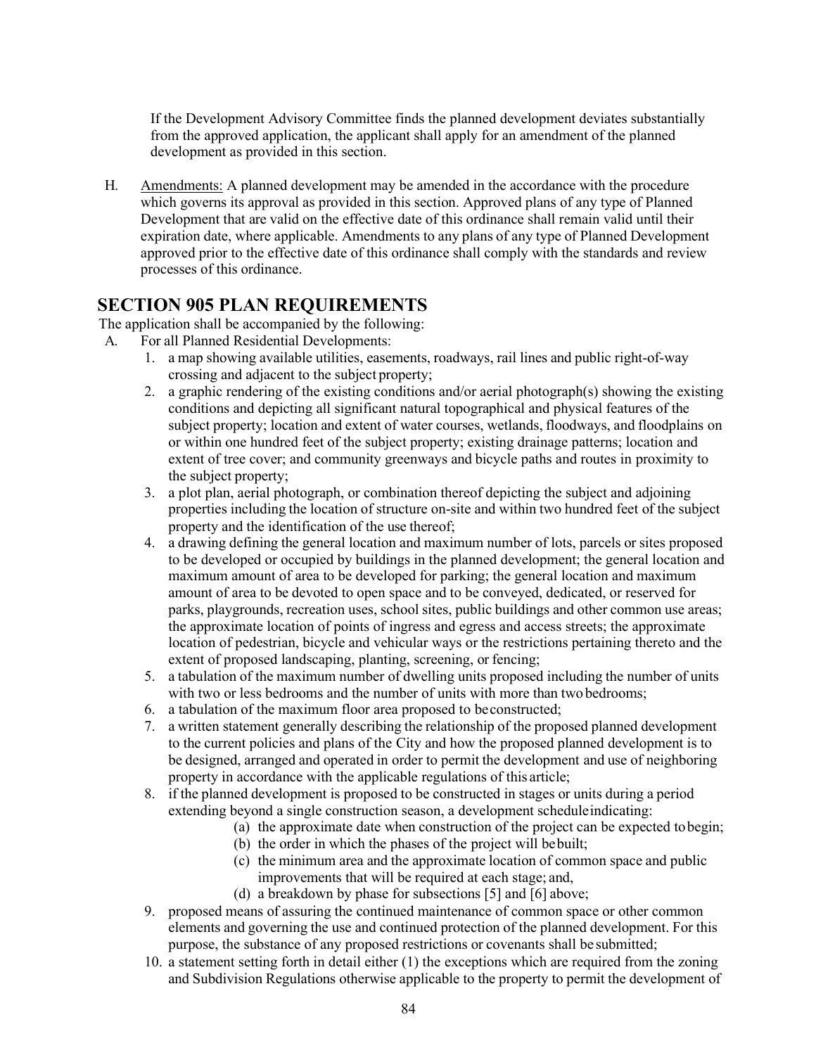If the Development Advisory Committee finds the planned development deviates substantially from the approved application, the applicant shall apply for an amendment of the planned development as provided in this section.

H. Amendments: A planned development may be amended in the accordance with the procedure which governs its approval as provided in this section. Approved plans of any type of Planned Development that are valid on the effective date of this ordinance shall remain valid until their expiration date, where applicable. Amendments to any plans of any type of Planned Development approved prior to the effective date of this ordinance shall comply with the standards and review processes of this ordinance.

## SECTION 905 PLAN REQUIREMENTS

The application shall be accompanied by the following:

A. For all Planned Residential Developments:

1. a map showing available utilities, easements, roadways, rail lines and public right-of-way crossing and adjacent to the subject property;
2. a graphic rendering of the existing conditions and/or aerial photograph(s) showing the existing conditions and depicting all significant natural topographical and physical features of the subject property; location and extent of water courses, wetlands, floodways, and floodplains on or within one hundred feet of the subject property; existing drainage patterns; location and extent of tree cover; and community greenways and bicycle paths and routes in proximity to the subject property;
3. a plot plan, aerial photograph, or combination thereof depicting the subject and adjoining properties including the location of structure on-site and within two hundred feet of the subject property and the identification of the use thereof;
4. a drawing defining the general location and maximum number of lots, parcels or sites proposed to be developed or occupied by buildings in the planned development; the general location and maximum amount of area to be developed for parking; the general location and maximum amount of area to be devoted to open space and to be conveyed, dedicated, or reserved for parks, playgrounds, recreation uses, school sites, public buildings and other common use areas; the approximate location of points of ingress and egress and access streets; the approximate location of pedestrian, bicycle and vehicular ways or the restrictions pertaining thereto and the extent of proposed landscaping, planting, screening, or fencing;
5. a tabulation of the maximum number of dwelling units proposed including the number of units with two or less bedrooms and the number of units with more than two bedrooms;
6. a tabulation of the maximum floor area proposed to be constructed;
7. a written statement generally describing the relationship of the proposed planned development to the current policies and plans of the City and how the proposed planned development is to be designed, arranged and operated in order to permit the development and use of neighboring property in accordance with the applicable regulations of this article;
8. if the planned development is proposed to be constructed in stages or units during a period extending beyond a single construction season, a development schedule indicating:
   - (a) the approximate date when construction of the project can be expected to begin;
   - (b) the order in which the phases of the project will be built;
   - (c) the minimum area and the approximate location of common space and public improvements that will be required at each stage; and,
   - (d) a breakdown by phase for subsections [5] and [6] above;
9. proposed means of assuring the continued maintenance of common space or other common elements and governing the use and continued protection of the planned development. For this purpose, the substance of any proposed restrictions or covenants shall be submitted;
10. a statement setting forth in detail either (1) the exceptions which are required from the zoning and Subdivision Regulations otherwise applicable to the property to permit the development of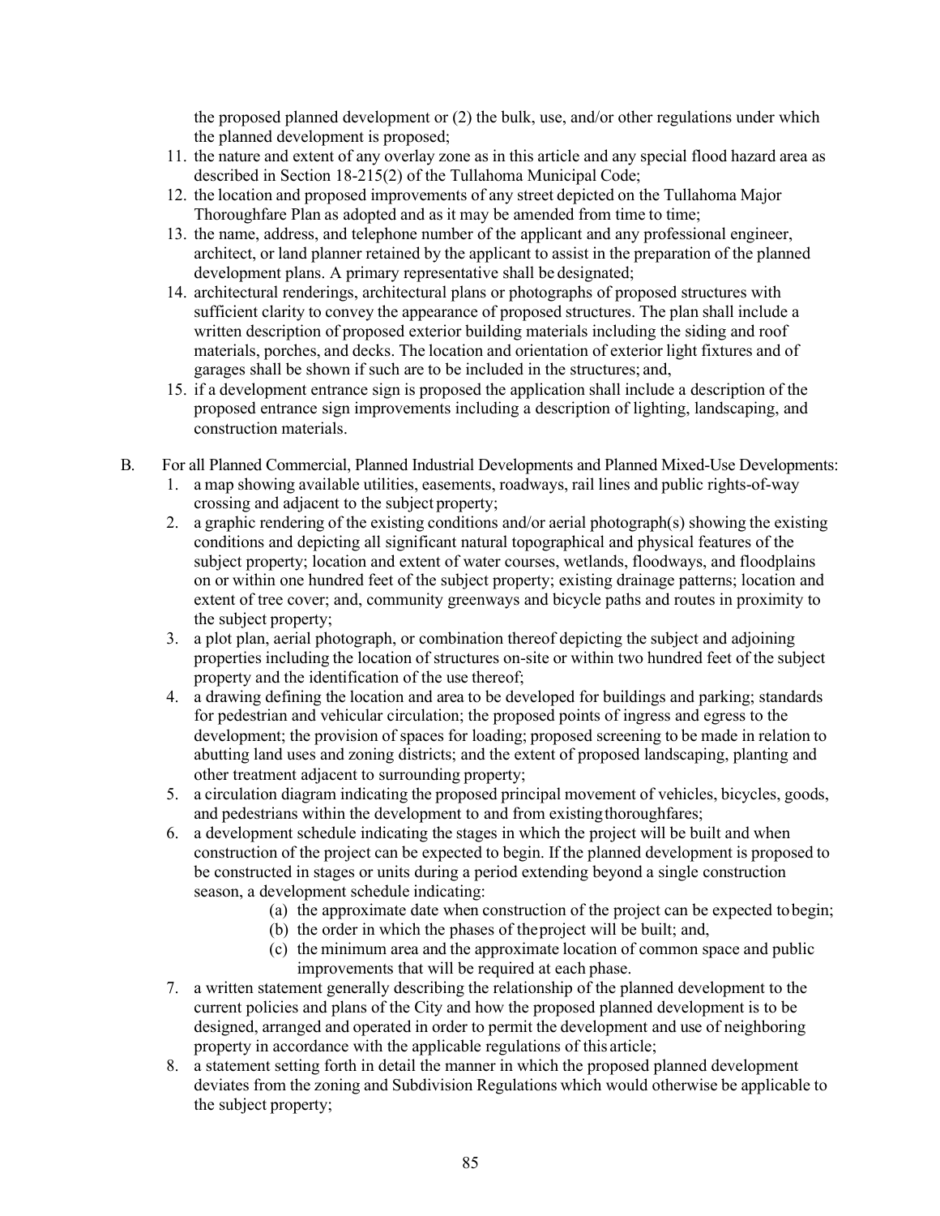the proposed planned development or (2) the bulk, use, and/or other regulations under which the planned development is proposed;

11. the nature and extent of any overlay zone as in this article and any special flood hazard area as described in Section 18-215(2) of the Tullahoma Municipal Code;
12. the location and proposed improvements of any street depicted on the Tullahoma Major Thoroughfare Plan as adopted and as it may be amended from time to time;
13. the name, address, and telephone number of the applicant and any professional engineer, architect, or land planner retained by the applicant to assist in the preparation of the planned development plans. A primary representative shall be designated;
14. architectural renderings, architectural plans or photographs of proposed structures with sufficient clarity to convey the appearance of proposed structures. The plan shall include a written description of proposed exterior building materials including the siding and roof materials, porches, and decks. The location and orientation of exterior light fixtures and of garages shall be shown if such are to be included in the structures; and,
15. if a development entrance sign is proposed the application shall include a description of the proposed entrance sign improvements including a description of lighting, landscaping, and construction materials.

B. For all Planned Commercial, Planned Industrial Developments and Planned Mixed-Use Developments:

1. a map showing available utilities, easements, roadways, rail lines and public rights-of-way crossing and adjacent to the subject property;
2. a graphic rendering of the existing conditions and/or aerial photograph(s) showing the existing conditions and depicting all significant natural topographical and physical features of the subject property; location and extent of water courses, wetlands, floodways, and floodplains on or within one hundred feet of the subject property; existing drainage patterns; location and extent of tree cover; and, community greenways and bicycle paths and routes in proximity to the subject property;
3. a plot plan, aerial photograph, or combination thereof depicting the subject and adjoining properties including the location of structures on-site or within two hundred feet of the subject property and the identification of the use thereof;
4. a drawing defining the location and area to be developed for buildings and parking; standards for pedestrian and vehicular circulation; the proposed points of ingress and egress to the development; the provision of spaces for loading; proposed screening to be made in relation to abutting land uses and zoning districts; and the extent of proposed landscaping, planting and other treatment adjacent to surrounding property;
5. a circulation diagram indicating the proposed principal movement of vehicles, bicycles, goods, and pedestrians within the development to and from existing thoroughfares;
6. a development schedule indicating the stages in which the project will be built and when construction of the project can be expected to begin. If the planned development is proposed to be constructed in stages or units during a period extending beyond a single construction season, a development schedule indicating:
   (a) the approximate date when construction of the project can be expected to begin;
   (b) the order in which the phases of the project will be built; and,
   (c) the minimum area and the approximate location of common space and public improvements that will be required at each phase.
7. a written statement generally describing the relationship of the planned development to the current policies and plans of the City and how the proposed planned development is to be designed, arranged and operated in order to permit the development and use of neighboring property in accordance with the applicable regulations of this article;
8. a statement setting forth in detail the manner in which the proposed planned development deviates from the zoning and Subdivision Regulations which would otherwise be applicable to the subject property;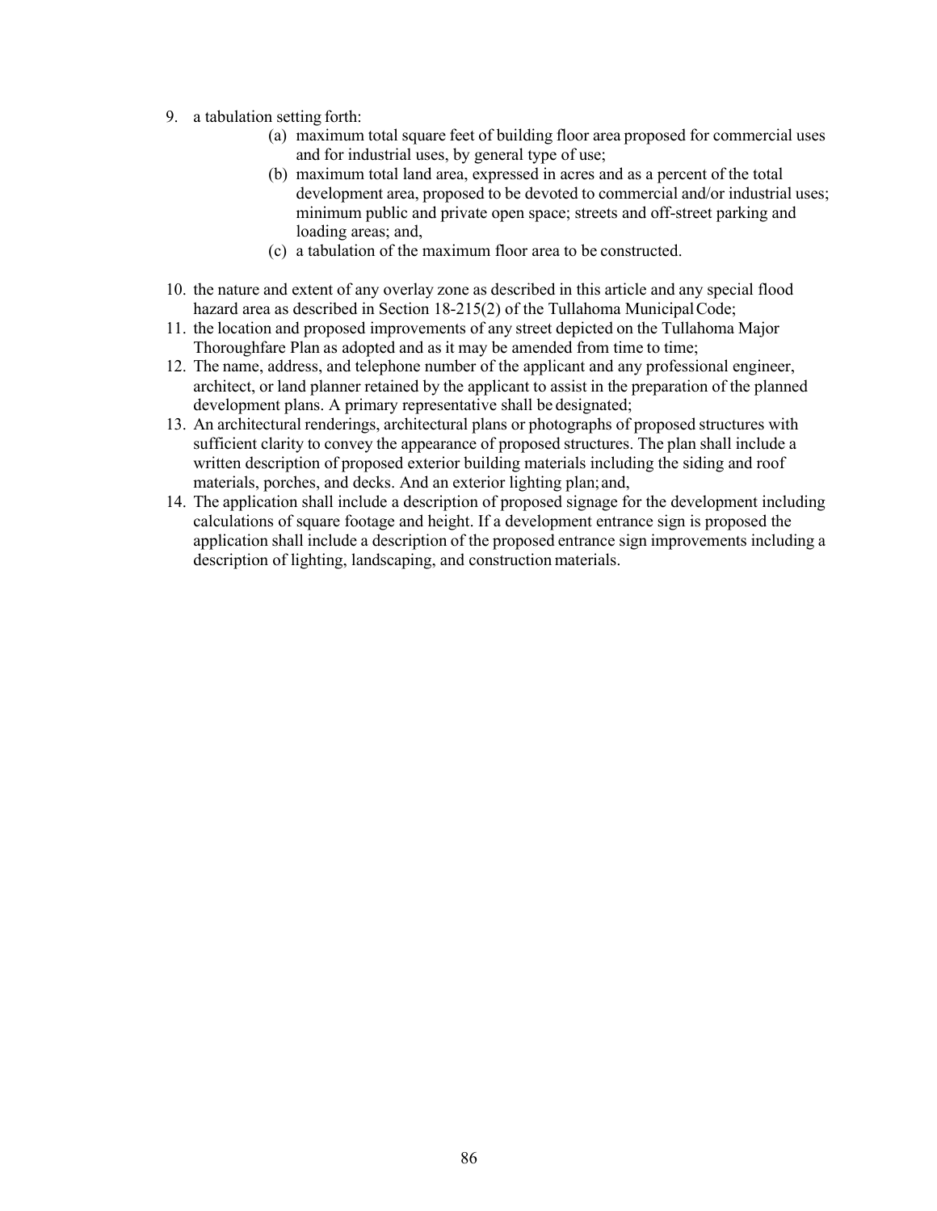9. a tabulation setting forth:
    (a) maximum total square feet of building floor area proposed for commercial uses and for industrial uses, by general type of use;
    (b) maximum total land area, expressed in acres and as a percent of the total development area, proposed to be devoted to commercial and/or industrial uses; minimum public and private open space; streets and off-street parking and loading areas; and,
    (c) a tabulation of the maximum floor area to be constructed.

10. the nature and extent of any overlay zone as described in this article and any special flood hazard area as described in Section 18-215(2) of the Tullahoma Municipal Code;
11. the location and proposed improvements of any street depicted on the Tullahoma Major Thoroughfare Plan as adopted and as it may be amended from time to time;
12. The name, address, and telephone number of the applicant and any professional engineer, architect, or land planner retained by the applicant to assist in the preparation of the planned development plans. A primary representative shall be designated;
13. An architectural renderings, architectural plans or photographs of proposed structures with sufficient clarity to convey the appearance of proposed structures. The plan shall include a written description of proposed exterior building materials including the siding and roof materials, porches, and decks. And an exterior lighting plan; and,
14. The application shall include a description of proposed signage for the development including calculations of square footage and height. If a development entrance sign is proposed the application shall include a description of the proposed entrance sign improvements including a description of lighting, landscaping, and construction materials.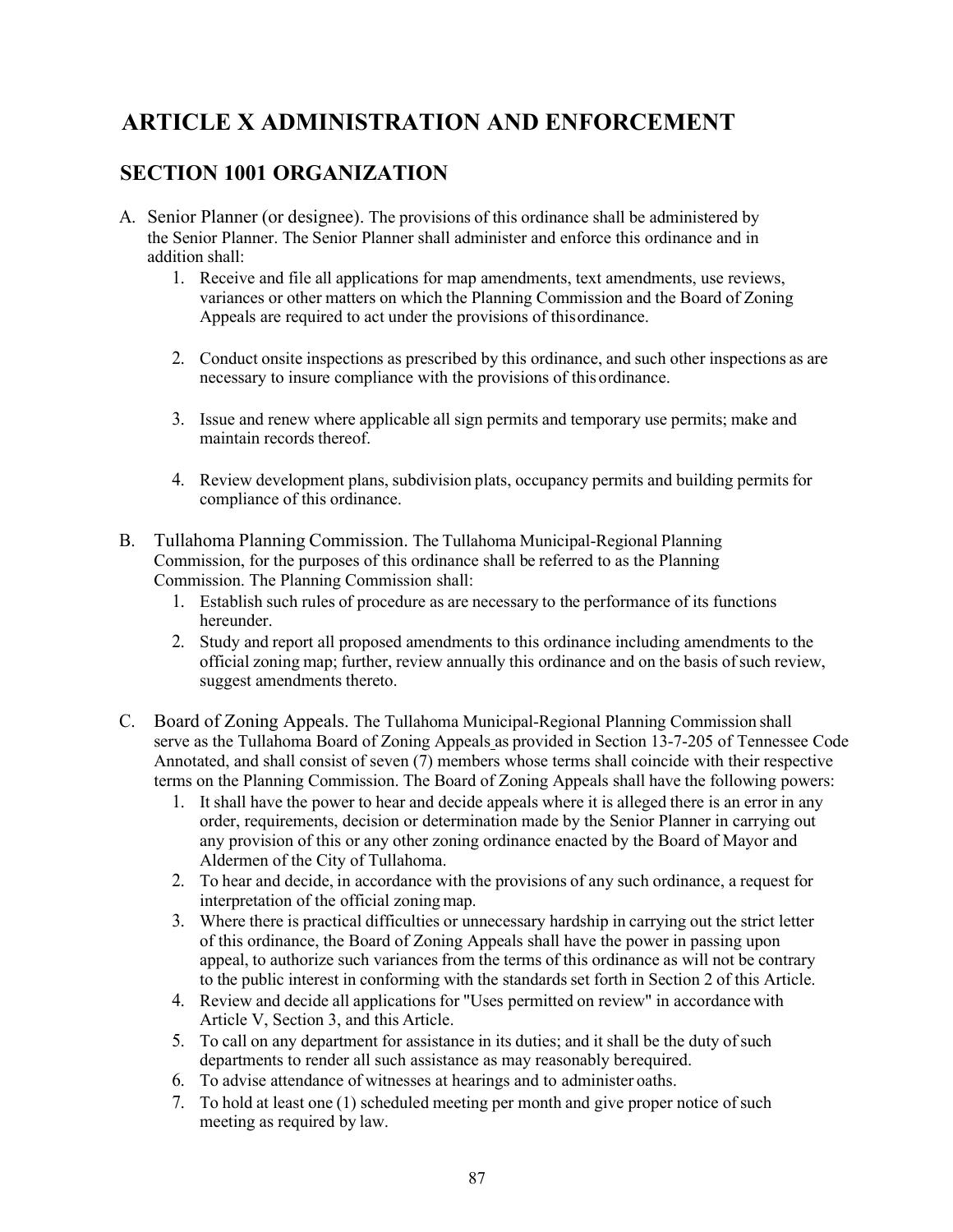# ARTICLE X ADMINISTRATION AND ENFORCEMENT

## SECTION 1001 ORGANIZATION

A. Senior Planner (or designee). The provisions of this ordinance shall be administered by the Senior Planner. The Senior Planner shall administer and enforce this ordinance and in addition shall:

   1. Receive and file all applications for map amendments, text amendments, use reviews, variances or other matters on which the Planning Commission and the Board of Zoning Appeals are required to act under the provisions of thisordinance.

   2. Conduct onsite inspections as prescribed by this ordinance, and such other inspections as are necessary to insure compliance with the provisions of this ordinance.

   3. Issue and renew where applicable all sign permits and temporary use permits; make and maintain records thereof.

   4. Review development plans, subdivision plats, occupancy permits and building permits for compliance of this ordinance.

B. Tullahoma Planning Commission. The Tullahoma Municipal-Regional Planning Commission, for the purposes of this ordinance shall be referred to as the Planning Commission. The Planning Commission shall:

   1. Establish such rules of procedure as are necessary to the performance of its functions hereunder.
   2. Study and report all proposed amendments to this ordinance including amendments to the official zoning map; further, review annually this ordinance and on the basis of such review, suggest amendments thereto.

C. Board of Zoning Appeals. The Tullahoma Municipal-Regional Planning Commission shall serve as the Tullahoma Board of Zoning Appeals as provided in Section 13-7-205 of Tennessee Code Annotated, and shall consist of seven (7) members whose terms shall coincide with their respective terms on the Planning Commission. The Board of Zoning Appeals shall have the following powers:

   1. It shall have the power to hear and decide appeals where it is alleged there is an error in any order, requirements, decision or determination made by the Senior Planner in carrying out any provision of this or any other zoning ordinance enacted by the Board of Mayor and Aldermen of the City of Tullahoma.
   2. To hear and decide, in accordance with the provisions of any such ordinance, a request for interpretation of the official zoning map.
   3. Where there is practical difficulties or unnecessary hardship in carrying out the strict letter of this ordinance, the Board of Zoning Appeals shall have the power in passing upon appeal, to authorize such variances from the terms of this ordinance as will not be contrary to the public interest in conforming with the standards set forth in Section 2 of this Article.
   4. Review and decide all applications for "Uses permitted on review" in accordance with Article V, Section 3, and this Article.
   5. To call on any department for assistance in its duties; and it shall be the duty of such departments to render all such assistance as may reasonably berequired.
   6. To advise attendance of witnesses at hearings and to administer oaths.
   7. To hold at least one (1) scheduled meeting per month and give proper notice of such meeting as required by law.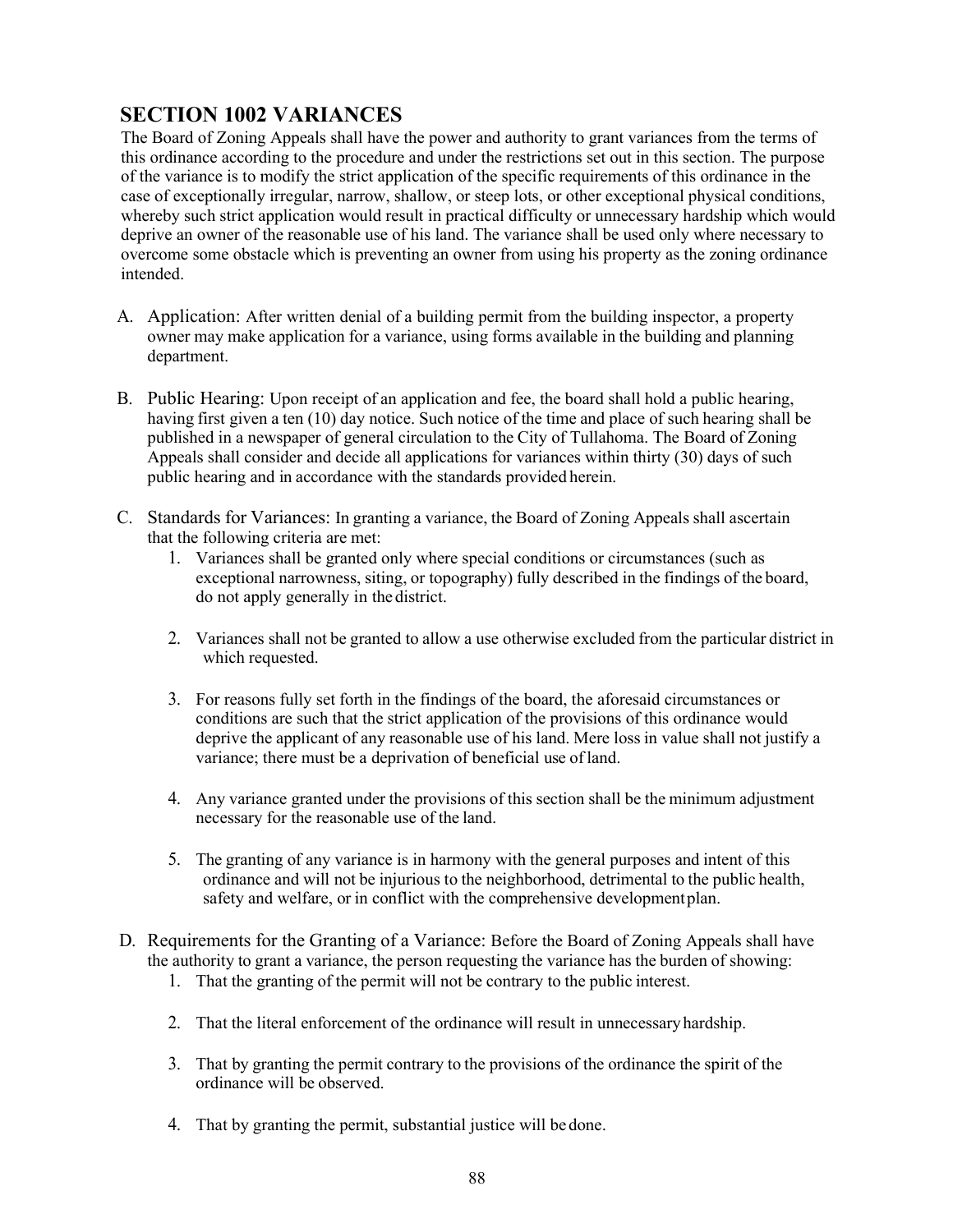## SECTION 1002 VARIANCES

The Board of Zoning Appeals shall have the power and authority to grant variances from the terms of this ordinance according to the procedure and under the restrictions set out in this section. The purpose of the variance is to modify the strict application of the specific requirements of this ordinance in the case of exceptionally irregular, narrow, shallow, or steep lots, or other exceptional physical conditions, whereby such strict application would result in practical difficulty or unnecessary hardship which would deprive an owner of the reasonable use of his land. The variance shall be used only where necessary to overcome some obstacle which is preventing an owner from using his property as the zoning ordinance intended.

A. Application: After written denial of a building permit from the building inspector, a property owner may make application for a variance, using forms available in the building and planning department.

B. Public Hearing: Upon receipt of an application and fee, the board shall hold a public hearing, having first given a ten (10) day notice. Such notice of the time and place of such hearing shall be published in a newspaper of general circulation to the City of Tullahoma. The Board of Zoning Appeals shall consider and decide all applications for variances within thirty (30) days of such public hearing and in accordance with the standards provided herein.

C. Standards for Variances: In granting a variance, the Board of Zoning Appeals shall ascertain that the following criteria are met:
   1. Variances shall be granted only where special conditions or circumstances (such as exceptional narrowness, siting, or topography) fully described in the findings of the board, do not apply generally in the district.

   2. Variances shall not be granted to allow a use otherwise excluded from the particular district in which requested.

   3. For reasons fully set forth in the findings of the board, the aforesaid circumstances or conditions are such that the strict application of the provisions of this ordinance would deprive the applicant of any reasonable use of his land. Mere loss in value shall not justify a variance; there must be a deprivation of beneficial use of land.

   4. Any variance granted under the provisions of this section shall be the minimum adjustment necessary for the reasonable use of the land.

   5. The granting of any variance is in harmony with the general purposes and intent of this ordinance and will not be injurious to the neighborhood, detrimental to the public health, safety and welfare, or in conflict with the comprehensive development plan.

D. Requirements for the Granting of a Variance: Before the Board of Zoning Appeals shall have the authority to grant a variance, the person requesting the variance has the burden of showing:
   1. That the granting of the permit will not be contrary to the public interest.

   2. That the literal enforcement of the ordinance will result in unnecessary hardship.

   3. That by granting the permit contrary to the provisions of the ordinance the spirit of the ordinance will be observed.

   4. That by granting the permit, substantial justice will be done.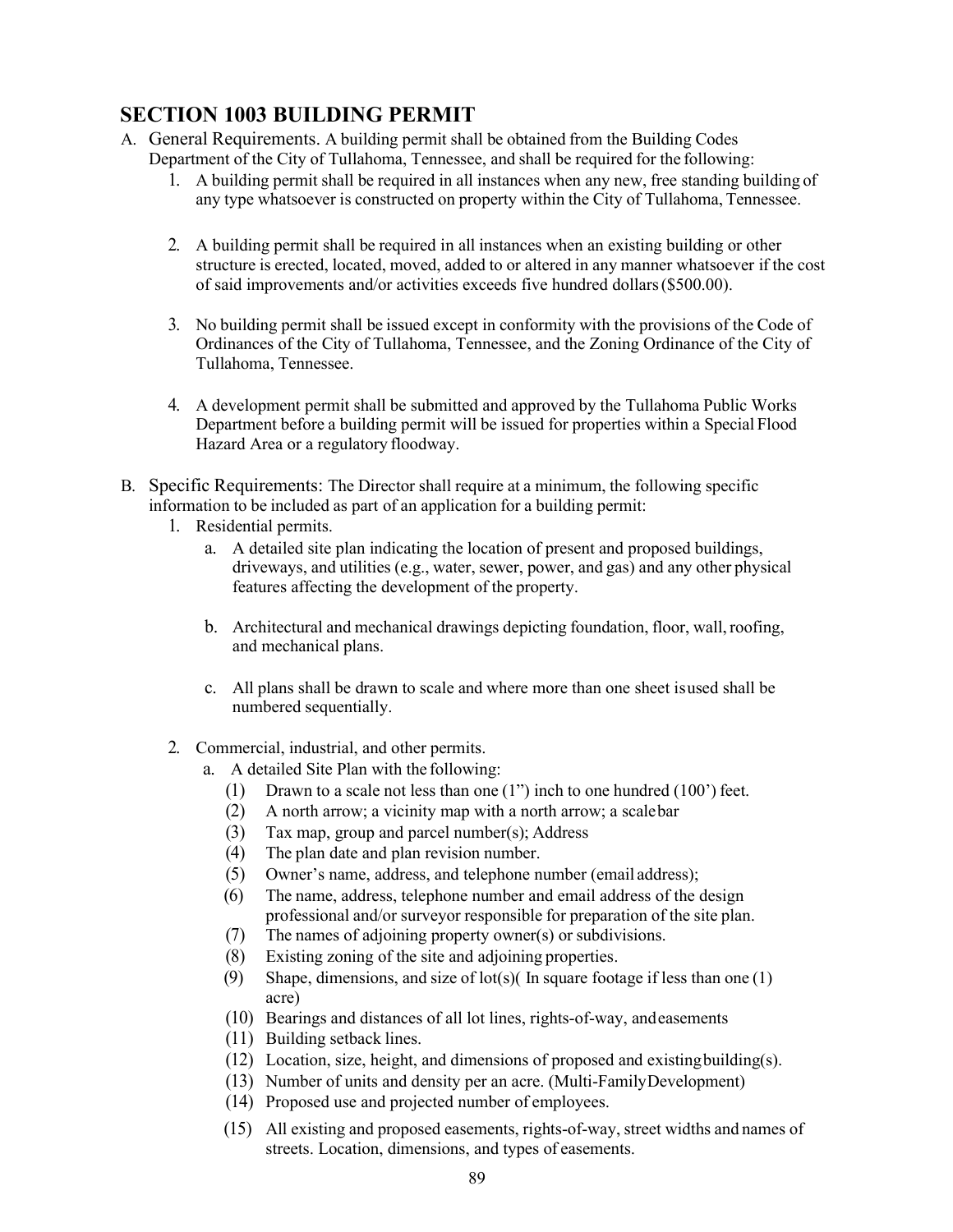## SECTION 1003 BUILDING PERMIT

A. General Requirements. A building permit shall be obtained from the Building Codes Department of the City of Tullahoma, Tennessee, and shall be required for the following:

1. A building permit shall be required in all instances when any new, free standing building of any type whatsoever is constructed on property within the City of Tullahoma, Tennessee.

2. A building permit shall be required in all instances when an existing building or other structure is erected, located, moved, added to or altered in any manner whatsoever if the cost of said improvements and/or activities exceeds five hundred dollars (\$500.00).

3. No building permit shall be issued except in conformity with the provisions of the Code of Ordinances of the City of Tullahoma, Tennessee, and the Zoning Ordinance of the City of Tullahoma, Tennessee.

4. A development permit shall be submitted and approved by the Tullahoma Public Works Department before a building permit will be issued for properties within a Special Flood Hazard Area or a regulatory floodway.

B. Specific Requirements: The Director shall require at a minimum, the following specific information to be included as part of an application for a building permit:

1. Residential permits.
   a. A detailed site plan indicating the location of present and proposed buildings, driveways, and utilities (e.g., water, sewer, power, and gas) and any other physical features affecting the development of the property.

   b. Architectural and mechanical drawings depicting foundation, floor, wall, roofing, and mechanical plans.

   c. All plans shall be drawn to scale and where more than one sheet is used shall be numbered sequentially.

2. Commercial, industrial, and other permits.
   a. A detailed Site Plan with the following:
      (1) Drawn to a scale not less than one (1") inch to one hundred (100') feet.
      (2) A north arrow; a vicinity map with a north arrow; a scale bar
      (3) Tax map, group and parcel number(s); Address
      (4) The plan date and plan revision number.
      (5) Owner's name, address, and telephone number (email address);
      (6) The name, address, telephone number and email address of the design professional and/or surveyor responsible for preparation of the site plan.
      (7) The names of adjoining property owner(s) or subdivisions.
      (8) Existing zoning of the site and adjoining properties.
      (9) Shape, dimensions, and size of lot(s)( In square footage if less than one (1) acre)
      (10) Bearings and distances of all lot lines, rights-of-way, and easements
      (11) Building setback lines.
      (12) Location, size, height, and dimensions of proposed and existing building(s).
      (13) Number of units and density per an acre. (Multi-Family Development)
      (14) Proposed use and projected number of employees.
      (15) All existing and proposed easements, rights-of-way, street widths and names of streets. Location, dimensions, and types of easements.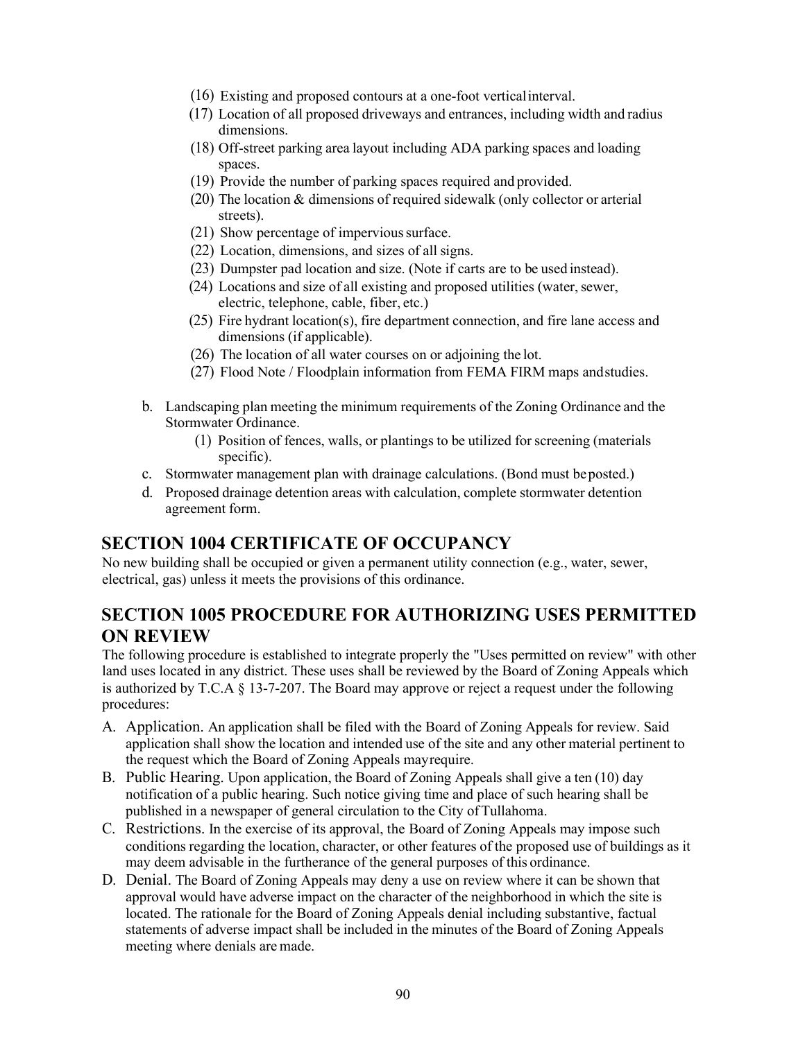(16) Existing and proposed contours at a one-foot vertical interval.
(17) Location of all proposed driveways and entrances, including width and radius dimensions.
(18) Off-street parking area layout including ADA parking spaces and loading spaces.
(19) Provide the number of parking spaces required and provided.
(20) The location & dimensions of required sidewalk (only collector or arterial streets).
(21) Show percentage of impervious surface.
(22) Location, dimensions, and sizes of all signs.
(23) Dumpster pad location and size. (Note if carts are to be used instead).
(24) Locations and size of all existing and proposed utilities (water, sewer, electric, telephone, cable, fiber, etc.)
(25) Fire hydrant location(s), fire department connection, and fire lane access and dimensions (if applicable).
(26) The location of all water courses on or adjoining the lot.
(27) Flood Note / Floodplain information from FEMA FIRM maps and studies.

b. Landscaping plan meeting the minimum requirements of the Zoning Ordinance and the Stormwater Ordinance.
   (1) Position of fences, walls, or plantings to be utilized for screening (materials specific).
c. Stormwater management plan with drainage calculations. (Bond must be posted.)
d. Proposed drainage detention areas with calculation, complete stormwater detention agreement form.

## SECTION 1004 CERTIFICATE OF OCCUPANCY

No new building shall be occupied or given a permanent utility connection (e.g., water, sewer, electrical, gas) unless it meets the provisions of this ordinance.

## SECTION 1005 PROCEDURE FOR AUTHORIZING USES PERMITTED ON REVIEW

The following procedure is established to integrate properly the "Uses permitted on review" with other land uses located in any district. These uses shall be reviewed by the Board of Zoning Appeals which is authorized by T.C.A § 13-7-207. The Board may approve or reject a request under the following procedures:

A. Application. An application shall be filed with the Board of Zoning Appeals for review. Said application shall show the location and intended use of the site and any other material pertinent to the request which the Board of Zoning Appeals may require.
B. Public Hearing. Upon application, the Board of Zoning Appeals shall give a ten (10) day notification of a public hearing. Such notice giving time and place of such hearing shall be published in a newspaper of general circulation to the City of Tullahoma.
C. Restrictions. In the exercise of its approval, the Board of Zoning Appeals may impose such conditions regarding the location, character, or other features of the proposed use of buildings as it may deem advisable in the furtherance of the general purposes of this ordinance.
D. Denial. The Board of Zoning Appeals may deny a use on review where it can be shown that approval would have adverse impact on the character of the neighborhood in which the site is located. The rationale for the Board of Zoning Appeals denial including substantive, factual statements of adverse impact shall be included in the minutes of the Board of Zoning Appeals meeting where denials are made.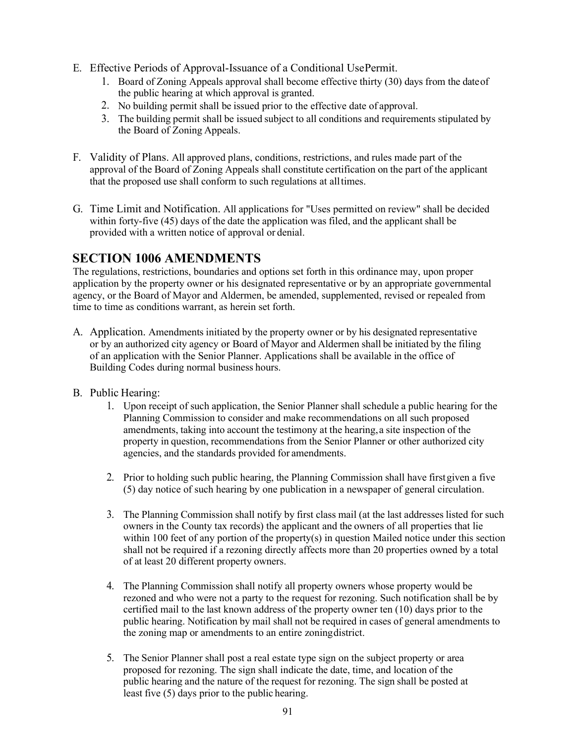E. Effective Periods of Approval-Issuance of a Conditional Use Permit.
    1. Board of Zoning Appeals approval shall become effective thirty (30) days from the date of the public hearing at which approval is granted.
    2. No building permit shall be issued prior to the effective date of approval.
    3. The building permit shall be issued subject to all conditions and requirements stipulated by the Board of Zoning Appeals.

F. Validity of Plans. All approved plans, conditions, restrictions, and rules made part of the approval of the Board of Zoning Appeals shall constitute certification on the part of the applicant that the proposed use shall conform to such regulations at all times.

G. Time Limit and Notification. All applications for "Uses permitted on review" shall be decided within forty-five (45) days of the date the application was filed, and the applicant shall be provided with a written notice of approval or denial.

## SECTION 1006 AMENDMENTS

The regulations, restrictions, boundaries and options set forth in this ordinance may, upon proper application by the property owner or his designated representative or by an appropriate governmental agency, or the Board of Mayor and Aldermen, be amended, supplemented, revised or repealed from time to time as conditions warrant, as herein set forth.

A. Application. Amendments initiated by the property owner or by his designated representative or by an authorized city agency or Board of Mayor and Aldermen shall be initiated by the filing of an application with the Senior Planner. Applications shall be available in the office of Building Codes during normal business hours.

B. Public Hearing:
    1. Upon receipt of such application, the Senior Planner shall schedule a public hearing for the Planning Commission to consider and make recommendations on all such proposed amendments, taking into account the testimony at the hearing, a site inspection of the property in question, recommendations from the Senior Planner or other authorized city agencies, and the standards provided for amendments.

    2. Prior to holding such public hearing, the Planning Commission shall have first given a five (5) day notice of such hearing by one publication in a newspaper of general circulation.

    3. The Planning Commission shall notify by first class mail (at the last addresses listed for such owners in the County tax records) the applicant and the owners of all properties that lie within 100 feet of any portion of the property(s) in question Mailed notice under this section shall not be required if a rezoning directly affects more than 20 properties owned by a total of at least 20 different property owners.

    4. The Planning Commission shall notify all property owners whose property would be rezoned and who were not a party to the request for rezoning. Such notification shall be by certified mail to the last known address of the property owner ten (10) days prior to the public hearing. Notification by mail shall not be required in cases of general amendments to the zoning map or amendments to an entire zoning district.

    5. The Senior Planner shall post a real estate type sign on the subject property or area proposed for rezoning. The sign shall indicate the date, time, and location of the public hearing and the nature of the request for rezoning. The sign shall be posted at least five (5) days prior to the public hearing.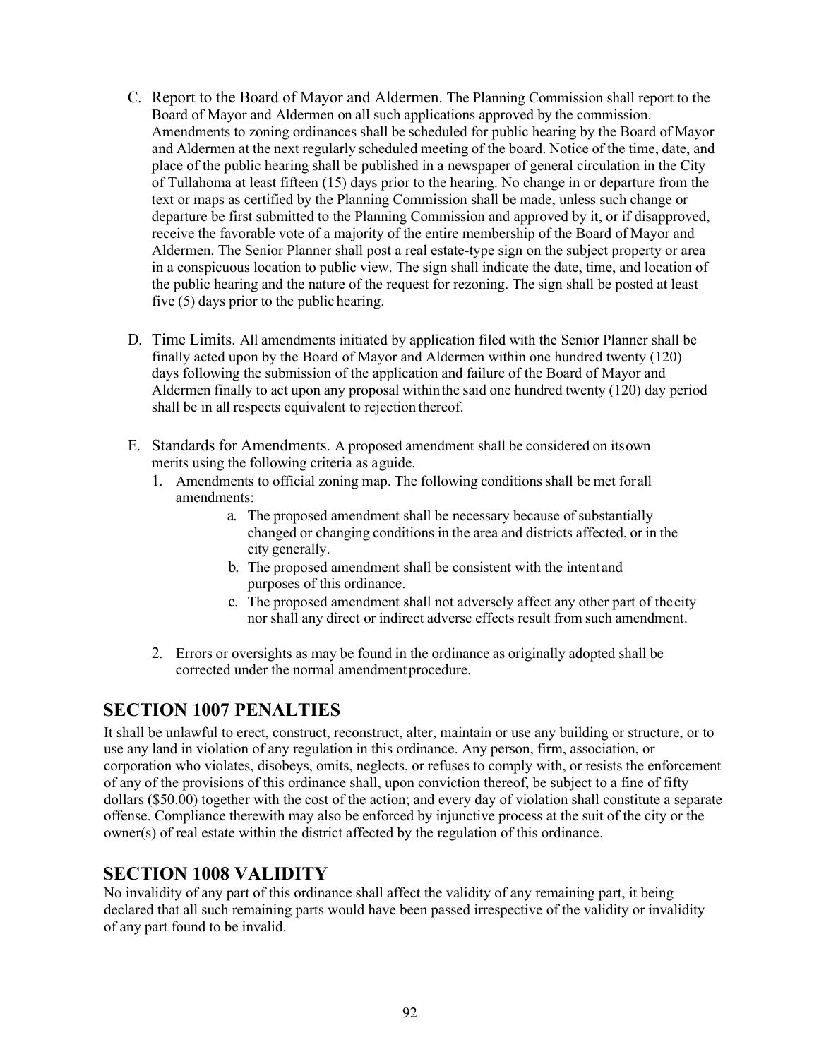C. Report to the Board of Mayor and Aldermen. The Planning Commission shall report to the Board of Mayor and Aldermen on all such applications approved by the commission. Amendments to zoning ordinances shall be scheduled for public hearing by the Board of Mayor and Aldermen at the next regularly scheduled meeting of the board. Notice of the time, date, and place of the public hearing shall be published in a newspaper of general circulation in the City of Tullahoma at least fifteen (15) days prior to the hearing. No change in or departure from the text or maps as certified by the Planning Commission shall be made, unless such change or departure be first submitted to the Planning Commission and approved by it, or if disapproved, receive the favorable vote of a majority of the entire membership of the Board of Mayor and Aldermen. The Senior Planner shall post a real estate-type sign on the subject property or area in a conspicuous location to public view. The sign shall indicate the date, time, and location of the public hearing and the nature of the request for rezoning. The sign shall be posted at least five (5) days prior to the public hearing.

D. Time Limits. All amendments initiated by application filed with the Senior Planner shall be finally acted upon by the Board of Mayor and Aldermen within one hundred twenty (120) days following the submission of the application and failure of the Board of Mayor and Aldermen finally to act upon any proposal within the said one hundred twenty (120) day period shall be in all respects equivalent to rejection thereof.

E. Standards for Amendments. A proposed amendment shall be considered on its own merits using the following criteria as a guide.

1. Amendments to official zoning map. The following conditions shall be met for all amendments:
    a. The proposed amendment shall be necessary because of substantially changed or changing conditions in the area and districts affected, or in the city generally.
    b. The proposed amendment shall be consistent with the intent and purposes of this ordinance.
    c. The proposed amendment shall not adversely affect any other part of the city nor shall any direct or indirect adverse effects result from such amendment.
2. Errors or oversights as may be found in the ordinance as originally adopted shall be corrected under the normal amendment procedure.

## SECTION 1007 PENALTIES

It shall be unlawful to erect, construct, reconstruct, alter, maintain or use any building or structure, or to use any land in violation of any regulation in this ordinance. Any person, firm, association, or corporation who violates, disobeys, omits, neglects, or refuses to comply with, or resists the enforcement of any of the provisions of this ordinance shall, upon conviction thereof, be subject to a fine of fifty dollars ($50.00) together with the cost of the action; and every day of violation shall constitute a separate offense. Compliance therewith may also be enforced by injunctive process at the suit of the city or the owner(s) of real estate within the district affected by the regulation of this ordinance.

## SECTION 1008 VALIDITY

No invalidity of any part of this ordinance shall affect the validity of any remaining part, it being declared that all such remaining parts would have been passed irrespective of the validity or invalidity of any part found to be invalid.